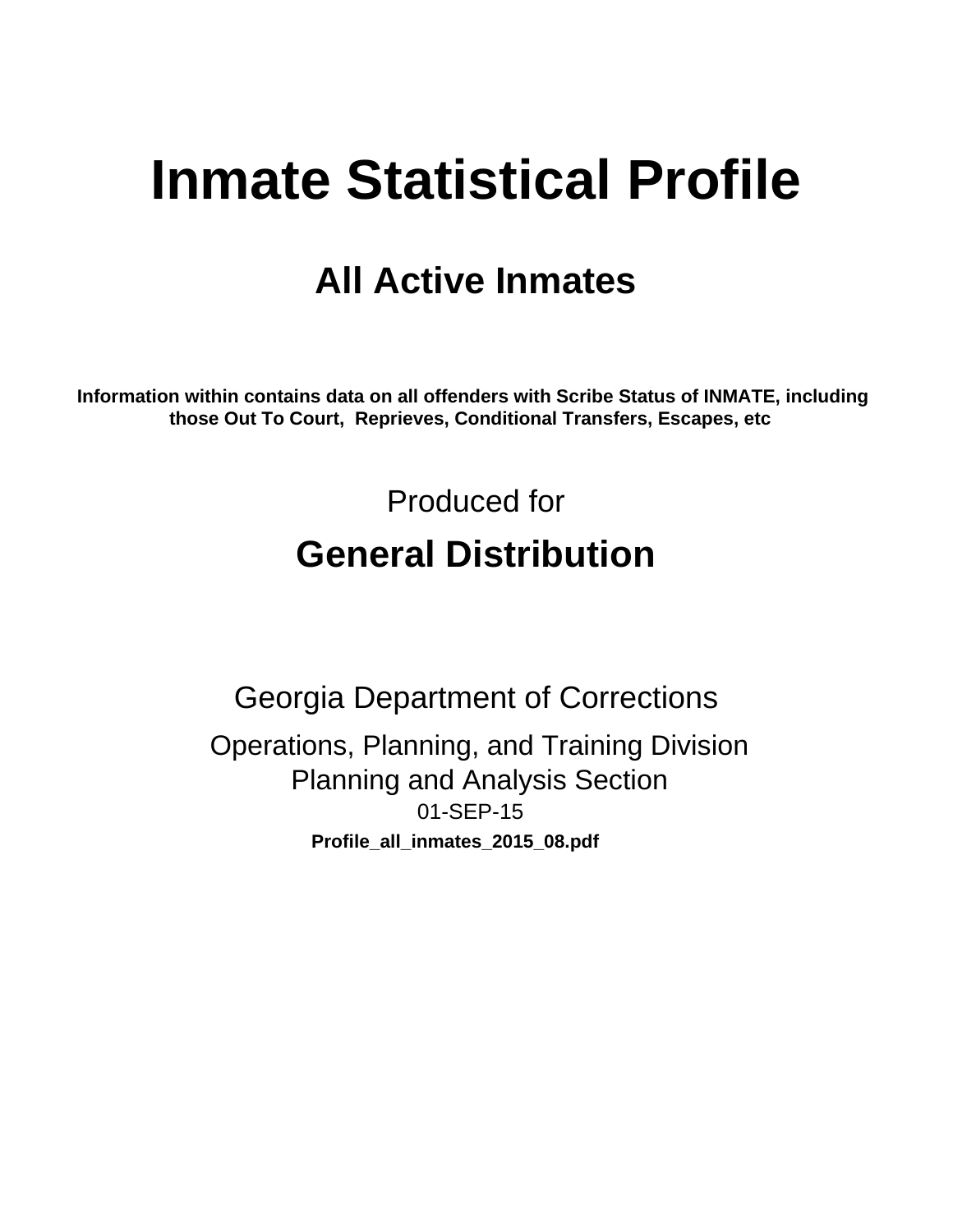# Inmate Statistical Profile

## All Active Inmates

**Information within contains data on all offenders with Scribe Status of INMATE, including those Out To Court, Reprieves, Conditional Transfers, Escapes, etc**

Produced for

## General Distribution

Georgia Department of Corrections

Operations, Planning, and Training Division
Planning and Analysis Section
01-SEP-15

**Profile_all_inmates_2015_08.pdf**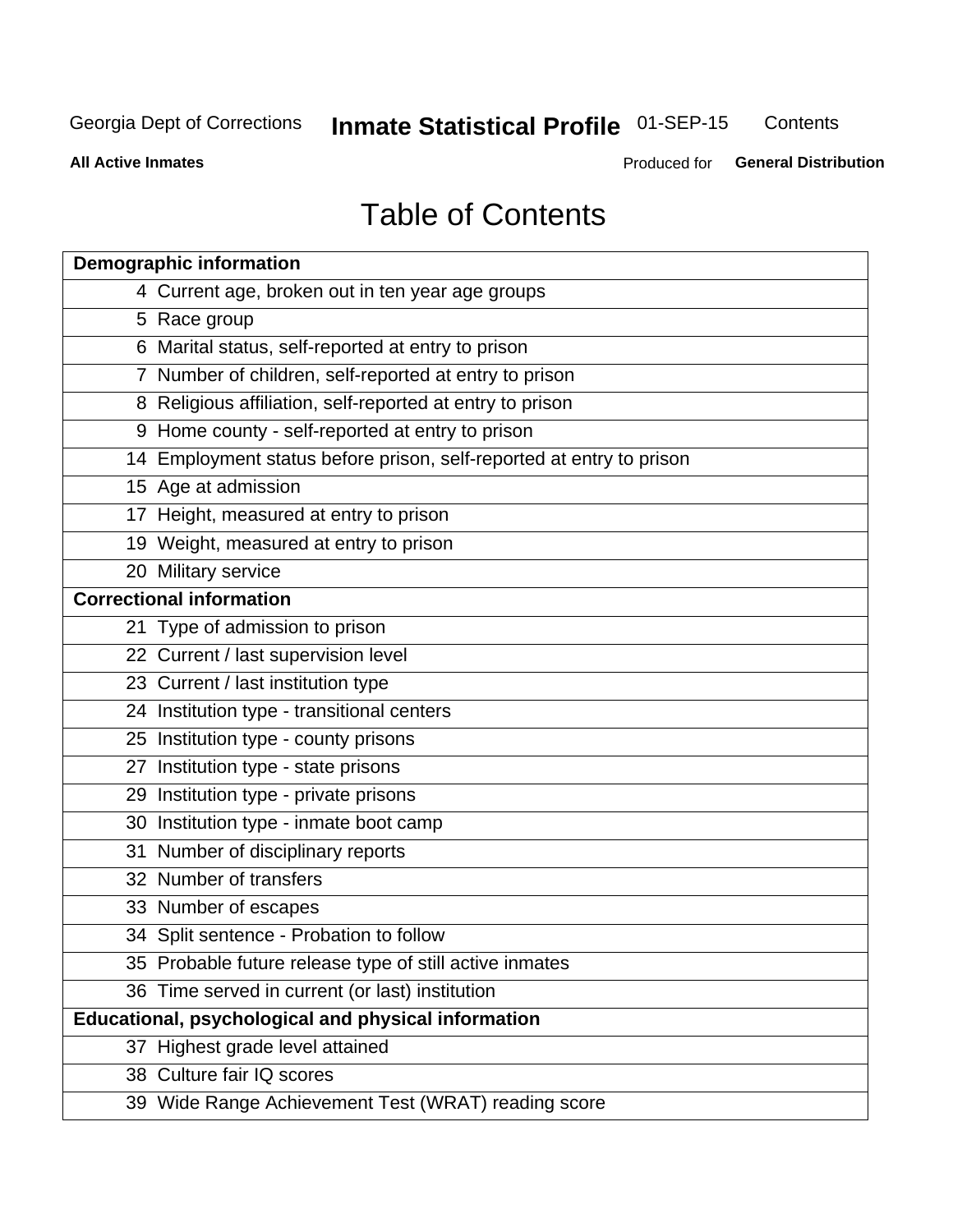# Table of Contents

| Demographic information | |
|---|---|
| 4 | Current age, broken out in ten year age groups |
| 5 | Race group |
| 6 | Marital status, self-reported at entry to prison |
| 7 | Number of children, self-reported at entry to prison |
| 8 | Religious affiliation, self-reported at entry to prison |
| 9 | Home county - self-reported at entry to prison |
| 14 | Employment status before prison, self-reported at entry to prison |
| 15 | Age at admission |
| 17 | Height, measured at entry to prison |
| 19 | Weight, measured at entry to prison |
| 20 | Military service |
| **Correctional information** | |
| 21 | Type of admission to prison |
| 22 | Current / last supervision level |
| 23 | Current / last institution type |
| 24 | Institution type - transitional centers |
| 25 | Institution type - county prisons |
| 27 | Institution type - state prisons |
| 29 | Institution type - private prisons |
| 30 | Institution type - inmate boot camp |
| 31 | Number of disciplinary reports |
| 32 | Number of transfers |
| 33 | Number of escapes |
| 34 | Split sentence - Probation to follow |
| 35 | Probable future release type of still active inmates |
| 36 | Time served in current (or last) institution |
| **Educational, psychological and physical information** | |
| 37 | Highest grade level attained |
| 38 | Culture fair IQ scores |
| 39 | Wide Range Achievement Test (WRAT) reading score |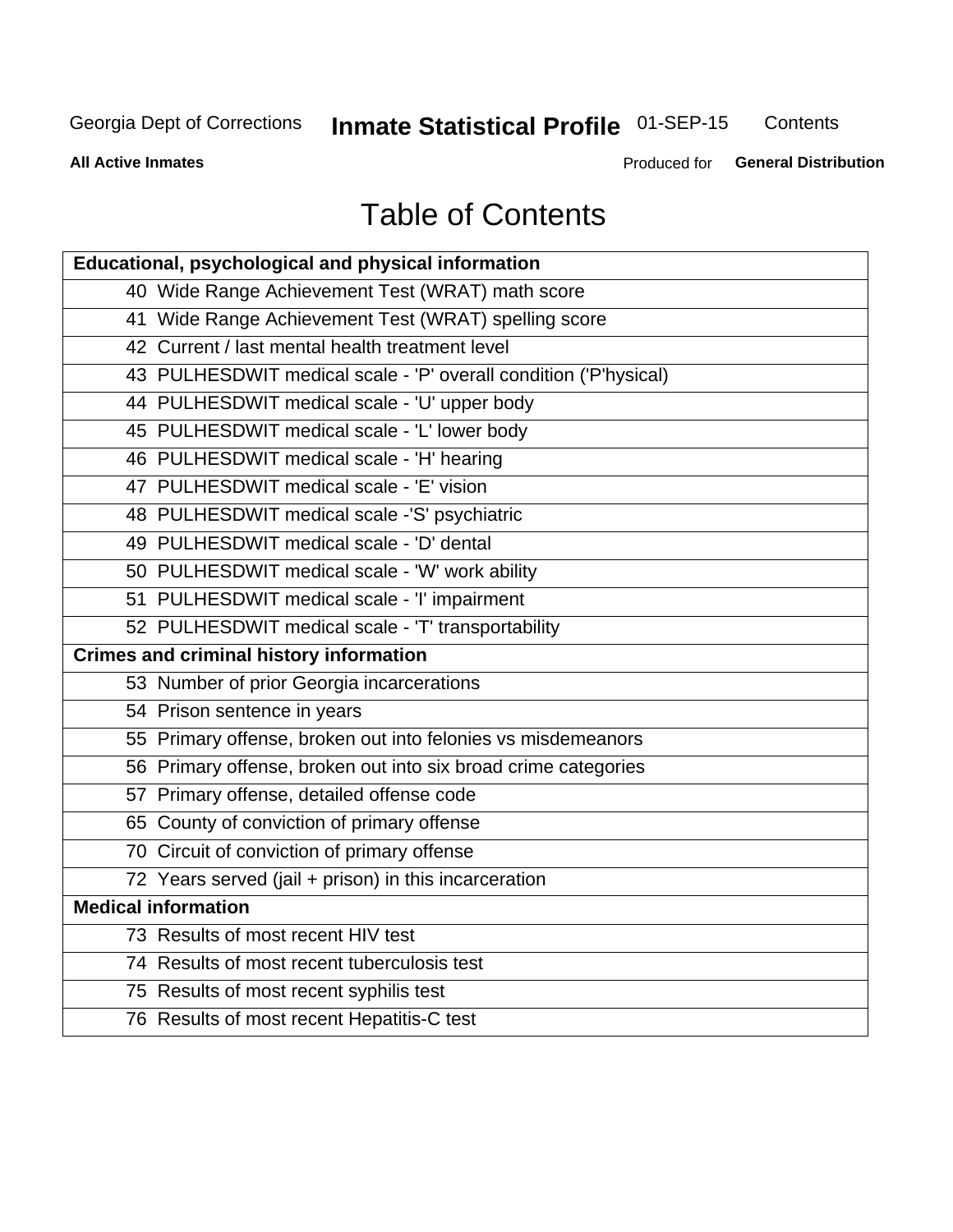# Table of Contents

| Educational, psychological and physical information | |
|---|---|
| 40 | Wide Range Achievement Test (WRAT) math score |
| 41 | Wide Range Achievement Test (WRAT) spelling score |
| 42 | Current / last mental health treatment level |
| 43 | PULHESDWIT medical scale - 'P' overall condition ('P'hysical) |
| 44 | PULHESDWIT medical scale - 'U' upper body |
| 45 | PULHESDWIT medical scale - 'L' lower body |
| 46 | PULHESDWIT medical scale - 'H' hearing |
| 47 | PULHESDWIT medical scale - 'E' vision |
| 48 | PULHESDWIT medical scale -'S' psychiatric |
| 49 | PULHESDWIT medical scale - 'D' dental |
| 50 | PULHESDWIT medical scale - 'W' work ability |
| 51 | PULHESDWIT medical scale - 'I' impairment |
| 52 | PULHESDWIT medical scale - 'T' transportability |
| **Crimes and criminal history information** | |
| 53 | Number of prior Georgia incarcerations |
| 54 | Prison sentence in years |
| 55 | Primary offense, broken out into felonies vs misdemeanors |
| 56 | Primary offense, broken out into six broad crime categories |
| 57 | Primary offense, detailed offense code |
| 65 | County of conviction of primary offense |
| 70 | Circuit of conviction of primary offense |
| 72 | Years served (jail + prison) in this incarceration |
| **Medical information** | |
| 73 | Results of most recent HIV test |
| 74 | Results of most recent tuberculosis test |
| 75 | Results of most recent syphilis test |
| 76 | Results of most recent Hepatitis-C test |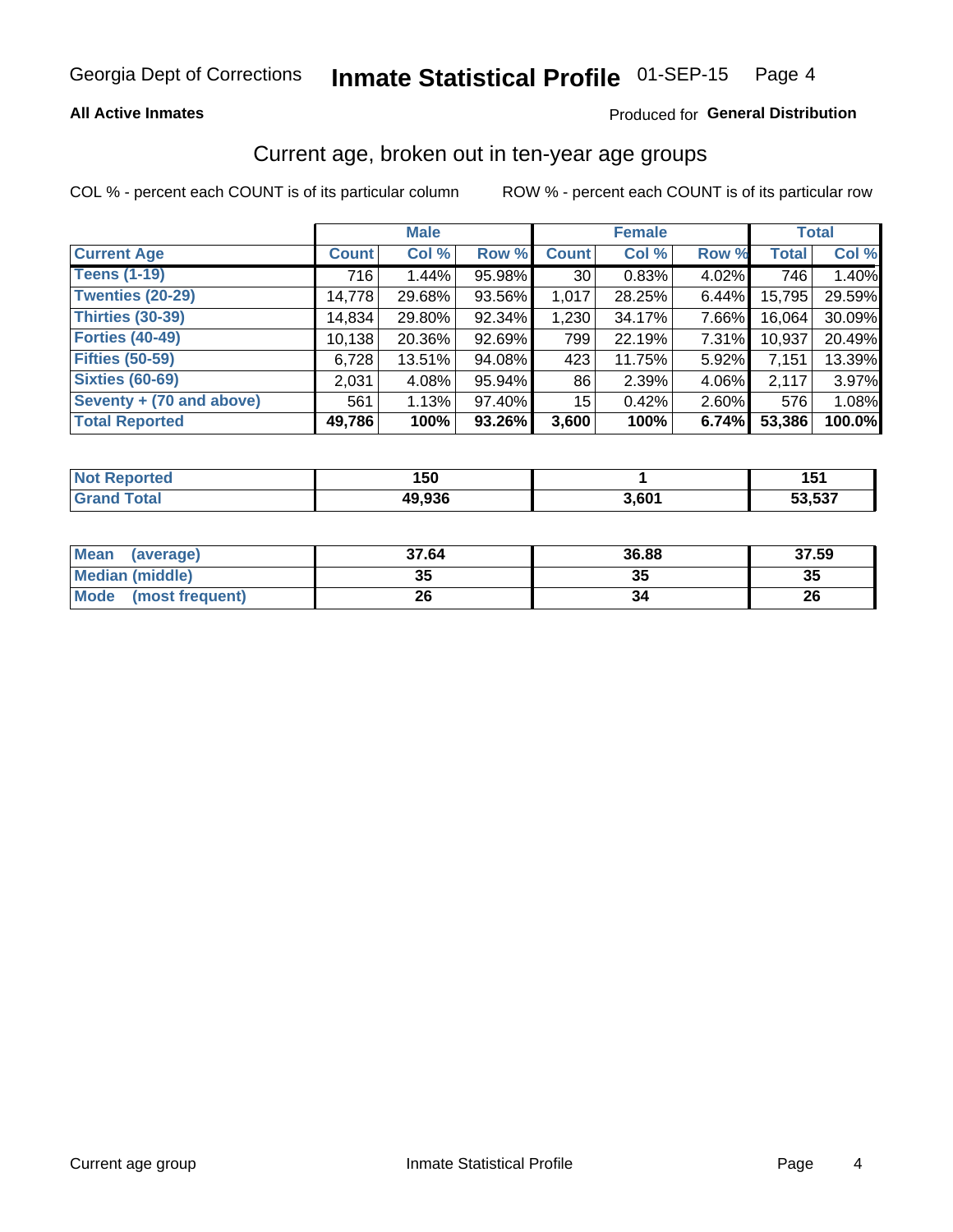Georgia Dept of Corrections **Inmate Statistical Profile** 01-SEP-15

**All Active Inmates** Produced for **General Distribution**

## Current age, broken out in ten-year age groups

COL % - percent each COUNT is of its particular column    ROW % - percent each COUNT is of its particular row

| | Male | | | Female | | | Total | |
|---|---|---|---|---|---|---|---|---|
| **Current Age** | **Count** | **Col %** | **Row %** | **Count** | **Col %** | **Row %** | **Total** | **Col %** |
| **Teens (1-19)** | 716 | 1.44% | 95.98% | 30 | 0.83% | 4.02% | 746 | 1.40% |
| **Twenties (20-29)** | 14,778 | 29.68% | 93.56% | 1,017 | 28.25% | 6.44% | 15,795 | 29.59% |
| **Thirties (30-39)** | 14,834 | 29.80% | 92.34% | 1,230 | 34.17% | 7.66% | 16,064 | 30.09% |
| **Forties (40-49)** | 10,138 | 20.36% | 92.69% | 799 | 22.19% | 7.31% | 10,937 | 20.49% |
| **Fifties (50-59)** | 6,728 | 13.51% | 94.08% | 423 | 11.75% | 5.92% | 7,151 | 13.39% |
| **Sixties (60-69)** | 2,031 | 4.08% | 95.94% | 86 | 2.39% | 4.06% | 2,117 | 3.97% |
| **Seventy + (70 and above)** | 561 | 1.13% | 97.40% | 15 | 0.42% | 2.60% | 576 | 1.08% |
| **Total Reported** | **49,786** | **100%** | **93.26%** | **3,600** | **100%** | **6.74%** | **53,386** | **100.0%** |

| | Male | Female | Total |
|---|---|---|---|
| **Not Reported** | **150** | **1** | **151** |
| **Grand Total** | **49,936** | **3,601** | **53,537** |

| | Male | Female | Total |
|---|---|---|---|
| **Mean (average)** | **37.64** | **36.88** | **37.59** |
| **Median (middle)** | **35** | **35** | **35** |
| **Mode (most frequent)** | **26** | **34** | **26** |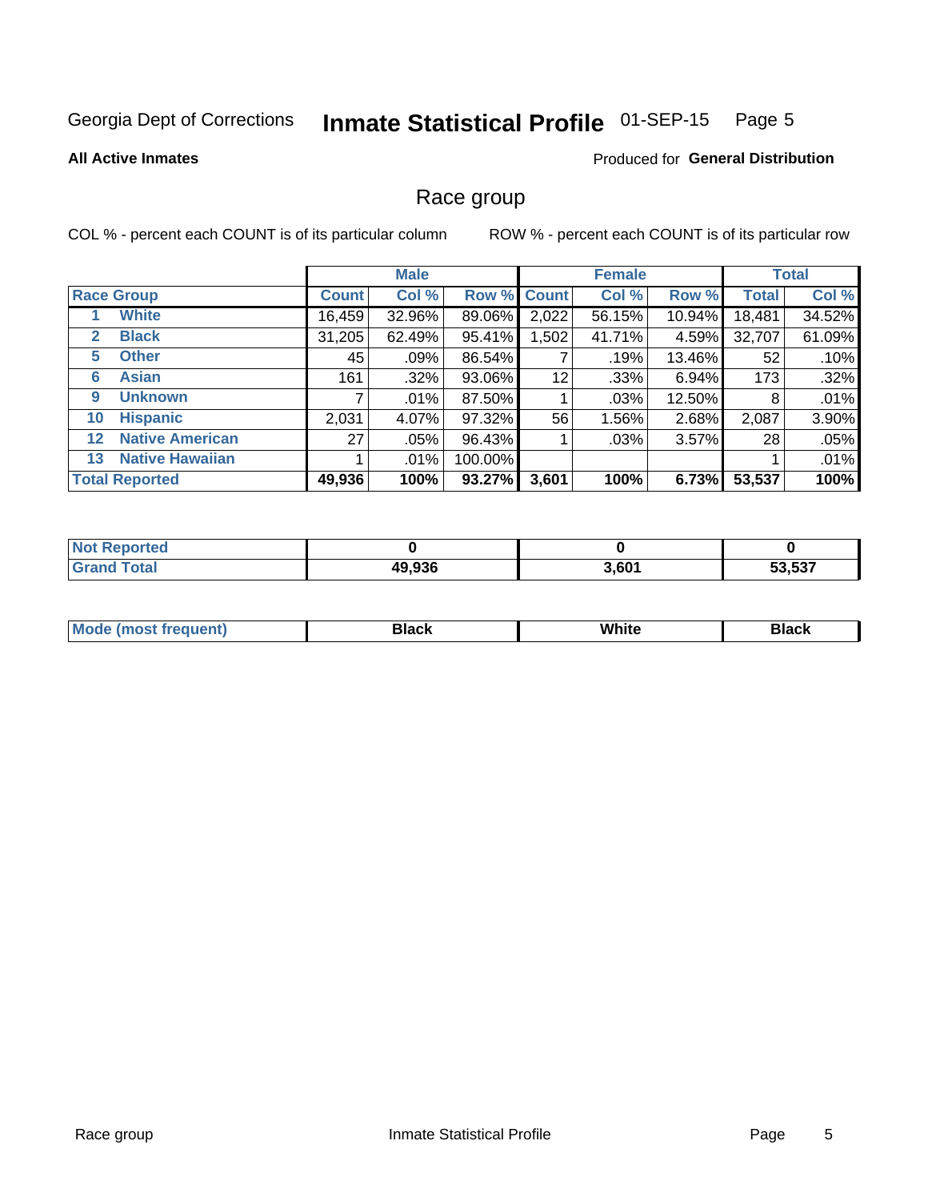Georgia Dept of Corrections **Inmate Statistical Profile** 01-SEP-15

**All Active Inmates**

Produced for **General Distribution**

## Race group

COL % - percent each COUNT is of its particular column

ROW % - percent each COUNT is of its particular row

| | | Male | | | Female | | | Total | |
|---|---|---|---|---|---|---|---|---|---|
| Race Group | | Count | Col % | Row % | Count | Col % | Row % | Total | Col % |
| 1 | White | 16,459 | 32.96% | 89.06% | 2,022 | 56.15% | 10.94% | 18,481 | 34.52% |
| 2 | Black | 31,205 | 62.49% | 95.41% | 1,502 | 41.71% | 4.59% | 32,707 | 61.09% |
| 5 | Other | 45 | .09% | 86.54% | 7 | .19% | 13.46% | 52 | .10% |
| 6 | Asian | 161 | .32% | 93.06% | 12 | .33% | 6.94% | 173 | .32% |
| 9 | Unknown | 7 | .01% | 87.50% | 1 | .03% | 12.50% | 8 | .01% |
| 10 | Hispanic | 2,031 | 4.07% | 97.32% | 56 | 1.56% | 2.68% | 2,087 | 3.90% |
| 12 | Native American | 27 | .05% | 96.43% | 1 | .03% | 3.57% | 28 | .05% |
| 13 | Native Hawaiian | 1 | .01% | 100.00% | | | | 1 | .01% |
| **Total Reported** | | **49,936** | **100%** | **93.27%** | **3,601** | **100%** | **6.73%** | **53,537** | **100%** |

| | Male | Female | Total |
|---|---|---|---|
| Not Reported | **0** | **0** | **0** |
| Grand Total | **49,936** | **3,601** | **53,537** |

| | Male | Female | Total |
|---|---|---|---|
| Mode (most frequent) | **Black** | **White** | **Black** |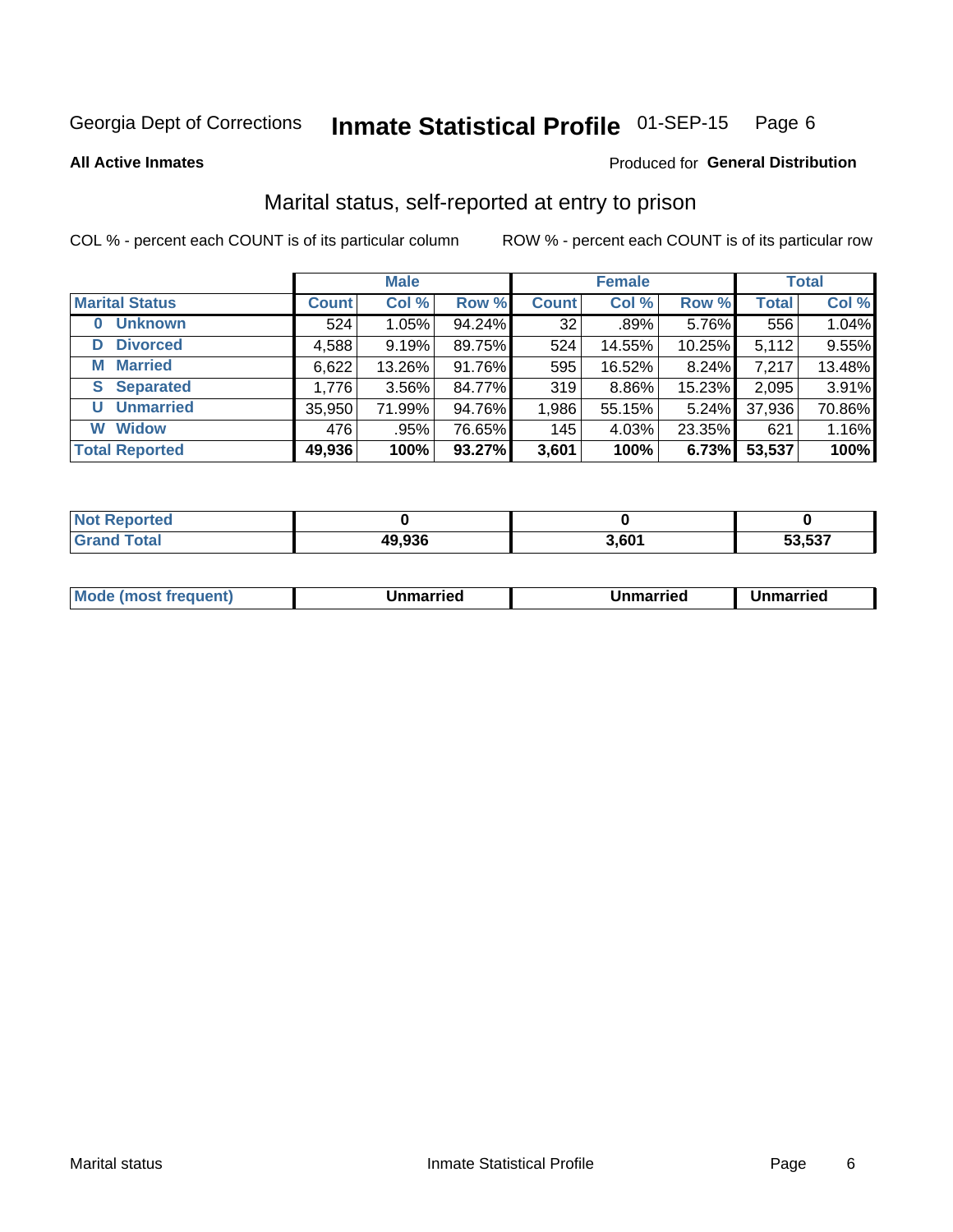**All Active Inmates** Produced for **General Distribution**

## Marital status, self-reported at entry to prison

COL % - percent each COUNT is of its particular column    ROW % - percent each COUNT is of its particular row

| | Male | | | Female | | | Total | |
|---|---|---|---|---|---|---|---|---|
| **Marital Status** | **Count** | **Col %** | **Row %** | **Count** | **Col %** | **Row %** | **Total** | **Col %** |
| **0 Unknown** | 524 | 1.05% | 94.24% | 32 | .89% | 5.76% | 556 | 1.04% |
| **D Divorced** | 4,588 | 9.19% | 89.75% | 524 | 14.55% | 10.25% | 5,112 | 9.55% |
| **M Married** | 6,622 | 13.26% | 91.76% | 595 | 16.52% | 8.24% | 7,217 | 13.48% |
| **S Separated** | 1,776 | 3.56% | 84.77% | 319 | 8.86% | 15.23% | 2,095 | 3.91% |
| **U Unmarried** | 35,950 | 71.99% | 94.76% | 1,986 | 55.15% | 5.24% | 37,936 | 70.86% |
| **W Widow** | 476 | .95% | 76.65% | 145 | 4.03% | 23.35% | 621 | 1.16% |
| **Total Reported** | **49,936** | **100%** | **93.27%** | **3,601** | **100%** | **6.73%** | **53,537** | **100%** |

| | Male | Female | Total |
|---|---|---|---|
| **Not Reported** | **0** | **0** | **0** |
| **Grand Total** | **49,936** | **3,601** | **53,537** |

| | Male | Female | Total |
|---|---|---|---|
| **Mode (most frequent)** | **Unmarried** | **Unmarried** | **Unmarried** |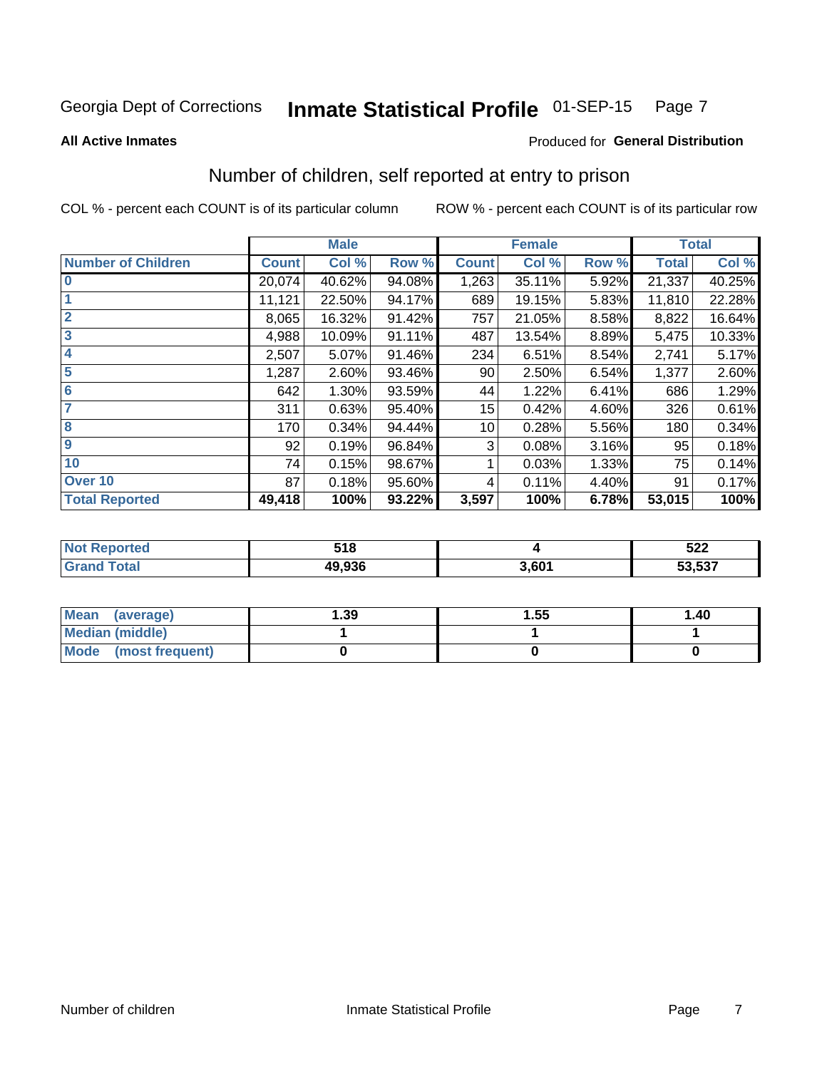Georgia Dept of Corrections **Inmate Statistical Profile** 01-SEP-15

**All Active Inmates**

Produced for **General Distribution**

## Number of children, self reported at entry to prison

COL % - percent each COUNT is of its particular column

ROW % - percent each COUNT is of its particular row

| | Male | | | Female | | | Total | |
|---|---|---|---|---|---|---|---|---|
| **Number of Children** | **Count** | **Col %** | **Row %** | **Count** | **Col %** | **Row %** | **Total** | **Col %** |
| **0** | 20,074 | 40.62% | 94.08% | 1,263 | 35.11% | 5.92% | 21,337 | 40.25% |
| **1** | 11,121 | 22.50% | 94.17% | 689 | 19.15% | 5.83% | 11,810 | 22.28% |
| **2** | 8,065 | 16.32% | 91.42% | 757 | 21.05% | 8.58% | 8,822 | 16.64% |
| **3** | 4,988 | 10.09% | 91.11% | 487 | 13.54% | 8.89% | 5,475 | 10.33% |
| **4** | 2,507 | 5.07% | 91.46% | 234 | 6.51% | 8.54% | 2,741 | 5.17% |
| **5** | 1,287 | 2.60% | 93.46% | 90 | 2.50% | 6.54% | 1,377 | 2.60% |
| **6** | 642 | 1.30% | 93.59% | 44 | 1.22% | 6.41% | 686 | 1.29% |
| **7** | 311 | 0.63% | 95.40% | 15 | 0.42% | 4.60% | 326 | 0.61% |
| **8** | 170 | 0.34% | 94.44% | 10 | 0.28% | 5.56% | 180 | 0.34% |
| **9** | 92 | 0.19% | 96.84% | 3 | 0.08% | 3.16% | 95 | 0.18% |
| **10** | 74 | 0.15% | 98.67% | 1 | 0.03% | 1.33% | 75 | 0.14% |
| **Over 10** | 87 | 0.18% | 95.60% | 4 | 0.11% | 4.40% | 91 | 0.17% |
| **Total Reported** | **49,418** | **100%** | **93.22%** | **3,597** | **100%** | **6.78%** | **53,015** | **100%** |

| | Male | Female | Total |
|---|---|---|---|
| **Not Reported** | **518** | **4** | **522** |
| **Grand Total** | **49,936** | **3,601** | **53,537** |

| | Male | Female | Total |
|---|---|---|---|
| **Mean (average)** | **1.39** | **1.55** | **1.40** |
| **Median (middle)** | **1** | **1** | **1** |
| **Mode (most frequent)** | **0** | **0** | **0** |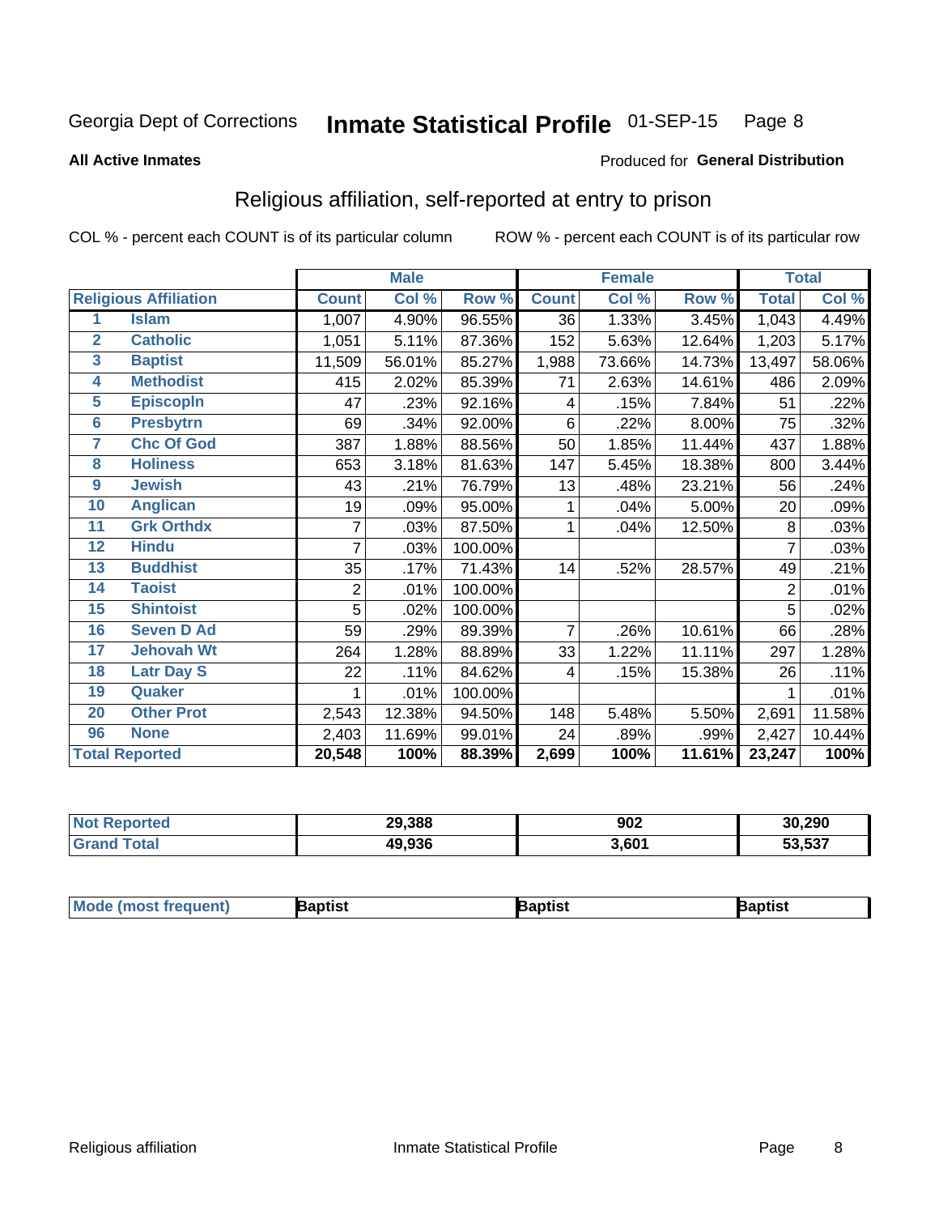Georgia Dept of Corrections **Inmate Statistical Profile** 01-SEP-15

**All Active Inmates**

Produced for **General Distribution**

## Religious affiliation, self-reported at entry to prison

COL % - percent each COUNT is of its particular column ROW % - percent each COUNT is of its particular row

| | | Male | | | Female | | | Total | |
|---|---|---|---|---|---|---|---|---|---|
| **Religious Affiliation** | | **Count** | **Col %** | **Row %** | **Count** | **Col %** | **Row %** | **Total** | **Col %** |
| 1 | Islam | 1,007 | 4.90% | 96.55% | 36 | 1.33% | 3.45% | 1,043 | 4.49% |
| 2 | Catholic | 1,051 | 5.11% | 87.36% | 152 | 5.63% | 12.64% | 1,203 | 5.17% |
| 3 | Baptist | 11,509 | 56.01% | 85.27% | 1,988 | 73.66% | 14.73% | 13,497 | 58.06% |
| 4 | Methodist | 415 | 2.02% | 85.39% | 71 | 2.63% | 14.61% | 486 | 2.09% |
| 5 | Episcopln | 47 | .23% | 92.16% | 4 | .15% | 7.84% | 51 | .22% |
| 6 | Presbytrn | 69 | .34% | 92.00% | 6 | .22% | 8.00% | 75 | .32% |
| 7 | Chc Of God | 387 | 1.88% | 88.56% | 50 | 1.85% | 11.44% | 437 | 1.88% |
| 8 | Holiness | 653 | 3.18% | 81.63% | 147 | 5.45% | 18.38% | 800 | 3.44% |
| 9 | Jewish | 43 | .21% | 76.79% | 13 | .48% | 23.21% | 56 | .24% |
| 10 | Anglican | 19 | .09% | 95.00% | 1 | .04% | 5.00% | 20 | .09% |
| 11 | Grk Orthdx | 7 | .03% | 87.50% | 1 | .04% | 12.50% | 8 | .03% |
| 12 | Hindu | 7 | .03% | 100.00% | | | | 7 | .03% |
| 13 | Buddhist | 35 | .17% | 71.43% | 14 | .52% | 28.57% | 49 | .21% |
| 14 | Taoist | 2 | .01% | 100.00% | | | | 2 | .01% |
| 15 | Shintoist | 5 | .02% | 100.00% | | | | 5 | .02% |
| 16 | Seven D Ad | 59 | .29% | 89.39% | 7 | .26% | 10.61% | 66 | .28% |
| 17 | Jehovah Wt | 264 | 1.28% | 88.89% | 33 | 1.22% | 11.11% | 297 | 1.28% |
| 18 | Latr Day S | 22 | .11% | 84.62% | 4 | .15% | 15.38% | 26 | .11% |
| 19 | Quaker | 1 | .01% | 100.00% | | | | 1 | .01% |
| 20 | Other Prot | 2,543 | 12.38% | 94.50% | 148 | 5.48% | 5.50% | 2,691 | 11.58% |
| 96 | None | 2,403 | 11.69% | 99.01% | 24 | .89% | .99% | 2,427 | 10.44% |
| **Total Reported** | | **20,548** | **100%** | **88.39%** | **2,699** | **100%** | **11.61%** | **23,247** | **100%** |

| | Male | Female | Total |
|---|---|---|---|
| **Not Reported** | **29,388** | **902** | **30,290** |
| **Grand Total** | **49,936** | **3,601** | **53,537** |

| | Male | Female | Total |
|---|---|---|---|
| **Mode (most frequent)** | **Baptist** | **Baptist** | **Baptist** |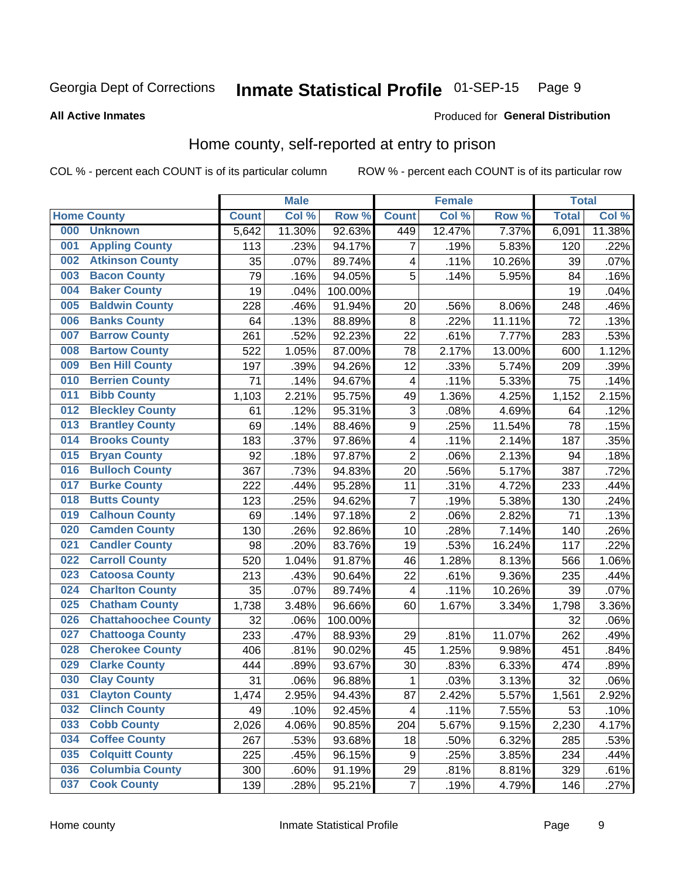Georgia Dept of Corrections **Inmate Statistical Profile** 01-SEP-15

**All Active Inmates**

Produced for **General Distribution**

## Home county, self-reported at entry to prison

COL % - percent each COUNT is of its particular column ROW % - percent each COUNT is of its particular row

| Home County | | Male | | | Female | | | Total | |
|---|---|---|---|---|---|---|---|---|---|
| | | Count | Col % | Row % | Count | Col % | Row % | Total | Col % |
| 000 | Unknown | 5,642 | 11.30% | 92.63% | 449 | 12.47% | 7.37% | 6,091 | 11.38% |
| 001 | Appling County | 113 | .23% | 94.17% | 7 | .19% | 5.83% | 120 | .22% |
| 002 | Atkinson County | 35 | .07% | 89.74% | 4 | .11% | 10.26% | 39 | .07% |
| 003 | Bacon County | 79 | .16% | 94.05% | 5 | .14% | 5.95% | 84 | .16% |
| 004 | Baker County | 19 | .04% | 100.00% | | | | 19 | .04% |
| 005 | Baldwin County | 228 | .46% | 91.94% | 20 | .56% | 8.06% | 248 | .46% |
| 006 | Banks County | 64 | .13% | 88.89% | 8 | .22% | 11.11% | 72 | .13% |
| 007 | Barrow County | 261 | .52% | 92.23% | 22 | .61% | 7.77% | 283 | .53% |
| 008 | Bartow County | 522 | 1.05% | 87.00% | 78 | 2.17% | 13.00% | 600 | 1.12% |
| 009 | Ben Hill County | 197 | .39% | 94.26% | 12 | .33% | 5.74% | 209 | .39% |
| 010 | Berrien County | 71 | .14% | 94.67% | 4 | .11% | 5.33% | 75 | .14% |
| 011 | Bibb County | 1,103 | 2.21% | 95.75% | 49 | 1.36% | 4.25% | 1,152 | 2.15% |
| 012 | Bleckley County | 61 | .12% | 95.31% | 3 | .08% | 4.69% | 64 | .12% |
| 013 | Brantley County | 69 | .14% | 88.46% | 9 | .25% | 11.54% | 78 | .15% |
| 014 | Brooks County | 183 | .37% | 97.86% | 4 | .11% | 2.14% | 187 | .35% |
| 015 | Bryan County | 92 | .18% | 97.87% | 2 | .06% | 2.13% | 94 | .18% |
| 016 | Bulloch County | 367 | .73% | 94.83% | 20 | .56% | 5.17% | 387 | .72% |
| 017 | Burke County | 222 | .44% | 95.28% | 11 | .31% | 4.72% | 233 | .44% |
| 018 | Butts County | 123 | .25% | 94.62% | 7 | .19% | 5.38% | 130 | .24% |
| 019 | Calhoun County | 69 | .14% | 97.18% | 2 | .06% | 2.82% | 71 | .13% |
| 020 | Camden County | 130 | .26% | 92.86% | 10 | .28% | 7.14% | 140 | .26% |
| 021 | Candler County | 98 | .20% | 83.76% | 19 | .53% | 16.24% | 117 | .22% |
| 022 | Carroll County | 520 | 1.04% | 91.87% | 46 | 1.28% | 8.13% | 566 | 1.06% |
| 023 | Catoosa County | 213 | .43% | 90.64% | 22 | .61% | 9.36% | 235 | .44% |
| 024 | Charlton County | 35 | .07% | 89.74% | 4 | .11% | 10.26% | 39 | .07% |
| 025 | Chatham County | 1,738 | 3.48% | 96.66% | 60 | 1.67% | 3.34% | 1,798 | 3.36% |
| 026 | Chattahoochee County | 32 | .06% | 100.00% | | | | 32 | .06% |
| 027 | Chattooga County | 233 | .47% | 88.93% | 29 | .81% | 11.07% | 262 | .49% |
| 028 | Cherokee County | 406 | .81% | 90.02% | 45 | 1.25% | 9.98% | 451 | .84% |
| 029 | Clarke County | 444 | .89% | 93.67% | 30 | .83% | 6.33% | 474 | .89% |
| 030 | Clay County | 31 | .06% | 96.88% | 1 | .03% | 3.13% | 32 | .06% |
| 031 | Clayton County | 1,474 | 2.95% | 94.43% | 87 | 2.42% | 5.57% | 1,561 | 2.92% |
| 032 | Clinch County | 49 | .10% | 92.45% | 4 | .11% | 7.55% | 53 | .10% |
| 033 | Cobb County | 2,026 | 4.06% | 90.85% | 204 | 5.67% | 9.15% | 2,230 | 4.17% |
| 034 | Coffee County | 267 | .53% | 93.68% | 18 | .50% | 6.32% | 285 | .53% |
| 035 | Colquitt County | 225 | .45% | 96.15% | 9 | .25% | 3.85% | 234 | .44% |
| 036 | Columbia County | 300 | .60% | 91.19% | 29 | .81% | 8.81% | 329 | .61% |
| 037 | Cook County | 139 | .28% | 95.21% | 7 | .19% | 4.79% | 146 | .27% |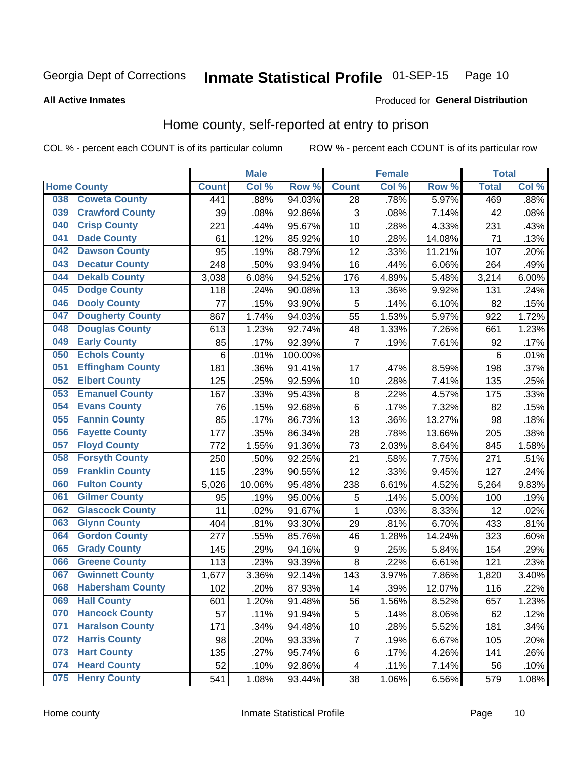Georgia Dept of Corrections **Inmate Statistical Profile** 01-SEP-15 Page 10

**All Active Inmates**

Produced for **General Distribution**

## Home county, self-reported at entry to prison

COL % - percent each COUNT is of its particular column ROW % - percent each COUNT is of its particular row

| Home County | | Male | | | Female | | | Total | |
|---|---|---|---|---|---|---|---|---|---|
| | | Count | Col % | Row % | Count | Col % | Row % | Total | Col % |
| 038 | Coweta County | 441 | .88% | 94.03% | 28 | .78% | 5.97% | 469 | .88% |
| 039 | Crawford County | 39 | .08% | 92.86% | 3 | .08% | 7.14% | 42 | .08% |
| 040 | Crisp County | 221 | .44% | 95.67% | 10 | .28% | 4.33% | 231 | .43% |
| 041 | Dade County | 61 | .12% | 85.92% | 10 | .28% | 14.08% | 71 | .13% |
| 042 | Dawson County | 95 | .19% | 88.79% | 12 | .33% | 11.21% | 107 | .20% |
| 043 | Decatur County | 248 | .50% | 93.94% | 16 | .44% | 6.06% | 264 | .49% |
| 044 | Dekalb County | 3,038 | 6.08% | 94.52% | 176 | 4.89% | 5.48% | 3,214 | 6.00% |
| 045 | Dodge County | 118 | .24% | 90.08% | 13 | .36% | 9.92% | 131 | .24% |
| 046 | Dooly County | 77 | .15% | 93.90% | 5 | .14% | 6.10% | 82 | .15% |
| 047 | Dougherty County | 867 | 1.74% | 94.03% | 55 | 1.53% | 5.97% | 922 | 1.72% |
| 048 | Douglas County | 613 | 1.23% | 92.74% | 48 | 1.33% | 7.26% | 661 | 1.23% |
| 049 | Early County | 85 | .17% | 92.39% | 7 | .19% | 7.61% | 92 | .17% |
| 050 | Echols County | 6 | .01% | 100.00% | | | | 6 | .01% |
| 051 | Effingham County | 181 | .36% | 91.41% | 17 | .47% | 8.59% | 198 | .37% |
| 052 | Elbert County | 125 | .25% | 92.59% | 10 | .28% | 7.41% | 135 | .25% |
| 053 | Emanuel County | 167 | .33% | 95.43% | 8 | .22% | 4.57% | 175 | .33% |
| 054 | Evans County | 76 | .15% | 92.68% | 6 | .17% | 7.32% | 82 | .15% |
| 055 | Fannin County | 85 | .17% | 86.73% | 13 | .36% | 13.27% | 98 | .18% |
| 056 | Fayette County | 177 | .35% | 86.34% | 28 | .78% | 13.66% | 205 | .38% |
| 057 | Floyd County | 772 | 1.55% | 91.36% | 73 | 2.03% | 8.64% | 845 | 1.58% |
| 058 | Forsyth County | 250 | .50% | 92.25% | 21 | .58% | 7.75% | 271 | .51% |
| 059 | Franklin County | 115 | .23% | 90.55% | 12 | .33% | 9.45% | 127 | .24% |
| 060 | Fulton County | 5,026 | 10.06% | 95.48% | 238 | 6.61% | 4.52% | 5,264 | 9.83% |
| 061 | Gilmer County | 95 | .19% | 95.00% | 5 | .14% | 5.00% | 100 | .19% |
| 062 | Glascock County | 11 | .02% | 91.67% | 1 | .03% | 8.33% | 12 | .02% |
| 063 | Glynn County | 404 | .81% | 93.30% | 29 | .81% | 6.70% | 433 | .81% |
| 064 | Gordon County | 277 | .55% | 85.76% | 46 | 1.28% | 14.24% | 323 | .60% |
| 065 | Grady County | 145 | .29% | 94.16% | 9 | .25% | 5.84% | 154 | .29% |
| 066 | Greene County | 113 | .23% | 93.39% | 8 | .22% | 6.61% | 121 | .23% |
| 067 | Gwinnett County | 1,677 | 3.36% | 92.14% | 143 | 3.97% | 7.86% | 1,820 | 3.40% |
| 068 | Habersham County | 102 | .20% | 87.93% | 14 | .39% | 12.07% | 116 | .22% |
| 069 | Hall County | 601 | 1.20% | 91.48% | 56 | 1.56% | 8.52% | 657 | 1.23% |
| 070 | Hancock County | 57 | .11% | 91.94% | 5 | .14% | 8.06% | 62 | .12% |
| 071 | Haralson County | 171 | .34% | 94.48% | 10 | .28% | 5.52% | 181 | .34% |
| 072 | Harris County | 98 | .20% | 93.33% | 7 | .19% | 6.67% | 105 | .20% |
| 073 | Hart County | 135 | .27% | 95.74% | 6 | .17% | 4.26% | 141 | .26% |
| 074 | Heard County | 52 | .10% | 92.86% | 4 | .11% | 7.14% | 56 | .10% |
| 075 | Henry County | 541 | 1.08% | 93.44% | 38 | 1.06% | 6.56% | 579 | 1.08% |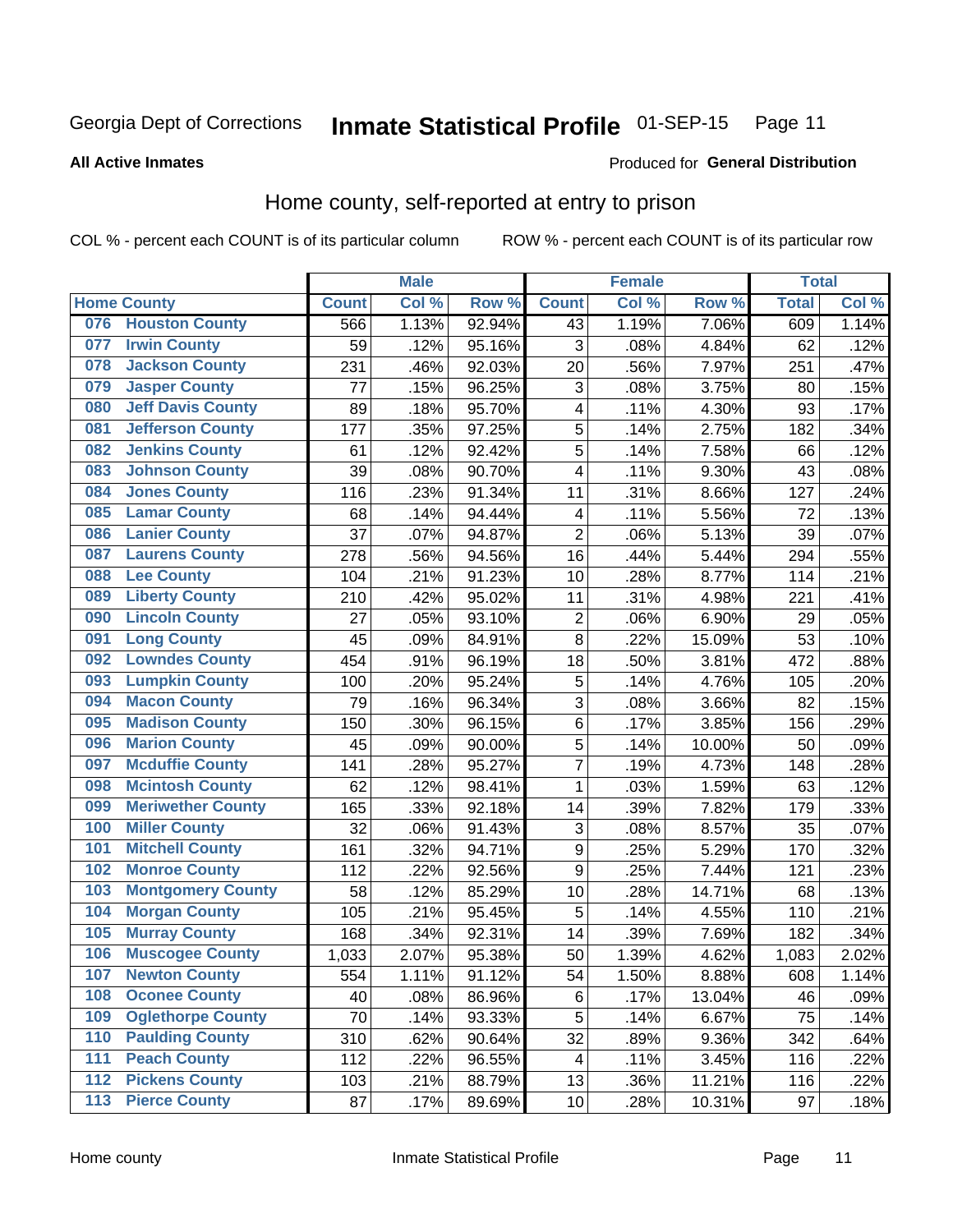Georgia Dept of Corrections **Inmate Statistical Profile** 01-SEP-15

**All Active Inmates**

Produced for **General Distribution**

## Home county, self-reported at entry to prison

COL % - percent each COUNT is of its particular column     ROW % - percent each COUNT is of its particular row

| Home County | | Male | | | Female | | | Total | |
|---|---|---|---|---|---|---|---|---|---|
| | | Count | Col % | Row % | Count | Col % | Row % | Total | Col % |
| 076 | Houston County | 566 | 1.13% | 92.94% | 43 | 1.19% | 7.06% | 609 | 1.14% |
| 077 | Irwin County | 59 | .12% | 95.16% | 3 | .08% | 4.84% | 62 | .12% |
| 078 | Jackson County | 231 | .46% | 92.03% | 20 | .56% | 7.97% | 251 | .47% |
| 079 | Jasper County | 77 | .15% | 96.25% | 3 | .08% | 3.75% | 80 | .15% |
| 080 | Jeff Davis County | 89 | .18% | 95.70% | 4 | .11% | 4.30% | 93 | .17% |
| 081 | Jefferson County | 177 | .35% | 97.25% | 5 | .14% | 2.75% | 182 | .34% |
| 082 | Jenkins County | 61 | .12% | 92.42% | 5 | .14% | 7.58% | 66 | .12% |
| 083 | Johnson County | 39 | .08% | 90.70% | 4 | .11% | 9.30% | 43 | .08% |
| 084 | Jones County | 116 | .23% | 91.34% | 11 | .31% | 8.66% | 127 | .24% |
| 085 | Lamar County | 68 | .14% | 94.44% | 4 | .11% | 5.56% | 72 | .13% |
| 086 | Lanier County | 37 | .07% | 94.87% | 2 | .06% | 5.13% | 39 | .07% |
| 087 | Laurens County | 278 | .56% | 94.56% | 16 | .44% | 5.44% | 294 | .55% |
| 088 | Lee County | 104 | .21% | 91.23% | 10 | .28% | 8.77% | 114 | .21% |
| 089 | Liberty County | 210 | .42% | 95.02% | 11 | .31% | 4.98% | 221 | .41% |
| 090 | Lincoln County | 27 | .05% | 93.10% | 2 | .06% | 6.90% | 29 | .05% |
| 091 | Long County | 45 | .09% | 84.91% | 8 | .22% | 15.09% | 53 | .10% |
| 092 | Lowndes County | 454 | .91% | 96.19% | 18 | .50% | 3.81% | 472 | .88% |
| 093 | Lumpkin County | 100 | .20% | 95.24% | 5 | .14% | 4.76% | 105 | .20% |
| 094 | Macon County | 79 | .16% | 96.34% | 3 | .08% | 3.66% | 82 | .15% |
| 095 | Madison County | 150 | .30% | 96.15% | 6 | .17% | 3.85% | 156 | .29% |
| 096 | Marion County | 45 | .09% | 90.00% | 5 | .14% | 10.00% | 50 | .09% |
| 097 | Mcduffie County | 141 | .28% | 95.27% | 7 | .19% | 4.73% | 148 | .28% |
| 098 | Mcintosh County | 62 | .12% | 98.41% | 1 | .03% | 1.59% | 63 | .12% |
| 099 | Meriwether County | 165 | .33% | 92.18% | 14 | .39% | 7.82% | 179 | .33% |
| 100 | Miller County | 32 | .06% | 91.43% | 3 | .08% | 8.57% | 35 | .07% |
| 101 | Mitchell County | 161 | .32% | 94.71% | 9 | .25% | 5.29% | 170 | .32% |
| 102 | Monroe County | 112 | .22% | 92.56% | 9 | .25% | 7.44% | 121 | .23% |
| 103 | Montgomery County | 58 | .12% | 85.29% | 10 | .28% | 14.71% | 68 | .13% |
| 104 | Morgan County | 105 | .21% | 95.45% | 5 | .14% | 4.55% | 110 | .21% |
| 105 | Murray County | 168 | .34% | 92.31% | 14 | .39% | 7.69% | 182 | .34% |
| 106 | Muscogee County | 1,033 | 2.07% | 95.38% | 50 | 1.39% | 4.62% | 1,083 | 2.02% |
| 107 | Newton County | 554 | 1.11% | 91.12% | 54 | 1.50% | 8.88% | 608 | 1.14% |
| 108 | Oconee County | 40 | .08% | 86.96% | 6 | .17% | 13.04% | 46 | .09% |
| 109 | Oglethorpe County | 70 | .14% | 93.33% | 5 | .14% | 6.67% | 75 | .14% |
| 110 | Paulding County | 310 | .62% | 90.64% | 32 | .89% | 9.36% | 342 | .64% |
| 111 | Peach County | 112 | .22% | 96.55% | 4 | .11% | 3.45% | 116 | .22% |
| 112 | Pickens County | 103 | .21% | 88.79% | 13 | .36% | 11.21% | 116 | .22% |
| 113 | Pierce County | 87 | .17% | 89.69% | 10 | .28% | 10.31% | 97 | .18% |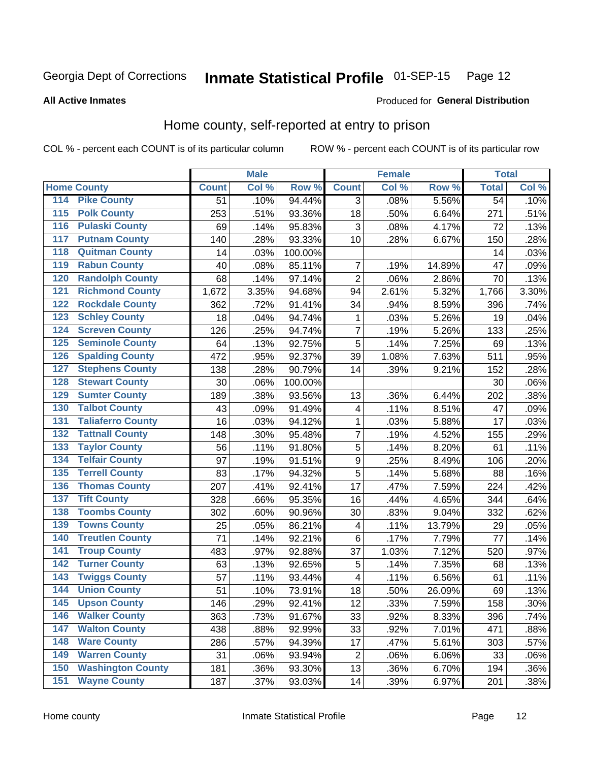Georgia Dept of Corrections **Inmate Statistical Profile** 01-SEP-15 Page 12

**All Active Inmates**

Produced for **General Distribution**

## Home county, self-reported at entry to prison

COL % - percent each COUNT is of its particular column    ROW % - percent each COUNT is of its particular row

| Home County | | Male | | | Female | | | Total | |
|---|---|---|---|---|---|---|---|---|---|
| | | Count | Col % | Row % | Count | Col % | Row % | Total | Col % |
| 114 | Pike County | 51 | .10% | 94.44% | 3 | .08% | 5.56% | 54 | .10% |
| 115 | Polk County | 253 | .51% | 93.36% | 18 | .50% | 6.64% | 271 | .51% |
| 116 | Pulaski County | 69 | .14% | 95.83% | 3 | .08% | 4.17% | 72 | .13% |
| 117 | Putnam County | 140 | .28% | 93.33% | 10 | .28% | 6.67% | 150 | .28% |
| 118 | Quitman County | 14 | .03% | 100.00% | | | | 14 | .03% |
| 119 | Rabun County | 40 | .08% | 85.11% | 7 | .19% | 14.89% | 47 | .09% |
| 120 | Randolph County | 68 | .14% | 97.14% | 2 | .06% | 2.86% | 70 | .13% |
| 121 | Richmond County | 1,672 | 3.35% | 94.68% | 94 | 2.61% | 5.32% | 1,766 | 3.30% |
| 122 | Rockdale County | 362 | .72% | 91.41% | 34 | .94% | 8.59% | 396 | .74% |
| 123 | Schley County | 18 | .04% | 94.74% | 1 | .03% | 5.26% | 19 | .04% |
| 124 | Screven County | 126 | .25% | 94.74% | 7 | .19% | 5.26% | 133 | .25% |
| 125 | Seminole County | 64 | .13% | 92.75% | 5 | .14% | 7.25% | 69 | .13% |
| 126 | Spalding County | 472 | .95% | 92.37% | 39 | 1.08% | 7.63% | 511 | .95% |
| 127 | Stephens County | 138 | .28% | 90.79% | 14 | .39% | 9.21% | 152 | .28% |
| 128 | Stewart County | 30 | .06% | 100.00% | | | | 30 | .06% |
| 129 | Sumter County | 189 | .38% | 93.56% | 13 | .36% | 6.44% | 202 | .38% |
| 130 | Talbot County | 43 | .09% | 91.49% | 4 | .11% | 8.51% | 47 | .09% |
| 131 | Taliaferro County | 16 | .03% | 94.12% | 1 | .03% | 5.88% | 17 | .03% |
| 132 | Tattnall County | 148 | .30% | 95.48% | 7 | .19% | 4.52% | 155 | .29% |
| 133 | Taylor County | 56 | .11% | 91.80% | 5 | .14% | 8.20% | 61 | .11% |
| 134 | Telfair County | 97 | .19% | 91.51% | 9 | .25% | 8.49% | 106 | .20% |
| 135 | Terrell County | 83 | .17% | 94.32% | 5 | .14% | 5.68% | 88 | .16% |
| 136 | Thomas County | 207 | .41% | 92.41% | 17 | .47% | 7.59% | 224 | .42% |
| 137 | Tift County | 328 | .66% | 95.35% | 16 | .44% | 4.65% | 344 | .64% |
| 138 | Toombs County | 302 | .60% | 90.96% | 30 | .83% | 9.04% | 332 | .62% |
| 139 | Towns County | 25 | .05% | 86.21% | 4 | .11% | 13.79% | 29 | .05% |
| 140 | Treutlen County | 71 | .14% | 92.21% | 6 | .17% | 7.79% | 77 | .14% |
| 141 | Troup County | 483 | .97% | 92.88% | 37 | 1.03% | 7.12% | 520 | .97% |
| 142 | Turner County | 63 | .13% | 92.65% | 5 | .14% | 7.35% | 68 | .13% |
| 143 | Twiggs County | 57 | .11% | 93.44% | 4 | .11% | 6.56% | 61 | .11% |
| 144 | Union County | 51 | .10% | 73.91% | 18 | .50% | 26.09% | 69 | .13% |
| 145 | Upson County | 146 | .29% | 92.41% | 12 | .33% | 7.59% | 158 | .30% |
| 146 | Walker County | 363 | .73% | 91.67% | 33 | .92% | 8.33% | 396 | .74% |
| 147 | Walton County | 438 | .88% | 92.99% | 33 | .92% | 7.01% | 471 | .88% |
| 148 | Ware County | 286 | .57% | 94.39% | 17 | .47% | 5.61% | 303 | .57% |
| 149 | Warren County | 31 | .06% | 93.94% | 2 | .06% | 6.06% | 33 | .06% |
| 150 | Washington County | 181 | .36% | 93.30% | 13 | .36% | 6.70% | 194 | .36% |
| 151 | Wayne County | 187 | .37% | 93.03% | 14 | .39% | 6.97% | 201 | .38% |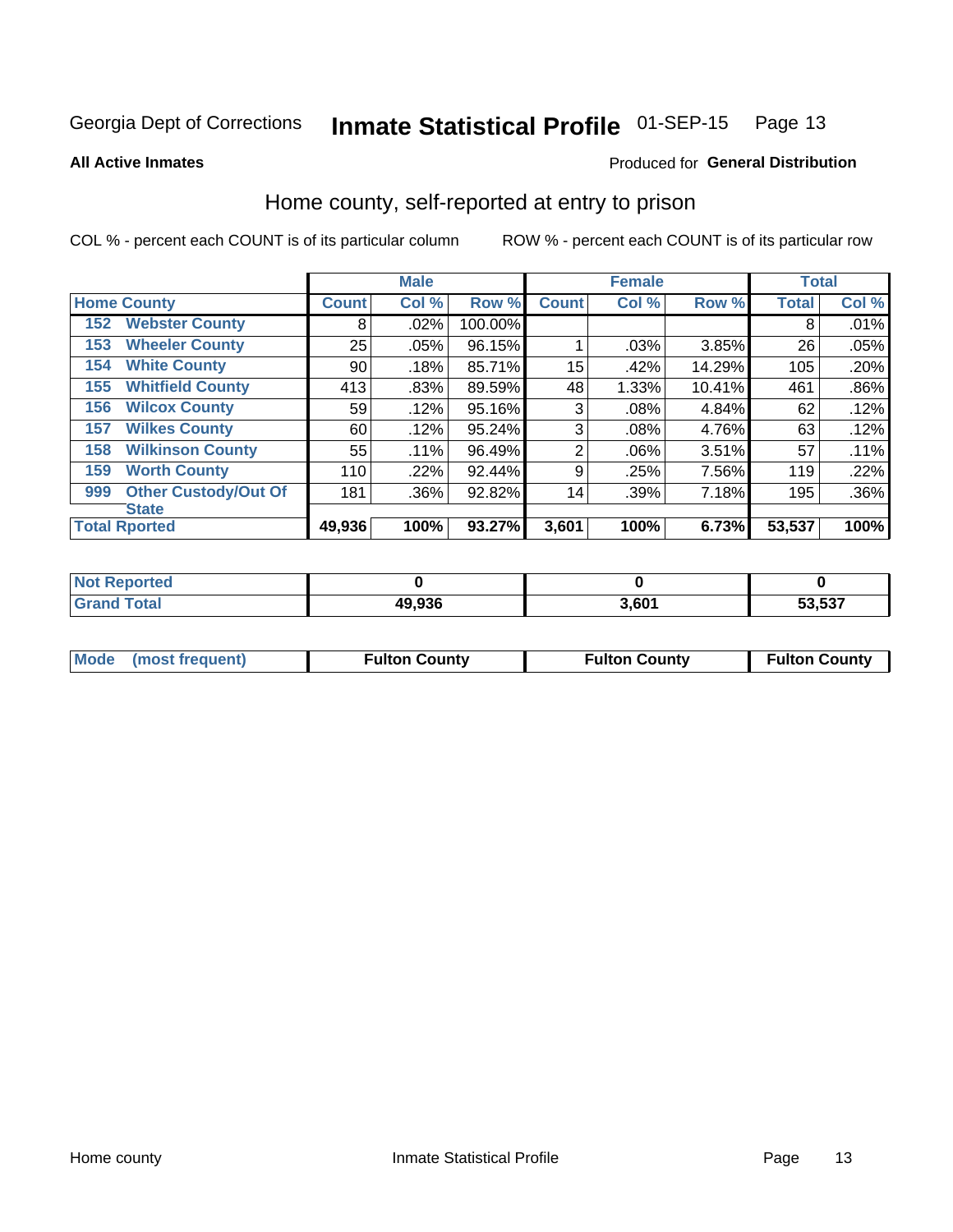Georgia Dept of Corrections **Inmate Statistical Profile** 01-SEP-15

**All Active Inmates**

Produced for **General Distribution**

## Home county, self-reported at entry to prison

COL % - percent each COUNT is of its particular column

ROW % - percent each COUNT is of its particular row

| | | Male | | | Female | | | Total | |
|---|---|---|---|---|---|---|---|---|---|
| **Home County** | | **Count** | **Col %** | **Row %** | **Count** | **Col %** | **Row %** | **Total** | **Col %** |
| 152 | Webster County | 8 | .02% | 100.00% | | | | 8 | .01% |
| 153 | Wheeler County | 25 | .05% | 96.15% | 1 | .03% | 3.85% | 26 | .05% |
| 154 | White County | 90 | .18% | 85.71% | 15 | .42% | 14.29% | 105 | .20% |
| 155 | Whitfield County | 413 | .83% | 89.59% | 48 | 1.33% | 10.41% | 461 | .86% |
| 156 | Wilcox County | 59 | .12% | 95.16% | 3 | .08% | 4.84% | 62 | .12% |
| 157 | Wilkes County | 60 | .12% | 95.24% | 3 | .08% | 4.76% | 63 | .12% |
| 158 | Wilkinson County | 55 | .11% | 96.49% | 2 | .06% | 3.51% | 57 | .11% |
| 159 | Worth County | 110 | .22% | 92.44% | 9 | .25% | 7.56% | 119 | .22% |
| 999 | Other Custody/Out Of State | 181 | .36% | 92.82% | 14 | .39% | 7.18% | 195 | .36% |
| **Total Rported** | | **49,936** | **100%** | **93.27%** | **3,601** | **100%** | **6.73%** | **53,537** | **100%** |

| | Male | Female | Total |
|---|---|---|---|
| **Not Reported** | **0** | **0** | **0** |
| **Grand Total** | **49,936** | **3,601** | **53,537** |

| | Male | Female | Total |
|---|---|---|---|
| **Mode (most frequent)** | **Fulton County** | **Fulton County** | **Fulton County** |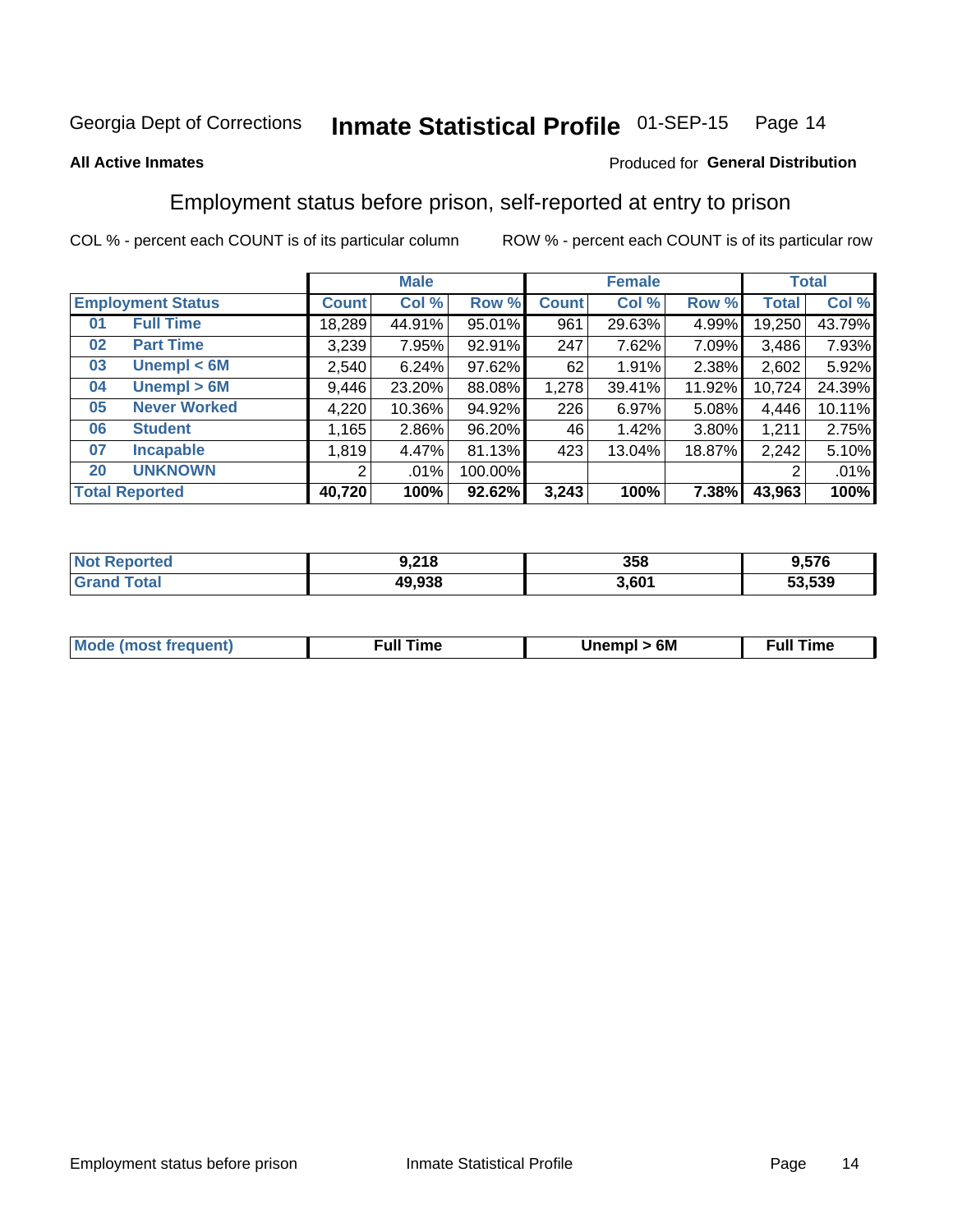Georgia Dept of Corrections **Inmate Statistical Profile** 01-SEP-15

**All Active Inmates**

Produced for **General Distribution**

## Employment status before prison, self-reported at entry to prison

COL % - percent each COUNT is of its particular column ROW % - percent each COUNT is of its particular row

| Employment Status | | Male | | | Female | | | Total | |
|---|---|---|---|---|---|---|---|---|---|
| | | Count | Col % | Row % | Count | Col % | Row % | Total | Col % |
| 01 | Full Time | 18,289 | 44.91% | 95.01% | 961 | 29.63% | 4.99% | 19,250 | 43.79% |
| 02 | Part Time | 3,239 | 7.95% | 92.91% | 247 | 7.62% | 7.09% | 3,486 | 7.93% |
| 03 | Unempl < 6M | 2,540 | 6.24% | 97.62% | 62 | 1.91% | 2.38% | 2,602 | 5.92% |
| 04 | Unempl > 6M | 9,446 | 23.20% | 88.08% | 1,278 | 39.41% | 11.92% | 10,724 | 24.39% |
| 05 | Never Worked | 4,220 | 10.36% | 94.92% | 226 | 6.97% | 5.08% | 4,446 | 10.11% |
| 06 | Student | 1,165 | 2.86% | 96.20% | 46 | 1.42% | 3.80% | 1,211 | 2.75% |
| 07 | Incapable | 1,819 | 4.47% | 81.13% | 423 | 13.04% | 18.87% | 2,242 | 5.10% |
| 20 | UNKNOWN | 2 | .01% | 100.00% | | | | 2 | .01% |
| **Total Reported** | | **40,720** | **100%** | **92.62%** | **3,243** | **100%** | **7.38%** | **43,963** | **100%** |

| | Male | Female | Total |
|---|---|---|---|
| Not Reported | 9,218 | 358 | 9,576 |
| Grand Total | 49,938 | 3,601 | 53,539 |

| | Male | Female | Total |
|---|---|---|---|
| Mode (most frequent) | Full Time | Unempl > 6M | Full Time |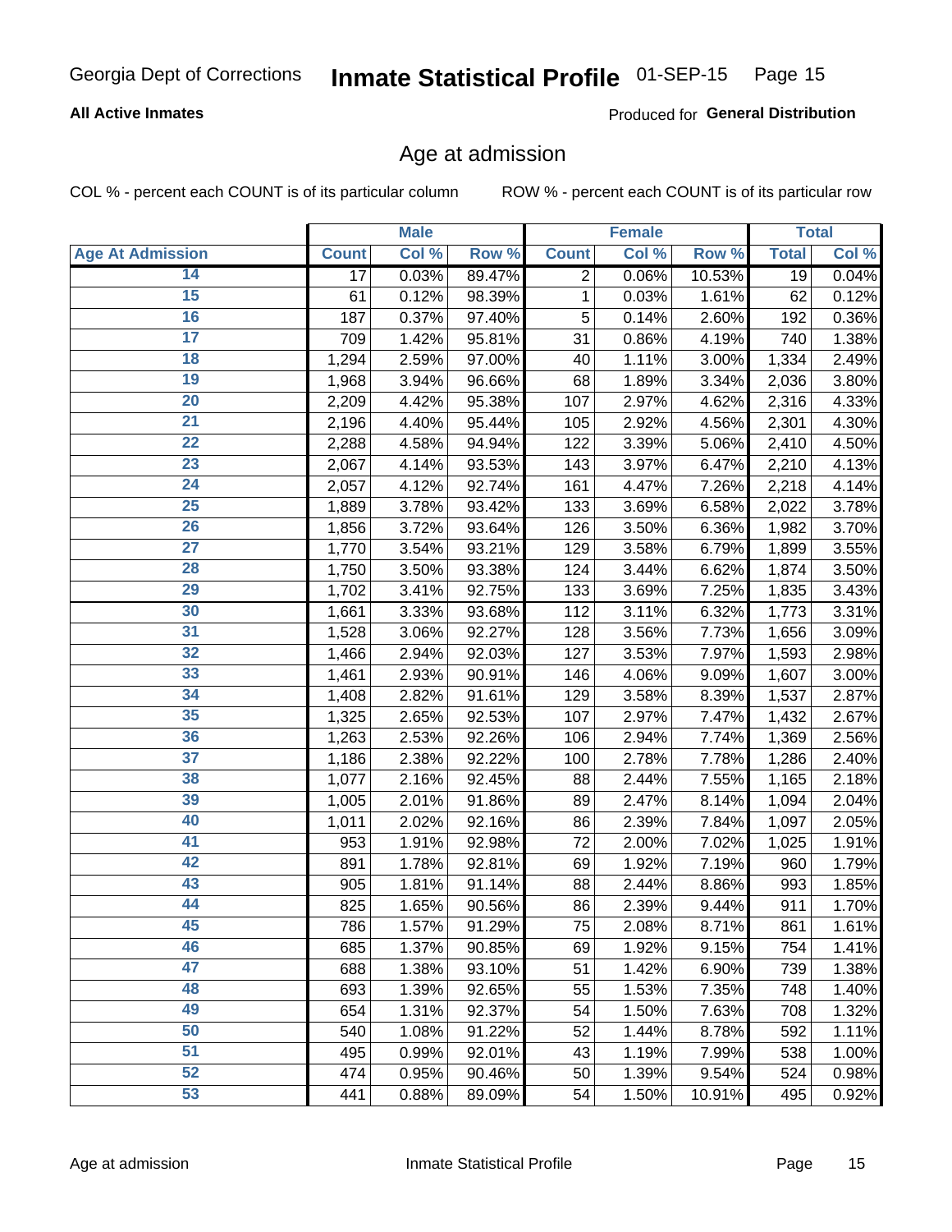Georgia Dept of Corrections **Inmate Statistical Profile** 01-SEP-15

**All Active Inmates**

Produced for **General Distribution**

## Age at admission

COL % - percent each COUNT is of its particular column ROW % - percent each COUNT is of its particular row

| Age At Admission | Male | | | Female | | | Total | |
|---|---|---|---|---|---|---|---|---|
| | Count | Col % | Row % | Count | Col % | Row % | Total | Col % |
| 14 | 17 | 0.03% | 89.47% | 2 | 0.06% | 10.53% | 19 | 0.04% |
| 15 | 61 | 0.12% | 98.39% | 1 | 0.03% | 1.61% | 62 | 0.12% |
| 16 | 187 | 0.37% | 97.40% | 5 | 0.14% | 2.60% | 192 | 0.36% |
| 17 | 709 | 1.42% | 95.81% | 31 | 0.86% | 4.19% | 740 | 1.38% |
| 18 | 1,294 | 2.59% | 97.00% | 40 | 1.11% | 3.00% | 1,334 | 2.49% |
| 19 | 1,968 | 3.94% | 96.66% | 68 | 1.89% | 3.34% | 2,036 | 3.80% |
| 20 | 2,209 | 4.42% | 95.38% | 107 | 2.97% | 4.62% | 2,316 | 4.33% |
| 21 | 2,196 | 4.40% | 95.44% | 105 | 2.92% | 4.56% | 2,301 | 4.30% |
| 22 | 2,288 | 4.58% | 94.94% | 122 | 3.39% | 5.06% | 2,410 | 4.50% |
| 23 | 2,067 | 4.14% | 93.53% | 143 | 3.97% | 6.47% | 2,210 | 4.13% |
| 24 | 2,057 | 4.12% | 92.74% | 161 | 4.47% | 7.26% | 2,218 | 4.14% |
| 25 | 1,889 | 3.78% | 93.42% | 133 | 3.69% | 6.58% | 2,022 | 3.78% |
| 26 | 1,856 | 3.72% | 93.64% | 126 | 3.50% | 6.36% | 1,982 | 3.70% |
| 27 | 1,770 | 3.54% | 93.21% | 129 | 3.58% | 6.79% | 1,899 | 3.55% |
| 28 | 1,750 | 3.50% | 93.38% | 124 | 3.44% | 6.62% | 1,874 | 3.50% |
| 29 | 1,702 | 3.41% | 92.75% | 133 | 3.69% | 7.25% | 1,835 | 3.43% |
| 30 | 1,661 | 3.33% | 93.68% | 112 | 3.11% | 6.32% | 1,773 | 3.31% |
| 31 | 1,528 | 3.06% | 92.27% | 128 | 3.56% | 7.73% | 1,656 | 3.09% |
| 32 | 1,466 | 2.94% | 92.03% | 127 | 3.53% | 7.97% | 1,593 | 2.98% |
| 33 | 1,461 | 2.93% | 90.91% | 146 | 4.06% | 9.09% | 1,607 | 3.00% |
| 34 | 1,408 | 2.82% | 91.61% | 129 | 3.58% | 8.39% | 1,537 | 2.87% |
| 35 | 1,325 | 2.65% | 92.53% | 107 | 2.97% | 7.47% | 1,432 | 2.67% |
| 36 | 1,263 | 2.53% | 92.26% | 106 | 2.94% | 7.74% | 1,369 | 2.56% |
| 37 | 1,186 | 2.38% | 92.22% | 100 | 2.78% | 7.78% | 1,286 | 2.40% |
| 38 | 1,077 | 2.16% | 92.45% | 88 | 2.44% | 7.55% | 1,165 | 2.18% |
| 39 | 1,005 | 2.01% | 91.86% | 89 | 2.47% | 8.14% | 1,094 | 2.04% |
| 40 | 1,011 | 2.02% | 92.16% | 86 | 2.39% | 7.84% | 1,097 | 2.05% |
| 41 | 953 | 1.91% | 92.98% | 72 | 2.00% | 7.02% | 1,025 | 1.91% |
| 42 | 891 | 1.78% | 92.81% | 69 | 1.92% | 7.19% | 960 | 1.79% |
| 43 | 905 | 1.81% | 91.14% | 88 | 2.44% | 8.86% | 993 | 1.85% |
| 44 | 825 | 1.65% | 90.56% | 86 | 2.39% | 9.44% | 911 | 1.70% |
| 45 | 786 | 1.57% | 91.29% | 75 | 2.08% | 8.71% | 861 | 1.61% |
| 46 | 685 | 1.37% | 90.85% | 69 | 1.92% | 9.15% | 754 | 1.41% |
| 47 | 688 | 1.38% | 93.10% | 51 | 1.42% | 6.90% | 739 | 1.38% |
| 48 | 693 | 1.39% | 92.65% | 55 | 1.53% | 7.35% | 748 | 1.40% |
| 49 | 654 | 1.31% | 92.37% | 54 | 1.50% | 7.63% | 708 | 1.32% |
| 50 | 540 | 1.08% | 91.22% | 52 | 1.44% | 8.78% | 592 | 1.11% |
| 51 | 495 | 0.99% | 92.01% | 43 | 1.19% | 7.99% | 538 | 1.00% |
| 52 | 474 | 0.95% | 90.46% | 50 | 1.39% | 9.54% | 524 | 0.98% |
| 53 | 441 | 0.88% | 89.09% | 54 | 1.50% | 10.91% | 495 | 0.92% |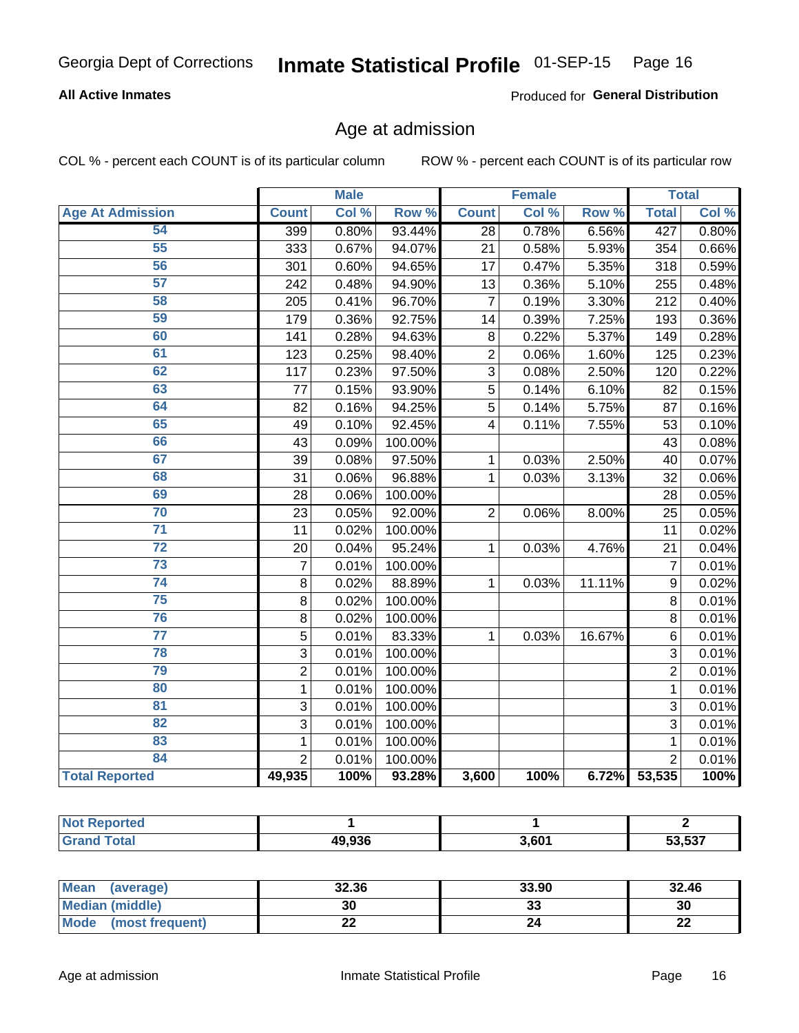Georgia Dept of Corrections **Inmate Statistical Profile** 01-SEP-15

**All Active Inmates**

Produced for **General Distribution**

## Age at admission

COL % - percent each COUNT is of its particular column

ROW % - percent each COUNT is of its particular row

| | Male | | | Female | | | Total | |
|---|---|---|---|---|---|---|---|---|
| **Age At Admission** | **Count** | **Col %** | **Row %** | **Count** | **Col %** | **Row %** | **Total** | **Col %** |
| 54 | 399 | 0.80% | 93.44% | 28 | 0.78% | 6.56% | 427 | 0.80% |
| 55 | 333 | 0.67% | 94.07% | 21 | 0.58% | 5.93% | 354 | 0.66% |
| 56 | 301 | 0.60% | 94.65% | 17 | 0.47% | 5.35% | 318 | 0.59% |
| 57 | 242 | 0.48% | 94.90% | 13 | 0.36% | 5.10% | 255 | 0.48% |
| 58 | 205 | 0.41% | 96.70% | 7 | 0.19% | 3.30% | 212 | 0.40% |
| 59 | 179 | 0.36% | 92.75% | 14 | 0.39% | 7.25% | 193 | 0.36% |
| 60 | 141 | 0.28% | 94.63% | 8 | 0.22% | 5.37% | 149 | 0.28% |
| 61 | 123 | 0.25% | 98.40% | 2 | 0.06% | 1.60% | 125 | 0.23% |
| 62 | 117 | 0.23% | 97.50% | 3 | 0.08% | 2.50% | 120 | 0.22% |
| 63 | 77 | 0.15% | 93.90% | 5 | 0.14% | 6.10% | 82 | 0.15% |
| 64 | 82 | 0.16% | 94.25% | 5 | 0.14% | 5.75% | 87 | 0.16% |
| 65 | 49 | 0.10% | 92.45% | 4 | 0.11% | 7.55% | 53 | 0.10% |
| 66 | 43 | 0.09% | 100.00% | | | | 43 | 0.08% |
| 67 | 39 | 0.08% | 97.50% | 1 | 0.03% | 2.50% | 40 | 0.07% |
| 68 | 31 | 0.06% | 96.88% | 1 | 0.03% | 3.13% | 32 | 0.06% |
| 69 | 28 | 0.06% | 100.00% | | | | 28 | 0.05% |
| 70 | 23 | 0.05% | 92.00% | 2 | 0.06% | 8.00% | 25 | 0.05% |
| 71 | 11 | 0.02% | 100.00% | | | | 11 | 0.02% |
| 72 | 20 | 0.04% | 95.24% | 1 | 0.03% | 4.76% | 21 | 0.04% |
| 73 | 7 | 0.01% | 100.00% | | | | 7 | 0.01% |
| 74 | 8 | 0.02% | 88.89% | 1 | 0.03% | 11.11% | 9 | 0.02% |
| 75 | 8 | 0.02% | 100.00% | | | | 8 | 0.01% |
| 76 | 8 | 0.02% | 100.00% | | | | 8 | 0.01% |
| 77 | 5 | 0.01% | 83.33% | 1 | 0.03% | 16.67% | 6 | 0.01% |
| 78 | 3 | 0.01% | 100.00% | | | | 3 | 0.01% |
| 79 | 2 | 0.01% | 100.00% | | | | 2 | 0.01% |
| 80 | 1 | 0.01% | 100.00% | | | | 1 | 0.01% |
| 81 | 3 | 0.01% | 100.00% | | | | 3 | 0.01% |
| 82 | 3 | 0.01% | 100.00% | | | | 3 | 0.01% |
| 83 | 1 | 0.01% | 100.00% | | | | 1 | 0.01% |
| 84 | 2 | 0.01% | 100.00% | | | | 2 | 0.01% |
| **Total Reported** | **49,935** | **100%** | **93.28%** | **3,600** | **100%** | **6.72%** | **53,535** | **100%** |

| | Male | Female | Total |
|---|---|---|---|
| **Not Reported** | **1** | **1** | **2** |
| **Grand Total** | **49,936** | **3,601** | **53,537** |

| | Male | Female | Total |
|---|---|---|---|
| **Mean (average)** | **32.36** | **33.90** | **32.46** |
| **Median (middle)** | **30** | **33** | **30** |
| **Mode (most frequent)** | **22** | **24** | **22** |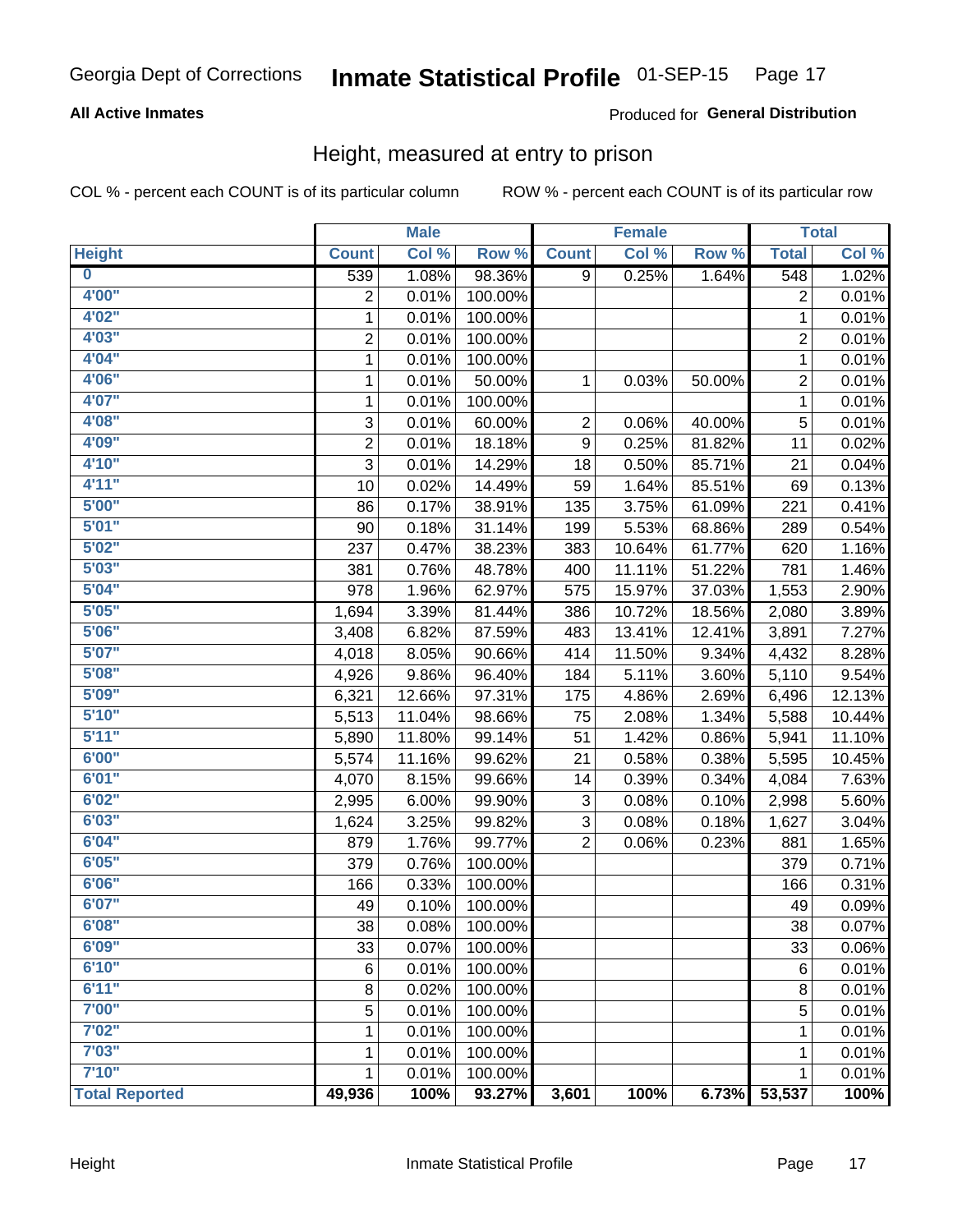Georgia Dept of Corrections **Inmate Statistical Profile** 01-SEP-15

**All Active Inmates**

Produced for **General Distribution**

## Height, measured at entry to prison

COL % - percent each COUNT is of its particular column

ROW % - percent each COUNT is of its particular row

| Height | Male | | | Female | | | Total | |
|---|---|---|---|---|---|---|---|---|
| | Count | Col % | Row % | Count | Col % | Row % | Total | Col % |
| 0 | 539 | 1.08% | 98.36% | 9 | 0.25% | 1.64% | 548 | 1.02% |
| 4'00" | 2 | 0.01% | 100.00% | | | | 2 | 0.01% |
| 4'02" | 1 | 0.01% | 100.00% | | | | 1 | 0.01% |
| 4'03" | 2 | 0.01% | 100.00% | | | | 2 | 0.01% |
| 4'04" | 1 | 0.01% | 100.00% | | | | 1 | 0.01% |
| 4'06" | 1 | 0.01% | 50.00% | 1 | 0.03% | 50.00% | 2 | 0.01% |
| 4'07" | 1 | 0.01% | 100.00% | | | | 1 | 0.01% |
| 4'08" | 3 | 0.01% | 60.00% | 2 | 0.06% | 40.00% | 5 | 0.01% |
| 4'09" | 2 | 0.01% | 18.18% | 9 | 0.25% | 81.82% | 11 | 0.02% |
| 4'10" | 3 | 0.01% | 14.29% | 18 | 0.50% | 85.71% | 21 | 0.04% |
| 4'11" | 10 | 0.02% | 14.49% | 59 | 1.64% | 85.51% | 69 | 0.13% |
| 5'00" | 86 | 0.17% | 38.91% | 135 | 3.75% | 61.09% | 221 | 0.41% |
| 5'01" | 90 | 0.18% | 31.14% | 199 | 5.53% | 68.86% | 289 | 0.54% |
| 5'02" | 237 | 0.47% | 38.23% | 383 | 10.64% | 61.77% | 620 | 1.16% |
| 5'03" | 381 | 0.76% | 48.78% | 400 | 11.11% | 51.22% | 781 | 1.46% |
| 5'04" | 978 | 1.96% | 62.97% | 575 | 15.97% | 37.03% | 1,553 | 2.90% |
| 5'05" | 1,694 | 3.39% | 81.44% | 386 | 10.72% | 18.56% | 2,080 | 3.89% |
| 5'06" | 3,408 | 6.82% | 87.59% | 483 | 13.41% | 12.41% | 3,891 | 7.27% |
| 5'07" | 4,018 | 8.05% | 90.66% | 414 | 11.50% | 9.34% | 4,432 | 8.28% |
| 5'08" | 4,926 | 9.86% | 96.40% | 184 | 5.11% | 3.60% | 5,110 | 9.54% |
| 5'09" | 6,321 | 12.66% | 97.31% | 175 | 4.86% | 2.69% | 6,496 | 12.13% |
| 5'10" | 5,513 | 11.04% | 98.66% | 75 | 2.08% | 1.34% | 5,588 | 10.44% |
| 5'11" | 5,890 | 11.80% | 99.14% | 51 | 1.42% | 0.86% | 5,941 | 11.10% |
| 6'00" | 5,574 | 11.16% | 99.62% | 21 | 0.58% | 0.38% | 5,595 | 10.45% |
| 6'01" | 4,070 | 8.15% | 99.66% | 14 | 0.39% | 0.34% | 4,084 | 7.63% |
| 6'02" | 2,995 | 6.00% | 99.90% | 3 | 0.08% | 0.10% | 2,998 | 5.60% |
| 6'03" | 1,624 | 3.25% | 99.82% | 3 | 0.08% | 0.18% | 1,627 | 3.04% |
| 6'04" | 879 | 1.76% | 99.77% | 2 | 0.06% | 0.23% | 881 | 1.65% |
| 6'05" | 379 | 0.76% | 100.00% | | | | 379 | 0.71% |
| 6'06" | 166 | 0.33% | 100.00% | | | | 166 | 0.31% |
| 6'07" | 49 | 0.10% | 100.00% | | | | 49 | 0.09% |
| 6'08" | 38 | 0.08% | 100.00% | | | | 38 | 0.07% |
| 6'09" | 33 | 0.07% | 100.00% | | | | 33 | 0.06% |
| 6'10" | 6 | 0.01% | 100.00% | | | | 6 | 0.01% |
| 6'11" | 8 | 0.02% | 100.00% | | | | 8 | 0.01% |
| 7'00" | 5 | 0.01% | 100.00% | | | | 5 | 0.01% |
| 7'02" | 1 | 0.01% | 100.00% | | | | 1 | 0.01% |
| 7'03" | 1 | 0.01% | 100.00% | | | | 1 | 0.01% |
| 7'10" | 1 | 0.01% | 100.00% | | | | 1 | 0.01% |
| **Total Reported** | **49,936** | **100%** | **93.27%** | **3,601** | **100%** | **6.73%** | **53,537** | **100%** |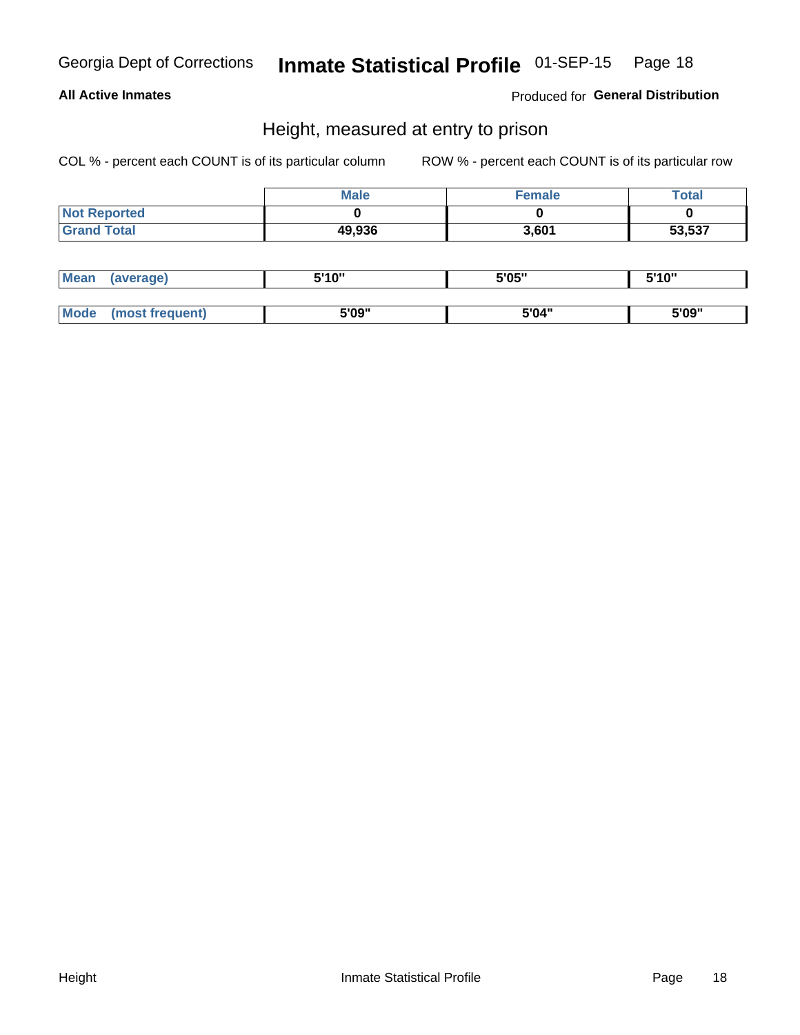Georgia Dept of Corrections **Inmate Statistical Profile** 01-SEP-15

**All Active Inmates**

Produced for **General Distribution**

## Height, measured at entry to prison

COL % - percent each COUNT is of its particular column

ROW % - percent each COUNT is of its particular row

| | Male | Female | Total |
|---|---|---|---|
| Not Reported | 0 | 0 | 0 |
| Grand Total | 49,936 | 3,601 | 53,537 |

| | Male | Female | Total |
|---|---|---|---|
| Mean (average) | 5'10" | 5'05" | 5'10" |
| Mode (most frequent) | 5'09" | 5'04" | 5'09" |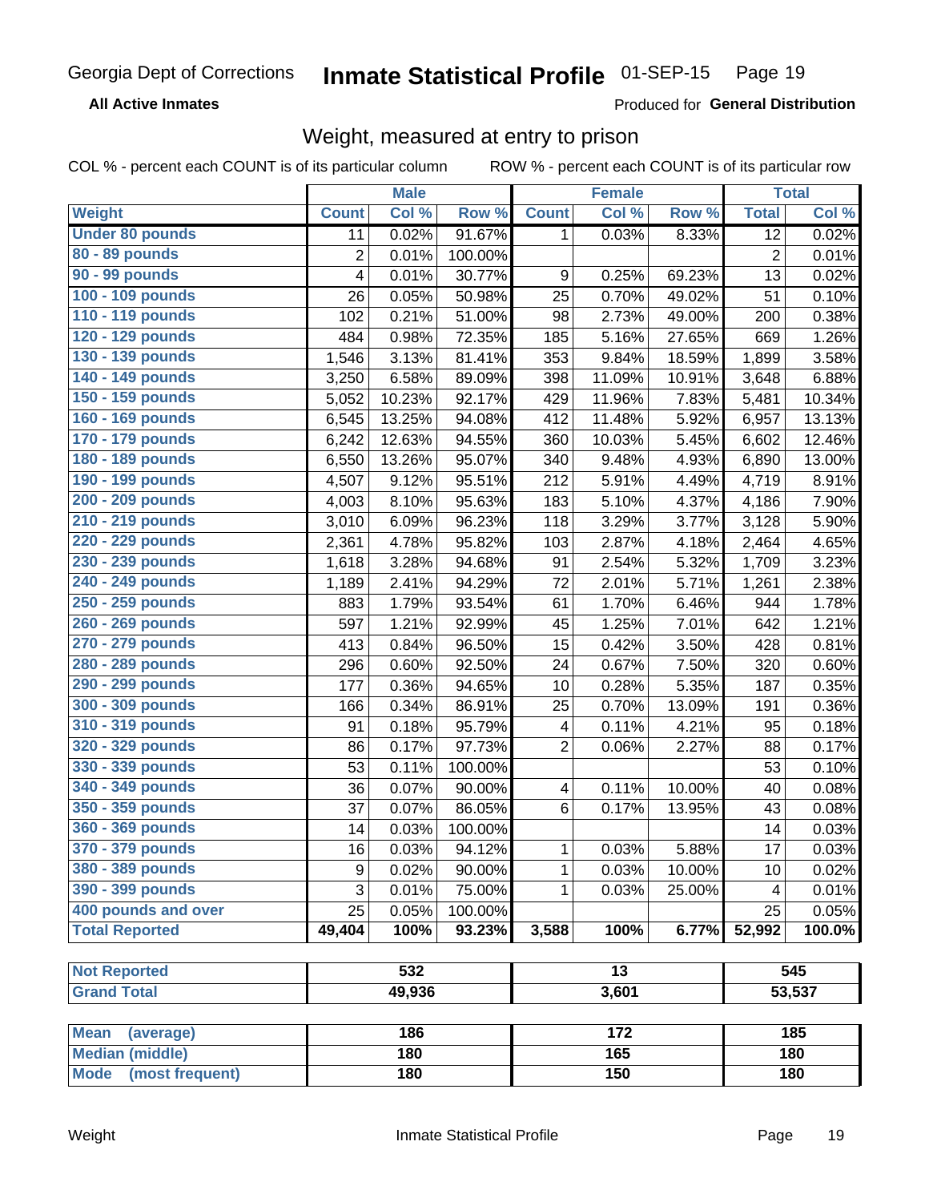Georgia Dept of Corrections **Inmate Statistical Profile** 01-SEP-15

**All Active Inmates**

Produced for **General Distribution**

## Weight, measured at entry to prison

COL % - percent each COUNT is of its particular column ROW % - percent each COUNT is of its particular row

| | Male | | | Female | | | Total | |
|---|---|---|---|---|---|---|---|---|
| **Weight** | **Count** | **Col %** | **Row %** | **Count** | **Col %** | **Row %** | **Total** | **Col %** |
| **Under 80 pounds** | 11 | 0.02% | 91.67% | 1 | 0.03% | 8.33% | 12 | 0.02% |
| **80 - 89 pounds** | 2 | 0.01% | 100.00% | | | | 2 | 0.01% |
| **90 - 99 pounds** | 4 | 0.01% | 30.77% | 9 | 0.25% | 69.23% | 13 | 0.02% |
| **100 - 109 pounds** | 26 | 0.05% | 50.98% | 25 | 0.70% | 49.02% | 51 | 0.10% |
| **110 - 119 pounds** | 102 | 0.21% | 51.00% | 98 | 2.73% | 49.00% | 200 | 0.38% |
| **120 - 129 pounds** | 484 | 0.98% | 72.35% | 185 | 5.16% | 27.65% | 669 | 1.26% |
| **130 - 139 pounds** | 1,546 | 3.13% | 81.41% | 353 | 9.84% | 18.59% | 1,899 | 3.58% |
| **140 - 149 pounds** | 3,250 | 6.58% | 89.09% | 398 | 11.09% | 10.91% | 3,648 | 6.88% |
| **150 - 159 pounds** | 5,052 | 10.23% | 92.17% | 429 | 11.96% | 7.83% | 5,481 | 10.34% |
| **160 - 169 pounds** | 6,545 | 13.25% | 94.08% | 412 | 11.48% | 5.92% | 6,957 | 13.13% |
| **170 - 179 pounds** | 6,242 | 12.63% | 94.55% | 360 | 10.03% | 5.45% | 6,602 | 12.46% |
| **180 - 189 pounds** | 6,550 | 13.26% | 95.07% | 340 | 9.48% | 4.93% | 6,890 | 13.00% |
| **190 - 199 pounds** | 4,507 | 9.12% | 95.51% | 212 | 5.91% | 4.49% | 4,719 | 8.91% |
| **200 - 209 pounds** | 4,003 | 8.10% | 95.63% | 183 | 5.10% | 4.37% | 4,186 | 7.90% |
| **210 - 219 pounds** | 3,010 | 6.09% | 96.23% | 118 | 3.29% | 3.77% | 3,128 | 5.90% |
| **220 - 229 pounds** | 2,361 | 4.78% | 95.82% | 103 | 2.87% | 4.18% | 2,464 | 4.65% |
| **230 - 239 pounds** | 1,618 | 3.28% | 94.68% | 91 | 2.54% | 5.32% | 1,709 | 3.23% |
| **240 - 249 pounds** | 1,189 | 2.41% | 94.29% | 72 | 2.01% | 5.71% | 1,261 | 2.38% |
| **250 - 259 pounds** | 883 | 1.79% | 93.54% | 61 | 1.70% | 6.46% | 944 | 1.78% |
| **260 - 269 pounds** | 597 | 1.21% | 92.99% | 45 | 1.25% | 7.01% | 642 | 1.21% |
| **270 - 279 pounds** | 413 | 0.84% | 96.50% | 15 | 0.42% | 3.50% | 428 | 0.81% |
| **280 - 289 pounds** | 296 | 0.60% | 92.50% | 24 | 0.67% | 7.50% | 320 | 0.60% |
| **290 - 299 pounds** | 177 | 0.36% | 94.65% | 10 | 0.28% | 5.35% | 187 | 0.35% |
| **300 - 309 pounds** | 166 | 0.34% | 86.91% | 25 | 0.70% | 13.09% | 191 | 0.36% |
| **310 - 319 pounds** | 91 | 0.18% | 95.79% | 4 | 0.11% | 4.21% | 95 | 0.18% |
| **320 - 329 pounds** | 86 | 0.17% | 97.73% | 2 | 0.06% | 2.27% | 88 | 0.17% |
| **330 - 339 pounds** | 53 | 0.11% | 100.00% | | | | 53 | 0.10% |
| **340 - 349 pounds** | 36 | 0.07% | 90.00% | 4 | 0.11% | 10.00% | 40 | 0.08% |
| **350 - 359 pounds** | 37 | 0.07% | 86.05% | 6 | 0.17% | 13.95% | 43 | 0.08% |
| **360 - 369 pounds** | 14 | 0.03% | 100.00% | | | | 14 | 0.03% |
| **370 - 379 pounds** | 16 | 0.03% | 94.12% | 1 | 0.03% | 5.88% | 17 | 0.03% |
| **380 - 389 pounds** | 9 | 0.02% | 90.00% | 1 | 0.03% | 10.00% | 10 | 0.02% |
| **390 - 399 pounds** | 3 | 0.01% | 75.00% | 1 | 0.03% | 25.00% | 4 | 0.01% |
| **400 pounds and over** | 25 | 0.05% | 100.00% | | | | 25 | 0.05% |
| **Total Reported** | **49,404** | **100%** | **93.23%** | **3,588** | **100%** | **6.77%** | **52,992** | **100.0%** |

| | Male | Female | Total |
|---|---|---|---|
| **Not Reported** | **532** | **13** | **545** |
| **Grand Total** | **49,936** | **3,601** | **53,537** |

| | Male | Female | Total |
|---|---|---|---|
| **Mean (average)** | **186** | **172** | **185** |
| **Median (middle)** | **180** | **165** | **180** |
| **Mode (most frequent)** | **180** | **150** | **180** |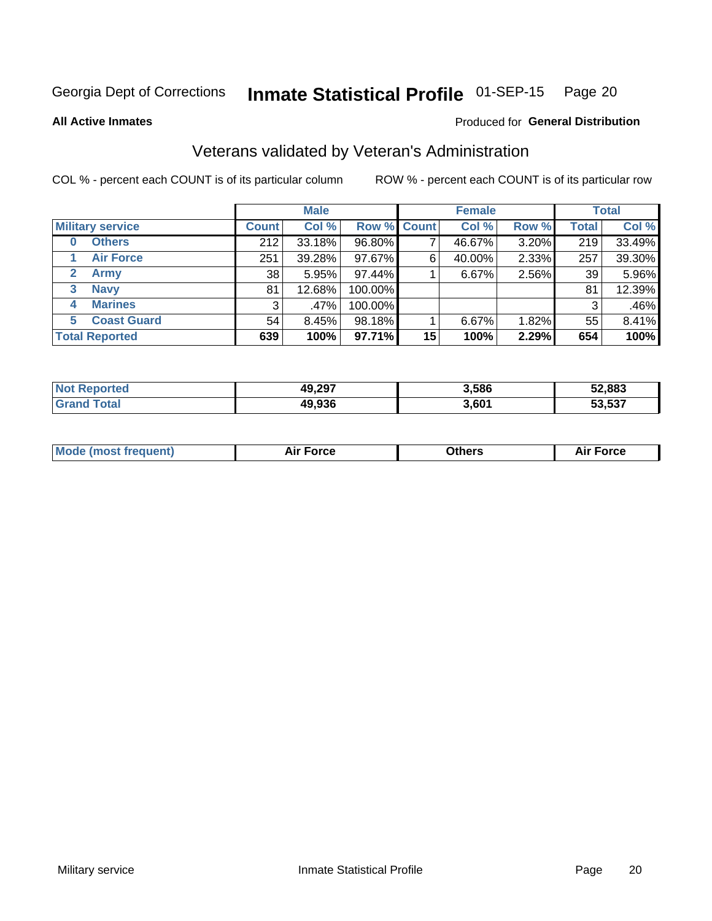Georgia Dept of Corrections **Inmate Statistical Profile** 01-SEP-15 Page 20

**All Active Inmates**

Produced for **General Distribution**

## Veterans validated by Veteran's Administration

COL % - percent each COUNT is of its particular column ROW % - percent each COUNT is of its particular row

| Military service | Male | | | Female | | | Total | |
|---|---|---|---|---|---|---|---|---|
| | Count | Col % | Row % | Count | Col % | Row % | Total | Col % |
| 0 Others | 212 | 33.18% | 96.80% | 7 | 46.67% | 3.20% | 219 | 33.49% |
| 1 Air Force | 251 | 39.28% | 97.67% | 6 | 40.00% | 2.33% | 257 | 39.30% |
| 2 Army | 38 | 5.95% | 97.44% | 1 | 6.67% | 2.56% | 39 | 5.96% |
| 3 Navy | 81 | 12.68% | 100.00% | | | | 81 | 12.39% |
| 4 Marines | 3 | .47% | 100.00% | | | | 3 | .46% |
| 5 Coast Guard | 54 | 8.45% | 98.18% | 1 | 6.67% | 1.82% | 55 | 8.41% |
| **Total Reported** | **639** | **100%** | **97.71%** | **15** | **100%** | **2.29%** | **654** | **100%** |

| | Male | Female | Total |
|---|---|---|---|
| Not Reported | 49,297 | 3,586 | 52,883 |
| Grand Total | 49,936 | 3,601 | 53,537 |

| | Male | Female | Total |
|---|---|---|---|
| Mode (most frequent) | Air Force | Others | Air Force |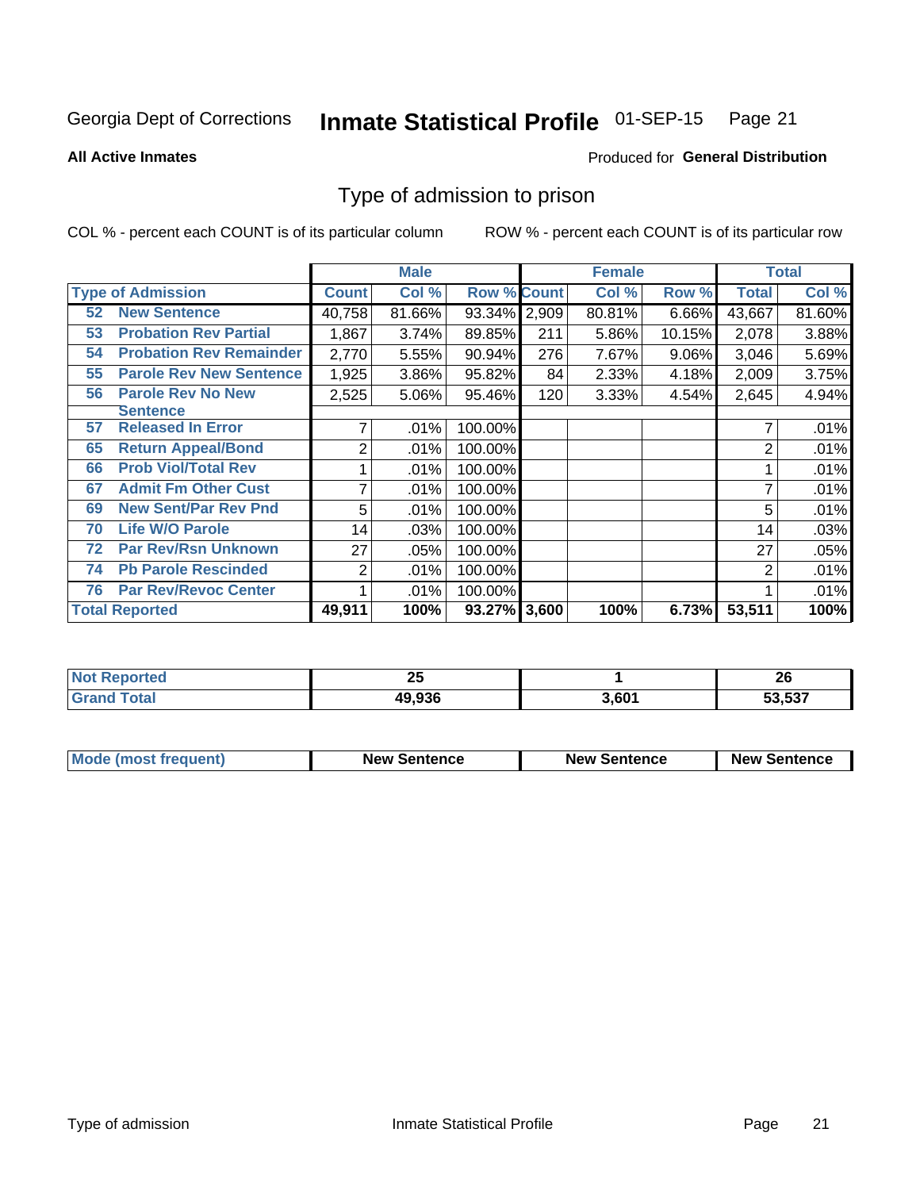Georgia Dept of Corrections **Inmate Statistical Profile** 01-SEP-15

**All Active Inmates** Produced for **General Distribution**

## Type of admission to prison

COL % - percent each COUNT is of its particular column ROW % - percent each COUNT is of its particular row

| | | Male | | | Female | | | Total | |
|---|---|---|---|---|---|---|---|---|---|
| **Type of Admission** | | **Count** | **Col %** | **Row %** | **Count** | **Col %** | **Row %** | **Total** | **Col %** |
| 52 | New Sentence | 40,758 | 81.66% | 93.34% | 2,909 | 80.81% | 6.66% | 43,667 | 81.60% |
| 53 | Probation Rev Partial | 1,867 | 3.74% | 89.85% | 211 | 5.86% | 10.15% | 2,078 | 3.88% |
| 54 | Probation Rev Remainder | 2,770 | 5.55% | 90.94% | 276 | 7.67% | 9.06% | 3,046 | 5.69% |
| 55 | Parole Rev New Sentence | 1,925 | 3.86% | 95.82% | 84 | 2.33% | 4.18% | 2,009 | 3.75% |
| 56 | Parole Rev No New Sentence | 2,525 | 5.06% | 95.46% | 120 | 3.33% | 4.54% | 2,645 | 4.94% |
| 57 | Released In Error | 7 | .01% | 100.00% | | | | 7 | .01% |
| 65 | Return Appeal/Bond | 2 | .01% | 100.00% | | | | 2 | .01% |
| 66 | Prob Viol/Total Rev | 1 | .01% | 100.00% | | | | 1 | .01% |
| 67 | Admit Fm Other Cust | 7 | .01% | 100.00% | | | | 7 | .01% |
| 69 | New Sent/Par Rev Pnd | 5 | .01% | 100.00% | | | | 5 | .01% |
| 70 | Life W/O Parole | 14 | .03% | 100.00% | | | | 14 | .03% |
| 72 | Par Rev/Rsn Unknown | 27 | .05% | 100.00% | | | | 27 | .05% |
| 74 | Pb Parole Rescinded | 2 | .01% | 100.00% | | | | 2 | .01% |
| 76 | Par Rev/Revoc Center | 1 | .01% | 100.00% | | | | 1 | .01% |
| **Total Reported** | | **49,911** | **100%** | **93.27%** | **3,600** | **100%** | **6.73%** | **53,511** | **100%** |

| | Male | Female | Total |
|---|---|---|---|
| Not Reported | 25 | 1 | 26 |
| Grand Total | 49,936 | 3,601 | 53,537 |

| | Male | Female | Total |
|---|---|---|---|
| Mode (most frequent) | New Sentence | New Sentence | New Sentence |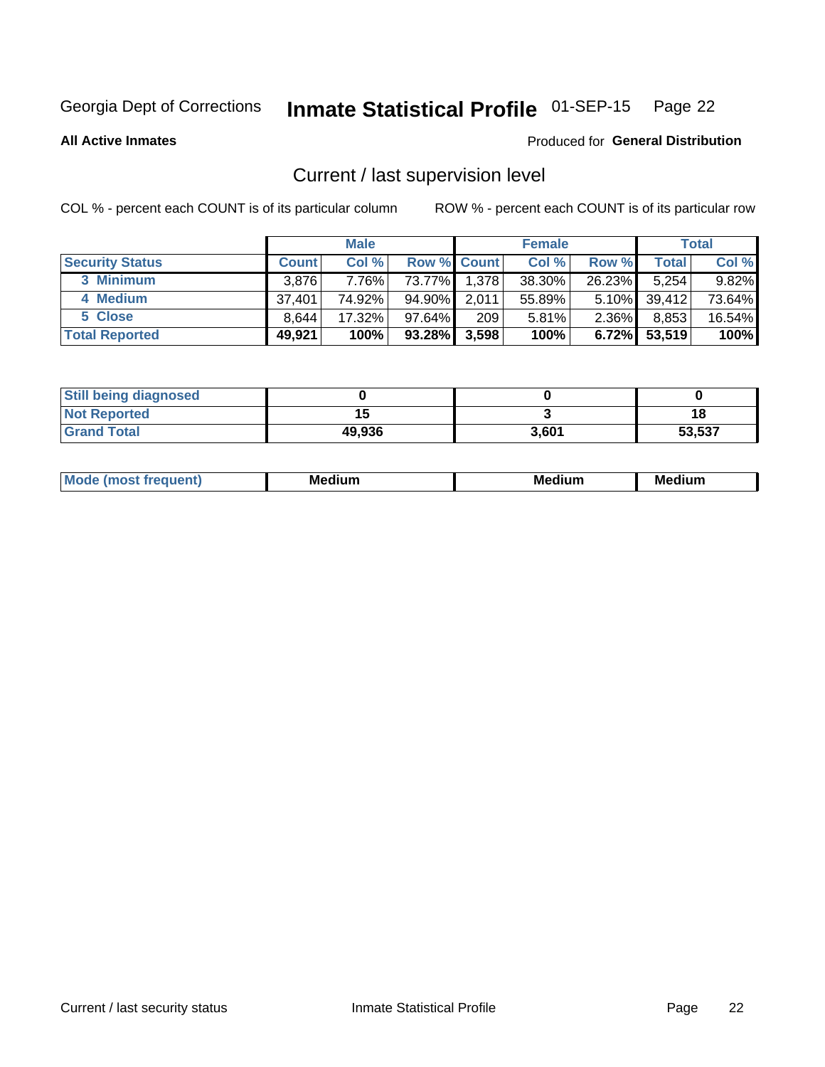Georgia Dept of Corrections **Inmate Statistical Profile** 01-SEP-15

**All Active Inmates**

Produced for **General Distribution**

## Current / last supervision level

COL % - percent each COUNT is of its particular column

ROW % - percent each COUNT is of its particular row

| | Male | | | Female | | | Total | |
|---|---|---|---|---|---|---|---|---|
| **Security Status** | **Count** | **Col %** | **Row %** | **Count** | **Col %** | **Row %** | **Total** | **Col %** |
| 3 Minimum | 3,876 | 7.76% | 73.77% | 1,378 | 38.30% | 26.23% | 5,254 | 9.82% |
| 4 Medium | 37,401 | 74.92% | 94.90% | 2,011 | 55.89% | 5.10% | 39,412 | 73.64% |
| 5 Close | 8,644 | 17.32% | 97.64% | 209 | 5.81% | 2.36% | 8,853 | 16.54% |
| **Total Reported** | **49,921** | **100%** | **93.28%** | **3,598** | **100%** | **6.72%** | **53,519** | **100%** |

| | Male | Female | Total |
|---|---|---|---|
| **Still being diagnosed** | **0** | **0** | **0** |
| **Not Reported** | **15** | **3** | **18** |
| **Grand Total** | **49,936** | **3,601** | **53,537** |

| | Male | Female | Total |
|---|---|---|---|
| **Mode (most frequent)** | **Medium** | **Medium** | **Medium** |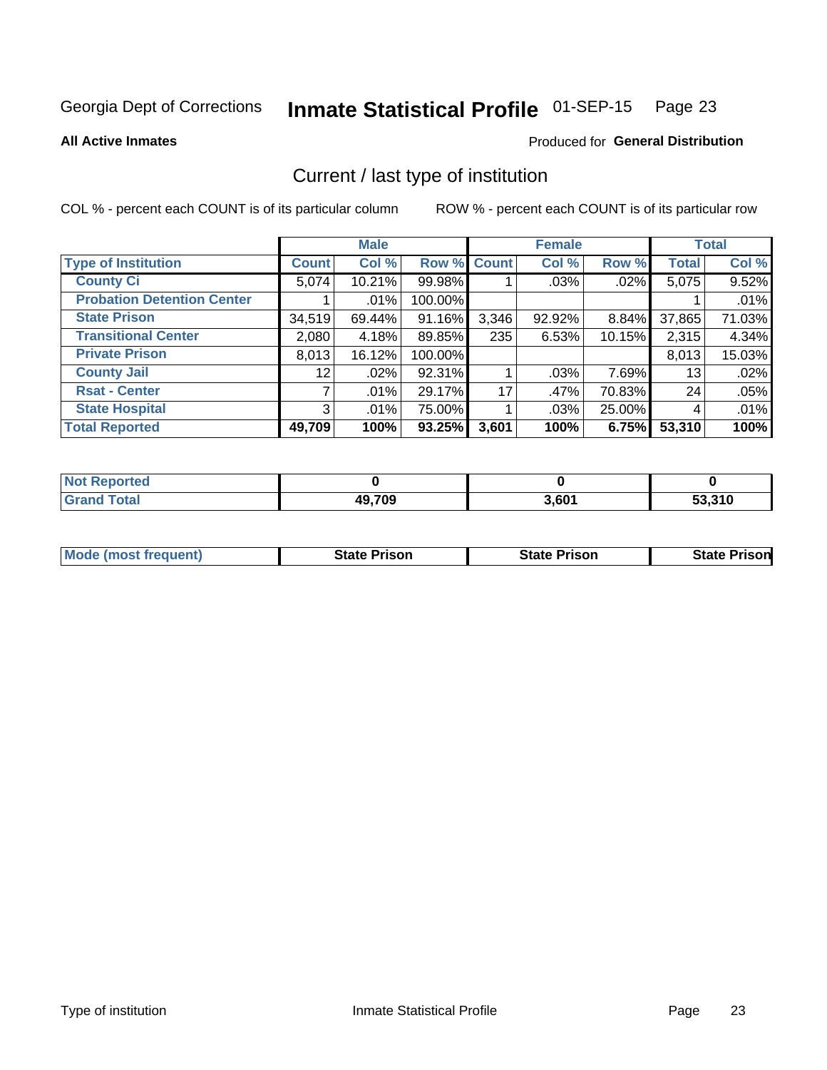Georgia Dept of Corrections **Inmate Statistical Profile** 01-SEP-15

**All Active Inmates**

Produced for **General Distribution**

## Current / last type of institution

COL % - percent each COUNT is of its particular column

ROW % - percent each COUNT is of its particular row

| | Male | | | Female | | | Total | |
|---|---|---|---|---|---|---|---|---|
| **Type of Institution** | **Count** | **Col %** | **Row %** | **Count** | **Col %** | **Row %** | **Total** | **Col %** |
| **County Ci** | 5,074 | 10.21% | 99.98% | 1 | .03% | .02% | 5,075 | 9.52% |
| **Probation Detention Center** | 1 | .01% | 100.00% | | | | 1 | .01% |
| **State Prison** | 34,519 | 69.44% | 91.16% | 3,346 | 92.92% | 8.84% | 37,865 | 71.03% |
| **Transitional Center** | 2,080 | 4.18% | 89.85% | 235 | 6.53% | 10.15% | 2,315 | 4.34% |
| **Private Prison** | 8,013 | 16.12% | 100.00% | | | | 8,013 | 15.03% |
| **County Jail** | 12 | .02% | 92.31% | 1 | .03% | 7.69% | 13 | .02% |
| **Rsat - Center** | 7 | .01% | 29.17% | 17 | .47% | 70.83% | 24 | .05% |
| **State Hospital** | 3 | .01% | 75.00% | 1 | .03% | 25.00% | 4 | .01% |
| **Total Reported** | **49,709** | **100%** | **93.25%** | **3,601** | **100%** | **6.75%** | **53,310** | **100%** |

| | Male | Female | Total |
|---|---|---|---|
| **Not Reported** | **0** | **0** | **0** |
| **Grand Total** | **49,709** | **3,601** | **53,310** |

| | Male | Female | Total |
|---|---|---|---|
| **Mode (most frequent)** | **State Prison** | **State Prison** | **State Prison** |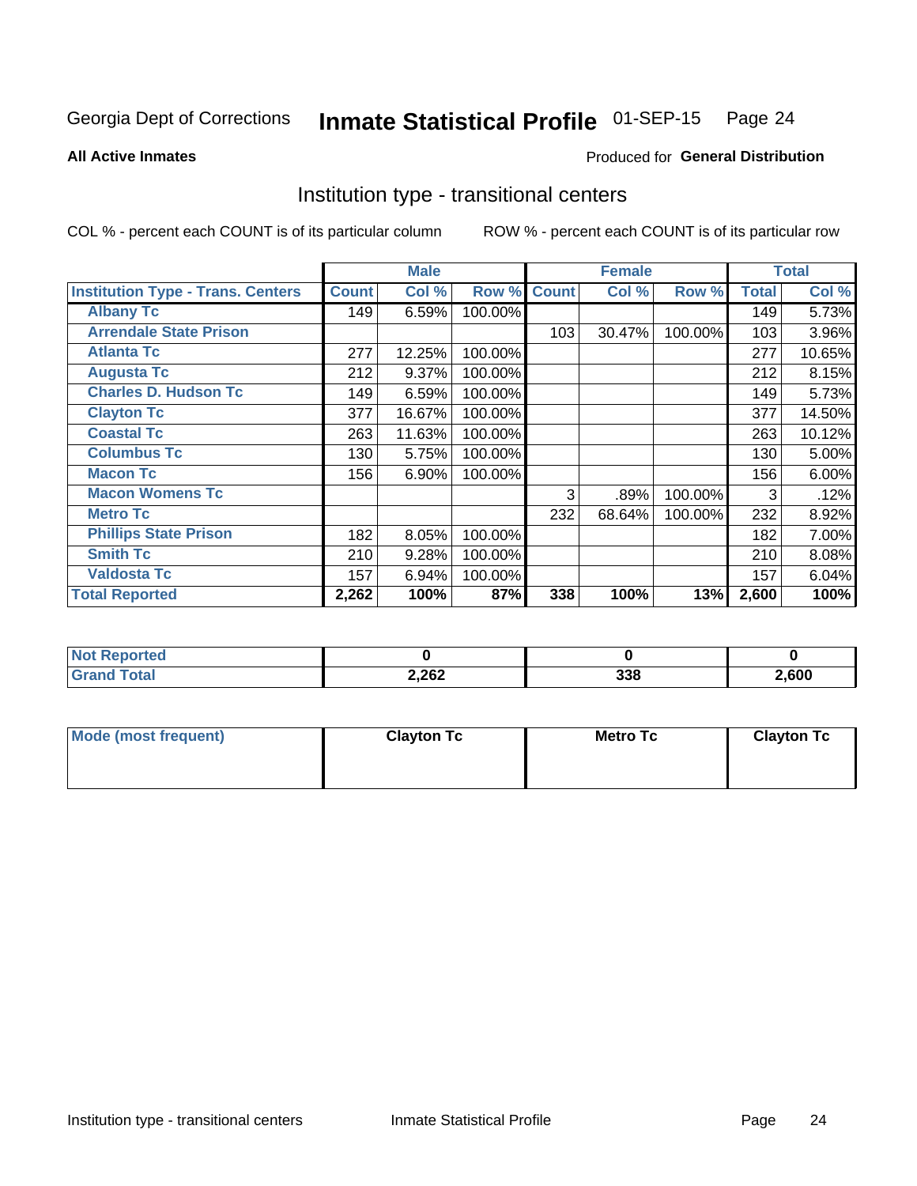Georgia Dept of Corrections **Inmate Statistical Profile** 01-SEP-15

**All Active Inmates**

Produced for **General Distribution**

## Institution type - transitional centers

COL % - percent each COUNT is of its particular column

ROW % - percent each COUNT is of its particular row

| | Male | | | Female | | | Total | |
|---|---|---|---|---|---|---|---|---|
| **Institution Type - Trans. Centers** | **Count** | **Col %** | **Row %** | **Count** | **Col %** | **Row %** | **Total** | **Col %** |
| **Albany Tc** | 149 | 6.59% | 100.00% | | | | 149 | 5.73% |
| **Arrendale State Prison** | | | | 103 | 30.47% | 100.00% | 103 | 3.96% |
| **Atlanta Tc** | 277 | 12.25% | 100.00% | | | | 277 | 10.65% |
| **Augusta Tc** | 212 | 9.37% | 100.00% | | | | 212 | 8.15% |
| **Charles D. Hudson Tc** | 149 | 6.59% | 100.00% | | | | 149 | 5.73% |
| **Clayton Tc** | 377 | 16.67% | 100.00% | | | | 377 | 14.50% |
| **Coastal Tc** | 263 | 11.63% | 100.00% | | | | 263 | 10.12% |
| **Columbus Tc** | 130 | 5.75% | 100.00% | | | | 130 | 5.00% |
| **Macon Tc** | 156 | 6.90% | 100.00% | | | | 156 | 6.00% |
| **Macon Womens Tc** | | | | 3 | .89% | 100.00% | 3 | .12% |
| **Metro Tc** | | | | 232 | 68.64% | 100.00% | 232 | 8.92% |
| **Phillips State Prison** | 182 | 8.05% | 100.00% | | | | 182 | 7.00% |
| **Smith Tc** | 210 | 9.28% | 100.00% | | | | 210 | 8.08% |
| **Valdosta Tc** | 157 | 6.94% | 100.00% | | | | 157 | 6.04% |
| **Total Reported** | **2,262** | **100%** | **87%** | **338** | **100%** | **13%** | **2,600** | **100%** |

| | Male | Female | Total |
|---|---|---|---|
| **Not Reported** | **0** | **0** | **0** |
| **Grand Total** | **2,262** | **338** | **2,600** |

| | Male | Female | Total |
|---|---|---|---|
| **Mode (most frequent)** | **Clayton Tc** | **Metro Tc** | **Clayton Tc** |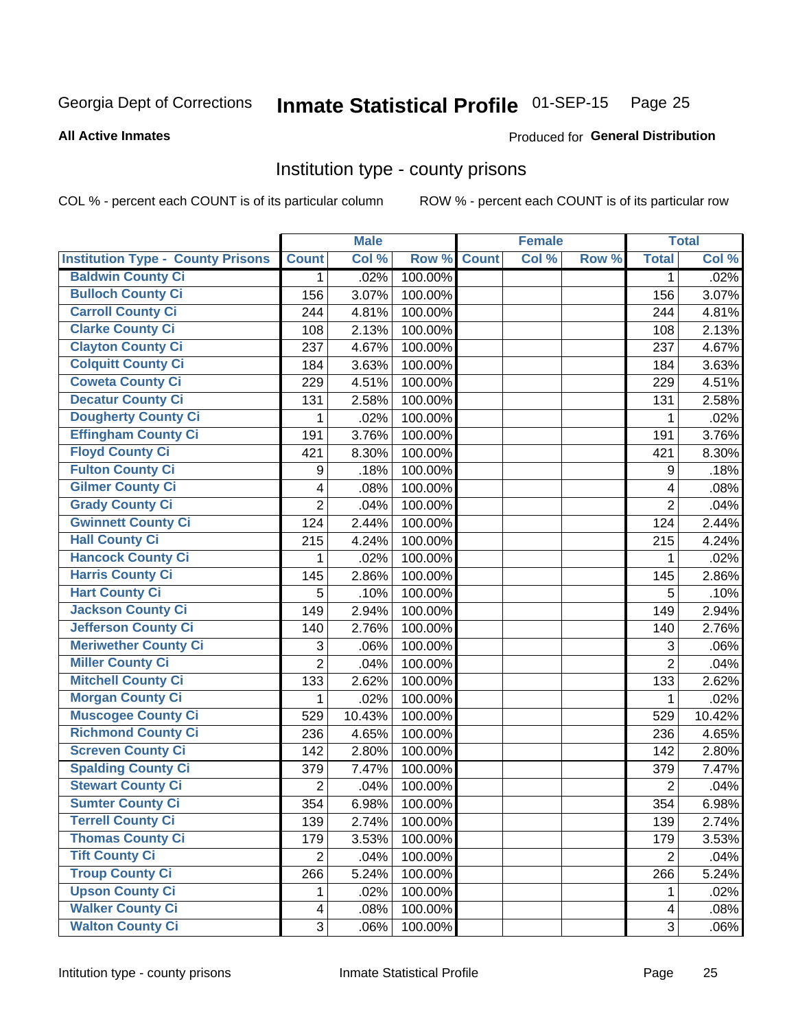Georgia Dept of Corrections **Inmate Statistical Profile** 01-SEP-15 Page 25

**All Active Inmates**

Produced for **General Distribution**

## Institution type - county prisons

COL % - percent each COUNT is of its particular column ROW % - percent each COUNT is of its particular row

| | Male | | | Female | | | Total | |
|---|---|---|---|---|---|---|---|---|
| Institution Type - County Prisons | Count | Col % | Row % | Count | Col % | Row % | Total | Col % |
| Baldwin County Ci | 1 | .02% | 100.00% | | | | 1 | .02% |
| Bulloch County Ci | 156 | 3.07% | 100.00% | | | | 156 | 3.07% |
| Carroll County Ci | 244 | 4.81% | 100.00% | | | | 244 | 4.81% |
| Clarke County Ci | 108 | 2.13% | 100.00% | | | | 108 | 2.13% |
| Clayton County Ci | 237 | 4.67% | 100.00% | | | | 237 | 4.67% |
| Colquitt County Ci | 184 | 3.63% | 100.00% | | | | 184 | 3.63% |
| Coweta County Ci | 229 | 4.51% | 100.00% | | | | 229 | 4.51% |
| Decatur County Ci | 131 | 2.58% | 100.00% | | | | 131 | 2.58% |
| Dougherty County Ci | 1 | .02% | 100.00% | | | | 1 | .02% |
| Effingham County Ci | 191 | 3.76% | 100.00% | | | | 191 | 3.76% |
| Floyd County Ci | 421 | 8.30% | 100.00% | | | | 421 | 8.30% |
| Fulton County Ci | 9 | .18% | 100.00% | | | | 9 | .18% |
| Gilmer County Ci | 4 | .08% | 100.00% | | | | 4 | .08% |
| Grady County Ci | 2 | .04% | 100.00% | | | | 2 | .04% |
| Gwinnett County Ci | 124 | 2.44% | 100.00% | | | | 124 | 2.44% |
| Hall County Ci | 215 | 4.24% | 100.00% | | | | 215 | 4.24% |
| Hancock County Ci | 1 | .02% | 100.00% | | | | 1 | .02% |
| Harris County Ci | 145 | 2.86% | 100.00% | | | | 145 | 2.86% |
| Hart County Ci | 5 | .10% | 100.00% | | | | 5 | .10% |
| Jackson County Ci | 149 | 2.94% | 100.00% | | | | 149 | 2.94% |
| Jefferson County Ci | 140 | 2.76% | 100.00% | | | | 140 | 2.76% |
| Meriwether County Ci | 3 | .06% | 100.00% | | | | 3 | .06% |
| Miller County Ci | 2 | .04% | 100.00% | | | | 2 | .04% |
| Mitchell County Ci | 133 | 2.62% | 100.00% | | | | 133 | 2.62% |
| Morgan County Ci | 1 | .02% | 100.00% | | | | 1 | .02% |
| Muscogee County Ci | 529 | 10.43% | 100.00% | | | | 529 | 10.42% |
| Richmond County Ci | 236 | 4.65% | 100.00% | | | | 236 | 4.65% |
| Screven County Ci | 142 | 2.80% | 100.00% | | | | 142 | 2.80% |
| Spalding County Ci | 379 | 7.47% | 100.00% | | | | 379 | 7.47% |
| Stewart County Ci | 2 | .04% | 100.00% | | | | 2 | .04% |
| Sumter County Ci | 354 | 6.98% | 100.00% | | | | 354 | 6.98% |
| Terrell County Ci | 139 | 2.74% | 100.00% | | | | 139 | 2.74% |
| Thomas County Ci | 179 | 3.53% | 100.00% | | | | 179 | 3.53% |
| Tift County Ci | 2 | .04% | 100.00% | | | | 2 | .04% |
| Troup County Ci | 266 | 5.24% | 100.00% | | | | 266 | 5.24% |
| Upson County Ci | 1 | .02% | 100.00% | | | | 1 | .02% |
| Walker County Ci | 4 | .08% | 100.00% | | | | 4 | .08% |
| Walton County Ci | 3 | .06% | 100.00% | | | | 3 | .06% |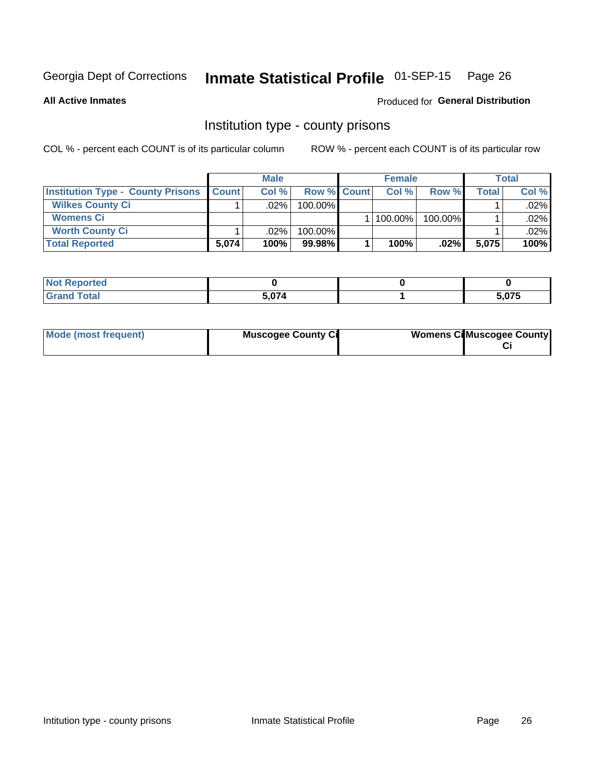Georgia Dept of Corrections **Inmate Statistical Profile** 01-SEP-15 Page 26

**All Active Inmates**

Produced for **General Distribution**

## Institution type - county prisons

COL % - percent each COUNT is of its particular column

ROW % - percent each COUNT is of its particular row

| | Male | | | Female | | | Total | |
|---|---|---|---|---|---|---|---|---|
| **Institution Type - County Prisons** | **Count** | **Col %** | **Row %** | **Count** | **Col %** | **Row %** | **Total** | **Col %** |
| **Wilkes County Ci** | 1 | .02% | 100.00% | | | | 1 | .02% |
| **Womens Ci** | | | | 1 | 100.00% | 100.00% | 1 | .02% |
| **Worth County Ci** | 1 | .02% | 100.00% | | | | 1 | .02% |
| **Total Reported** | **5,074** | **100%** | **99.98%** | **1** | **100%** | **.02%** | **5,075** | **100%** |

| | Male | Female | Total |
|---|---|---|---|
| **Not Reported** | **0** | **0** | **0** |
| **Grand Total** | **5,074** | **1** | **5,075** |

| | Male | Female | Total |
|---|---|---|---|
| **Mode (most frequent)** | **Muscogee County Ci** | **Womens Ci** | **Muscogee County Ci** |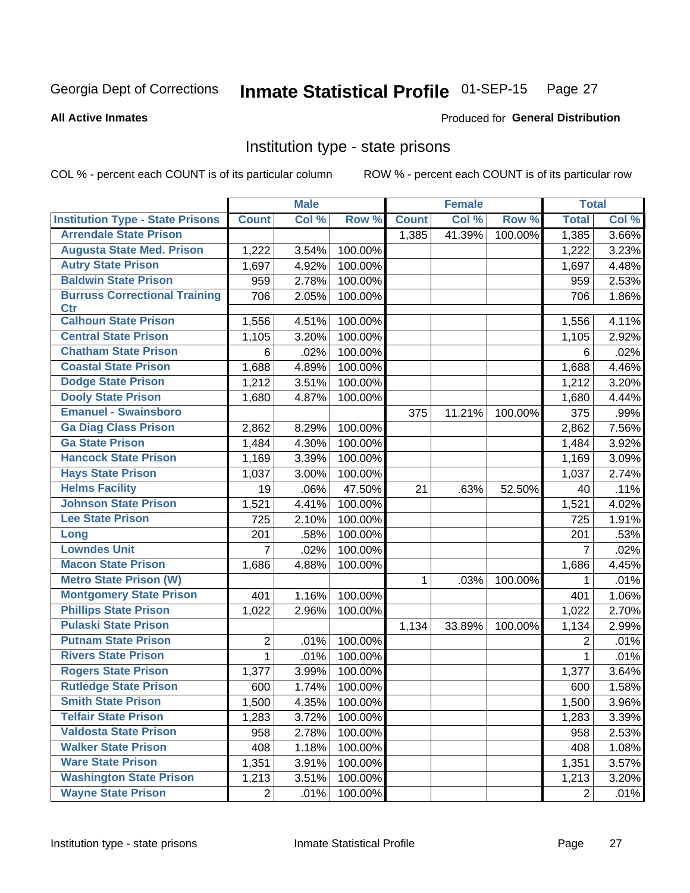Georgia Dept of Corrections **Inmate Statistical Profile** 01-SEP-15

**All Active Inmates**

Produced for **General Distribution**

## Institution type - state prisons

COL % - percent each COUNT is of its particular column ROW % - percent each COUNT is of its particular row

| | Male | | | Female | | | Total | |
|---|---|---|---|---|---|---|---|---|
| **Institution Type - State Prisons** | **Count** | **Col %** | **Row %** | **Count** | **Col %** | **Row %** | **Total** | **Col %** |
| Arrendale State Prison | | | | 1,385 | 41.39% | 100.00% | 1,385 | 3.66% |
| Augusta State Med. Prison | 1,222 | 3.54% | 100.00% | | | | 1,222 | 3.23% |
| Autry State Prison | 1,697 | 4.92% | 100.00% | | | | 1,697 | 4.48% |
| Baldwin State Prison | 959 | 2.78% | 100.00% | | | | 959 | 2.53% |
| Burruss Correctional Training Ctr | 706 | 2.05% | 100.00% | | | | 706 | 1.86% |
| Calhoun State Prison | 1,556 | 4.51% | 100.00% | | | | 1,556 | 4.11% |
| Central State Prison | 1,105 | 3.20% | 100.00% | | | | 1,105 | 2.92% |
| Chatham State Prison | 6 | .02% | 100.00% | | | | 6 | .02% |
| Coastal State Prison | 1,688 | 4.89% | 100.00% | | | | 1,688 | 4.46% |
| Dodge State Prison | 1,212 | 3.51% | 100.00% | | | | 1,212 | 3.20% |
| Dooly State Prison | 1,680 | 4.87% | 100.00% | | | | 1,680 | 4.44% |
| Emanuel - Swainsboro | | | | 375 | 11.21% | 100.00% | 375 | .99% |
| Ga Diag Class Prison | 2,862 | 8.29% | 100.00% | | | | 2,862 | 7.56% |
| Ga State Prison | 1,484 | 4.30% | 100.00% | | | | 1,484 | 3.92% |
| Hancock State Prison | 1,169 | 3.39% | 100.00% | | | | 1,169 | 3.09% |
| Hays State Prison | 1,037 | 3.00% | 100.00% | | | | 1,037 | 2.74% |
| Helms Facility | 19 | .06% | 47.50% | 21 | .63% | 52.50% | 40 | .11% |
| Johnson State Prison | 1,521 | 4.41% | 100.00% | | | | 1,521 | 4.02% |
| Lee State Prison | 725 | 2.10% | 100.00% | | | | 725 | 1.91% |
| Long | 201 | .58% | 100.00% | | | | 201 | .53% |
| Lowndes Unit | 7 | .02% | 100.00% | | | | 7 | .02% |
| Macon State Prison | 1,686 | 4.88% | 100.00% | | | | 1,686 | 4.45% |
| Metro State Prison (W) | | | | 1 | .03% | 100.00% | 1 | .01% |
| Montgomery State Prison | 401 | 1.16% | 100.00% | | | | 401 | 1.06% |
| Phillips State Prison | 1,022 | 2.96% | 100.00% | | | | 1,022 | 2.70% |
| Pulaski State Prison | | | | 1,134 | 33.89% | 100.00% | 1,134 | 2.99% |
| Putnam State Prison | 2 | .01% | 100.00% | | | | 2 | .01% |
| Rivers State Prison | 1 | .01% | 100.00% | | | | 1 | .01% |
| Rogers State Prison | 1,377 | 3.99% | 100.00% | | | | 1,377 | 3.64% |
| Rutledge State Prison | 600 | 1.74% | 100.00% | | | | 600 | 1.58% |
| Smith State Prison | 1,500 | 4.35% | 100.00% | | | | 1,500 | 3.96% |
| Telfair State Prison | 1,283 | 3.72% | 100.00% | | | | 1,283 | 3.39% |
| Valdosta State Prison | 958 | 2.78% | 100.00% | | | | 958 | 2.53% |
| Walker State Prison | 408 | 1.18% | 100.00% | | | | 408 | 1.08% |
| Ware State Prison | 1,351 | 3.91% | 100.00% | | | | 1,351 | 3.57% |
| Washington State Prison | 1,213 | 3.51% | 100.00% | | | | 1,213 | 3.20% |
| Wayne State Prison | 2 | .01% | 100.00% | | | | 2 | .01% |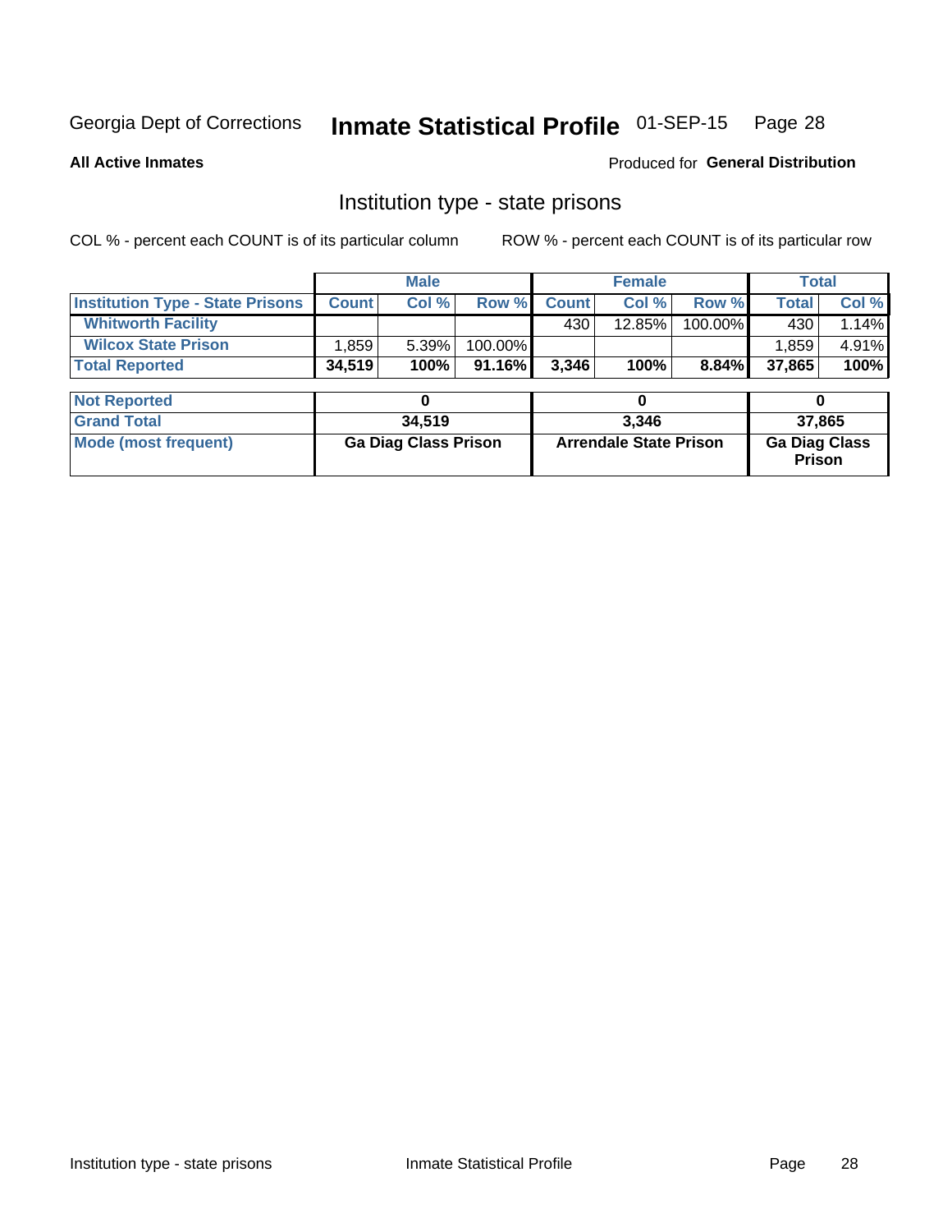Georgia Dept of Corrections **Inmate Statistical Profile** 01-SEP-15

**All Active Inmates**

Produced for **General Distribution**

## Institution type - state prisons

COL % - percent each COUNT is of its particular column        ROW % - percent each COUNT is of its particular row

| | Male | | | Female | | | Total | |
|---|---|---|---|---|---|---|---|---|
| **Institution Type - State Prisons** | **Count** | **Col %** | **Row %** | **Count** | **Col %** | **Row %** | **Total** | **Col %** |
| **Whitworth Facility** | | | | 430 | 12.85% | 100.00% | 430 | 1.14% |
| **Wilcox State Prison** | 1,859 | 5.39% | 100.00% | | | | 1,859 | 4.91% |
| **Total Reported** | **34,519** | **100%** | **91.16%** | **3,346** | **100%** | **8.84%** | **37,865** | **100%** |

| | Male | Female | Total |
|---|---|---|---|
| **Not Reported** | **0** | **0** | **0** |
| **Grand Total** | **34,519** | **3,346** | **37,865** |
| **Mode (most frequent)** | **Ga Diag Class Prison** | **Arrendale State Prison** | **Ga Diag Class Prison** |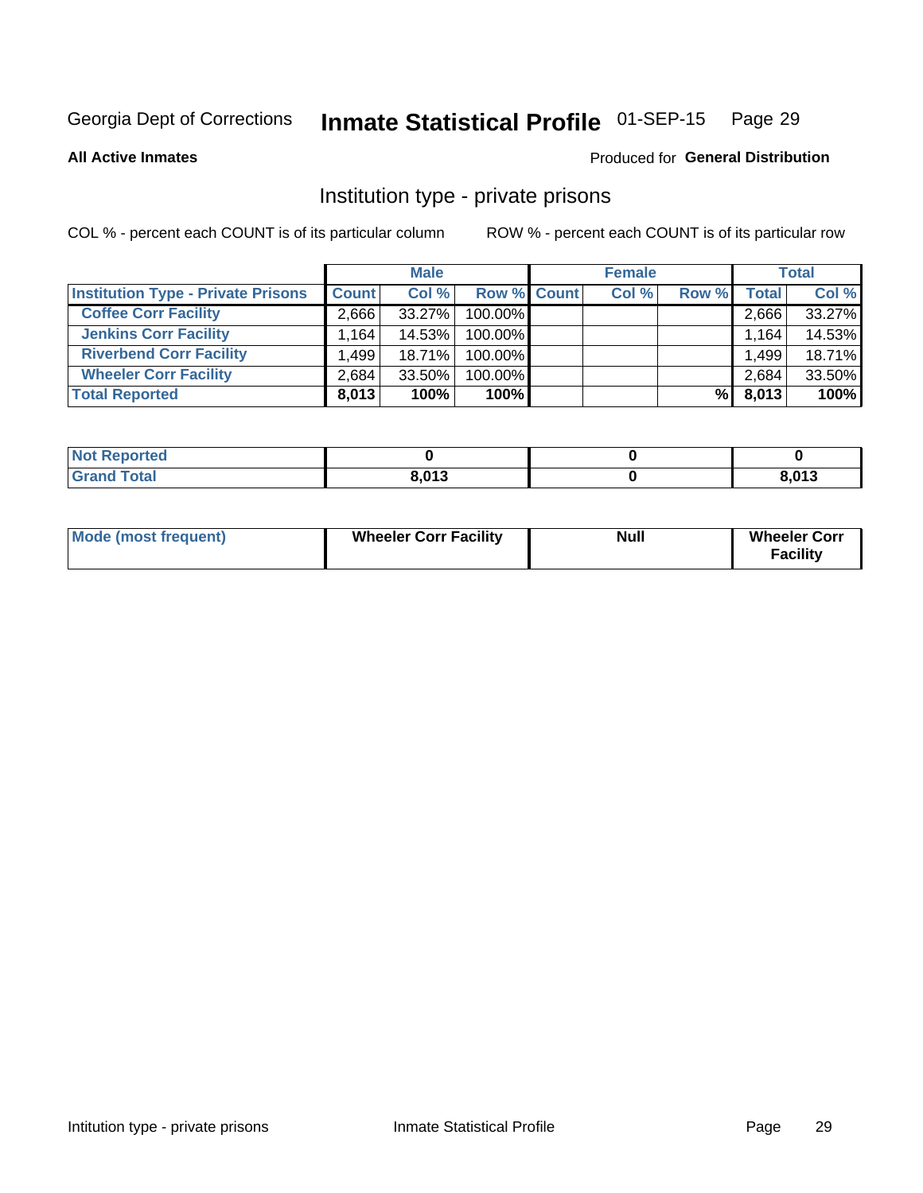Georgia Dept of Corrections **Inmate Statistical Profile** 01-SEP-15 Page 29

**All Active Inmates**

Produced for **General Distribution**

## Institution type - private prisons

COL % - percent each COUNT is of its particular column

ROW % - percent each COUNT is of its particular row

| | Male | | | Female | | | Total | |
|---|---|---|---|---|---|---|---|---|
| **Institution Type - Private Prisons** | **Count** | **Col %** | **Row %** | **Count** | **Col %** | **Row %** | **Total** | **Col %** |
| **Coffee Corr Facility** | 2,666 | 33.27% | 100.00% | | | | 2,666 | 33.27% |
| **Jenkins Corr Facility** | 1,164 | 14.53% | 100.00% | | | | 1,164 | 14.53% |
| **Riverbend Corr Facility** | 1,499 | 18.71% | 100.00% | | | | 1,499 | 18.71% |
| **Wheeler Corr Facility** | 2,684 | 33.50% | 100.00% | | | | 2,684 | 33.50% |
| **Total Reported** | **8,013** | **100%** | **100%** | | | **%** | **8,013** | **100%** |

| | Male | Female | Total |
|---|---|---|---|
| **Not Reported** | **0** | **0** | **0** |
| **Grand Total** | **8,013** | **0** | **8,013** |

| | Male | Female | Total |
|---|---|---|---|
| **Mode (most frequent)** | **Wheeler Corr Facility** | **Null** | **Wheeler Corr Facility** |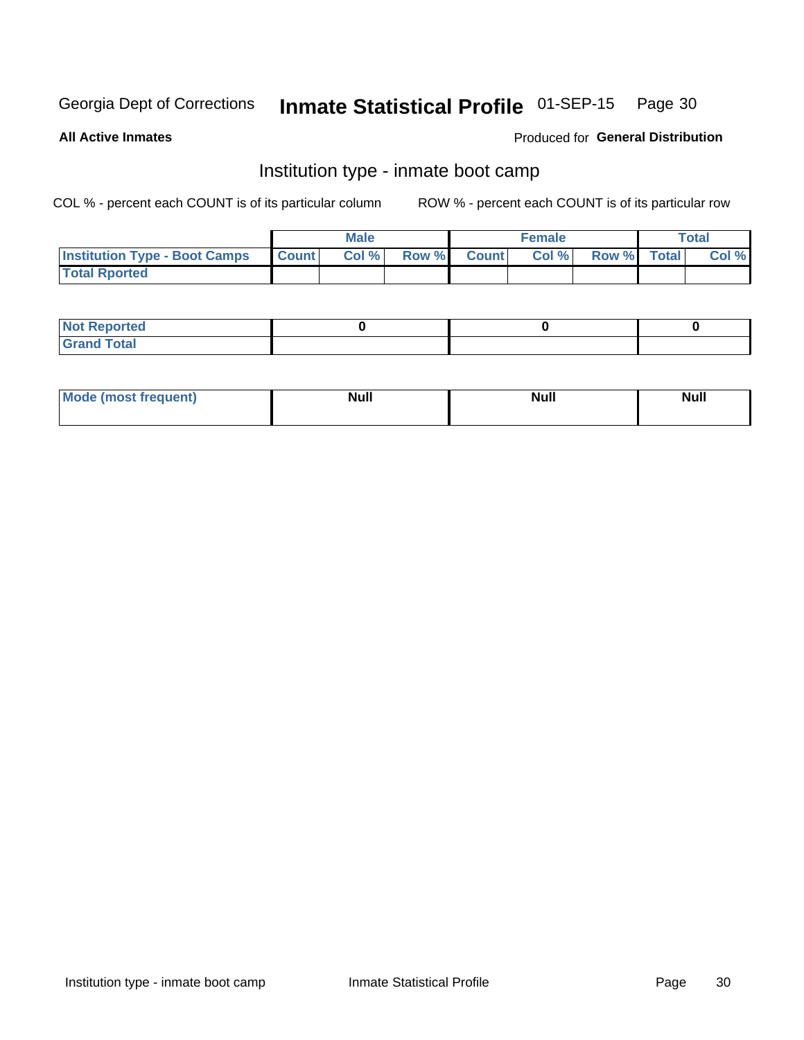Georgia Dept of Corrections **Inmate Statistical Profile** 01-SEP-15

**All Active Inmates**

Produced for **General Distribution**

## Institution type - inmate boot camp

COL % - percent each COUNT is of its particular column

ROW % - percent each COUNT is of its particular row

| | Male | | | Female | | | Total | |
|---|---|---|---|---|---|---|---|---|
| Institution Type - Boot Camps | Count | Col % | Row % | Count | Col % | Row % | Total | Col % |
| Total Rported | | | | | | | | |

| | Male | Female | Total |
|---|---|---|---|
| Not Reported | 0 | 0 | 0 |
| Grand Total | | | |

| | Male | Female | Total |
|---|---|---|---|
| Mode (most frequent) | Null | Null | Null |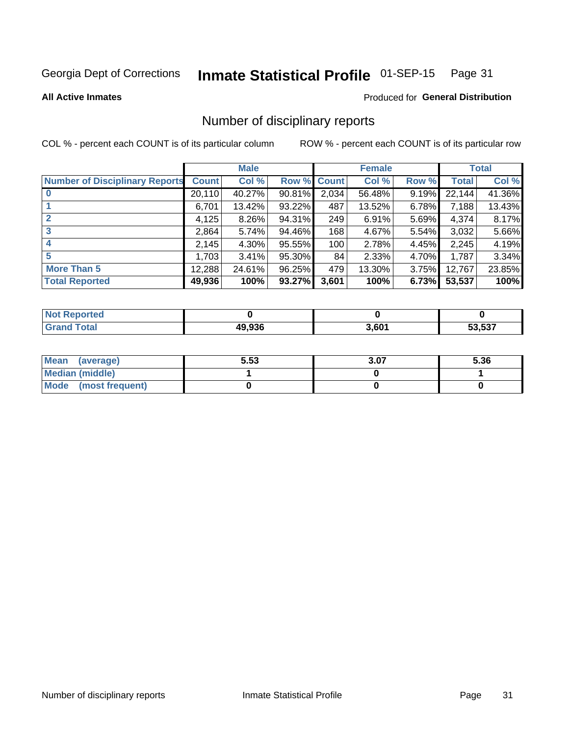Georgia Dept of Corrections **Inmate Statistical Profile** 01-SEP-15 Page 31

**All Active Inmates**

Produced for **General Distribution**

## Number of disciplinary reports

COL % - percent each COUNT is of its particular column

ROW % - percent each COUNT is of its particular row

| | Male | | | Female | | | Total | |
|---|---|---|---|---|---|---|---|---|
| Number of Disciplinary Reports | Count | Col % | Row % | Count | Col % | Row % | Total | Col % |
| 0 | 20,110 | 40.27% | 90.81% | 2,034 | 56.48% | 9.19% | 22,144 | 41.36% |
| 1 | 6,701 | 13.42% | 93.22% | 487 | 13.52% | 6.78% | 7,188 | 13.43% |
| 2 | 4,125 | 8.26% | 94.31% | 249 | 6.91% | 5.69% | 4,374 | 8.17% |
| 3 | 2,864 | 5.74% | 94.46% | 168 | 4.67% | 5.54% | 3,032 | 5.66% |
| 4 | 2,145 | 4.30% | 95.55% | 100 | 2.78% | 4.45% | 2,245 | 4.19% |
| 5 | 1,703 | 3.41% | 95.30% | 84 | 2.33% | 4.70% | 1,787 | 3.34% |
| More Than 5 | 12,288 | 24.61% | 96.25% | 479 | 13.30% | 3.75% | 12,767 | 23.85% |
| **Total Reported** | **49,936** | **100%** | **93.27%** | **3,601** | **100%** | **6.73%** | **53,537** | **100%** |

| | Male | Female | Total |
|---|---|---|---|
| Not Reported | 0 | 0 | 0 |
| Grand Total | 49,936 | 3,601 | 53,537 |

| | Male | Female | Total |
|---|---|---|---|
| Mean (average) | 5.53 | 3.07 | 5.36 |
| Median (middle) | 1 | 0 | 1 |
| Mode (most frequent) | 0 | 0 | 0 |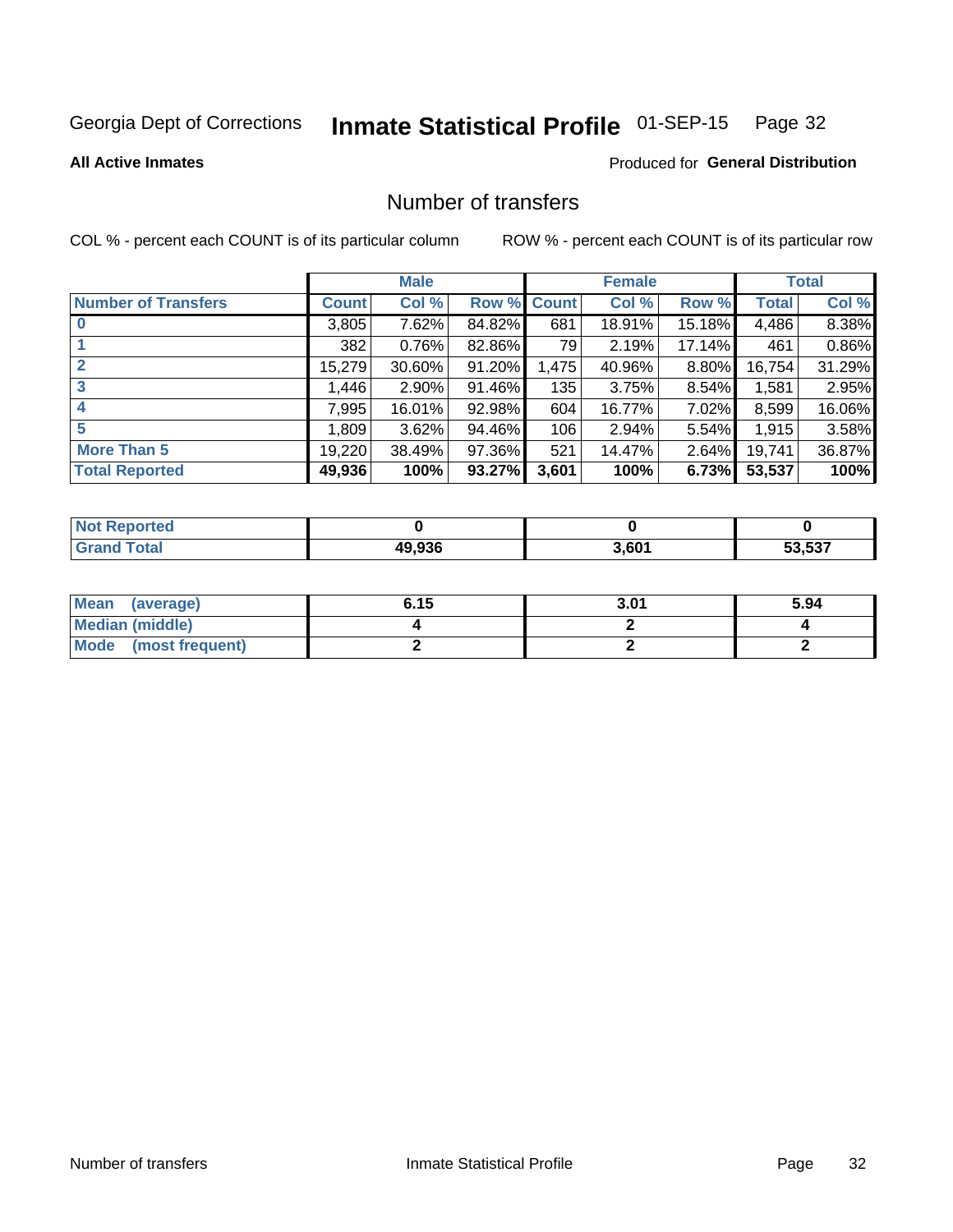Georgia Dept of Corrections **Inmate Statistical Profile** 01-SEP-15 Page 32

**All Active Inmates**

Produced for **General Distribution**

## Number of transfers

COL % - percent each COUNT is of its particular column ROW % - percent each COUNT is of its particular row

| | Male | | | Female | | | Total | |
|---|---|---|---|---|---|---|---|---|
| **Number of Transfers** | **Count** | **Col %** | **Row %** | **Count** | **Col %** | **Row %** | **Total** | **Col %** |
| **0** | 3,805 | 7.62% | 84.82% | 681 | 18.91% | 15.18% | 4,486 | 8.38% |
| **1** | 382 | 0.76% | 82.86% | 79 | 2.19% | 17.14% | 461 | 0.86% |
| **2** | 15,279 | 30.60% | 91.20% | 1,475 | 40.96% | 8.80% | 16,754 | 31.29% |
| **3** | 1,446 | 2.90% | 91.46% | 135 | 3.75% | 8.54% | 1,581 | 2.95% |
| **4** | 7,995 | 16.01% | 92.98% | 604 | 16.77% | 7.02% | 8,599 | 16.06% |
| **5** | 1,809 | 3.62% | 94.46% | 106 | 2.94% | 5.54% | 1,915 | 3.58% |
| **More Than 5** | 19,220 | 38.49% | 97.36% | 521 | 14.47% | 2.64% | 19,741 | 36.87% |
| **Total Reported** | **49,936** | **100%** | **93.27%** | **3,601** | **100%** | **6.73%** | **53,537** | **100%** |

| | Male | Female | Total |
|---|---|---|---|
| **Not Reported** | **0** | **0** | **0** |
| **Grand Total** | **49,936** | **3,601** | **53,537** |

| | Male | Female | Total |
|---|---|---|---|
| **Mean (average)** | **6.15** | **3.01** | **5.94** |
| **Median (middle)** | **4** | **2** | **4** |
| **Mode (most frequent)** | **2** | **2** | **2** |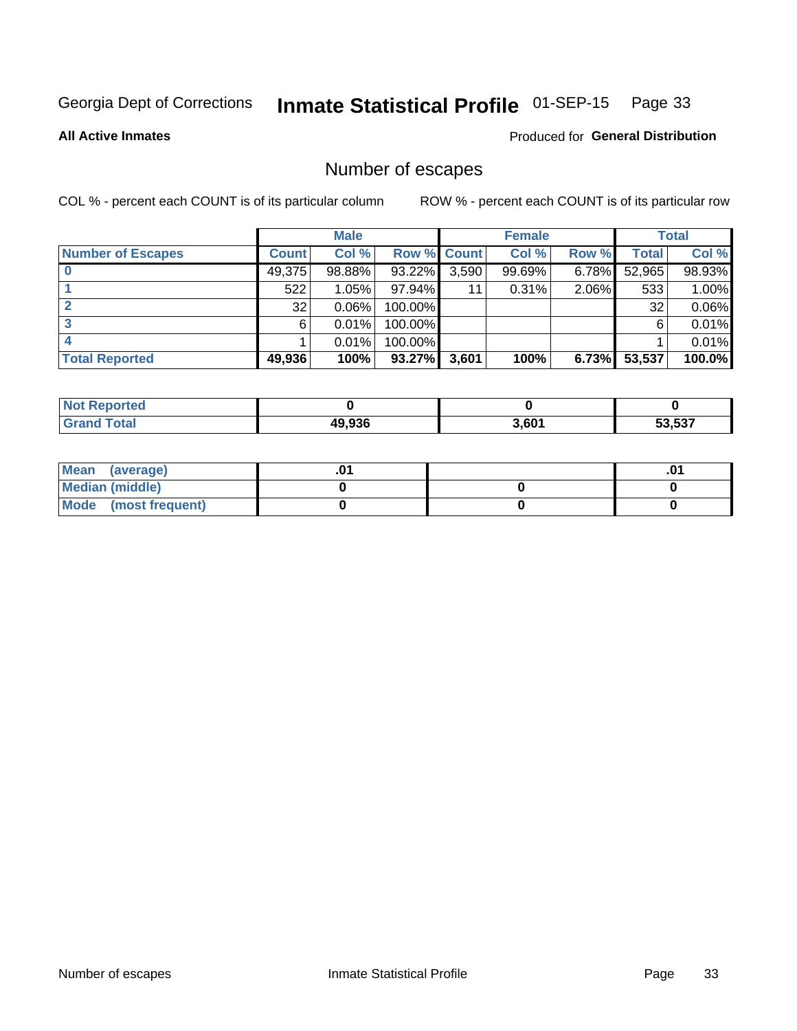Georgia Dept of Corrections **Inmate Statistical Profile** 01-SEP-15

**All Active Inmates**

Produced for **General Distribution**

## Number of escapes

COL % - percent each COUNT is of its particular column

ROW % - percent each COUNT is of its particular row

| | Male | | | Female | | | Total | |
|---|---|---|---|---|---|---|---|---|
| **Number of Escapes** | **Count** | **Col %** | **Row %** | **Count** | **Col %** | **Row %** | **Total** | **Col %** |
| **0** | 49,375 | 98.88% | 93.22% | 3,590 | 99.69% | 6.78% | 52,965 | 98.93% |
| **1** | 522 | 1.05% | 97.94% | 11 | 0.31% | 2.06% | 533 | 1.00% |
| **2** | 32 | 0.06% | 100.00% | | | | 32 | 0.06% |
| **3** | 6 | 0.01% | 100.00% | | | | 6 | 0.01% |
| **4** | 1 | 0.01% | 100.00% | | | | 1 | 0.01% |
| **Total Reported** | **49,936** | **100%** | **93.27%** | **3,601** | **100%** | **6.73%** | **53,537** | **100.0%** |

| | Male | Female | Total |
|---|---|---|---|
| **Not Reported** | **0** | **0** | **0** |
| **Grand Total** | **49,936** | **3,601** | **53,537** |

| | Male | Female | Total |
|---|---|---|---|
| **Mean (average)** | **.01** | | **.01** |
| **Median (middle)** | **0** | **0** | **0** |
| **Mode (most frequent)** | **0** | **0** | **0** |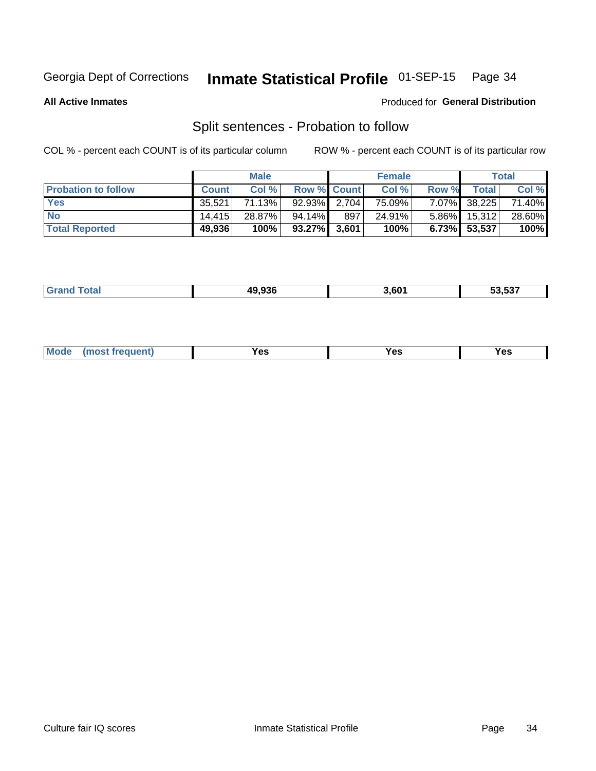Georgia Dept of Corrections **Inmate Statistical Profile** 01-SEP-15

**All Active Inmates**

Produced for **General Distribution**

## Split sentences - Probation to follow

COL % - percent each COUNT is of its particular column ROW % - percent each COUNT is of its particular row

| | Male | | | Female | | | Total | |
|---|---|---|---|---|---|---|---|---|
| **Probation to follow** | **Count** | **Col %** | **Row %** | **Count** | **Col %** | **Row %** | **Total** | **Col %** |
| **Yes** | 35,521 | 71.13% | 92.93% | 2,704 | 75.09% | 7.07% | 38,225 | 71.40% |
| **No** | 14,415 | 28.87% | 94.14% | 897 | 24.91% | 5.86% | 15,312 | 28.60% |
| **Total Reported** | **49,936** | **100%** | **93.27%** | **3,601** | **100%** | **6.73%** | **53,537** | **100%** |

| | | | |
|---|---|---|---|
| **Grand Total** | **49,936** | **3,601** | **53,537** |

| | | | |
|---|---|---|---|
| **Mode (most frequent)** | **Yes** | **Yes** | **Yes** |

Culture fair IQ scores Inmate Statistical Profile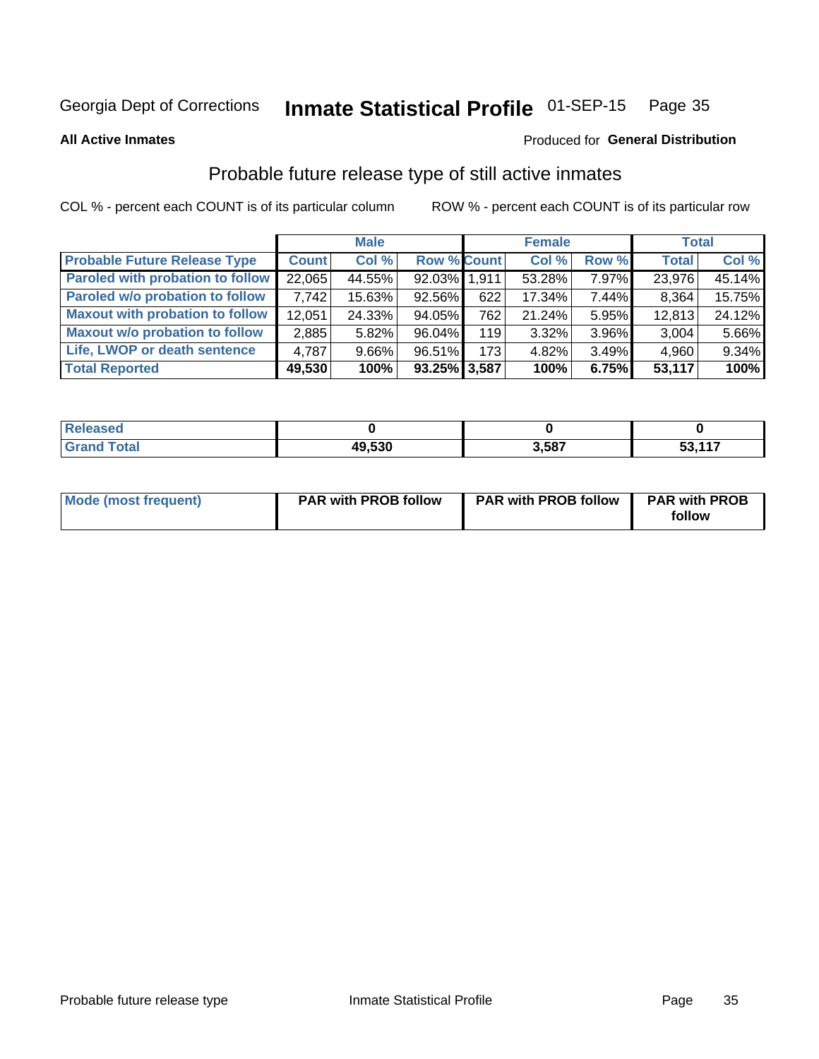Georgia Dept of Corrections **Inmate Statistical Profile** 01-SEP-15

**All Active Inmates**

Produced for **General Distribution**

## Probable future release type of still active inmates

COL % - percent each COUNT is of its particular column ROW % - percent each COUNT is of its particular row

| | Male | | | Female | | | Total | |
|---|---|---|---|---|---|---|---|---|
| **Probable Future Release Type** | **Count** | **Col %** | **Row %** | **Count** | **Col %** | **Row %** | **Total** | **Col %** |
| **Paroled with probation to follow** | 22,065 | 44.55% | 92.03% | 1,911 | 53.28% | 7.97% | 23,976 | 45.14% |
| **Paroled w/o probation to follow** | 7,742 | 15.63% | 92.56% | 622 | 17.34% | 7.44% | 8,364 | 15.75% |
| **Maxout with probation to follow** | 12,051 | 24.33% | 94.05% | 762 | 21.24% | 5.95% | 12,813 | 24.12% |
| **Maxout w/o probation to follow** | 2,885 | 5.82% | 96.04% | 119 | 3.32% | 3.96% | 3,004 | 5.66% |
| **Life, LWOP or death sentence** | 4,787 | 9.66% | 96.51% | 173 | 4.82% | 3.49% | 4,960 | 9.34% |
| **Total Reported** | **49,530** | **100%** | **93.25%** | **3,587** | **100%** | **6.75%** | **53,117** | **100%** |

| | Male | Female | Total |
|---|---|---|---|
| **Released** | **0** | **0** | **0** |
| **Grand Total** | **49,530** | **3,587** | **53,117** |

| | Male | Female | Total |
|---|---|---|---|
| **Mode (most frequent)** | **PAR with PROB follow** | **PAR with PROB follow** | **PAR with PROB follow** |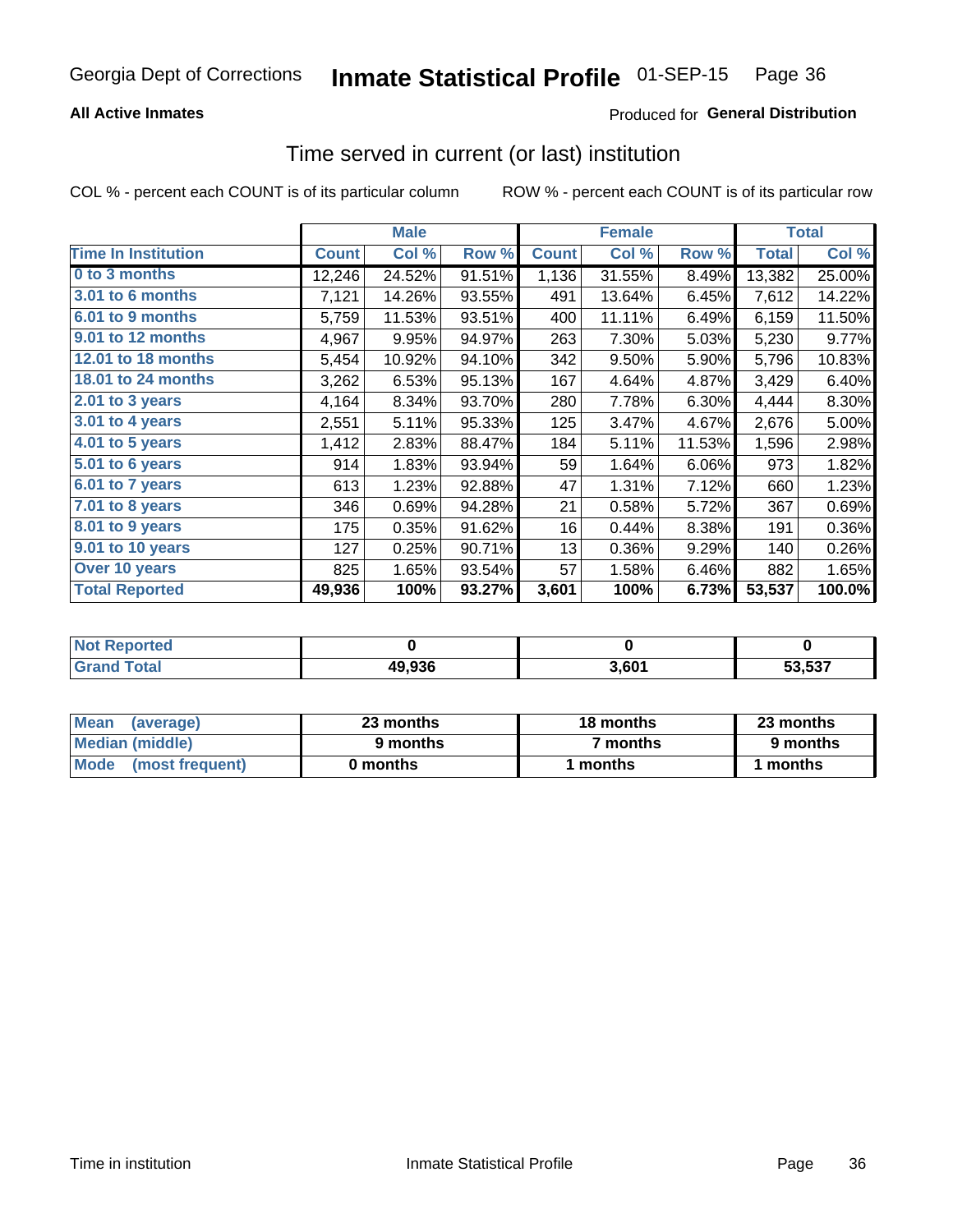Georgia Dept of Corrections **Inmate Statistical Profile** 01-SEP-15

**All Active Inmates**

Produced for **General Distribution**

## Time served in current (or last) institution

COL % - percent each COUNT is of its particular column ROW % - percent each COUNT is of its particular row

| | Male | | | Female | | | Total | |
|---|---|---|---|---|---|---|---|---|
| **Time In Institution** | **Count** | **Col %** | **Row %** | **Count** | **Col %** | **Row %** | **Total** | **Col %** |
| **0 to 3 months** | 12,246 | 24.52% | 91.51% | 1,136 | 31.55% | 8.49% | 13,382 | 25.00% |
| **3.01 to 6 months** | 7,121 | 14.26% | 93.55% | 491 | 13.64% | 6.45% | 7,612 | 14.22% |
| **6.01 to 9 months** | 5,759 | 11.53% | 93.51% | 400 | 11.11% | 6.49% | 6,159 | 11.50% |
| **9.01 to 12 months** | 4,967 | 9.95% | 94.97% | 263 | 7.30% | 5.03% | 5,230 | 9.77% |
| **12.01 to 18 months** | 5,454 | 10.92% | 94.10% | 342 | 9.50% | 5.90% | 5,796 | 10.83% |
| **18.01 to 24 months** | 3,262 | 6.53% | 95.13% | 167 | 4.64% | 4.87% | 3,429 | 6.40% |
| **2.01 to 3 years** | 4,164 | 8.34% | 93.70% | 280 | 7.78% | 6.30% | 4,444 | 8.30% |
| **3.01 to 4 years** | 2,551 | 5.11% | 95.33% | 125 | 3.47% | 4.67% | 2,676 | 5.00% |
| **4.01 to 5 years** | 1,412 | 2.83% | 88.47% | 184 | 5.11% | 11.53% | 1,596 | 2.98% |
| **5.01 to 6 years** | 914 | 1.83% | 93.94% | 59 | 1.64% | 6.06% | 973 | 1.82% |
| **6.01 to 7 years** | 613 | 1.23% | 92.88% | 47 | 1.31% | 7.12% | 660 | 1.23% |
| **7.01 to 8 years** | 346 | 0.69% | 94.28% | 21 | 0.58% | 5.72% | 367 | 0.69% |
| **8.01 to 9 years** | 175 | 0.35% | 91.62% | 16 | 0.44% | 8.38% | 191 | 0.36% |
| **9.01 to 10 years** | 127 | 0.25% | 90.71% | 13 | 0.36% | 9.29% | 140 | 0.26% |
| **Over 10 years** | 825 | 1.65% | 93.54% | 57 | 1.58% | 6.46% | 882 | 1.65% |
| **Total Reported** | **49,936** | **100%** | **93.27%** | **3,601** | **100%** | **6.73%** | **53,537** | **100.0%** |

| | Male | Female | Total |
|---|---|---|---|
| **Not Reported** | **0** | **0** | **0** |
| **Grand Total** | **49,936** | **3,601** | **53,537** |

| | Male | Female | Total |
|---|---|---|---|
| **Mean (average)** | **23 months** | **18 months** | **23 months** |
| **Median (middle)** | **9 months** | **7 months** | **9 months** |
| **Mode (most frequent)** | **0 months** | **1 months** | **1 months** |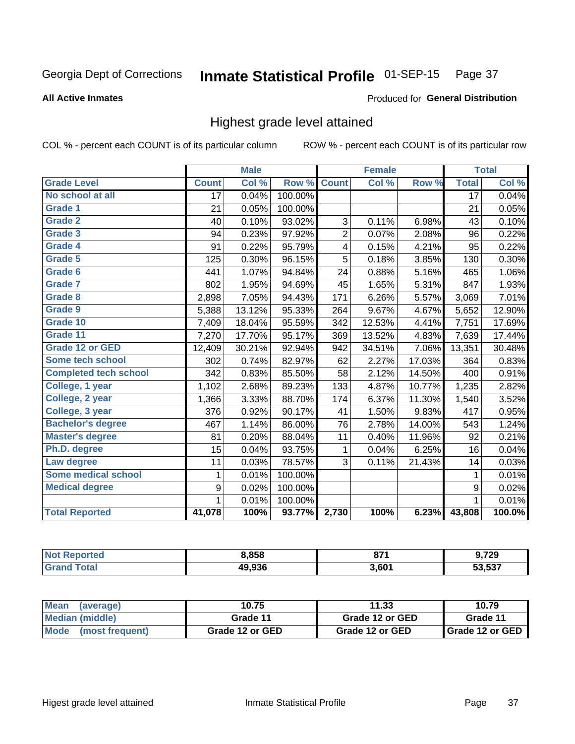Georgia Dept of Corrections **Inmate Statistical Profile** 01-SEP-15

**All Active Inmates**

Produced for **General Distribution**

## Highest grade level attained

COL % - percent each COUNT is of its particular column ROW % - percent each COUNT is of its particular row

| | Male | | | Female | | | Total | |
|---|---|---|---|---|---|---|---|---|
| **Grade Level** | **Count** | **Col %** | **Row %** | **Count** | **Col %** | **Row %** | **Total** | **Col %** |
| No school at all | 17 | 0.04% | 100.00% | | | | 17 | 0.04% |
| Grade 1 | 21 | 0.05% | 100.00% | | | | 21 | 0.05% |
| Grade 2 | 40 | 0.10% | 93.02% | 3 | 0.11% | 6.98% | 43 | 0.10% |
| Grade 3 | 94 | 0.23% | 97.92% | 2 | 0.07% | 2.08% | 96 | 0.22% |
| Grade 4 | 91 | 0.22% | 95.79% | 4 | 0.15% | 4.21% | 95 | 0.22% |
| Grade 5 | 125 | 0.30% | 96.15% | 5 | 0.18% | 3.85% | 130 | 0.30% |
| Grade 6 | 441 | 1.07% | 94.84% | 24 | 0.88% | 5.16% | 465 | 1.06% |
| Grade 7 | 802 | 1.95% | 94.69% | 45 | 1.65% | 5.31% | 847 | 1.93% |
| Grade 8 | 2,898 | 7.05% | 94.43% | 171 | 6.26% | 5.57% | 3,069 | 7.01% |
| Grade 9 | 5,388 | 13.12% | 95.33% | 264 | 9.67% | 4.67% | 5,652 | 12.90% |
| Grade 10 | 7,409 | 18.04% | 95.59% | 342 | 12.53% | 4.41% | 7,751 | 17.69% |
| Grade 11 | 7,270 | 17.70% | 95.17% | 369 | 13.52% | 4.83% | 7,639 | 17.44% |
| Grade 12 or GED | 12,409 | 30.21% | 92.94% | 942 | 34.51% | 7.06% | 13,351 | 30.48% |
| Some tech school | 302 | 0.74% | 82.97% | 62 | 2.27% | 17.03% | 364 | 0.83% |
| Completed tech school | 342 | 0.83% | 85.50% | 58 | 2.12% | 14.50% | 400 | 0.91% |
| College, 1 year | 1,102 | 2.68% | 89.23% | 133 | 4.87% | 10.77% | 1,235 | 2.82% |
| College, 2 year | 1,366 | 3.33% | 88.70% | 174 | 6.37% | 11.30% | 1,540 | 3.52% |
| College, 3 year | 376 | 0.92% | 90.17% | 41 | 1.50% | 9.83% | 417 | 0.95% |
| Bachelor's degree | 467 | 1.14% | 86.00% | 76 | 2.78% | 14.00% | 543 | 1.24% |
| Master's degree | 81 | 0.20% | 88.04% | 11 | 0.40% | 11.96% | 92 | 0.21% |
| Ph.D. degree | 15 | 0.04% | 93.75% | 1 | 0.04% | 6.25% | 16 | 0.04% |
| Law degree | 11 | 0.03% | 78.57% | 3 | 0.11% | 21.43% | 14 | 0.03% |
| Some medical school | 1 | 0.01% | 100.00% | | | | 1 | 0.01% |
| Medical degree | 9 | 0.02% | 100.00% | | | | 9 | 0.02% |
| | 1 | 0.01% | 100.00% | | | | 1 | 0.01% |
| **Total Reported** | **41,078** | **100%** | **93.77%** | **2,730** | **100%** | **6.23%** | **43,808** | **100.0%** |

| | Male | Female | Total |
|---|---|---|---|
| Not Reported | 8,858 | 871 | 9,729 |
| Grand Total | 49,936 | 3,601 | 53,537 |

| | Male | Female | Total |
|---|---|---|---|
| Mean (average) | 10.75 | 11.33 | 10.79 |
| Median (middle) | Grade 11 | Grade 12 or GED | Grade 11 |
| Mode (most frequent) | Grade 12 or GED | Grade 12 or GED | Grade 12 or GED |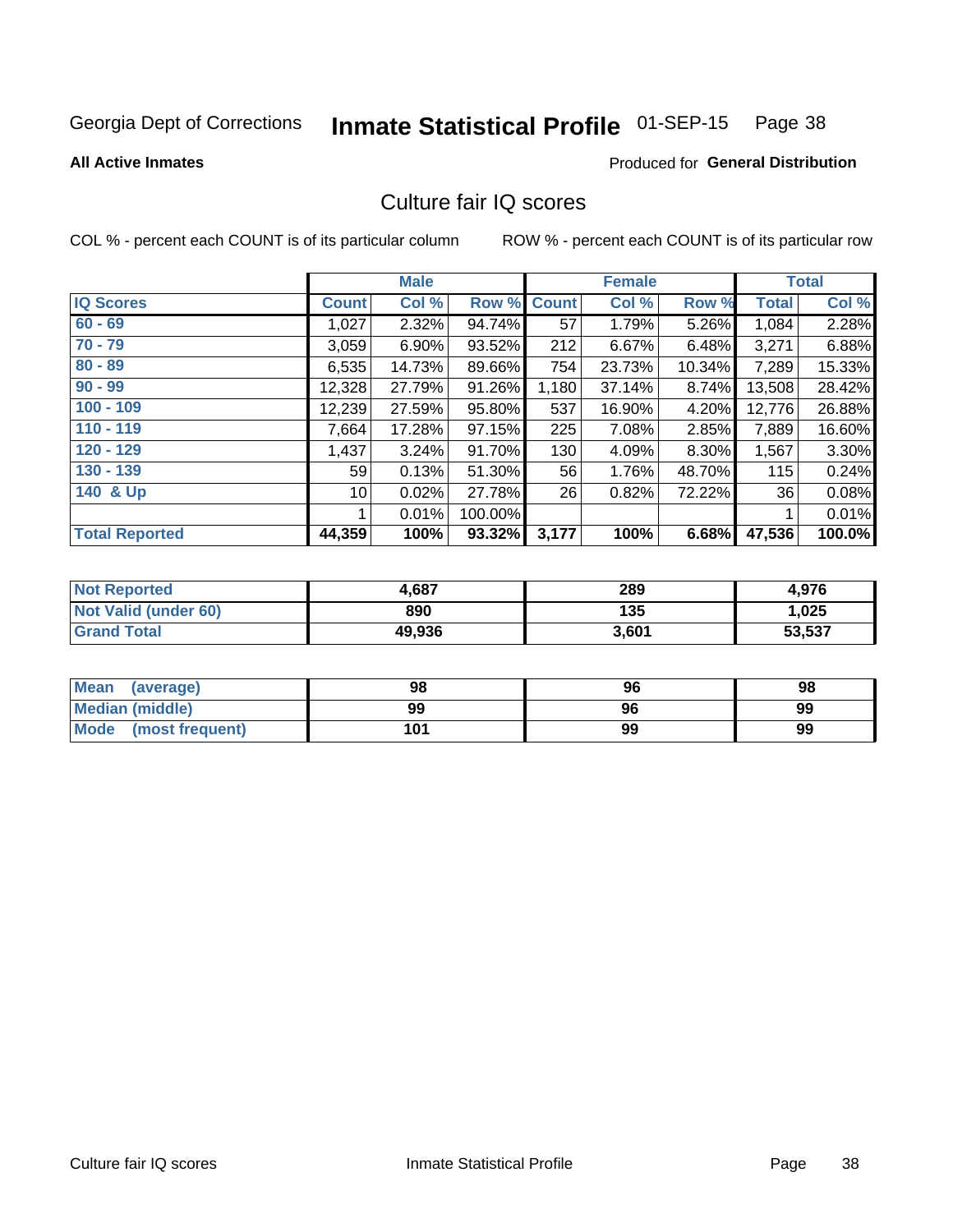Georgia Dept of Corrections **Inmate Statistical Profile** 01-SEP-15

**All Active Inmates**

Produced for **General Distribution**

## Culture fair IQ scores

COL % - percent each COUNT is of its particular column

ROW % - percent each COUNT is of its particular row

| | Male | | | Female | | | Total | |
|---|---|---|---|---|---|---|---|---|
| IQ Scores | Count | Col % | Row % | Count | Col % | Row % | Total | Col % |
| 60 - 69 | 1,027 | 2.32% | 94.74% | 57 | 1.79% | 5.26% | 1,084 | 2.28% |
| 70 - 79 | 3,059 | 6.90% | 93.52% | 212 | 6.67% | 6.48% | 3,271 | 6.88% |
| 80 - 89 | 6,535 | 14.73% | 89.66% | 754 | 23.73% | 10.34% | 7,289 | 15.33% |
| 90 - 99 | 12,328 | 27.79% | 91.26% | 1,180 | 37.14% | 8.74% | 13,508 | 28.42% |
| 100 - 109 | 12,239 | 27.59% | 95.80% | 537 | 16.90% | 4.20% | 12,776 | 26.88% |
| 110 - 119 | 7,664 | 17.28% | 97.15% | 225 | 7.08% | 2.85% | 7,889 | 16.60% |
| 120 - 129 | 1,437 | 3.24% | 91.70% | 130 | 4.09% | 8.30% | 1,567 | 3.30% |
| 130 - 139 | 59 | 0.13% | 51.30% | 56 | 1.76% | 48.70% | 115 | 0.24% |
| 140 & Up | 10 | 0.02% | 27.78% | 26 | 0.82% | 72.22% | 36 | 0.08% |
| | 1 | 0.01% | 100.00% | | | | 1 | 0.01% |
| **Total Reported** | **44,359** | **100%** | **93.32%** | **3,177** | **100%** | **6.68%** | **47,536** | **100.0%** |

| | Male | Female | Total |
|---|---|---|---|
| Not Reported | 4,687 | 289 | 4,976 |
| Not Valid (under 60) | 890 | 135 | 1,025 |
| Grand Total | 49,936 | 3,601 | 53,537 |

| | Male | Female | Total |
|---|---|---|---|
| Mean (average) | 98 | 96 | 98 |
| Median (middle) | 99 | 96 | 99 |
| Mode (most frequent) | 101 | 99 | 99 |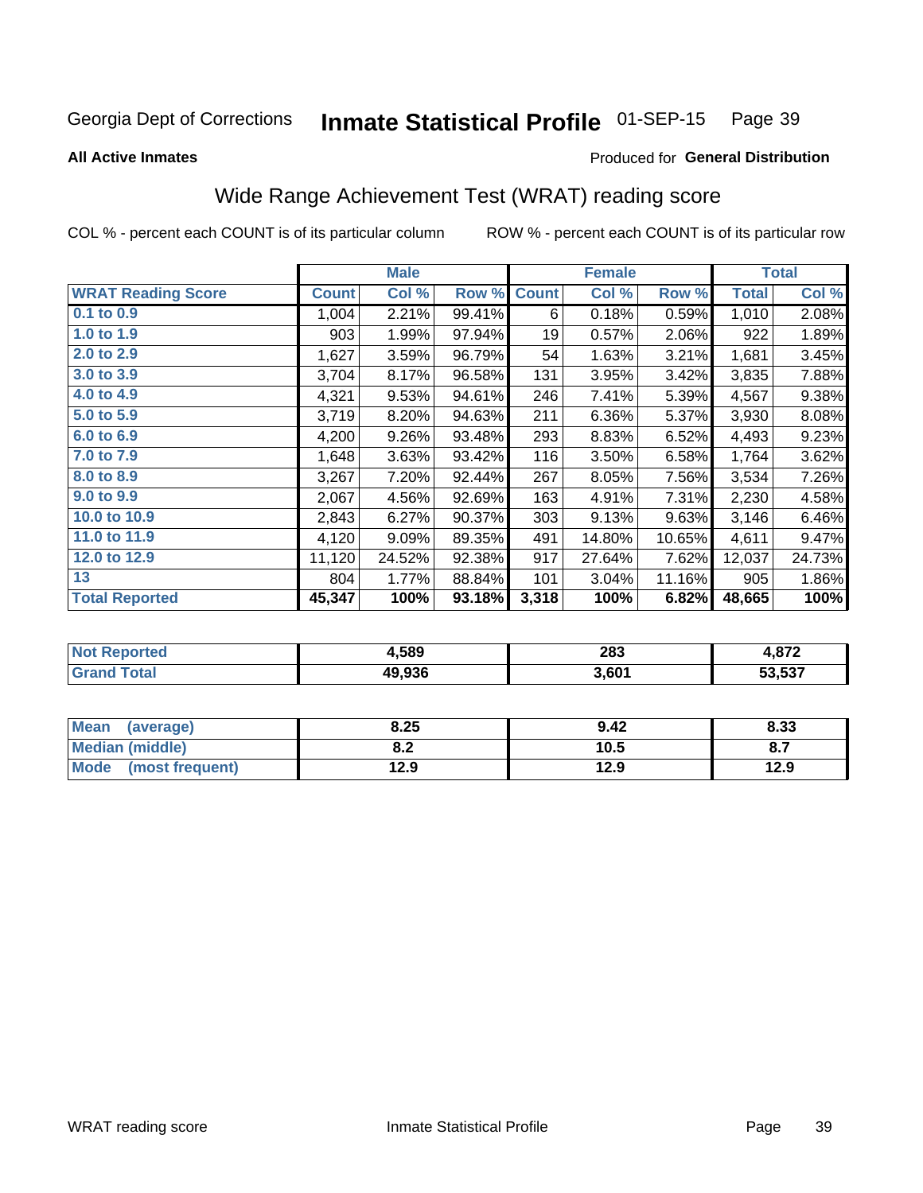Georgia Dept of Corrections **Inmate Statistical Profile** 01-SEP-15

**All Active Inmates**

Produced for **General Distribution**

## Wide Range Achievement Test (WRAT) reading score

COL % - percent each COUNT is of its particular column ROW % - percent each COUNT is of its particular row

| | Male | | | Female | | | Total | |
|---|---|---|---|---|---|---|---|---|
| **WRAT Reading Score** | **Count** | **Col %** | **Row %** | **Count** | **Col %** | **Row %** | **Total** | **Col %** |
| **0.1 to 0.9** | 1,004 | 2.21% | 99.41% | 6 | 0.18% | 0.59% | 1,010 | 2.08% |
| **1.0 to 1.9** | 903 | 1.99% | 97.94% | 19 | 0.57% | 2.06% | 922 | 1.89% |
| **2.0 to 2.9** | 1,627 | 3.59% | 96.79% | 54 | 1.63% | 3.21% | 1,681 | 3.45% |
| **3.0 to 3.9** | 3,704 | 8.17% | 96.58% | 131 | 3.95% | 3.42% | 3,835 | 7.88% |
| **4.0 to 4.9** | 4,321 | 9.53% | 94.61% | 246 | 7.41% | 5.39% | 4,567 | 9.38% |
| **5.0 to 5.9** | 3,719 | 8.20% | 94.63% | 211 | 6.36% | 5.37% | 3,930 | 8.08% |
| **6.0 to 6.9** | 4,200 | 9.26% | 93.48% | 293 | 8.83% | 6.52% | 4,493 | 9.23% |
| **7.0 to 7.9** | 1,648 | 3.63% | 93.42% | 116 | 3.50% | 6.58% | 1,764 | 3.62% |
| **8.0 to 8.9** | 3,267 | 7.20% | 92.44% | 267 | 8.05% | 7.56% | 3,534 | 7.26% |
| **9.0 to 9.9** | 2,067 | 4.56% | 92.69% | 163 | 4.91% | 7.31% | 2,230 | 4.58% |
| **10.0 to 10.9** | 2,843 | 6.27% | 90.37% | 303 | 9.13% | 9.63% | 3,146 | 6.46% |
| **11.0 to 11.9** | 4,120 | 9.09% | 89.35% | 491 | 14.80% | 10.65% | 4,611 | 9.47% |
| **12.0 to 12.9** | 11,120 | 24.52% | 92.38% | 917 | 27.64% | 7.62% | 12,037 | 24.73% |
| **13** | 804 | 1.77% | 88.84% | 101 | 3.04% | 11.16% | 905 | 1.86% |
| **Total Reported** | **45,347** | **100%** | **93.18%** | **3,318** | **100%** | **6.82%** | **48,665** | **100%** |

| | Male | Female | Total |
|---|---|---|---|
| **Not Reported** | **4,589** | **283** | **4,872** |
| **Grand Total** | **49,936** | **3,601** | **53,537** |

| | Male | Female | Total |
|---|---|---|---|
| **Mean (average)** | **8.25** | **9.42** | **8.33** |
| **Median (middle)** | **8.2** | **10.5** | **8.7** |
| **Mode (most frequent)** | **12.9** | **12.9** | **12.9** |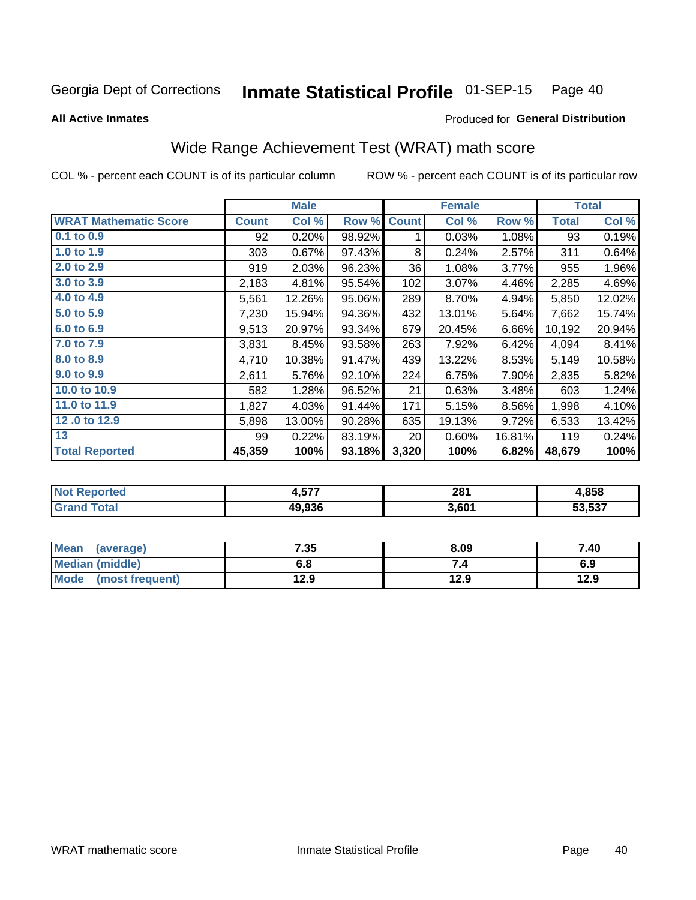Georgia Dept of Corrections **Inmate Statistical Profile** 01-SEP-15

**All Active Inmates**

Produced for **General Distribution**

## Wide Range Achievement Test (WRAT) math score

COL % - percent each COUNT is of its particular column ROW % - percent each COUNT is of its particular row

| | Male | | | Female | | | Total | |
|---|---|---|---|---|---|---|---|---|
| **WRAT Mathematic Score** | **Count** | **Col %** | **Row %** | **Count** | **Col %** | **Row %** | **Total** | **Col %** |
| **0.1 to 0.9** | 92 | 0.20% | 98.92% | 1 | 0.03% | 1.08% | 93 | 0.19% |
| **1.0 to 1.9** | 303 | 0.67% | 97.43% | 8 | 0.24% | 2.57% | 311 | 0.64% |
| **2.0 to 2.9** | 919 | 2.03% | 96.23% | 36 | 1.08% | 3.77% | 955 | 1.96% |
| **3.0 to 3.9** | 2,183 | 4.81% | 95.54% | 102 | 3.07% | 4.46% | 2,285 | 4.69% |
| **4.0 to 4.9** | 5,561 | 12.26% | 95.06% | 289 | 8.70% | 4.94% | 5,850 | 12.02% |
| **5.0 to 5.9** | 7,230 | 15.94% | 94.36% | 432 | 13.01% | 5.64% | 7,662 | 15.74% |
| **6.0 to 6.9** | 9,513 | 20.97% | 93.34% | 679 | 20.45% | 6.66% | 10,192 | 20.94% |
| **7.0 to 7.9** | 3,831 | 8.45% | 93.58% | 263 | 7.92% | 6.42% | 4,094 | 8.41% |
| **8.0 to 8.9** | 4,710 | 10.38% | 91.47% | 439 | 13.22% | 8.53% | 5,149 | 10.58% |
| **9.0 to 9.9** | 2,611 | 5.76% | 92.10% | 224 | 6.75% | 7.90% | 2,835 | 5.82% |
| **10.0 to 10.9** | 582 | 1.28% | 96.52% | 21 | 0.63% | 3.48% | 603 | 1.24% |
| **11.0 to 11.9** | 1,827 | 4.03% | 91.44% | 171 | 5.15% | 8.56% | 1,998 | 4.10% |
| **12 .0 to 12.9** | 5,898 | 13.00% | 90.28% | 635 | 19.13% | 9.72% | 6,533 | 13.42% |
| **13** | 99 | 0.22% | 83.19% | 20 | 0.60% | 16.81% | 119 | 0.24% |
| **Total Reported** | **45,359** | **100%** | **93.18%** | **3,320** | **100%** | **6.82%** | **48,679** | **100%** |

| | Male | Female | Total |
|---|---|---|---|
| **Not Reported** | **4,577** | **281** | **4,858** |
| **Grand Total** | **49,936** | **3,601** | **53,537** |

| | Male | Female | Total |
|---|---|---|---|
| **Mean (average)** | **7.35** | **8.09** | **7.40** |
| **Median (middle)** | **6.8** | **7.4** | **6.9** |
| **Mode (most frequent)** | **12.9** | **12.9** | **12.9** |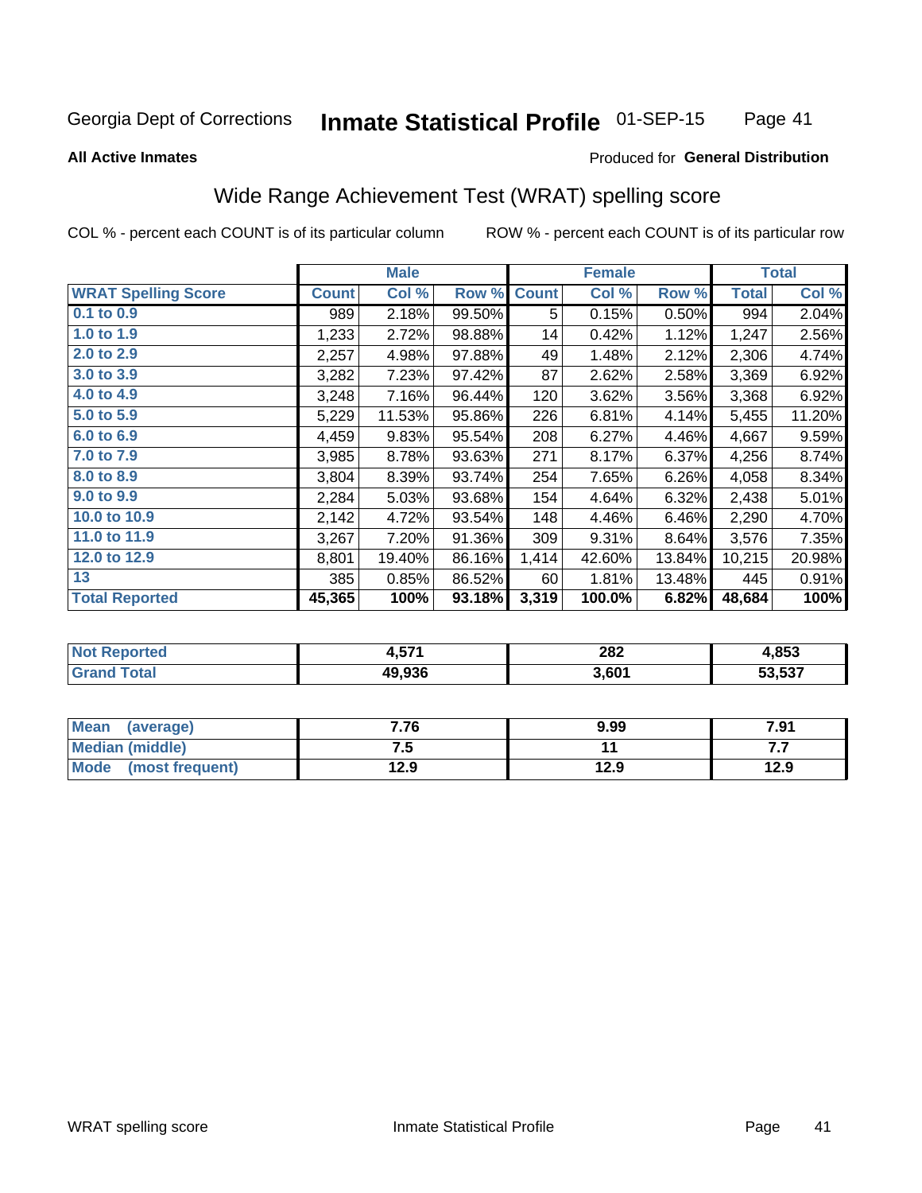Georgia Dept of Corrections **Inmate Statistical Profile** 01-SEP-15

**All Active Inmates**

Produced for **General Distribution**

## Wide Range Achievement Test (WRAT) spelling score

COL % - percent each COUNT is of its particular column

ROW % - percent each COUNT is of its particular row

| | Male | | | Female | | | Total | |
|---|---|---|---|---|---|---|---|---|
| **WRAT Spelling Score** | **Count** | **Col %** | **Row %** | **Count** | **Col %** | **Row %** | **Total** | **Col %** |
| 0.1 to 0.9 | 989 | 2.18% | 99.50% | 5 | 0.15% | 0.50% | 994 | 2.04% |
| 1.0 to 1.9 | 1,233 | 2.72% | 98.88% | 14 | 0.42% | 1.12% | 1,247 | 2.56% |
| 2.0 to 2.9 | 2,257 | 4.98% | 97.88% | 49 | 1.48% | 2.12% | 2,306 | 4.74% |
| 3.0 to 3.9 | 3,282 | 7.23% | 97.42% | 87 | 2.62% | 2.58% | 3,369 | 6.92% |
| 4.0 to 4.9 | 3,248 | 7.16% | 96.44% | 120 | 3.62% | 3.56% | 3,368 | 6.92% |
| 5.0 to 5.9 | 5,229 | 11.53% | 95.86% | 226 | 6.81% | 4.14% | 5,455 | 11.20% |
| 6.0 to 6.9 | 4,459 | 9.83% | 95.54% | 208 | 6.27% | 4.46% | 4,667 | 9.59% |
| 7.0 to 7.9 | 3,985 | 8.78% | 93.63% | 271 | 8.17% | 6.37% | 4,256 | 8.74% |
| 8.0 to 8.9 | 3,804 | 8.39% | 93.74% | 254 | 7.65% | 6.26% | 4,058 | 8.34% |
| 9.0 to 9.9 | 2,284 | 5.03% | 93.68% | 154 | 4.64% | 6.32% | 2,438 | 5.01% |
| 10.0 to 10.9 | 2,142 | 4.72% | 93.54% | 148 | 4.46% | 6.46% | 2,290 | 4.70% |
| 11.0 to 11.9 | 3,267 | 7.20% | 91.36% | 309 | 9.31% | 8.64% | 3,576 | 7.35% |
| 12.0 to 12.9 | 8,801 | 19.40% | 86.16% | 1,414 | 42.60% | 13.84% | 10,215 | 20.98% |
| 13 | 385 | 0.85% | 86.52% | 60 | 1.81% | 13.48% | 445 | 0.91% |
| **Total Reported** | **45,365** | **100%** | **93.18%** | **3,319** | **100.0%** | **6.82%** | **48,684** | **100%** |

| | Male | Female | Total |
|---|---|---|---|
| **Not Reported** | **4,571** | **282** | **4,853** |
| **Grand Total** | **49,936** | **3,601** | **53,537** |

| | Male | Female | Total |
|---|---|---|---|
| **Mean (average)** | **7.76** | **9.99** | **7.91** |
| **Median (middle)** | **7.5** | **11** | **7.7** |
| **Mode (most frequent)** | **12.9** | **12.9** | **12.9** |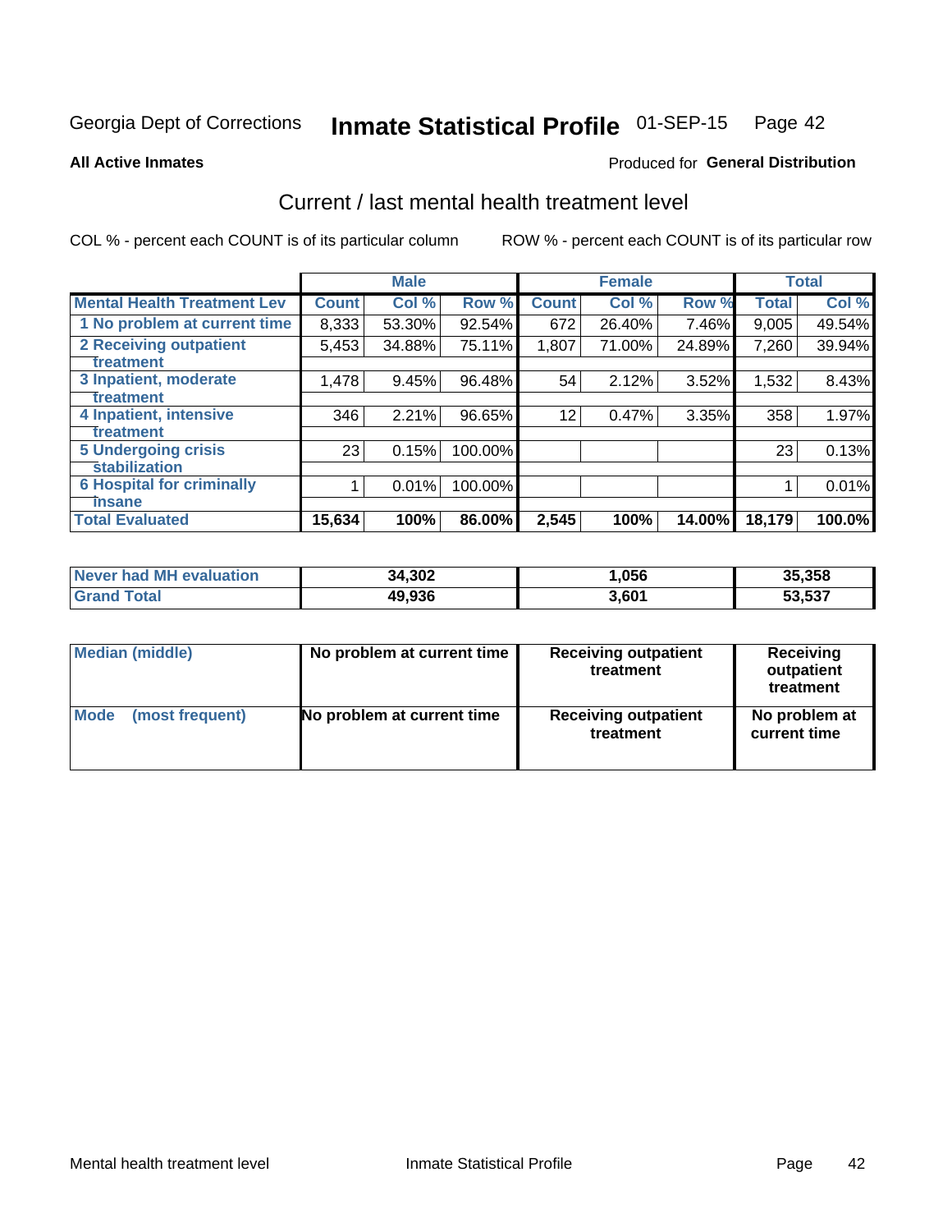Georgia Dept of Corrections **Inmate Statistical Profile** 01-SEP-15 Page 42

**All Active Inmates**

Produced for **General Distribution**

## Current / last mental health treatment level

COL % - percent each COUNT is of its particular column    ROW % - percent each COUNT is of its particular row

| | Male | | | Female | | | Total | |
|---|---|---|---|---|---|---|---|---|
| **Mental Health Treatment Lev** | **Count** | **Col %** | **Row %** | **Count** | **Col %** | **Row %** | **Total** | **Col %** |
| 1 No problem at current time | 8,333 | 53.30% | 92.54% | 672 | 26.40% | 7.46% | 9,005 | 49.54% |
| 2 Receiving outpatient treatment | 5,453 | 34.88% | 75.11% | 1,807 | 71.00% | 24.89% | 7,260 | 39.94% |
| 3 Inpatient, moderate treatment | 1,478 | 9.45% | 96.48% | 54 | 2.12% | 3.52% | 1,532 | 8.43% |
| 4 Inpatient, intensive treatment | 346 | 2.21% | 96.65% | 12 | 0.47% | 3.35% | 358 | 1.97% |
| 5 Undergoing crisis stabilization | 23 | 0.15% | 100.00% | | | | 23 | 0.13% |
| 6 Hospital for criminally insane | 1 | 0.01% | 100.00% | | | | 1 | 0.01% |
| **Total Evaluated** | **15,634** | **100%** | **86.00%** | **2,545** | **100%** | **14.00%** | **18,179** | **100.0%** |

| | Male | Female | Total |
|---|---|---|---|
| Never had MH evaluation | 34,302 | 1,056 | 35,358 |
| Grand Total | 49,936 | 3,601 | 53,537 |

| | Male | Female | Total |
|---|---|---|---|
| Median (middle) | No problem at current time | Receiving outpatient treatment | Receiving outpatient treatment |
| Mode (most frequent) | No problem at current time | Receiving outpatient treatment | No problem at current time |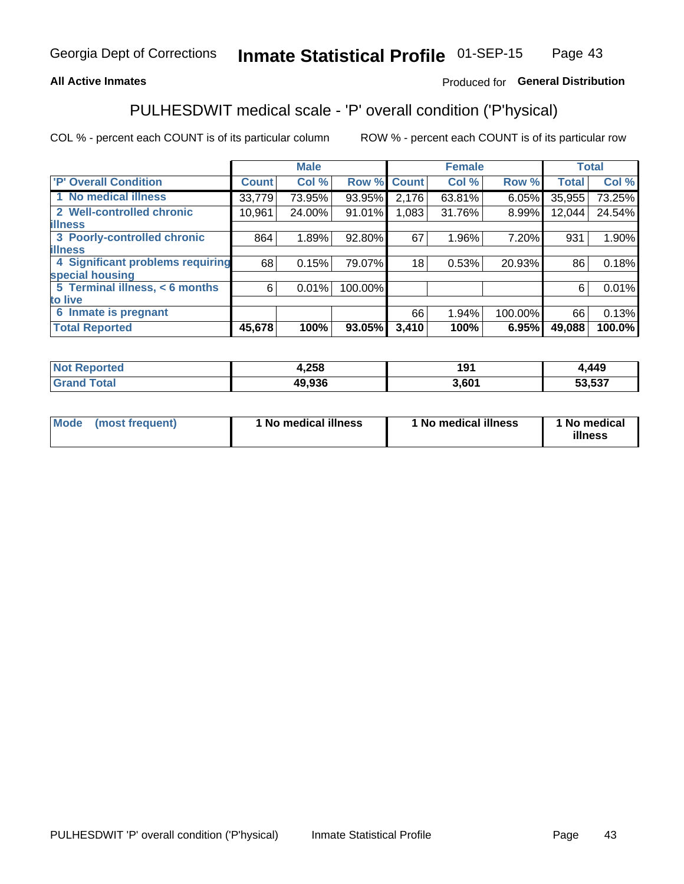Georgia Dept of Corrections **Inmate Statistical Profile** 01-SEP-15

**All Active Inmates**

Produced for **General Distribution**

## PULHESDWIT medical scale - 'P' overall condition ('P'hysical)

COL % - percent each COUNT is of its particular column

ROW % - percent each COUNT is of its particular row

| | Male | | | Female | | | Total | |
|---|---|---|---|---|---|---|---|---|
| 'P' Overall Condition | Count | Col % | Row % | Count | Col % | Row % | Total | Col % |
| 1 No medical illness | 33,779 | 73.95% | 93.95% | 2,176 | 63.81% | 6.05% | 35,955 | 73.25% |
| 2 Well-controlled chronic illness | 10,961 | 24.00% | 91.01% | 1,083 | 31.76% | 8.99% | 12,044 | 24.54% |
| 3 Poorly-controlled chronic illness | 864 | 1.89% | 92.80% | 67 | 1.96% | 7.20% | 931 | 1.90% |
| 4 Significant problems requiring special housing | 68 | 0.15% | 79.07% | 18 | 0.53% | 20.93% | 86 | 0.18% |
| 5 Terminal illness, < 6 months to live | 6 | 0.01% | 100.00% | | | | 6 | 0.01% |
| 6 Inmate is pregnant | | | | 66 | 1.94% | 100.00% | 66 | 0.13% |
| **Total Reported** | **45,678** | **100%** | **93.05%** | **3,410** | **100%** | **6.95%** | **49,088** | **100.0%** |

| | Male | Female | Total |
|---|---|---|---|
| Not Reported | 4,258 | 191 | 4,449 |
| Grand Total | 49,936 | 3,601 | 53,537 |

| | Male | Female | Total |
|---|---|---|---|
| Mode (most frequent) | 1 No medical illness | 1 No medical illness | 1 No medical illness |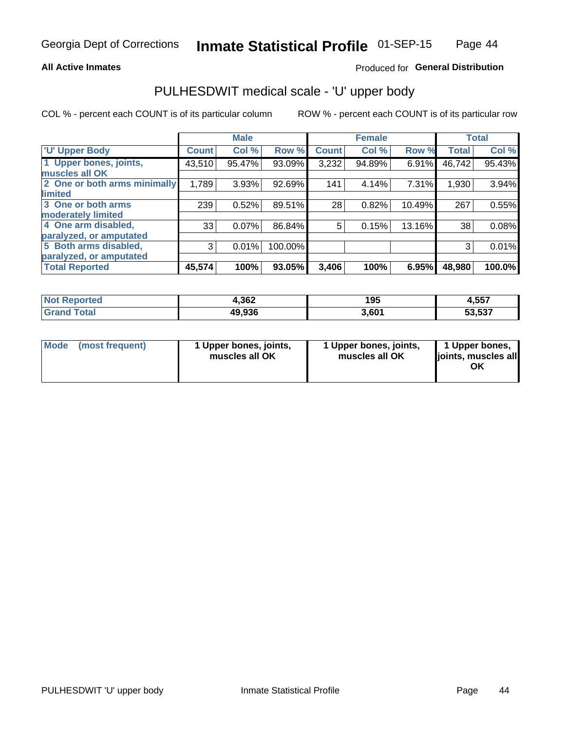**All Active Inmates**

Produced for **General Distribution**

## PULHESDWIT medical scale - 'U' upper body

COL % - percent each COUNT is of its particular column

ROW % - percent each COUNT is of its particular row

| | Male | | | Female | | | Total | |
|---|---|---|---|---|---|---|---|---|
| 'U' Upper Body | Count | Col % | Row % | Count | Col % | Row % | Total | Col % |
| 1 Upper bones, joints, muscles all OK | 43,510 | 95.47% | 93.09% | 3,232 | 94.89% | 6.91% | 46,742 | 95.43% |
| 2 One or both arms minimally limited | 1,789 | 3.93% | 92.69% | 141 | 4.14% | 7.31% | 1,930 | 3.94% |
| 3 One or both arms moderately limited | 239 | 0.52% | 89.51% | 28 | 0.82% | 10.49% | 267 | 0.55% |
| 4 One arm disabled, paralyzed, or amputated | 33 | 0.07% | 86.84% | 5 | 0.15% | 13.16% | 38 | 0.08% |
| 5 Both arms disabled, paralyzed, or amputated | 3 | 0.01% | 100.00% | | | | 3 | 0.01% |
| **Total Reported** | **45,574** | **100%** | **93.05%** | **3,406** | **100%** | **6.95%** | **48,980** | **100.0%** |

| | Male | Female | Total |
|---|---|---|---|
| Not Reported | 4,362 | 195 | 4,557 |
| Grand Total | 49,936 | 3,601 | 53,537 |

| | Male | Female | Total |
|---|---|---|---|
| Mode (most frequent) | 1 Upper bones, joints, muscles all OK | 1 Upper bones, joints, muscles all OK | 1 Upper bones, joints, muscles all OK |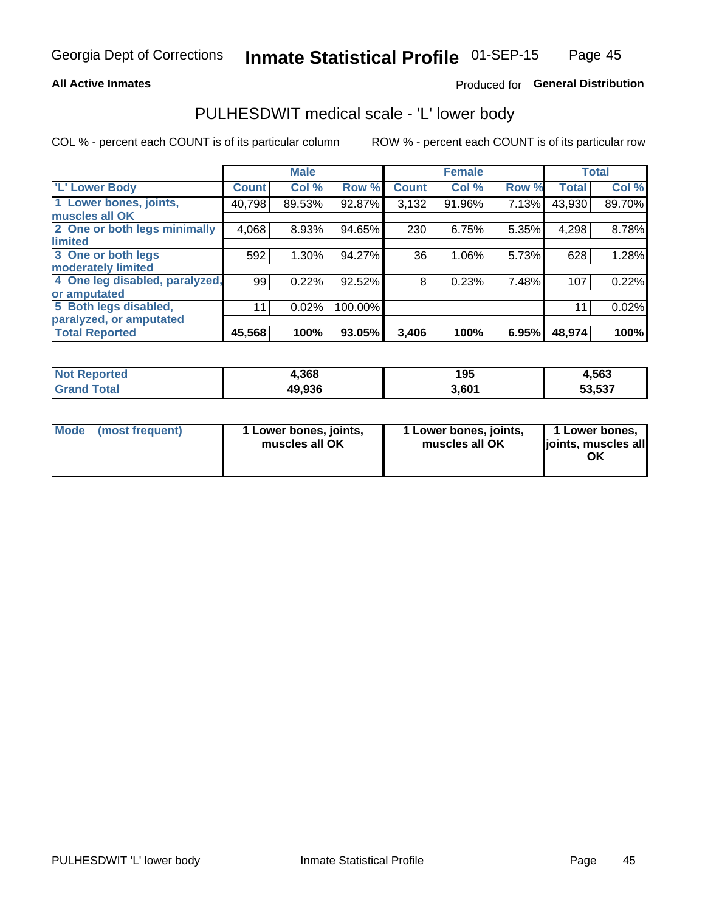Georgia Dept of Corrections **Inmate Statistical Profile** 01-SEP-15

**All Active Inmates**

Produced for **General Distribution**

## PULHESDWIT medical scale - 'L' lower body

COL % - percent each COUNT is of its particular column

ROW % - percent each COUNT is of its particular row

| | Male | | | Female | | | Total | |
|---|---|---|---|---|---|---|---|---|
| 'L' Lower Body | Count | Col % | Row % | Count | Col % | Row % | Total | Col % |
| 1 Lower bones, joints, muscles all OK | 40,798 | 89.53% | 92.87% | 3,132 | 91.96% | 7.13% | 43,930 | 89.70% |
| 2 One or both legs minimally limited | 4,068 | 8.93% | 94.65% | 230 | 6.75% | 5.35% | 4,298 | 8.78% |
| 3 One or both legs moderately limited | 592 | 1.30% | 94.27% | 36 | 1.06% | 5.73% | 628 | 1.28% |
| 4 One leg disabled, paralyzed, or amputated | 99 | 0.22% | 92.52% | 8 | 0.23% | 7.48% | 107 | 0.22% |
| 5 Both legs disabled, paralyzed, or amputated | 11 | 0.02% | 100.00% | | | | 11 | 0.02% |
| **Total Reported** | **45,568** | **100%** | **93.05%** | **3,406** | **100%** | **6.95%** | **48,974** | **100%** |

| | Male | Female | Total |
|---|---|---|---|
| Not Reported | 4,368 | 195 | 4,563 |
| Grand Total | 49,936 | 3,601 | 53,537 |

| | Male | Female | Total |
|---|---|---|---|
| Mode (most frequent) | 1 Lower bones, joints, muscles all OK | 1 Lower bones, joints, muscles all OK | 1 Lower bones, joints, muscles all OK |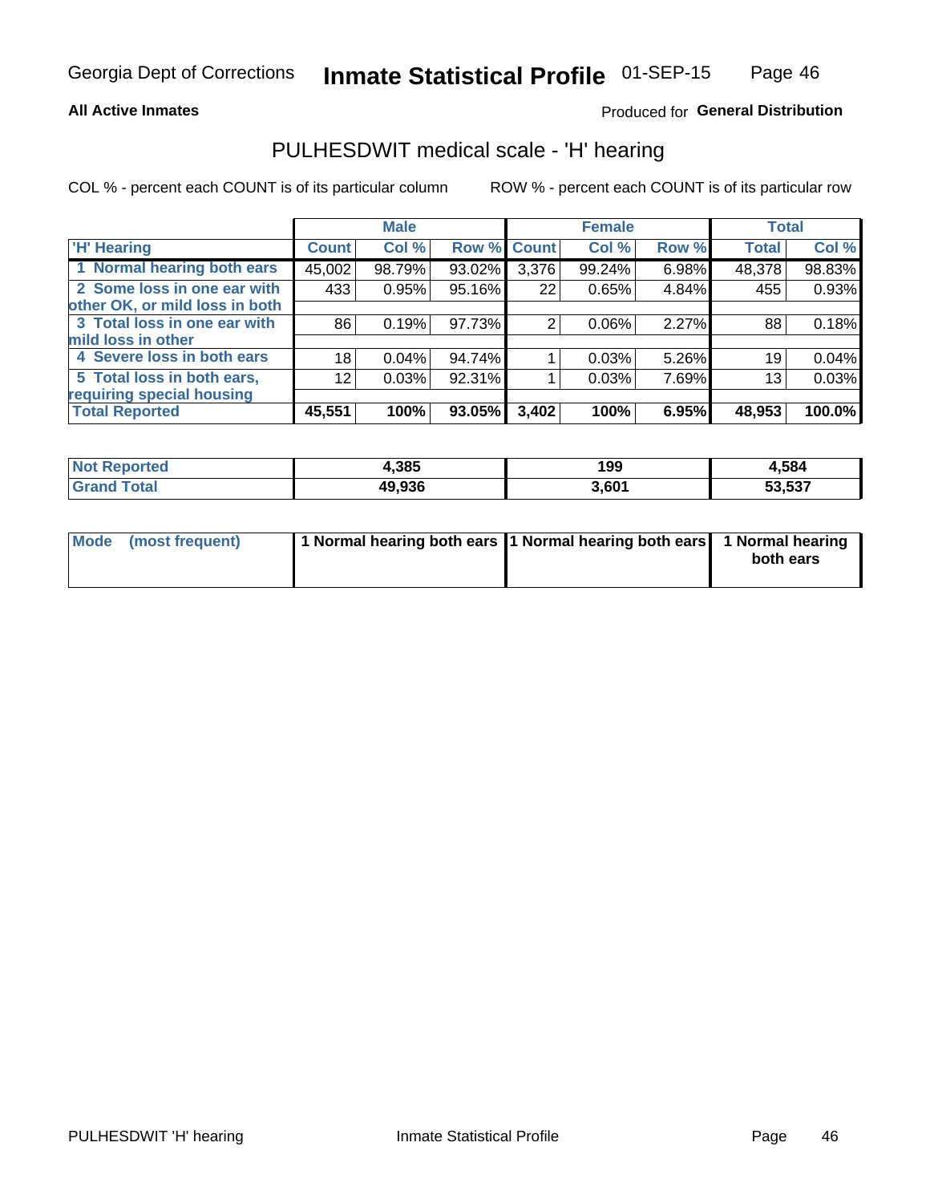Georgia Dept of Corrections **Inmate Statistical Profile** 01-SEP-15

**All Active Inmates**

Produced for **General Distribution**

## PULHESDWIT medical scale - 'H' hearing

COL % - percent each COUNT is of its particular column

ROW % - percent each COUNT is of its particular row

| | Male | | | Female | | | Total | |
|---|---|---|---|---|---|---|---|---|
| 'H' Hearing | Count | Col % | Row % | Count | Col % | Row % | Total | Col % |
| 1 Normal hearing both ears | 45,002 | 98.79% | 93.02% | 3,376 | 99.24% | 6.98% | 48,378 | 98.83% |
| 2 Some loss in one ear with other OK, or mild loss in both | 433 | 0.95% | 95.16% | 22 | 0.65% | 4.84% | 455 | 0.93% |
| 3 Total loss in one ear with mild loss in other | 86 | 0.19% | 97.73% | 2 | 0.06% | 2.27% | 88 | 0.18% |
| 4 Severe loss in both ears | 18 | 0.04% | 94.74% | 1 | 0.03% | 5.26% | 19 | 0.04% |
| 5 Total loss in both ears, requiring special housing | 12 | 0.03% | 92.31% | 1 | 0.03% | 7.69% | 13 | 0.03% |
| **Total Reported** | **45,551** | **100%** | **93.05%** | **3,402** | **100%** | **6.95%** | **48,953** | **100.0%** |

| | Male | Female | Total |
|---|---|---|---|
| Not Reported | 4,385 | 199 | 4,584 |
| Grand Total | 49,936 | 3,601 | 53,537 |

| | Male | Female | Total |
|---|---|---|---|
| Mode (most frequent) | 1 Normal hearing both ears | 1 Normal hearing both ears | 1 Normal hearing both ears |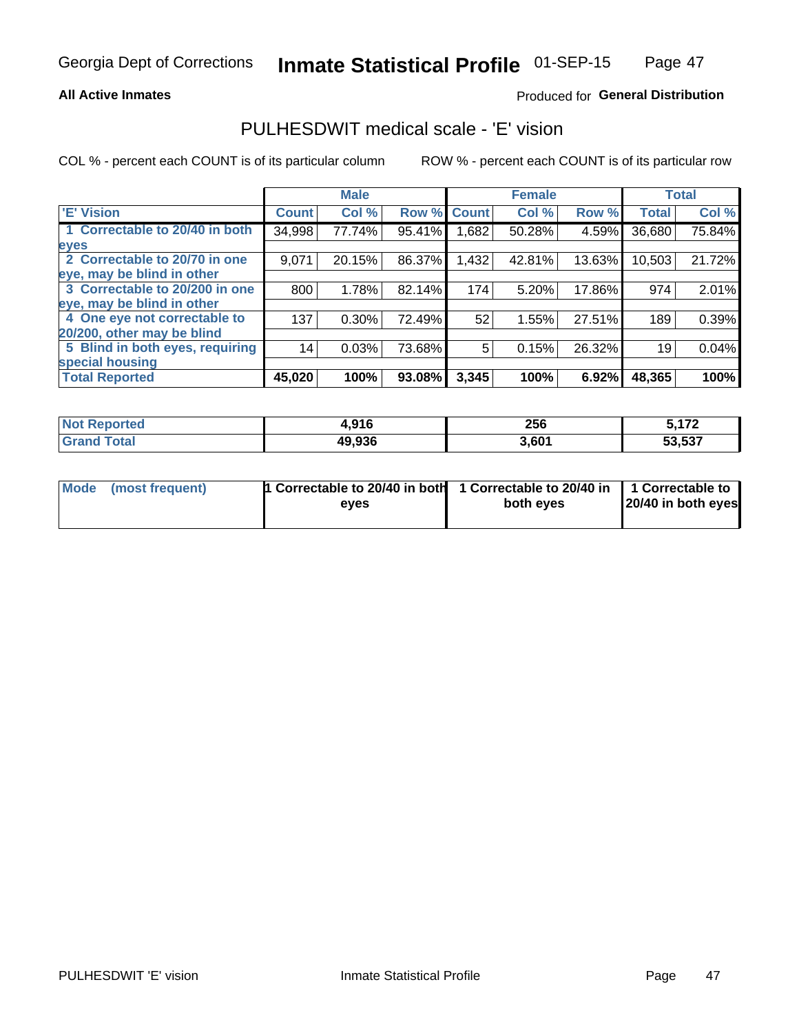Georgia Dept of Corrections **Inmate Statistical Profile** 01-SEP-15

**All Active Inmates**

Produced for **General Distribution**

## PULHESDWIT medical scale - 'E' vision

COL % - percent each COUNT is of its particular column

ROW % - percent each COUNT is of its particular row

| | Male | | | Female | | | Total | |
|---|---|---|---|---|---|---|---|---|
| 'E' Vision | Count | Col % | Row % | Count | Col % | Row % | Total | Col % |
| 1 Correctable to 20/40 in both eyes | 34,998 | 77.74% | 95.41% | 1,682 | 50.28% | 4.59% | 36,680 | 75.84% |
| 2 Correctable to 20/70 in one eye, may be blind in other | 9,071 | 20.15% | 86.37% | 1,432 | 42.81% | 13.63% | 10,503 | 21.72% |
| 3 Correctable to 20/200 in one eye, may be blind in other | 800 | 1.78% | 82.14% | 174 | 5.20% | 17.86% | 974 | 2.01% |
| 4 One eye not correctable to 20/200, other may be blind | 137 | 0.30% | 72.49% | 52 | 1.55% | 27.51% | 189 | 0.39% |
| 5 Blind in both eyes, requiring special housing | 14 | 0.03% | 73.68% | 5 | 0.15% | 26.32% | 19 | 0.04% |
| **Total Reported** | **45,020** | **100%** | **93.08%** | **3,345** | **100%** | **6.92%** | **48,365** | **100%** |

| | Male | Female | Total |
|---|---|---|---|
| **Not Reported** | **4,916** | **256** | **5,172** |
| **Grand Total** | **49,936** | **3,601** | **53,537** |

| | Male | Female | Total |
|---|---|---|---|
| **Mode (most frequent)** | **1 Correctable to 20/40 in both eyes** | **1 Correctable to 20/40 in both eyes** | **1 Correctable to 20/40 in both eyes** |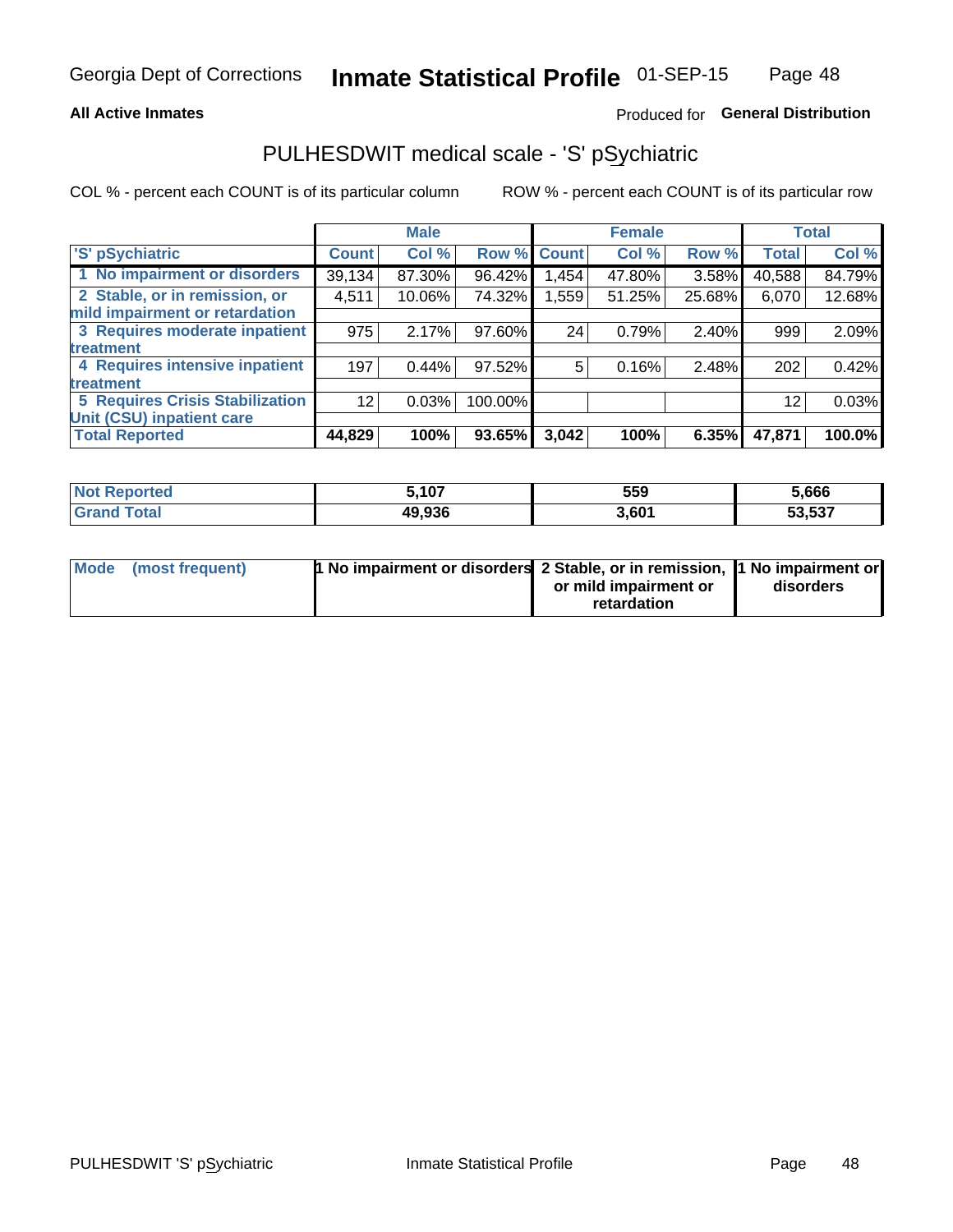Georgia Dept of Corrections **Inmate Statistical Profile** 01-SEP-15

**All Active Inmates**

Produced for **General Distribution**

## PULHESDWIT medical scale - 'S' pSychiatric

COL % - percent each COUNT is of its particular column ROW % - percent each COUNT is of its particular row

| | Male | | | Female | | | Total | |
|---|---|---|---|---|---|---|---|---|
| 'S' pSychiatric | Count | Col % | Row % | Count | Col % | Row % | Total | Col % |
| 1 No impairment or disorders | 39,134 | 87.30% | 96.42% | 1,454 | 47.80% | 3.58% | 40,588 | 84.79% |
| 2 Stable, or in remission, or mild impairment or retardation | 4,511 | 10.06% | 74.32% | 1,559 | 51.25% | 25.68% | 6,070 | 12.68% |
| 3 Requires moderate inpatient treatment | 975 | 2.17% | 97.60% | 24 | 0.79% | 2.40% | 999 | 2.09% |
| 4 Requires intensive inpatient treatment | 197 | 0.44% | 97.52% | 5 | 0.16% | 2.48% | 202 | 0.42% |
| 5 Requires Crisis Stabilization Unit (CSU) inpatient care | 12 | 0.03% | 100.00% | | | | 12 | 0.03% |
| **Total Reported** | **44,829** | **100%** | **93.65%** | **3,042** | **100%** | **6.35%** | **47,871** | **100.0%** |

| | Male | Female | Total |
|---|---|---|---|
| Not Reported | 5,107 | 559 | 5,666 |
| Grand Total | 49,936 | 3,601 | 53,537 |

| | Male | Female | Total |
|---|---|---|---|
| Mode (most frequent) | 1 No impairment or disorders | 2 Stable, or in remission, or mild impairment or retardation | 1 No impairment or disorders |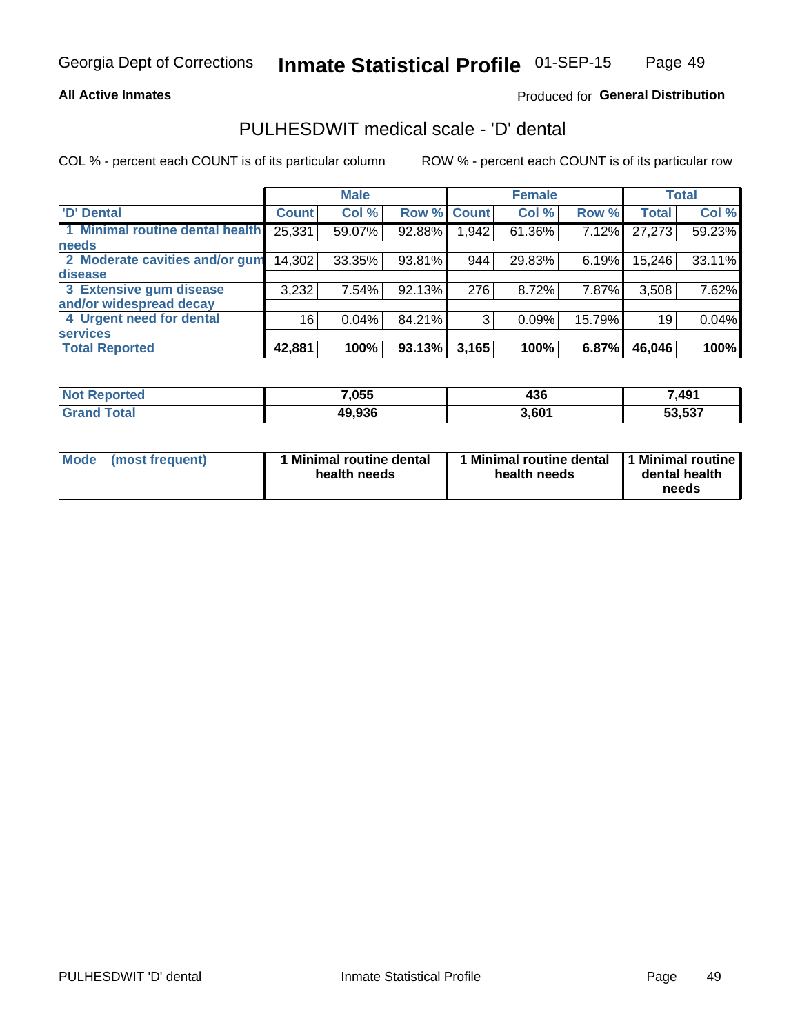**All Active Inmates**

Produced for **General Distribution**

## PULHESDWIT medical scale - 'D' dental

COL % - percent each COUNT is of its particular column

ROW % - percent each COUNT is of its particular row

| | Male | | | Female | | | Total | |
|---|---|---|---|---|---|---|---|---|
| 'D' Dental | Count | Col % | Row % | Count | Col % | Row % | Total | Col % |
| 1 Minimal routine dental health needs | 25,331 | 59.07% | 92.88% | 1,942 | 61.36% | 7.12% | 27,273 | 59.23% |
| 2 Moderate cavities and/or gum disease | 14,302 | 33.35% | 93.81% | 944 | 29.83% | 6.19% | 15,246 | 33.11% |
| 3 Extensive gum disease and/or widespread decay | 3,232 | 7.54% | 92.13% | 276 | 8.72% | 7.87% | 3,508 | 7.62% |
| 4 Urgent need for dental services | 16 | 0.04% | 84.21% | 3 | 0.09% | 15.79% | 19 | 0.04% |
| **Total Reported** | **42,881** | **100%** | **93.13%** | **3,165** | **100%** | **6.87%** | **46,046** | **100%** |

| | Male | Female | Total |
|---|---|---|---|
| Not Reported | 7,055 | 436 | 7,491 |
| Grand Total | 49,936 | 3,601 | 53,537 |

| | Male | Female | Total |
|---|---|---|---|
| Mode (most frequent) | 1 Minimal routine dental health needs | 1 Minimal routine dental health needs | 1 Minimal routine dental health needs |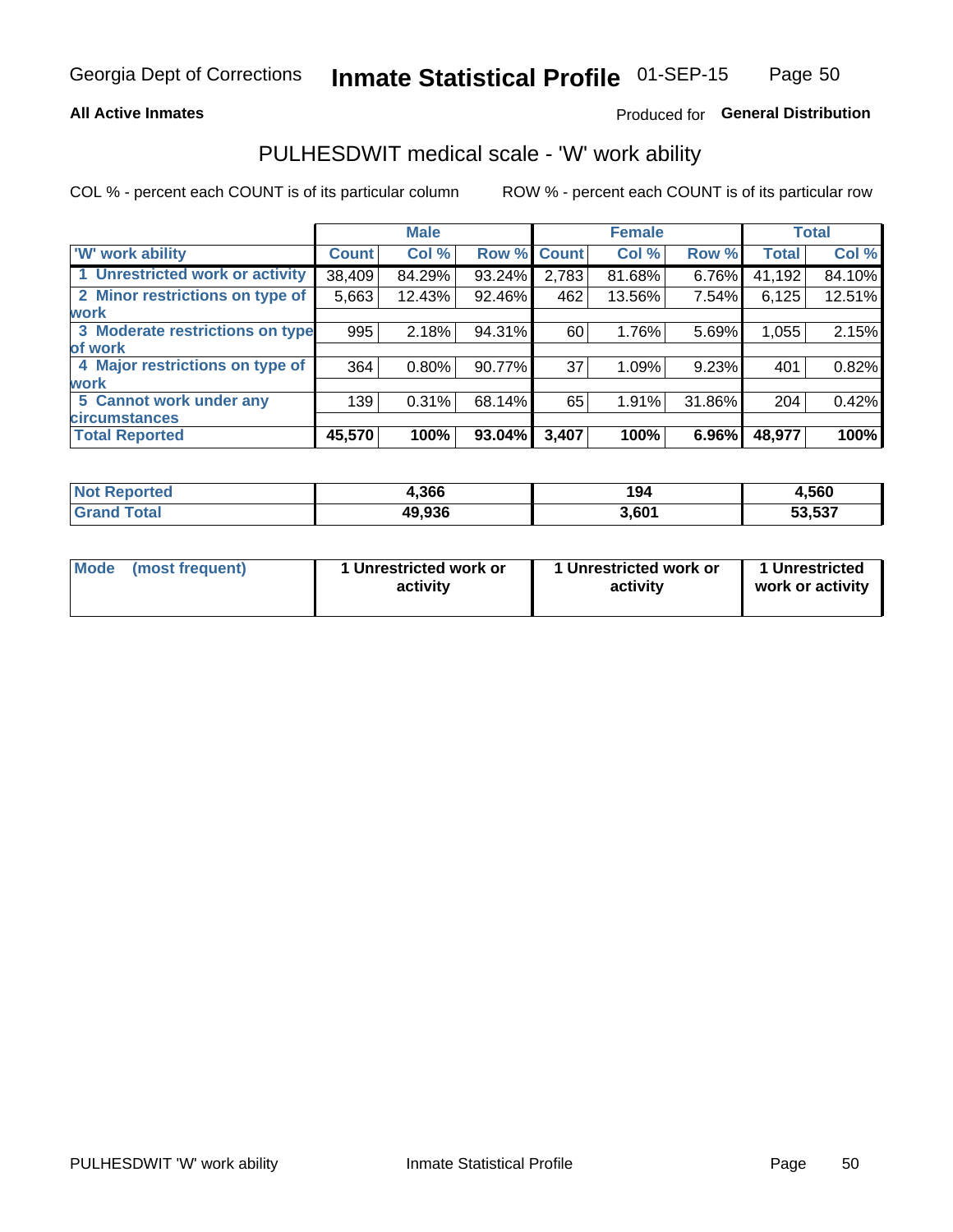Georgia Dept of Corrections **Inmate Statistical Profile** 01-SEP-15

**All Active Inmates**

Produced for **General Distribution**

## PULHESDWIT medical scale - 'W' work ability

COL % - percent each COUNT is of its particular column

ROW % - percent each COUNT is of its particular row

| | Male | | | Female | | | Total | |
|---|---|---|---|---|---|---|---|---|
| 'W' work ability | Count | Col % | Row % | Count | Col % | Row % | Total | Col % |
| 1 Unrestricted work or activity | 38,409 | 84.29% | 93.24% | 2,783 | 81.68% | 6.76% | 41,192 | 84.10% |
| 2 Minor restrictions on type of work | 5,663 | 12.43% | 92.46% | 462 | 13.56% | 7.54% | 6,125 | 12.51% |
| 3 Moderate restrictions on type of work | 995 | 2.18% | 94.31% | 60 | 1.76% | 5.69% | 1,055 | 2.15% |
| 4 Major restrictions on type of work | 364 | 0.80% | 90.77% | 37 | 1.09% | 9.23% | 401 | 0.82% |
| 5 Cannot work under any circumstances | 139 | 0.31% | 68.14% | 65 | 1.91% | 31.86% | 204 | 0.42% |
| **Total Reported** | **45,570** | **100%** | **93.04%** | **3,407** | **100%** | **6.96%** | **48,977** | **100%** |

| | Male | Female | Total |
|---|---|---|---|
| Not Reported | 4,366 | 194 | 4,560 |
| Grand Total | 49,936 | 3,601 | 53,537 |

| | Male | Female | Total |
|---|---|---|---|
| Mode (most frequent) | 1 Unrestricted work or activity | 1 Unrestricted work or activity | 1 Unrestricted work or activity |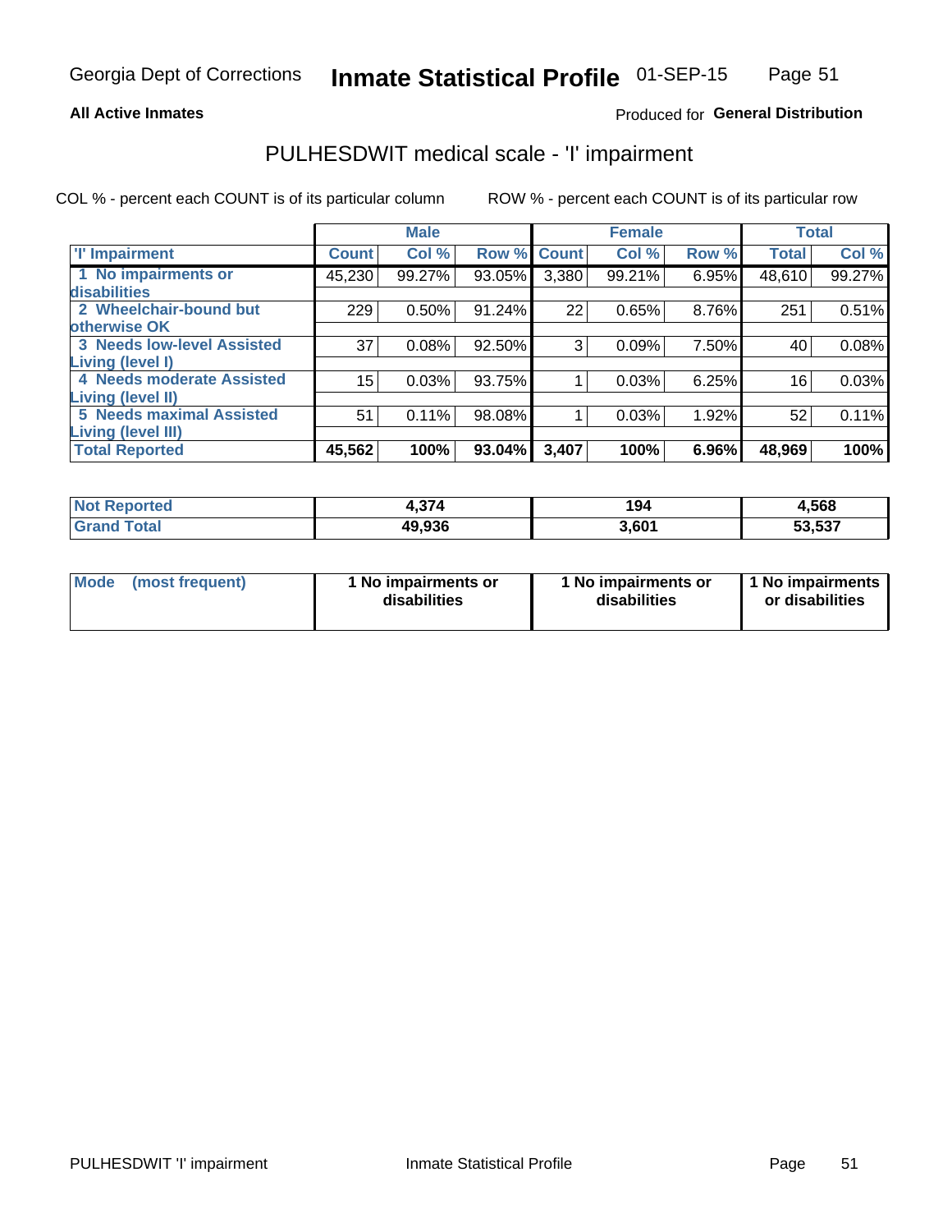Georgia Dept of Corrections **Inmate Statistical Profile** 01-SEP-15

**All Active Inmates**

Produced for **General Distribution**

# PULHESDWIT medical scale - 'I' impairment

COL % - percent each COUNT is of its particular column

ROW % - percent each COUNT is of its particular row

| | Male | | | Female | | | Total | |
|---|---|---|---|---|---|---|---|---|
| 'I' Impairment | Count | Col % | Row % | Count | Col % | Row % | Total | Col % |
| 1 No impairments or disabilities | 45,230 | 99.27% | 93.05% | 3,380 | 99.21% | 6.95% | 48,610 | 99.27% |
| 2 Wheelchair-bound but otherwise OK | 229 | 0.50% | 91.24% | 22 | 0.65% | 8.76% | 251 | 0.51% |
| 3 Needs low-level Assisted Living (level I) | 37 | 0.08% | 92.50% | 3 | 0.09% | 7.50% | 40 | 0.08% |
| 4 Needs moderate Assisted Living (level II) | 15 | 0.03% | 93.75% | 1 | 0.03% | 6.25% | 16 | 0.03% |
| 5 Needs maximal Assisted Living (level III) | 51 | 0.11% | 98.08% | 1 | 0.03% | 1.92% | 52 | 0.11% |
| **Total Reported** | **45,562** | **100%** | **93.04%** | **3,407** | **100%** | **6.96%** | **48,969** | **100%** |

| | Male | Female | Total |
|---|---|---|---|
| **Not Reported** | **4,374** | **194** | **4,568** |
| **Grand Total** | **49,936** | **3,601** | **53,537** |

| | Male | Female | Total |
|---|---|---|---|
| **Mode (most frequent)** | **1 No impairments or disabilities** | **1 No impairments or disabilities** | **1 No impairments or disabilities** |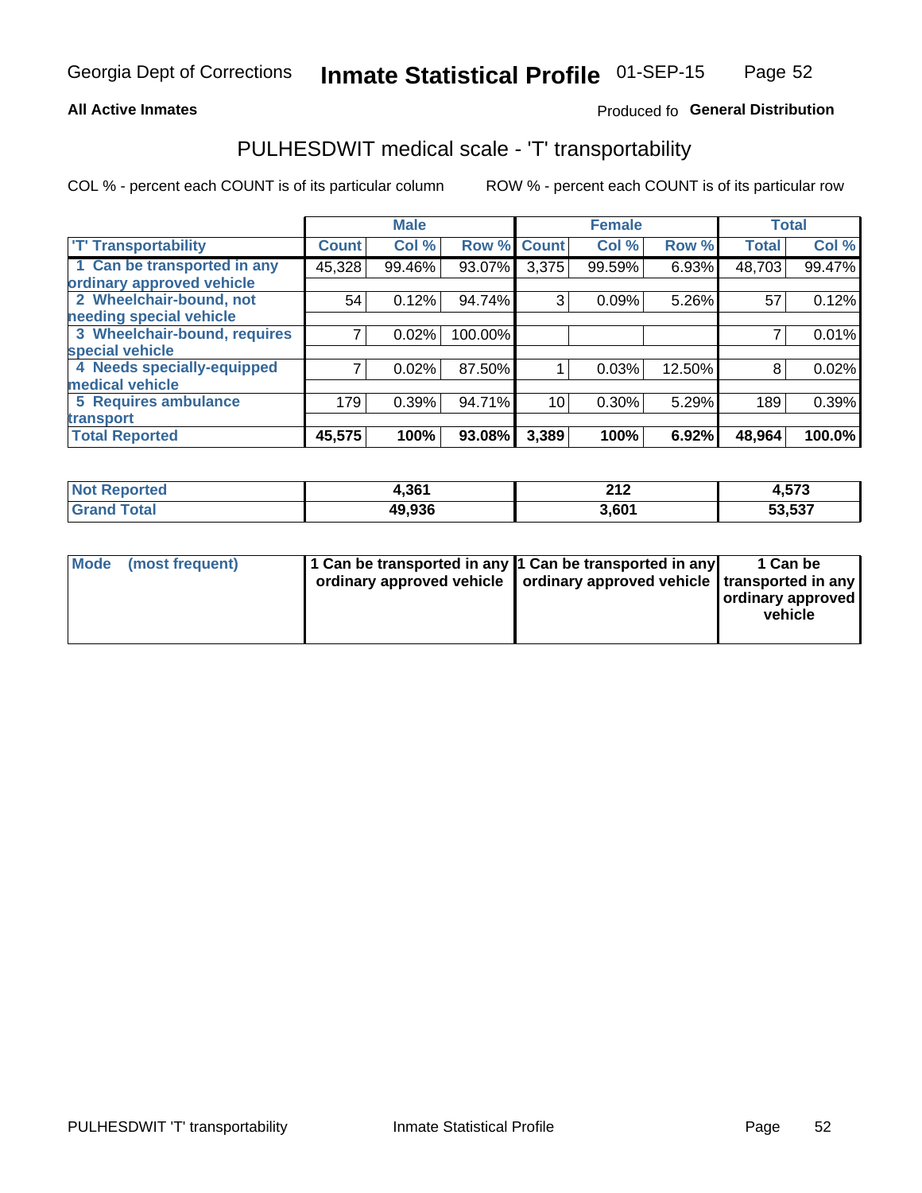Georgia Dept of Corrections **Inmate Statistical Profile** 01-SEP-15

**All Active Inmates** Produced fo **General Distribution**

## PULHESDWIT medical scale - 'T' transportability

COL % - percent each COUNT is of its particular column ROW % - percent each COUNT is of its particular row

| | Male | | | Female | | | Total | |
|---|---|---|---|---|---|---|---|---|
| 'T' Transportability | Count | Col % | Row % | Count | Col % | Row % | Total | Col % |
| 1 Can be transported in any ordinary approved vehicle | 45,328 | 99.46% | 93.07% | 3,375 | 99.59% | 6.93% | 48,703 | 99.47% |
| 2 Wheelchair-bound, not needing special vehicle | 54 | 0.12% | 94.74% | 3 | 0.09% | 5.26% | 57 | 0.12% |
| 3 Wheelchair-bound, requires special vehicle | 7 | 0.02% | 100.00% | | | | 7 | 0.01% |
| 4 Needs specially-equipped medical vehicle | 7 | 0.02% | 87.50% | 1 | 0.03% | 12.50% | 8 | 0.02% |
| 5 Requires ambulance transport | 179 | 0.39% | 94.71% | 10 | 0.30% | 5.29% | 189 | 0.39% |
| **Total Reported** | **45,575** | **100%** | **93.08%** | **3,389** | **100%** | **6.92%** | **48,964** | **100.0%** |

| | Male | Female | Total |
|---|---|---|---|
| **Not Reported** | **4,361** | **212** | **4,573** |
| **Grand Total** | **49,936** | **3,601** | **53,537** |

| | Male | Female | Total |
|---|---|---|---|
| **Mode (most frequent)** | **1 Can be transported in any ordinary approved vehicle** | **1 Can be transported in any ordinary approved vehicle** | **1 Can be transported in any ordinary approved vehicle** |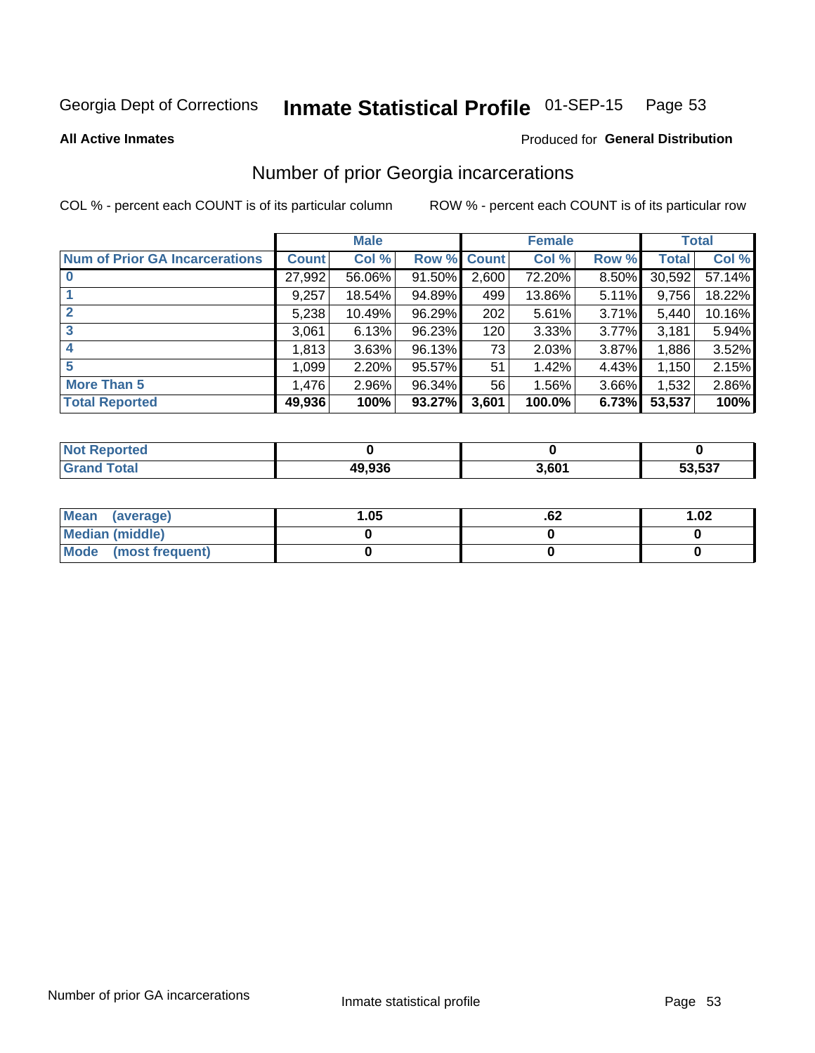Georgia Dept of Corrections **Inmate Statistical Profile** 01-SEP-15

**All Active Inmates**

Produced for **General Distribution**

## Number of prior Georgia incarcerations

COL % - percent each COUNT is of its particular column

ROW % - percent each COUNT is of its particular row

| | Male | | | Female | | | Total | |
|---|---|---|---|---|---|---|---|---|
| **Num of Prior GA Incarcerations** | **Count** | **Col %** | **Row %** | **Count** | **Col %** | **Row %** | **Total** | **Col %** |
| **0** | 27,992 | 56.06% | 91.50% | 2,600 | 72.20% | 8.50% | 30,592 | 57.14% |
| **1** | 9,257 | 18.54% | 94.89% | 499 | 13.86% | 5.11% | 9,756 | 18.22% |
| **2** | 5,238 | 10.49% | 96.29% | 202 | 5.61% | 3.71% | 5,440 | 10.16% |
| **3** | 3,061 | 6.13% | 96.23% | 120 | 3.33% | 3.77% | 3,181 | 5.94% |
| **4** | 1,813 | 3.63% | 96.13% | 73 | 2.03% | 3.87% | 1,886 | 3.52% |
| **5** | 1,099 | 2.20% | 95.57% | 51 | 1.42% | 4.43% | 1,150 | 2.15% |
| **More Than 5** | 1,476 | 2.96% | 96.34% | 56 | 1.56% | 3.66% | 1,532 | 2.86% |
| **Total Reported** | **49,936** | **100%** | **93.27%** | **3,601** | **100.0%** | **6.73%** | **53,537** | **100%** |

| | Male | Female | Total |
|---|---|---|---|
| **Not Reported** | **0** | **0** | **0** |
| **Grand Total** | **49,936** | **3,601** | **53,537** |

| | Male | Female | Total |
|---|---|---|---|
| **Mean (average)** | **1.05** | **.62** | **1.02** |
| **Median (middle)** | **0** | **0** | **0** |
| **Mode (most frequent)** | **0** | **0** | **0** |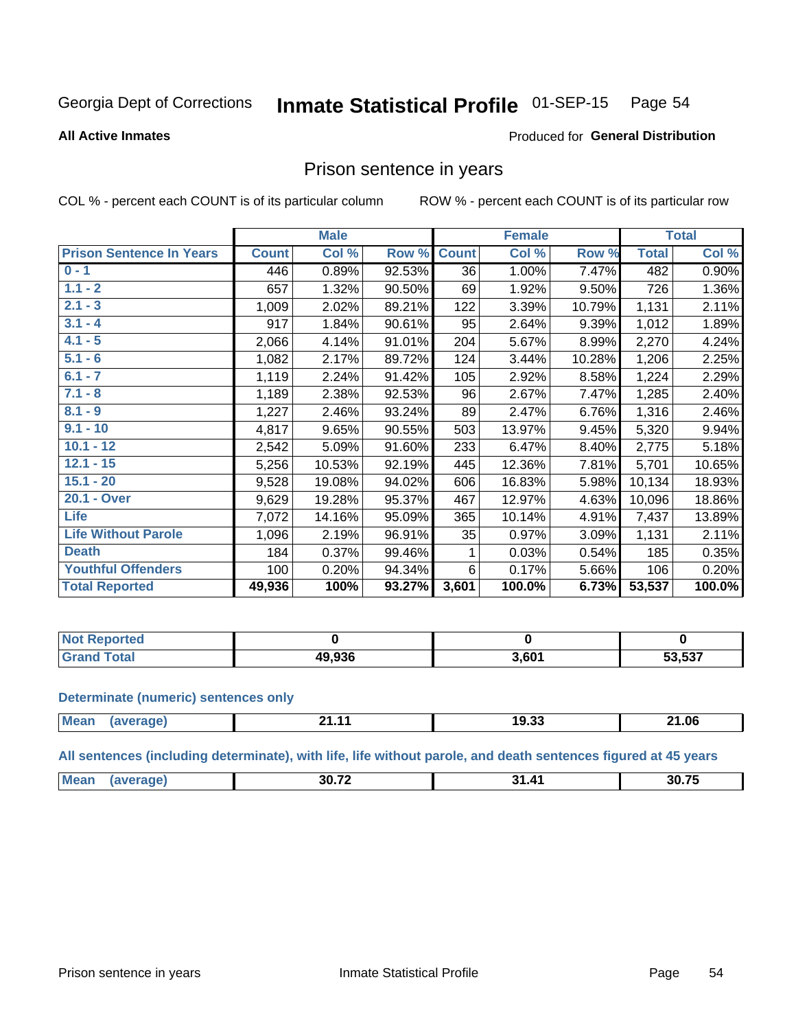Georgia Dept of Corrections **Inmate Statistical Profile** 01-SEP-15

**All Active Inmates**

Produced for **General Distribution**

## Prison sentence in years

COL % - percent each COUNT is of its particular column

ROW % - percent each COUNT is of its particular row

| | Male | | | Female | | | Total | |
|---|---|---|---|---|---|---|---|---|
| **Prison Sentence In Years** | **Count** | **Col %** | **Row %** | **Count** | **Col %** | **Row %** | **Total** | **Col %** |
| **0 - 1** | 446 | 0.89% | 92.53% | 36 | 1.00% | 7.47% | 482 | 0.90% |
| **1.1 - 2** | 657 | 1.32% | 90.50% | 69 | 1.92% | 9.50% | 726 | 1.36% |
| **2.1 - 3** | 1,009 | 2.02% | 89.21% | 122 | 3.39% | 10.79% | 1,131 | 2.11% |
| **3.1 - 4** | 917 | 1.84% | 90.61% | 95 | 2.64% | 9.39% | 1,012 | 1.89% |
| **4.1 - 5** | 2,066 | 4.14% | 91.01% | 204 | 5.67% | 8.99% | 2,270 | 4.24% |
| **5.1 - 6** | 1,082 | 2.17% | 89.72% | 124 | 3.44% | 10.28% | 1,206 | 2.25% |
| **6.1 - 7** | 1,119 | 2.24% | 91.42% | 105 | 2.92% | 8.58% | 1,224 | 2.29% |
| **7.1 - 8** | 1,189 | 2.38% | 92.53% | 96 | 2.67% | 7.47% | 1,285 | 2.40% |
| **8.1 - 9** | 1,227 | 2.46% | 93.24% | 89 | 2.47% | 6.76% | 1,316 | 2.46% |
| **9.1 - 10** | 4,817 | 9.65% | 90.55% | 503 | 13.97% | 9.45% | 5,320 | 9.94% |
| **10.1 - 12** | 2,542 | 5.09% | 91.60% | 233 | 6.47% | 8.40% | 2,775 | 5.18% |
| **12.1 - 15** | 5,256 | 10.53% | 92.19% | 445 | 12.36% | 7.81% | 5,701 | 10.65% |
| **15.1 - 20** | 9,528 | 19.08% | 94.02% | 606 | 16.83% | 5.98% | 10,134 | 18.93% |
| **20.1 - Over** | 9,629 | 19.28% | 95.37% | 467 | 12.97% | 4.63% | 10,096 | 18.86% |
| **Life** | 7,072 | 14.16% | 95.09% | 365 | 10.14% | 4.91% | 7,437 | 13.89% |
| **Life Without Parole** | 1,096 | 2.19% | 96.91% | 35 | 0.97% | 3.09% | 1,131 | 2.11% |
| **Death** | 184 | 0.37% | 99.46% | 1 | 0.03% | 0.54% | 185 | 0.35% |
| **Youthful Offenders** | 100 | 0.20% | 94.34% | 6 | 0.17% | 5.66% | 106 | 0.20% |
| **Total Reported** | **49,936** | **100%** | **93.27%** | **3,601** | **100.0%** | **6.73%** | **53,537** | **100.0%** |

| | Male | Female | Total |
|---|---|---|---|
| **Not Reported** | **0** | **0** | **0** |
| **Grand Total** | **49,936** | **3,601** | **53,537** |

**Determinate (numeric) sentences only**

| | Male | Female | Total |
|---|---|---|---|
| **Mean (average)** | **21.11** | **19.33** | **21.06** |

**All sentences (including determinate), with life, life without parole, and death sentences figured at 45 years**

| | Male | Female | Total |
|---|---|---|---|
| **Mean (average)** | **30.72** | **31.41** | **30.75** |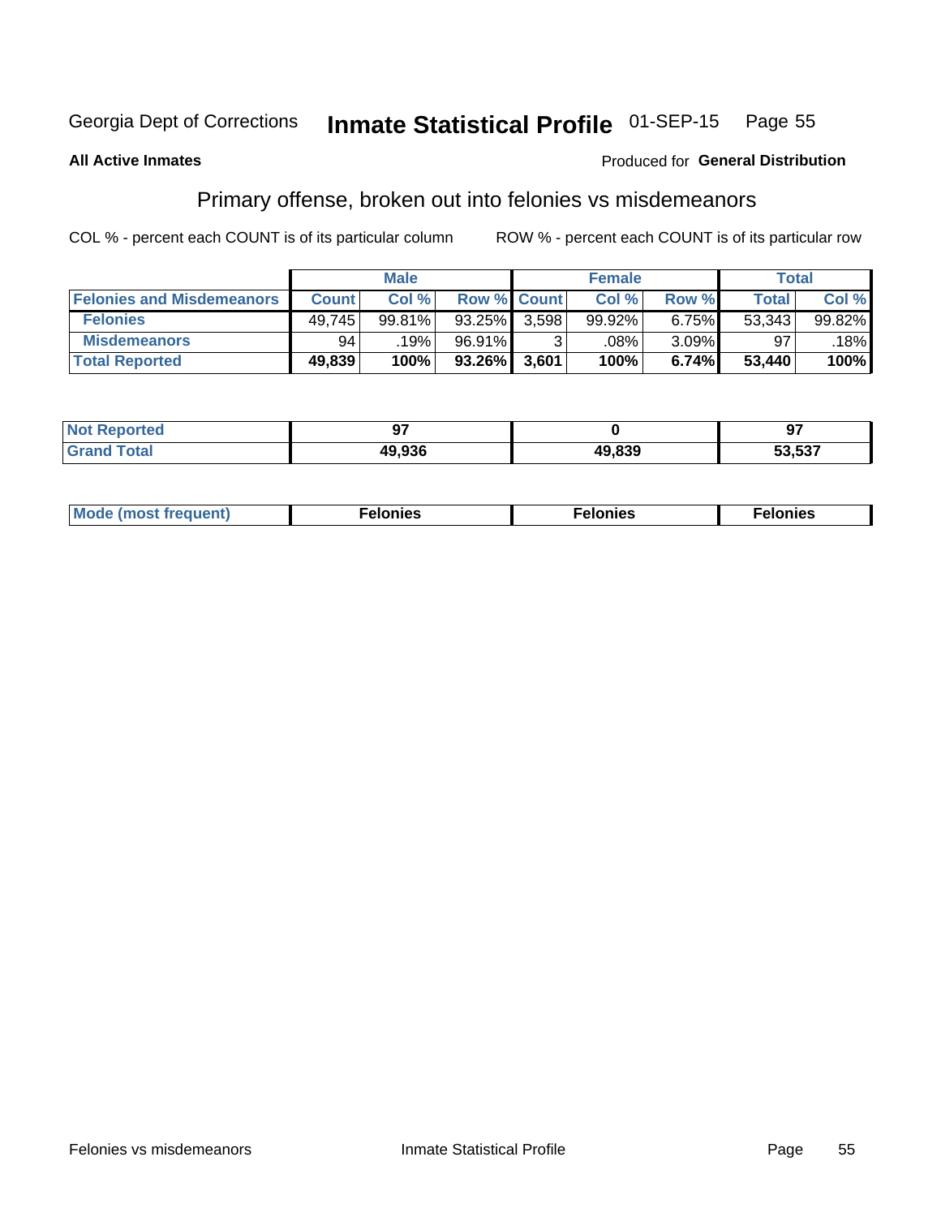Georgia Dept of Corrections **Inmate Statistical Profile** 01-SEP-15

**All Active Inmates**

Produced for **General Distribution**

## Primary offense, broken out into felonies vs misdemeanors

COL % - percent each COUNT is of its particular column ROW % - percent each COUNT is of its particular row

| | Male | | | Female | | | Total | |
|---|---|---|---|---|---|---|---|---|
| **Felonies and Misdemeanors** | **Count** | **Col %** | **Row %** | **Count** | **Col %** | **Row %** | **Total** | **Col %** |
| **Felonies** | 49,745 | 99.81% | 93.25% | 3,598 | 99.92% | 6.75% | 53,343 | 99.82% |
| **Misdemeanors** | 94 | .19% | 96.91% | 3 | .08% | 3.09% | 97 | .18% |
| **Total Reported** | **49,839** | **100%** | **93.26%** | **3,601** | **100%** | **6.74%** | **53,440** | **100%** |

| | Male | Female | Total |
|---|---|---|---|
| **Not Reported** | **97** | **0** | **97** |
| **Grand Total** | **49,936** | **49,839** | **53,537** |

| | Male | Female | Total |
|---|---|---|---|
| **Mode (most frequent)** | **Felonies** | **Felonies** | **Felonies** |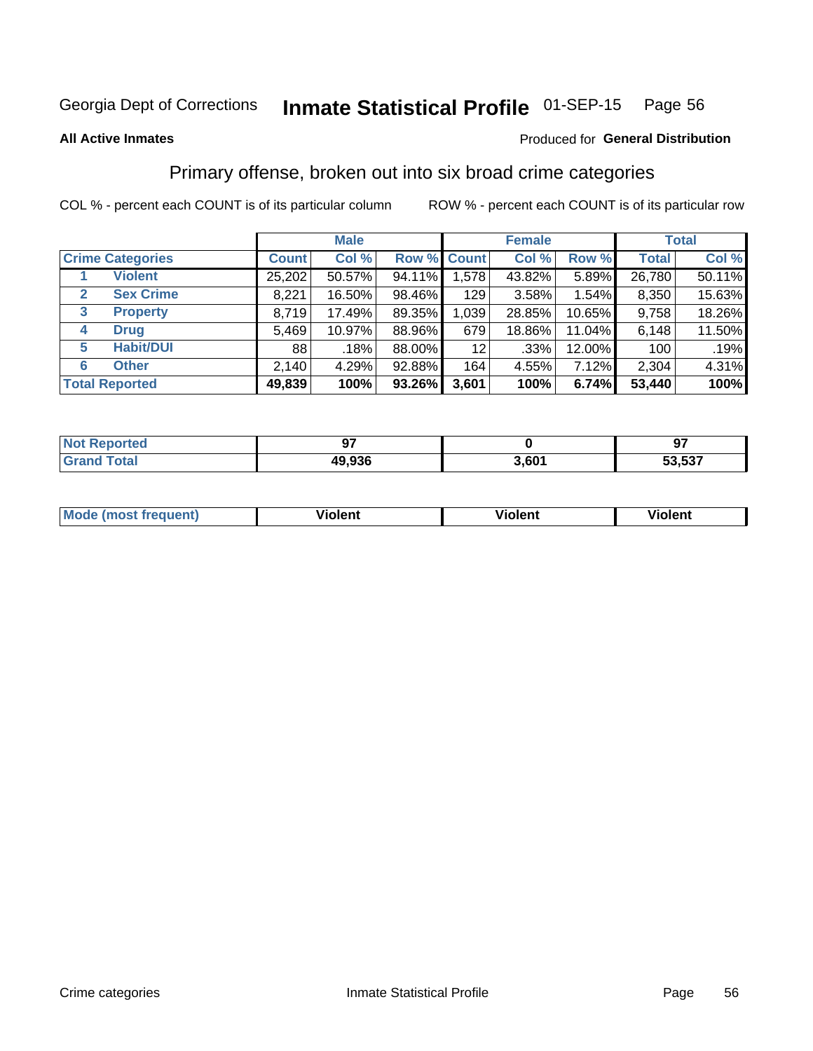Georgia Dept of Corrections **Inmate Statistical Profile** 01-SEP-15

**All Active Inmates**

Produced for **General Distribution**

## Primary offense, broken out into six broad crime categories

COL % - percent each COUNT is of its particular column ROW % - percent each COUNT is of its particular row

| Crime Categories | | Male | | | Female | | | Total | |
|---|---|---|---|---|---|---|---|---|---|
| | | Count | Col % | Row % | Count | Col % | Row % | Total | Col % |
| 1 | Violent | 25,202 | 50.57% | 94.11% | 1,578 | 43.82% | 5.89% | 26,780 | 50.11% |
| 2 | Sex Crime | 8,221 | 16.50% | 98.46% | 129 | 3.58% | 1.54% | 8,350 | 15.63% |
| 3 | Property | 8,719 | 17.49% | 89.35% | 1,039 | 28.85% | 10.65% | 9,758 | 18.26% |
| 4 | Drug | 5,469 | 10.97% | 88.96% | 679 | 18.86% | 11.04% | 6,148 | 11.50% |
| 5 | Habit/DUI | 88 | .18% | 88.00% | 12 | .33% | 12.00% | 100 | .19% |
| 6 | Other | 2,140 | 4.29% | 92.88% | 164 | 4.55% | 7.12% | 2,304 | 4.31% |
| **Total Reported** | | **49,839** | **100%** | **93.26%** | **3,601** | **100%** | **6.74%** | **53,440** | **100%** |

| | Male | Female | Total |
|---|---|---|---|
| Not Reported | **97** | **0** | **97** |
| Grand Total | **49,936** | **3,601** | **53,537** |

| | Male | Female | Total |
|---|---|---|---|
| Mode (most frequent) | **Violent** | **Violent** | **Violent** |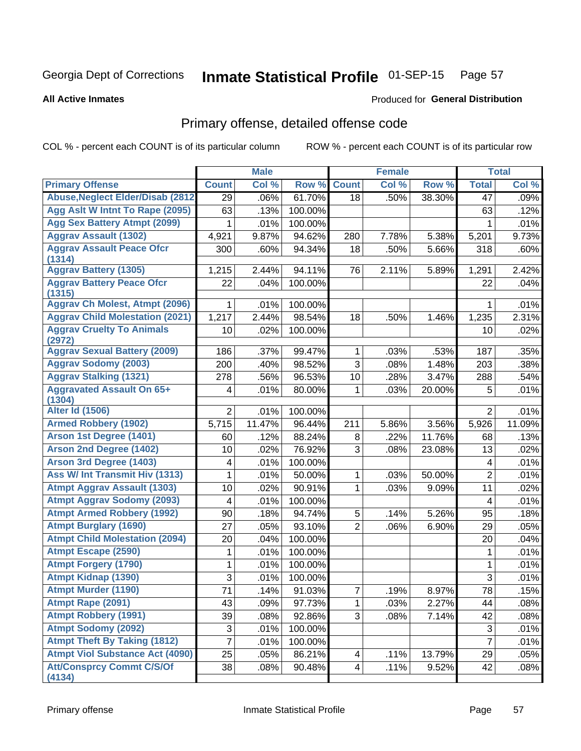Georgia Dept of Corrections **Inmate Statistical Profile** 01-SEP-15

**All Active Inmates**

Produced for **General Distribution**

## Primary offense, detailed offense code

COL % - percent each COUNT is of its particular column ROW % - percent each COUNT is of its particular row

| | Male | | | Female | | | Total | |
|---|---|---|---|---|---|---|---|---|
| **Primary Offense** | **Count** | **Col %** | **Row %** | **Count** | **Col %** | **Row %** | **Total** | **Col %** |
| Abuse,Neglect Elder/Disab (2812 | 29 | .06% | 61.70% | 18 | .50% | 38.30% | 47 | .09% |
| Agg Aslt W Intnt To Rape (2095) | 63 | .13% | 100.00% | | | | 63 | .12% |
| Agg Sex Battery Atmpt (2099) | 1 | .01% | 100.00% | | | | 1 | .01% |
| Aggrav Assault (1302) | 4,921 | 9.87% | 94.62% | 280 | 7.78% | 5.38% | 5,201 | 9.73% |
| Aggrav Assault Peace Ofcr (1314) | 300 | .60% | 94.34% | 18 | .50% | 5.66% | 318 | .60% |
| Aggrav Battery (1305) | 1,215 | 2.44% | 94.11% | 76 | 2.11% | 5.89% | 1,291 | 2.42% |
| Aggrav Battery Peace Ofcr (1315) | 22 | .04% | 100.00% | | | | 22 | .04% |
| Aggrav Ch Molest, Atmpt (2096) | 1 | .01% | 100.00% | | | | 1 | .01% |
| Aggrav Child Molestation (2021) | 1,217 | 2.44% | 98.54% | 18 | .50% | 1.46% | 1,235 | 2.31% |
| Aggrav Cruelty To Animals (2972) | 10 | .02% | 100.00% | | | | 10 | .02% |
| Aggrav Sexual Battery (2009) | 186 | .37% | 99.47% | 1 | .03% | .53% | 187 | .35% |
| Aggrav Sodomy (2003) | 200 | .40% | 98.52% | 3 | .08% | 1.48% | 203 | .38% |
| Aggrav Stalking (1321) | 278 | .56% | 96.53% | 10 | .28% | 3.47% | 288 | .54% |
| Aggravated Assault On 65+ (1304) | 4 | .01% | 80.00% | 1 | .03% | 20.00% | 5 | .01% |
| Alter Id (1506) | 2 | .01% | 100.00% | | | | 2 | .01% |
| Armed Robbery (1902) | 5,715 | 11.47% | 96.44% | 211 | 5.86% | 3.56% | 5,926 | 11.09% |
| Arson 1st Degree (1401) | 60 | .12% | 88.24% | 8 | .22% | 11.76% | 68 | .13% |
| Arson 2nd Degree (1402) | 10 | .02% | 76.92% | 3 | .08% | 23.08% | 13 | .02% |
| Arson 3rd Degree (1403) | 4 | .01% | 100.00% | | | | 4 | .01% |
| Ass W/ Int Transmit Hiv (1313) | 1 | .01% | 50.00% | 1 | .03% | 50.00% | 2 | .01% |
| Atmpt Aggrav Assault (1303) | 10 | .02% | 90.91% | 1 | .03% | 9.09% | 11 | .02% |
| Atmpt Aggrav Sodomy (2093) | 4 | .01% | 100.00% | | | | 4 | .01% |
| Atmpt Armed Robbery (1992) | 90 | .18% | 94.74% | 5 | .14% | 5.26% | 95 | .18% |
| Atmpt Burglary (1690) | 27 | .05% | 93.10% | 2 | .06% | 6.90% | 29 | .05% |
| Atmpt Child Molestation (2094) | 20 | .04% | 100.00% | | | | 20 | .04% |
| Atmpt Escape (2590) | 1 | .01% | 100.00% | | | | 1 | .01% |
| Atmpt Forgery (1790) | 1 | .01% | 100.00% | | | | 1 | .01% |
| Atmpt Kidnap (1390) | 3 | .01% | 100.00% | | | | 3 | .01% |
| Atmpt Murder (1190) | 71 | .14% | 91.03% | 7 | .19% | 8.97% | 78 | .15% |
| Atmpt Rape (2091) | 43 | .09% | 97.73% | 1 | .03% | 2.27% | 44 | .08% |
| Atmpt Robbery (1991) | 39 | .08% | 92.86% | 3 | .08% | 7.14% | 42 | .08% |
| Atmpt Sodomy (2092) | 3 | .01% | 100.00% | | | | 3 | .01% |
| Atmpt Theft By Taking (1812) | 7 | .01% | 100.00% | | | | 7 | .01% |
| Atmpt Viol Substance Act (4090) | 25 | .05% | 86.21% | 4 | .11% | 13.79% | 29 | .05% |
| Att/Consprcy Commt C/S/Of (4134) | 38 | .08% | 90.48% | 4 | .11% | 9.52% | 42 | .08% |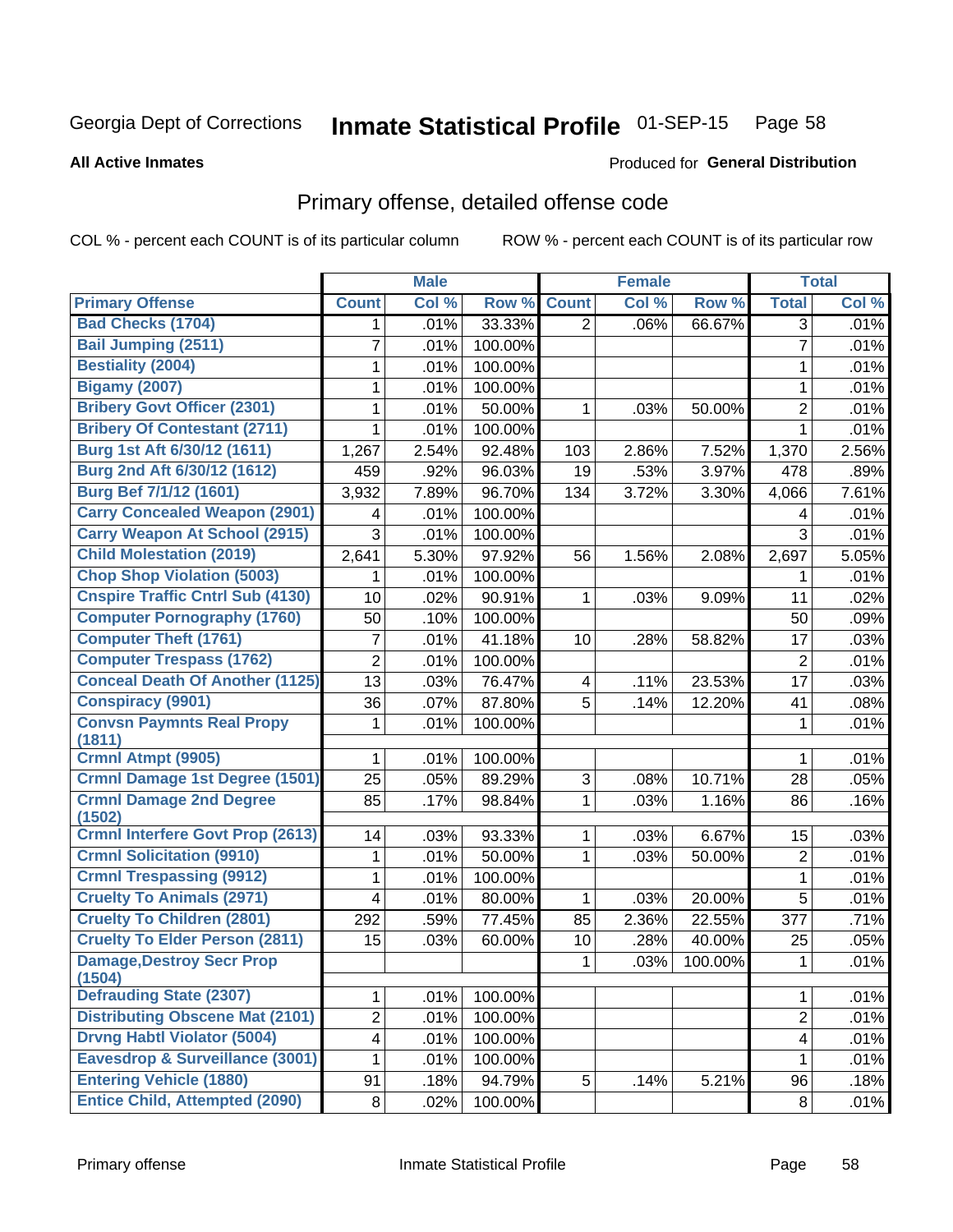Georgia Dept of Corrections **Inmate Statistical Profile** 01-SEP-15 Page 58

**All Active Inmates**

Produced for **General Distribution**

## Primary offense, detailed offense code

COL % - percent each COUNT is of its particular column ROW % - percent each COUNT is of its particular row

| | Male | | | Female | | | Total | |
|---|---|---|---|---|---|---|---|---|
| **Primary Offense** | **Count** | **Col %** | **Row %** | **Count** | **Col %** | **Row %** | **Total** | **Col %** |
| Bad Checks (1704) | 1 | .01% | 33.33% | 2 | .06% | 66.67% | 3 | .01% |
| Bail Jumping (2511) | 7 | .01% | 100.00% | | | | 7 | .01% |
| Bestiality (2004) | 1 | .01% | 100.00% | | | | 1 | .01% |
| Bigamy (2007) | 1 | .01% | 100.00% | | | | 1 | .01% |
| Bribery Govt Officer (2301) | 1 | .01% | 50.00% | 1 | .03% | 50.00% | 2 | .01% |
| Bribery Of Contestant (2711) | 1 | .01% | 100.00% | | | | 1 | .01% |
| Burg 1st Aft 6/30/12 (1611) | 1,267 | 2.54% | 92.48% | 103 | 2.86% | 7.52% | 1,370 | 2.56% |
| Burg 2nd Aft 6/30/12 (1612) | 459 | .92% | 96.03% | 19 | .53% | 3.97% | 478 | .89% |
| Burg Bef 7/1/12 (1601) | 3,932 | 7.89% | 96.70% | 134 | 3.72% | 3.30% | 4,066 | 7.61% |
| Carry Concealed Weapon (2901) | 4 | .01% | 100.00% | | | | 4 | .01% |
| Carry Weapon At School (2915) | 3 | .01% | 100.00% | | | | 3 | .01% |
| Child Molestation (2019) | 2,641 | 5.30% | 97.92% | 56 | 1.56% | 2.08% | 2,697 | 5.05% |
| Chop Shop Violation (5003) | 1 | .01% | 100.00% | | | | 1 | .01% |
| Cnspire Traffic Cntrl Sub (4130) | 10 | .02% | 90.91% | 1 | .03% | 9.09% | 11 | .02% |
| Computer Pornography (1760) | 50 | .10% | 100.00% | | | | 50 | .09% |
| Computer Theft (1761) | 7 | .01% | 41.18% | 10 | .28% | 58.82% | 17 | .03% |
| Computer Trespass (1762) | 2 | .01% | 100.00% | | | | 2 | .01% |
| Conceal Death Of Another (1125) | 13 | .03% | 76.47% | 4 | .11% | 23.53% | 17 | .03% |
| Conspiracy (9901) | 36 | .07% | 87.80% | 5 | .14% | 12.20% | 41 | .08% |
| Convsn Paymnts Real Propy (1811) | 1 | .01% | 100.00% | | | | 1 | .01% |
| Crmnl Atmpt (9905) | 1 | .01% | 100.00% | | | | 1 | .01% |
| Crmnl Damage 1st Degree (1501) | 25 | .05% | 89.29% | 3 | .08% | 10.71% | 28 | .05% |
| Crmnl Damage 2nd Degree (1502) | 85 | .17% | 98.84% | 1 | .03% | 1.16% | 86 | .16% |
| Crmnl Interfere Govt Prop (2613) | 14 | .03% | 93.33% | 1 | .03% | 6.67% | 15 | .03% |
| Crmnl Solicitation (9910) | 1 | .01% | 50.00% | 1 | .03% | 50.00% | 2 | .01% |
| Crmnl Trespassing (9912) | 1 | .01% | 100.00% | | | | 1 | .01% |
| Cruelty To Animals (2971) | 4 | .01% | 80.00% | 1 | .03% | 20.00% | 5 | .01% |
| Cruelty To Children (2801) | 292 | .59% | 77.45% | 85 | 2.36% | 22.55% | 377 | .71% |
| Cruelty To Elder Person (2811) | 15 | .03% | 60.00% | 10 | .28% | 40.00% | 25 | .05% |
| Damage,Destroy Secr Prop (1504) | | | | 1 | .03% | 100.00% | 1 | .01% |
| Defrauding State (2307) | 1 | .01% | 100.00% | | | | 1 | .01% |
| Distributing Obscene Mat (2101) | 2 | .01% | 100.00% | | | | 2 | .01% |
| Drvng Habtl Violator (5004) | 4 | .01% | 100.00% | | | | 4 | .01% |
| Eavesdrop & Surveillance (3001) | 1 | .01% | 100.00% | | | | 1 | .01% |
| Entering Vehicle (1880) | 91 | .18% | 94.79% | 5 | .14% | 5.21% | 96 | .18% |
| Entice Child, Attempted (2090) | 8 | .02% | 100.00% | | | | 8 | .01% |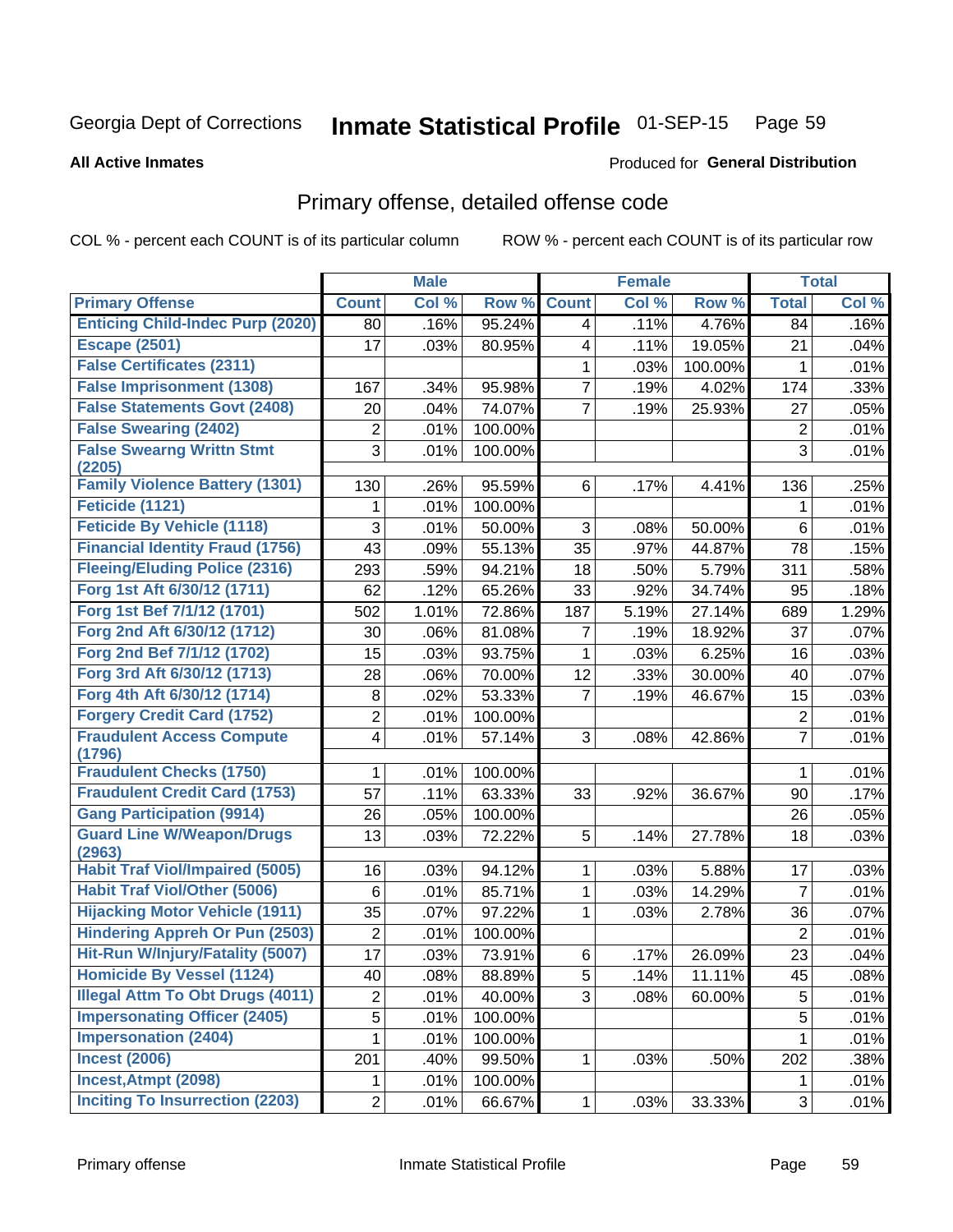Georgia Dept of Corrections **Inmate Statistical Profile** 01-SEP-15

**All Active Inmates**

Produced for **General Distribution**

## Primary offense, detailed offense code

COL % - percent each COUNT is of its particular column

ROW % - percent each COUNT is of its particular row

| | Male | | | Female | | | Total | |
|---|---|---|---|---|---|---|---|---|
| **Primary Offense** | **Count** | **Col %** | **Row %** | **Count** | **Col %** | **Row %** | **Total** | **Col %** |
| Enticing Child-Indec Purp (2020) | 80 | .16% | 95.24% | 4 | .11% | 4.76% | 84 | .16% |
| Escape (2501) | 17 | .03% | 80.95% | 4 | .11% | 19.05% | 21 | .04% |
| False Certificates (2311) | | | | 1 | .03% | 100.00% | 1 | .01% |
| False Imprisonment (1308) | 167 | .34% | 95.98% | 7 | .19% | 4.02% | 174 | .33% |
| False Statements Govt (2408) | 20 | .04% | 74.07% | 7 | .19% | 25.93% | 27 | .05% |
| False Swearing (2402) | 2 | .01% | 100.00% | | | | 2 | .01% |
| False Swearng Writtn Stmt (2205) | 3 | .01% | 100.00% | | | | 3 | .01% |
| Family Violence Battery (1301) | 130 | .26% | 95.59% | 6 | .17% | 4.41% | 136 | .25% |
| Feticide (1121) | 1 | .01% | 100.00% | | | | 1 | .01% |
| Feticide By Vehicle (1118) | 3 | .01% | 50.00% | 3 | .08% | 50.00% | 6 | .01% |
| Financial Identity Fraud (1756) | 43 | .09% | 55.13% | 35 | .97% | 44.87% | 78 | .15% |
| Fleeing/Eluding Police (2316) | 293 | .59% | 94.21% | 18 | .50% | 5.79% | 311 | .58% |
| Forg 1st Aft 6/30/12 (1711) | 62 | .12% | 65.26% | 33 | .92% | 34.74% | 95 | .18% |
| Forg 1st Bef 7/1/12 (1701) | 502 | 1.01% | 72.86% | 187 | 5.19% | 27.14% | 689 | 1.29% |
| Forg 2nd Aft 6/30/12 (1712) | 30 | .06% | 81.08% | 7 | .19% | 18.92% | 37 | .07% |
| Forg 2nd Bef 7/1/12 (1702) | 15 | .03% | 93.75% | 1 | .03% | 6.25% | 16 | .03% |
| Forg 3rd Aft 6/30/12 (1713) | 28 | .06% | 70.00% | 12 | .33% | 30.00% | 40 | .07% |
| Forg 4th Aft 6/30/12 (1714) | 8 | .02% | 53.33% | 7 | .19% | 46.67% | 15 | .03% |
| Forgery Credit Card (1752) | 2 | .01% | 100.00% | | | | 2 | .01% |
| Fraudulent Access Compute (1796) | 4 | .01% | 57.14% | 3 | .08% | 42.86% | 7 | .01% |
| Fraudulent Checks (1750) | 1 | .01% | 100.00% | | | | 1 | .01% |
| Fraudulent Credit Card (1753) | 57 | .11% | 63.33% | 33 | .92% | 36.67% | 90 | .17% |
| Gang Participation (9914) | 26 | .05% | 100.00% | | | | 26 | .05% |
| Guard Line W/Weapon/Drugs (2963) | 13 | .03% | 72.22% | 5 | .14% | 27.78% | 18 | .03% |
| Habit Traf Viol/Impaired (5005) | 16 | .03% | 94.12% | 1 | .03% | 5.88% | 17 | .03% |
| Habit Traf Viol/Other (5006) | 6 | .01% | 85.71% | 1 | .03% | 14.29% | 7 | .01% |
| Hijacking Motor Vehicle (1911) | 35 | .07% | 97.22% | 1 | .03% | 2.78% | 36 | .07% |
| Hindering Appreh Or Pun (2503) | 2 | .01% | 100.00% | | | | 2 | .01% |
| Hit-Run W/Injury/Fatality (5007) | 17 | .03% | 73.91% | 6 | .17% | 26.09% | 23 | .04% |
| Homicide By Vessel (1124) | 40 | .08% | 88.89% | 5 | .14% | 11.11% | 45 | .08% |
| Illegal Attm To Obt Drugs (4011) | 2 | .01% | 40.00% | 3 | .08% | 60.00% | 5 | .01% |
| Impersonating Officer (2405) | 5 | .01% | 100.00% | | | | 5 | .01% |
| Impersonation (2404) | 1 | .01% | 100.00% | | | | 1 | .01% |
| Incest (2006) | 201 | .40% | 99.50% | 1 | .03% | .50% | 202 | .38% |
| Incest,Atmpt (2098) | 1 | .01% | 100.00% | | | | 1 | .01% |
| Inciting To Insurrection (2203) | 2 | .01% | 66.67% | 1 | .03% | 33.33% | 3 | .01% |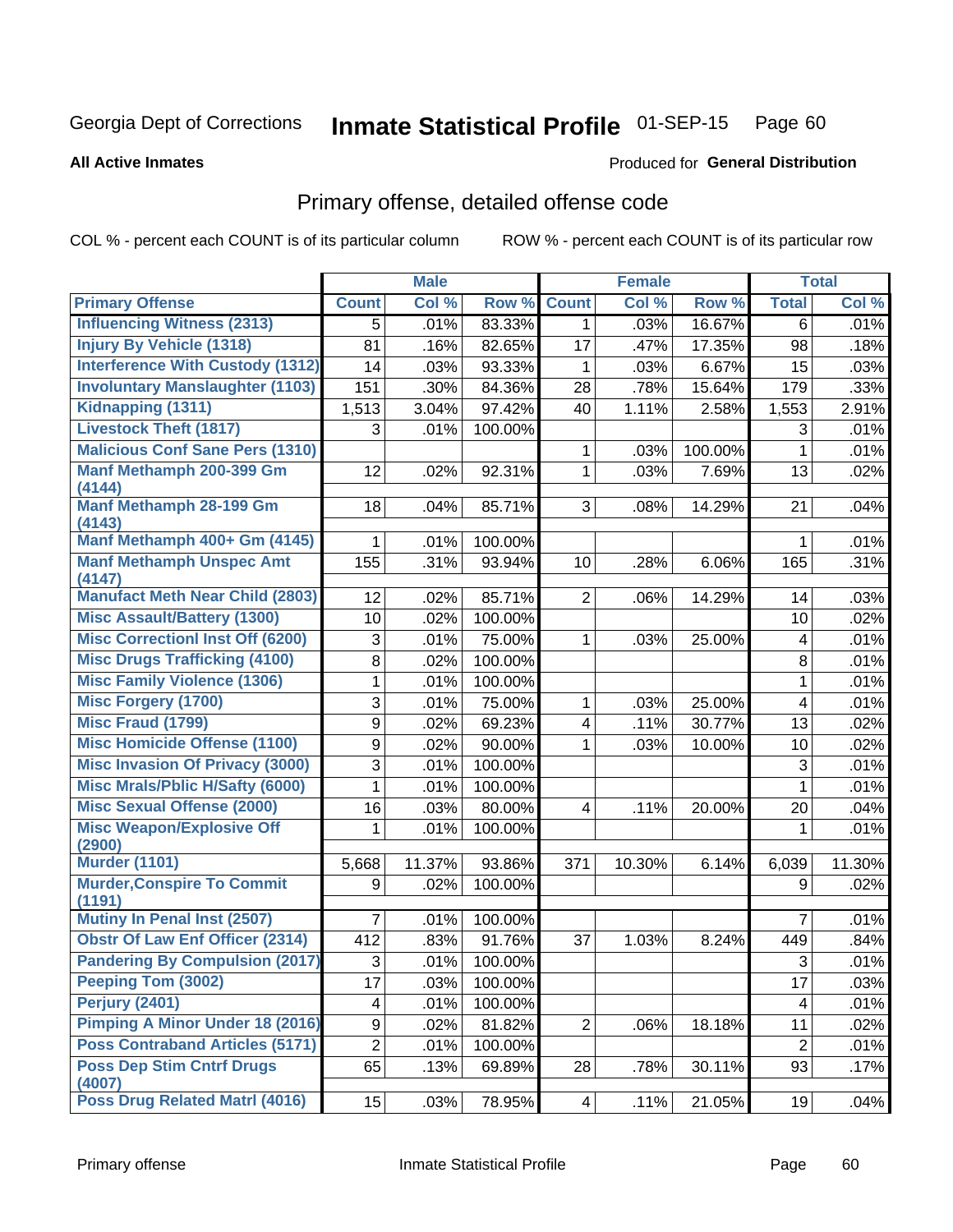Georgia Dept of Corrections **Inmate Statistical Profile** 01-SEP-15

**All Active Inmates**

Produced for **General Distribution**

## Primary offense, detailed offense code

COL % - percent each COUNT is of its particular column ROW % - percent each COUNT is of its particular row

| Primary Offense | Male | | | Female | | | Total | |
|---|---|---|---|---|---|---|---|---|
| | Count | Col % | Row % | Count | Col % | Row % | Total | Col % |
| Influencing Witness (2313) | 5 | .01% | 83.33% | 1 | .03% | 16.67% | 6 | .01% |
| Injury By Vehicle (1318) | 81 | .16% | 82.65% | 17 | .47% | 17.35% | 98 | .18% |
| Interference With Custody (1312) | 14 | .03% | 93.33% | 1 | .03% | 6.67% | 15 | .03% |
| Involuntary Manslaughter (1103) | 151 | .30% | 84.36% | 28 | .78% | 15.64% | 179 | .33% |
| Kidnapping (1311) | 1,513 | 3.04% | 97.42% | 40 | 1.11% | 2.58% | 1,553 | 2.91% |
| Livestock Theft (1817) | 3 | .01% | 100.00% | | | | 3 | .01% |
| Malicious Conf Sane Pers (1310) | | | | 1 | .03% | 100.00% | 1 | .01% |
| Manf Methamph 200-399 Gm (4144) | 12 | .02% | 92.31% | 1 | .03% | 7.69% | 13 | .02% |
| Manf Methamph 28-199 Gm (4143) | 18 | .04% | 85.71% | 3 | .08% | 14.29% | 21 | .04% |
| Manf Methamph 400+ Gm (4145) | 1 | .01% | 100.00% | | | | 1 | .01% |
| Manf Methamph Unspec Amt (4147) | 155 | .31% | 93.94% | 10 | .28% | 6.06% | 165 | .31% |
| Manufact Meth Near Child (2803) | 12 | .02% | 85.71% | 2 | .06% | 14.29% | 14 | .03% |
| Misc Assault/Battery (1300) | 10 | .02% | 100.00% | | | | 10 | .02% |
| Misc Correctionl Inst Off (6200) | 3 | .01% | 75.00% | 1 | .03% | 25.00% | 4 | .01% |
| Misc Drugs Trafficking (4100) | 8 | .02% | 100.00% | | | | 8 | .01% |
| Misc Family Violence (1306) | 1 | .01% | 100.00% | | | | 1 | .01% |
| Misc Forgery (1700) | 3 | .01% | 75.00% | 1 | .03% | 25.00% | 4 | .01% |
| Misc Fraud (1799) | 9 | .02% | 69.23% | 4 | .11% | 30.77% | 13 | .02% |
| Misc Homicide Offense (1100) | 9 | .02% | 90.00% | 1 | .03% | 10.00% | 10 | .02% |
| Misc Invasion Of Privacy (3000) | 3 | .01% | 100.00% | | | | 3 | .01% |
| Misc Mrals/Pblic H/Safty (6000) | 1 | .01% | 100.00% | | | | 1 | .01% |
| Misc Sexual Offense (2000) | 16 | .03% | 80.00% | 4 | .11% | 20.00% | 20 | .04% |
| Misc Weapon/Explosive Off (2900) | 1 | .01% | 100.00% | | | | 1 | .01% |
| Murder (1101) | 5,668 | 11.37% | 93.86% | 371 | 10.30% | 6.14% | 6,039 | 11.30% |
| Murder,Conspire To Commit (1191) | 9 | .02% | 100.00% | | | | 9 | .02% |
| Mutiny In Penal Inst (2507) | 7 | .01% | 100.00% | | | | 7 | .01% |
| Obstr Of Law Enf Officer (2314) | 412 | .83% | 91.76% | 37 | 1.03% | 8.24% | 449 | .84% |
| Pandering By Compulsion (2017) | 3 | .01% | 100.00% | | | | 3 | .01% |
| Peeping Tom (3002) | 17 | .03% | 100.00% | | | | 17 | .03% |
| Perjury (2401) | 4 | .01% | 100.00% | | | | 4 | .01% |
| Pimping A Minor Under 18 (2016) | 9 | .02% | 81.82% | 2 | .06% | 18.18% | 11 | .02% |
| Poss Contraband Articles (5171) | 2 | .01% | 100.00% | | | | 2 | .01% |
| Poss Dep Stim Cntrf Drugs (4007) | 65 | .13% | 69.89% | 28 | .78% | 30.11% | 93 | .17% |
| Poss Drug Related Matrl (4016) | 15 | .03% | 78.95% | 4 | .11% | 21.05% | 19 | .04% |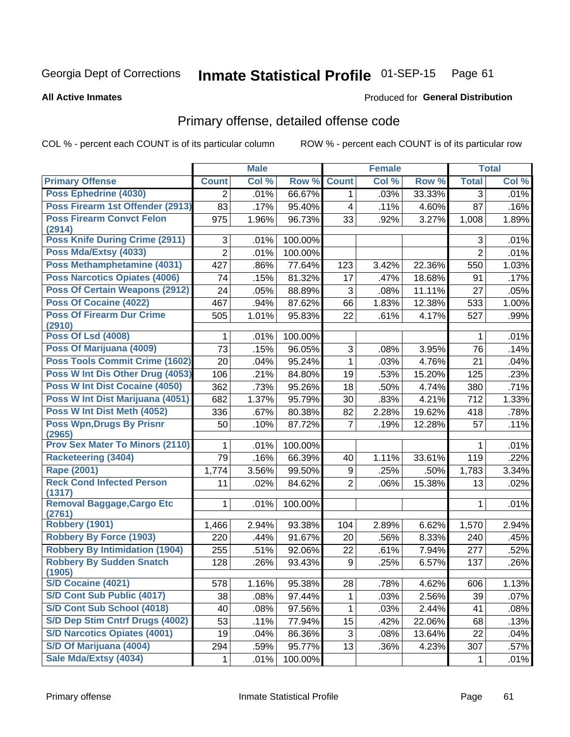Georgia Dept of Corrections **Inmate Statistical Profile** 01-SEP-15

**All Active Inmates**

Produced for **General Distribution**

## Primary offense, detailed offense code

COL % - percent each COUNT is of its particular column

ROW % - percent each COUNT is of its particular row

| | Male | | | Female | | | Total | |
|---|---|---|---|---|---|---|---|---|
| **Primary Offense** | **Count** | **Col %** | **Row %** | **Count** | **Col %** | **Row %** | **Total** | **Col %** |
| Poss Ephedrine (4030) | 2 | .01% | 66.67% | 1 | .03% | 33.33% | 3 | .01% |
| Poss Firearm 1st Offender (2913) | 83 | .17% | 95.40% | 4 | .11% | 4.60% | 87 | .16% |
| Poss Firearm Convct Felon (2914) | 975 | 1.96% | 96.73% | 33 | .92% | 3.27% | 1,008 | 1.89% |
| Poss Knife During Crime (2911) | 3 | .01% | 100.00% | | | | 3 | .01% |
| Poss Mda/Extsy (4033) | 2 | .01% | 100.00% | | | | 2 | .01% |
| Poss Methamphetamine (4031) | 427 | .86% | 77.64% | 123 | 3.42% | 22.36% | 550 | 1.03% |
| Poss Narcotics Opiates (4006) | 74 | .15% | 81.32% | 17 | .47% | 18.68% | 91 | .17% |
| Poss Of Certain Weapons (2912) | 24 | .05% | 88.89% | 3 | .08% | 11.11% | 27 | .05% |
| Poss Of Cocaine (4022) | 467 | .94% | 87.62% | 66 | 1.83% | 12.38% | 533 | 1.00% |
| Poss Of Firearm Dur Crime (2910) | 505 | 1.01% | 95.83% | 22 | .61% | 4.17% | 527 | .99% |
| Poss Of Lsd (4008) | 1 | .01% | 100.00% | | | | 1 | .01% |
| Poss Of Marijuana (4009) | 73 | .15% | 96.05% | 3 | .08% | 3.95% | 76 | .14% |
| Poss Tools Commit Crime (1602) | 20 | .04% | 95.24% | 1 | .03% | 4.76% | 21 | .04% |
| Poss W Int Dis Other Drug (4053) | 106 | .21% | 84.80% | 19 | .53% | 15.20% | 125 | .23% |
| Poss W Int Dist Cocaine (4050) | 362 | .73% | 95.26% | 18 | .50% | 4.74% | 380 | .71% |
| Poss W Int Dist Marijuana (4051) | 682 | 1.37% | 95.79% | 30 | .83% | 4.21% | 712 | 1.33% |
| Poss W Int Dist Meth (4052) | 336 | .67% | 80.38% | 82 | 2.28% | 19.62% | 418 | .78% |
| Poss Wpn,Drugs By Prisnr (2965) | 50 | .10% | 87.72% | 7 | .19% | 12.28% | 57 | .11% |
| Prov Sex Mater To Minors (2110) | 1 | .01% | 100.00% | | | | 1 | .01% |
| Racketeering (3404) | 79 | .16% | 66.39% | 40 | 1.11% | 33.61% | 119 | .22% |
| Rape (2001) | 1,774 | 3.56% | 99.50% | 9 | .25% | .50% | 1,783 | 3.34% |
| Reck Cond Infected Person (1317) | 11 | .02% | 84.62% | 2 | .06% | 15.38% | 13 | .02% |
| Removal Baggage,Cargo Etc (2761) | 1 | .01% | 100.00% | | | | 1 | .01% |
| Robbery (1901) | 1,466 | 2.94% | 93.38% | 104 | 2.89% | 6.62% | 1,570 | 2.94% |
| Robbery By Force (1903) | 220 | .44% | 91.67% | 20 | .56% | 8.33% | 240 | .45% |
| Robbery By Intimidation (1904) | 255 | .51% | 92.06% | 22 | .61% | 7.94% | 277 | .52% |
| Robbery By Sudden Snatch (1905) | 128 | .26% | 93.43% | 9 | .25% | 6.57% | 137 | .26% |
| S/D Cocaine (4021) | 578 | 1.16% | 95.38% | 28 | .78% | 4.62% | 606 | 1.13% |
| S/D Cont Sub Public (4017) | 38 | .08% | 97.44% | 1 | .03% | 2.56% | 39 | .07% |
| S/D Cont Sub School (4018) | 40 | .08% | 97.56% | 1 | .03% | 2.44% | 41 | .08% |
| S/D Dep Stim Cntrf Drugs (4002) | 53 | .11% | 77.94% | 15 | .42% | 22.06% | 68 | .13% |
| S/D Narcotics Opiates (4001) | 19 | .04% | 86.36% | 3 | .08% | 13.64% | 22 | .04% |
| S/D Of Marijuana (4004) | 294 | .59% | 95.77% | 13 | .36% | 4.23% | 307 | .57% |
| Sale Mda/Extsy (4034) | 1 | .01% | 100.00% | | | | 1 | .01% |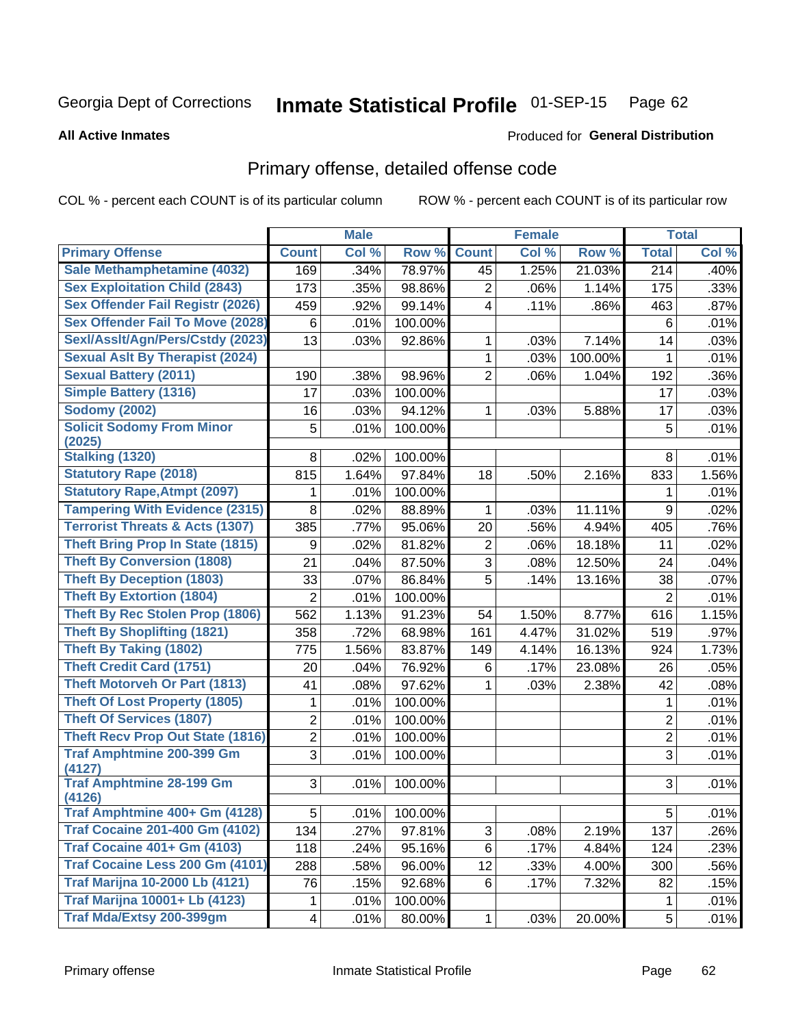Georgia Dept of Corrections **Inmate Statistical Profile** 01-SEP-15

**All Active Inmates**

Produced for **General Distribution**

## Primary offense, detailed offense code

COL % - percent each COUNT is of its particular column ROW % - percent each COUNT is of its particular row

| | Male | | | Female | | | Total | |
|---|---|---|---|---|---|---|---|---|
| Primary Offense | Count | Col % | Row % | Count | Col % | Row % | Total | Col % |
| Sale Methamphetamine (4032) | 169 | .34% | 78.97% | 45 | 1.25% | 21.03% | 214 | .40% |
| Sex Exploitation Child (2843) | 173 | .35% | 98.86% | 2 | .06% | 1.14% | 175 | .33% |
| Sex Offender Fail Registr (2026) | 459 | .92% | 99.14% | 4 | .11% | .86% | 463 | .87% |
| Sex Offender Fail To Move (2028) | 6 | .01% | 100.00% | | | | 6 | .01% |
| Sexl/Asslt/Agn/Pers/Cstdy (2023) | 13 | .03% | 92.86% | 1 | .03% | 7.14% | 14 | .03% |
| Sexual Aslt By Therapist (2024) | | | | 1 | .03% | 100.00% | 1 | .01% |
| Sexual Battery (2011) | 190 | .38% | 98.96% | 2 | .06% | 1.04% | 192 | .36% |
| Simple Battery (1316) | 17 | .03% | 100.00% | | | | 17 | .03% |
| Sodomy (2002) | 16 | .03% | 94.12% | 1 | .03% | 5.88% | 17 | .03% |
| Solicit Sodomy From Minor (2025) | 5 | .01% | 100.00% | | | | 5 | .01% |
| Stalking (1320) | 8 | .02% | 100.00% | | | | 8 | .01% |
| Statutory Rape (2018) | 815 | 1.64% | 97.84% | 18 | .50% | 2.16% | 833 | 1.56% |
| Statutory Rape,Atmpt (2097) | 1 | .01% | 100.00% | | | | 1 | .01% |
| Tampering With Evidence (2315) | 8 | .02% | 88.89% | 1 | .03% | 11.11% | 9 | .02% |
| Terrorist Threats & Acts (1307) | 385 | .77% | 95.06% | 20 | .56% | 4.94% | 405 | .76% |
| Theft Bring Prop In State (1815) | 9 | .02% | 81.82% | 2 | .06% | 18.18% | 11 | .02% |
| Theft By Conversion (1808) | 21 | .04% | 87.50% | 3 | .08% | 12.50% | 24 | .04% |
| Theft By Deception (1803) | 33 | .07% | 86.84% | 5 | .14% | 13.16% | 38 | .07% |
| Theft By Extortion (1804) | 2 | .01% | 100.00% | | | | 2 | .01% |
| Theft By Rec Stolen Prop (1806) | 562 | 1.13% | 91.23% | 54 | 1.50% | 8.77% | 616 | 1.15% |
| Theft By Shoplifting (1821) | 358 | .72% | 68.98% | 161 | 4.47% | 31.02% | 519 | .97% |
| Theft By Taking (1802) | 775 | 1.56% | 83.87% | 149 | 4.14% | 16.13% | 924 | 1.73% |
| Theft Credit Card (1751) | 20 | .04% | 76.92% | 6 | .17% | 23.08% | 26 | .05% |
| Theft Motorveh Or Part (1813) | 41 | .08% | 97.62% | 1 | .03% | 2.38% | 42 | .08% |
| Theft Of Lost Property (1805) | 1 | .01% | 100.00% | | | | 1 | .01% |
| Theft Of Services (1807) | 2 | .01% | 100.00% | | | | 2 | .01% |
| Theft Recv Prop Out State (1816) | 2 | .01% | 100.00% | | | | 2 | .01% |
| Traf Amphtmine 200-399 Gm (4127) | 3 | .01% | 100.00% | | | | 3 | .01% |
| Traf Amphtmine 28-199 Gm (4126) | 3 | .01% | 100.00% | | | | 3 | .01% |
| Traf Amphtmine 400+ Gm (4128) | 5 | .01% | 100.00% | | | | 5 | .01% |
| Traf Cocaine 201-400 Gm (4102) | 134 | .27% | 97.81% | 3 | .08% | 2.19% | 137 | .26% |
| Traf Cocaine 401+ Gm (4103) | 118 | .24% | 95.16% | 6 | .17% | 4.84% | 124 | .23% |
| Traf Cocaine Less 200 Gm (4101) | 288 | .58% | 96.00% | 12 | .33% | 4.00% | 300 | .56% |
| Traf Marijna 10-2000 Lb (4121) | 76 | .15% | 92.68% | 6 | .17% | 7.32% | 82 | .15% |
| Traf Marijna 10001+ Lb (4123) | 1 | .01% | 100.00% | | | | 1 | .01% |
| Traf Mda/Extsy 200-399gm | 4 | .01% | 80.00% | 1 | .03% | 20.00% | 5 | .01% |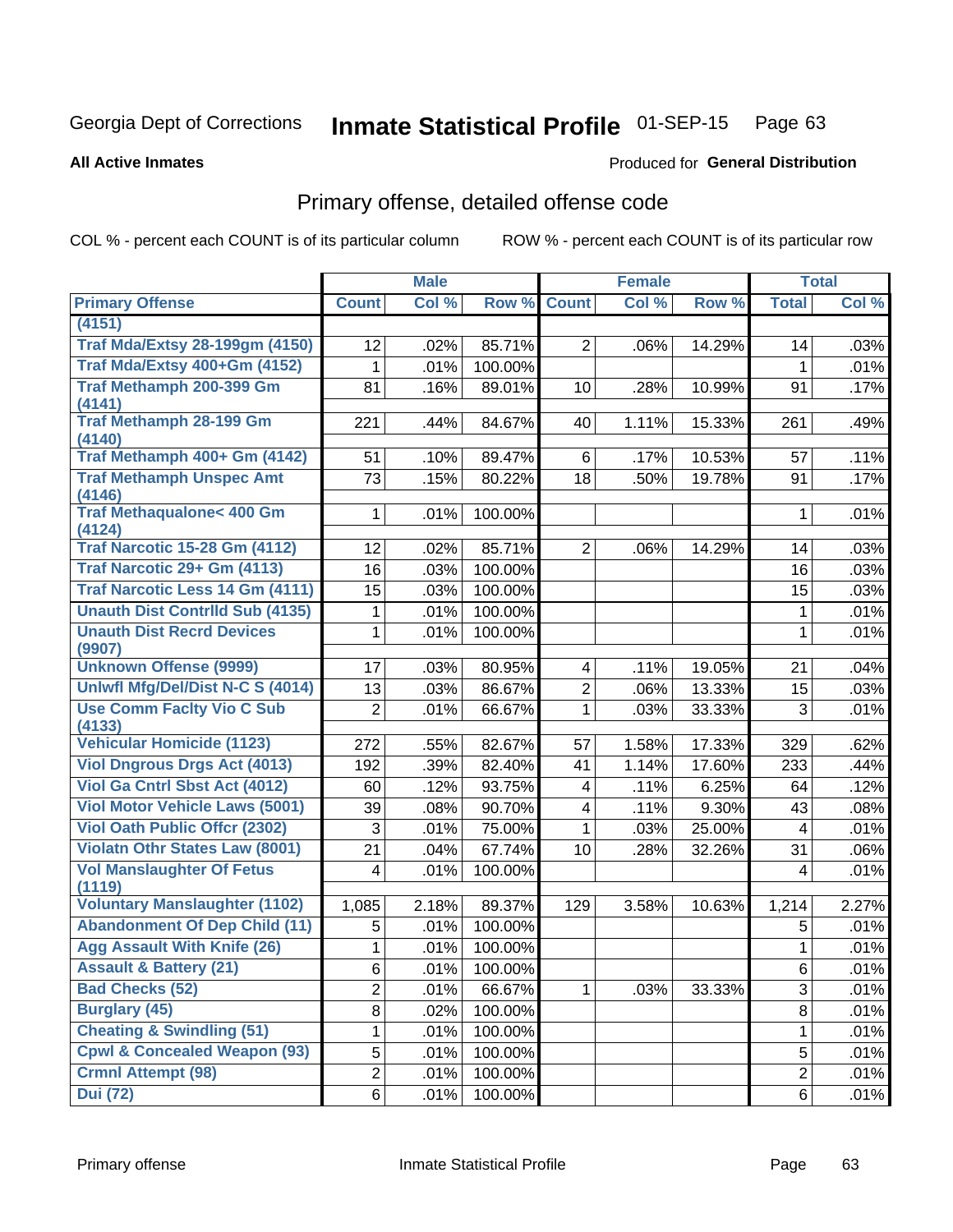# Inmate Statistical Profile

Georgia Dept of Corrections — 01-SEP-15

**All Active Inmates** — Produced for **General Distribution**

## Primary offense, detailed offense code

COL % - percent each COUNT is of its particular column    ROW % - percent each COUNT is of its particular row

| | Male | | | Female | | | Total | |
|---|---|---|---|---|---|---|---|---|
| **Primary Offense** | **Count** | **Col %** | **Row %** | **Count** | **Col %** | **Row %** | **Total** | **Col %** |
| (4151) | | | | | | | | |
| Traf Mda/Extsy 28-199gm (4150) | 12 | .02% | 85.71% | 2 | .06% | 14.29% | 14 | .03% |
| Traf Mda/Extsy 400+Gm (4152) | 1 | .01% | 100.00% | | | | 1 | .01% |
| Traf Methamph 200-399 Gm (4141) | 81 | .16% | 89.01% | 10 | .28% | 10.99% | 91 | .17% |
| Traf Methamph 28-199 Gm (4140) | 221 | .44% | 84.67% | 40 | 1.11% | 15.33% | 261 | .49% |
| Traf Methamph 400+ Gm (4142) | 51 | .10% | 89.47% | 6 | .17% | 10.53% | 57 | .11% |
| Traf Methamph Unspec Amt (4146) | 73 | .15% | 80.22% | 18 | .50% | 19.78% | 91 | .17% |
| Traf Methaqualone< 400 Gm (4124) | 1 | .01% | 100.00% | | | | 1 | .01% |
| Traf Narcotic 15-28 Gm (4112) | 12 | .02% | 85.71% | 2 | .06% | 14.29% | 14 | .03% |
| Traf Narcotic 29+ Gm (4113) | 16 | .03% | 100.00% | | | | 16 | .03% |
| Traf Narcotic Less 14 Gm (4111) | 15 | .03% | 100.00% | | | | 15 | .03% |
| Unauth Dist Contrlld Sub (4135) | 1 | .01% | 100.00% | | | | 1 | .01% |
| Unauth Dist Recrd Devices (9907) | 1 | .01% | 100.00% | | | | 1 | .01% |
| Unknown Offense (9999) | 17 | .03% | 80.95% | 4 | .11% | 19.05% | 21 | .04% |
| Unlwfl Mfg/Del/Dist N-C S (4014) | 13 | .03% | 86.67% | 2 | .06% | 13.33% | 15 | .03% |
| Use Comm Faclty Vio C Sub (4133) | 2 | .01% | 66.67% | 1 | .03% | 33.33% | 3 | .01% |
| Vehicular Homicide (1123) | 272 | .55% | 82.67% | 57 | 1.58% | 17.33% | 329 | .62% |
| Viol Dngrous Drgs Act (4013) | 192 | .39% | 82.40% | 41 | 1.14% | 17.60% | 233 | .44% |
| Viol Ga Cntrl Sbst Act (4012) | 60 | .12% | 93.75% | 4 | .11% | 6.25% | 64 | .12% |
| Viol Motor Vehicle Laws (5001) | 39 | .08% | 90.70% | 4 | .11% | 9.30% | 43 | .08% |
| Viol Oath Public Offcr (2302) | 3 | .01% | 75.00% | 1 | .03% | 25.00% | 4 | .01% |
| Violatn Othr States Law (8001) | 21 | .04% | 67.74% | 10 | .28% | 32.26% | 31 | .06% |
| Vol Manslaughter Of Fetus (1119) | 4 | .01% | 100.00% | | | | 4 | .01% |
| Voluntary Manslaughter (1102) | 1,085 | 2.18% | 89.37% | 129 | 3.58% | 10.63% | 1,214 | 2.27% |
| Abandonment Of Dep Child (11) | 5 | .01% | 100.00% | | | | 5 | .01% |
| Agg Assault With Knife (26) | 1 | .01% | 100.00% | | | | 1 | .01% |
| Assault & Battery (21) | 6 | .01% | 100.00% | | | | 6 | .01% |
| Bad Checks (52) | 2 | .01% | 66.67% | 1 | .03% | 33.33% | 3 | .01% |
| Burglary (45) | 8 | .02% | 100.00% | | | | 8 | .01% |
| Cheating & Swindling (51) | 1 | .01% | 100.00% | | | | 1 | .01% |
| Cpwl & Concealed Weapon (93) | 5 | .01% | 100.00% | | | | 5 | .01% |
| Crmnl Attempt (98) | 2 | .01% | 100.00% | | | | 2 | .01% |
| Dui (72) | 6 | .01% | 100.00% | | | | 6 | .01% |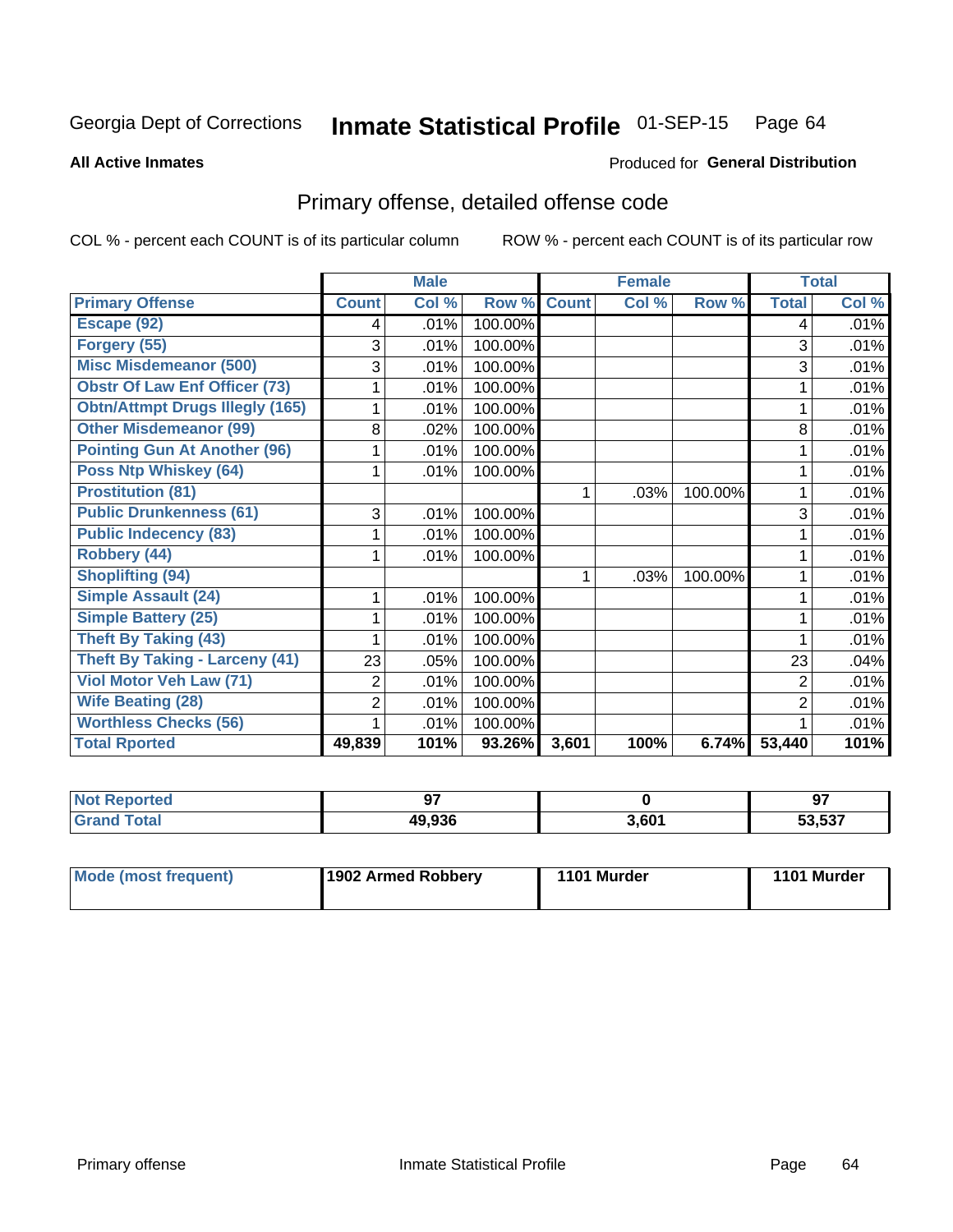Georgia Dept of Corrections **Inmate Statistical Profile** 01-SEP-15

**All Active Inmates**

Produced for **General Distribution**

## Primary offense, detailed offense code

COL % - percent each COUNT is of its particular column    ROW % - percent each COUNT is of its particular row

| | Male | | | Female | | | Total | |
|---|---|---|---|---|---|---|---|---|
| **Primary Offense** | **Count** | **Col %** | **Row %** | **Count** | **Col %** | **Row %** | **Total** | **Col %** |
| Escape (92) | 4 | .01% | 100.00% | | | | 4 | .01% |
| Forgery (55) | 3 | .01% | 100.00% | | | | 3 | .01% |
| Misc Misdemeanor (500) | 3 | .01% | 100.00% | | | | 3 | .01% |
| Obstr Of Law Enf Officer (73) | 1 | .01% | 100.00% | | | | 1 | .01% |
| Obtn/Attmpt Drugs Illegly (165) | 1 | .01% | 100.00% | | | | 1 | .01% |
| Other Misdemeanor (99) | 8 | .02% | 100.00% | | | | 8 | .01% |
| Pointing Gun At Another (96) | 1 | .01% | 100.00% | | | | 1 | .01% |
| Poss Ntp Whiskey (64) | 1 | .01% | 100.00% | | | | 1 | .01% |
| Prostitution (81) | | | | 1 | .03% | 100.00% | 1 | .01% |
| Public Drunkenness (61) | 3 | .01% | 100.00% | | | | 3 | .01% |
| Public Indecency (83) | 1 | .01% | 100.00% | | | | 1 | .01% |
| Robbery (44) | 1 | .01% | 100.00% | | | | 1 | .01% |
| Shoplifting (94) | | | | 1 | .03% | 100.00% | 1 | .01% |
| Simple Assault (24) | 1 | .01% | 100.00% | | | | 1 | .01% |
| Simple Battery (25) | 1 | .01% | 100.00% | | | | 1 | .01% |
| Theft By Taking (43) | 1 | .01% | 100.00% | | | | 1 | .01% |
| Theft By Taking - Larceny (41) | 23 | .05% | 100.00% | | | | 23 | .04% |
| Viol Motor Veh Law (71) | 2 | .01% | 100.00% | | | | 2 | .01% |
| Wife Beating (28) | 2 | .01% | 100.00% | | | | 2 | .01% |
| Worthless Checks (56) | 1 | .01% | 100.00% | | | | 1 | .01% |
| **Total Rported** | **49,839** | **101%** | **93.26%** | **3,601** | **100%** | **6.74%** | **53,440** | **101%** |

| | Male | Female | Total |
|---|---|---|---|
| **Not Reported** | **97** | **0** | **97** |
| **Grand Total** | **49,936** | **3,601** | **53,537** |

| | Male | Female | Total |
|---|---|---|---|
| **Mode (most frequent)** | **1902 Armed Robbery** | **1101 Murder** | **1101 Murder** |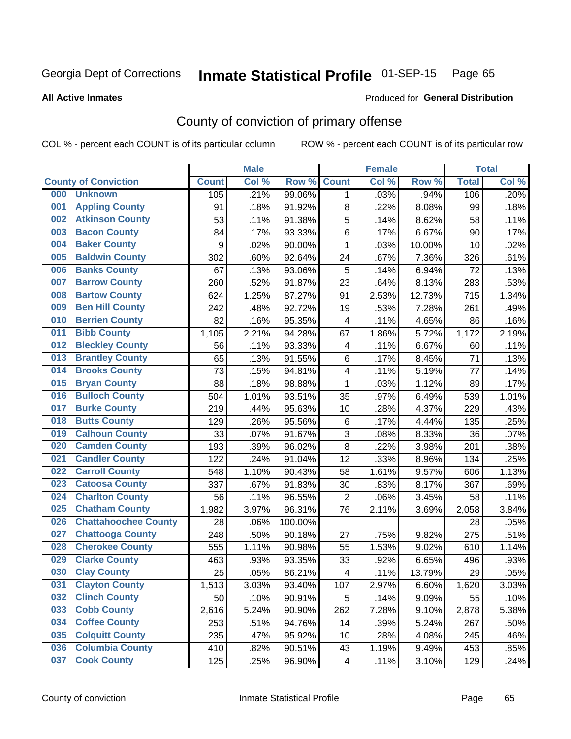Georgia Dept of Corrections **Inmate Statistical Profile** 01-SEP-15

**All Active Inmates**

Produced for **General Distribution**

## County of conviction of primary offense

COL % - percent each COUNT is of its particular column

ROW % - percent each COUNT is of its particular row

| County of Conviction | Male | | | Female | | | Total | |
|---|---|---|---|---|---|---|---|---|
| | Count | Col % | Row % | Count | Col % | Row % | Total | Col % |
| 000 Unknown | 105 | .21% | 99.06% | 1 | .03% | .94% | 106 | .20% |
| 001 Appling County | 91 | .18% | 91.92% | 8 | .22% | 8.08% | 99 | .18% |
| 002 Atkinson County | 53 | .11% | 91.38% | 5 | .14% | 8.62% | 58 | .11% |
| 003 Bacon County | 84 | .17% | 93.33% | 6 | .17% | 6.67% | 90 | .17% |
| 004 Baker County | 9 | .02% | 90.00% | 1 | .03% | 10.00% | 10 | .02% |
| 005 Baldwin County | 302 | .60% | 92.64% | 24 | .67% | 7.36% | 326 | .61% |
| 006 Banks County | 67 | .13% | 93.06% | 5 | .14% | 6.94% | 72 | .13% |
| 007 Barrow County | 260 | .52% | 91.87% | 23 | .64% | 8.13% | 283 | .53% |
| 008 Bartow County | 624 | 1.25% | 87.27% | 91 | 2.53% | 12.73% | 715 | 1.34% |
| 009 Ben Hill County | 242 | .48% | 92.72% | 19 | .53% | 7.28% | 261 | .49% |
| 010 Berrien County | 82 | .16% | 95.35% | 4 | .11% | 4.65% | 86 | .16% |
| 011 Bibb County | 1,105 | 2.21% | 94.28% | 67 | 1.86% | 5.72% | 1,172 | 2.19% |
| 012 Bleckley County | 56 | .11% | 93.33% | 4 | .11% | 6.67% | 60 | .11% |
| 013 Brantley County | 65 | .13% | 91.55% | 6 | .17% | 8.45% | 71 | .13% |
| 014 Brooks County | 73 | .15% | 94.81% | 4 | .11% | 5.19% | 77 | .14% |
| 015 Bryan County | 88 | .18% | 98.88% | 1 | .03% | 1.12% | 89 | .17% |
| 016 Bulloch County | 504 | 1.01% | 93.51% | 35 | .97% | 6.49% | 539 | 1.01% |
| 017 Burke County | 219 | .44% | 95.63% | 10 | .28% | 4.37% | 229 | .43% |
| 018 Butts County | 129 | .26% | 95.56% | 6 | .17% | 4.44% | 135 | .25% |
| 019 Calhoun County | 33 | .07% | 91.67% | 3 | .08% | 8.33% | 36 | .07% |
| 020 Camden County | 193 | .39% | 96.02% | 8 | .22% | 3.98% | 201 | .38% |
| 021 Candler County | 122 | .24% | 91.04% | 12 | .33% | 8.96% | 134 | .25% |
| 022 Carroll County | 548 | 1.10% | 90.43% | 58 | 1.61% | 9.57% | 606 | 1.13% |
| 023 Catoosa County | 337 | .67% | 91.83% | 30 | .83% | 8.17% | 367 | .69% |
| 024 Charlton County | 56 | .11% | 96.55% | 2 | .06% | 3.45% | 58 | .11% |
| 025 Chatham County | 1,982 | 3.97% | 96.31% | 76 | 2.11% | 3.69% | 2,058 | 3.84% |
| 026 Chattahoochee County | 28 | .06% | 100.00% | | | | 28 | .05% |
| 027 Chattooga County | 248 | .50% | 90.18% | 27 | .75% | 9.82% | 275 | .51% |
| 028 Cherokee County | 555 | 1.11% | 90.98% | 55 | 1.53% | 9.02% | 610 | 1.14% |
| 029 Clarke County | 463 | .93% | 93.35% | 33 | .92% | 6.65% | 496 | .93% |
| 030 Clay County | 25 | .05% | 86.21% | 4 | .11% | 13.79% | 29 | .05% |
| 031 Clayton County | 1,513 | 3.03% | 93.40% | 107 | 2.97% | 6.60% | 1,620 | 3.03% |
| 032 Clinch County | 50 | .10% | 90.91% | 5 | .14% | 9.09% | 55 | .10% |
| 033 Cobb County | 2,616 | 5.24% | 90.90% | 262 | 7.28% | 9.10% | 2,878 | 5.38% |
| 034 Coffee County | 253 | .51% | 94.76% | 14 | .39% | 5.24% | 267 | .50% |
| 035 Colquitt County | 235 | .47% | 95.92% | 10 | .28% | 4.08% | 245 | .46% |
| 036 Columbia County | 410 | .82% | 90.51% | 43 | 1.19% | 9.49% | 453 | .85% |
| 037 Cook County | 125 | .25% | 96.90% | 4 | .11% | 3.10% | 129 | .24% |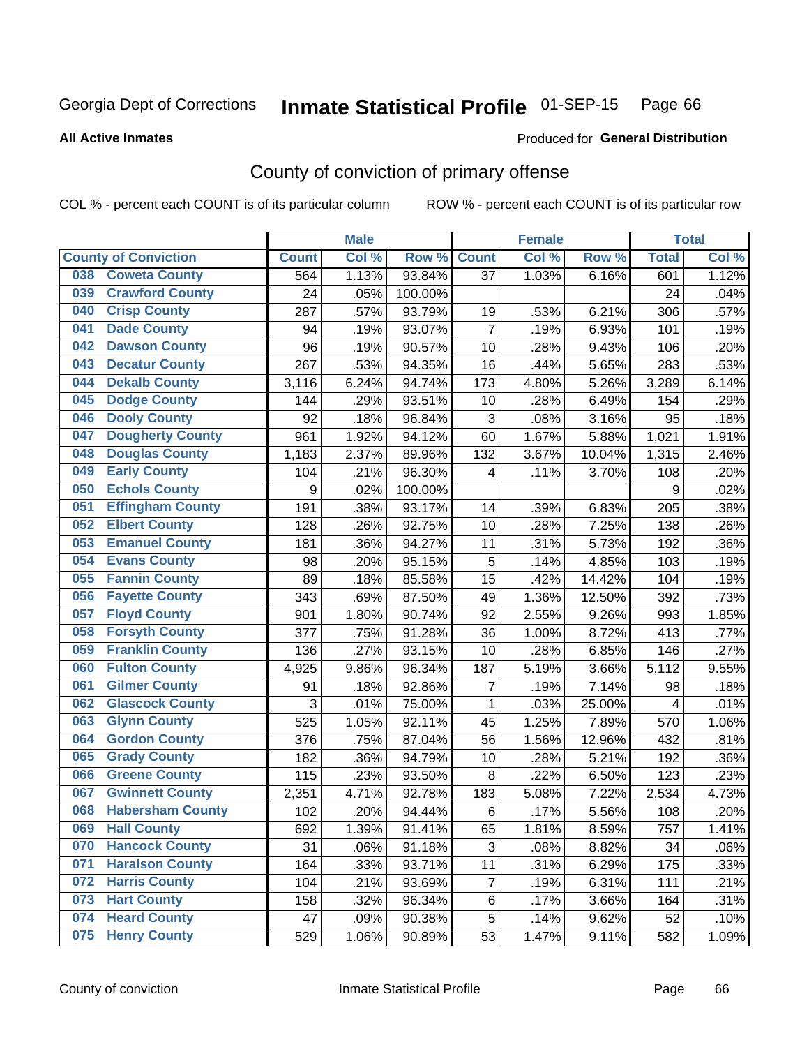Georgia Dept of Corrections **Inmate Statistical Profile** 01-SEP-15 Page 66

**All Active Inmates**

Produced for **General Distribution**

# County of conviction of primary offense

COL % - percent each COUNT is of its particular column ROW % - percent each COUNT is of its particular row

| | | Male | | | Female | | | Total | |
|---|---|---|---|---|---|---|---|---|---|
| County of Conviction | | Count | Col % | Row % | Count | Col % | Row % | Total | Col % |
| 038 | Coweta County | 564 | 1.13% | 93.84% | 37 | 1.03% | 6.16% | 601 | 1.12% |
| 039 | Crawford County | 24 | .05% | 100.00% | | | | 24 | .04% |
| 040 | Crisp County | 287 | .57% | 93.79% | 19 | .53% | 6.21% | 306 | .57% |
| 041 | Dade County | 94 | .19% | 93.07% | 7 | .19% | 6.93% | 101 | .19% |
| 042 | Dawson County | 96 | .19% | 90.57% | 10 | .28% | 9.43% | 106 | .20% |
| 043 | Decatur County | 267 | .53% | 94.35% | 16 | .44% | 5.65% | 283 | .53% |
| 044 | Dekalb County | 3,116 | 6.24% | 94.74% | 173 | 4.80% | 5.26% | 3,289 | 6.14% |
| 045 | Dodge County | 144 | .29% | 93.51% | 10 | .28% | 6.49% | 154 | .29% |
| 046 | Dooly County | 92 | .18% | 96.84% | 3 | .08% | 3.16% | 95 | .18% |
| 047 | Dougherty County | 961 | 1.92% | 94.12% | 60 | 1.67% | 5.88% | 1,021 | 1.91% |
| 048 | Douglas County | 1,183 | 2.37% | 89.96% | 132 | 3.67% | 10.04% | 1,315 | 2.46% |
| 049 | Early County | 104 | .21% | 96.30% | 4 | .11% | 3.70% | 108 | .20% |
| 050 | Echols County | 9 | .02% | 100.00% | | | | 9 | .02% |
| 051 | Effingham County | 191 | .38% | 93.17% | 14 | .39% | 6.83% | 205 | .38% |
| 052 | Elbert County | 128 | .26% | 92.75% | 10 | .28% | 7.25% | 138 | .26% |
| 053 | Emanuel County | 181 | .36% | 94.27% | 11 | .31% | 5.73% | 192 | .36% |
| 054 | Evans County | 98 | .20% | 95.15% | 5 | .14% | 4.85% | 103 | .19% |
| 055 | Fannin County | 89 | .18% | 85.58% | 15 | .42% | 14.42% | 104 | .19% |
| 056 | Fayette County | 343 | .69% | 87.50% | 49 | 1.36% | 12.50% | 392 | .73% |
| 057 | Floyd County | 901 | 1.80% | 90.74% | 92 | 2.55% | 9.26% | 993 | 1.85% |
| 058 | Forsyth County | 377 | .75% | 91.28% | 36 | 1.00% | 8.72% | 413 | .77% |
| 059 | Franklin County | 136 | .27% | 93.15% | 10 | .28% | 6.85% | 146 | .27% |
| 060 | Fulton County | 4,925 | 9.86% | 96.34% | 187 | 5.19% | 3.66% | 5,112 | 9.55% |
| 061 | Gilmer County | 91 | .18% | 92.86% | 7 | .19% | 7.14% | 98 | .18% |
| 062 | Glascock County | 3 | .01% | 75.00% | 1 | .03% | 25.00% | 4 | .01% |
| 063 | Glynn County | 525 | 1.05% | 92.11% | 45 | 1.25% | 7.89% | 570 | 1.06% |
| 064 | Gordon County | 376 | .75% | 87.04% | 56 | 1.56% | 12.96% | 432 | .81% |
| 065 | Grady County | 182 | .36% | 94.79% | 10 | .28% | 5.21% | 192 | .36% |
| 066 | Greene County | 115 | .23% | 93.50% | 8 | .22% | 6.50% | 123 | .23% |
| 067 | Gwinnett County | 2,351 | 4.71% | 92.78% | 183 | 5.08% | 7.22% | 2,534 | 4.73% |
| 068 | Habersham County | 102 | .20% | 94.44% | 6 | .17% | 5.56% | 108 | .20% |
| 069 | Hall County | 692 | 1.39% | 91.41% | 65 | 1.81% | 8.59% | 757 | 1.41% |
| 070 | Hancock County | 31 | .06% | 91.18% | 3 | .08% | 8.82% | 34 | .06% |
| 071 | Haralson County | 164 | .33% | 93.71% | 11 | .31% | 6.29% | 175 | .33% |
| 072 | Harris County | 104 | .21% | 93.69% | 7 | .19% | 6.31% | 111 | .21% |
| 073 | Hart County | 158 | .32% | 96.34% | 6 | .17% | 3.66% | 164 | .31% |
| 074 | Heard County | 47 | .09% | 90.38% | 5 | .14% | 9.62% | 52 | .10% |
| 075 | Henry County | 529 | 1.06% | 90.89% | 53 | 1.47% | 9.11% | 582 | 1.09% |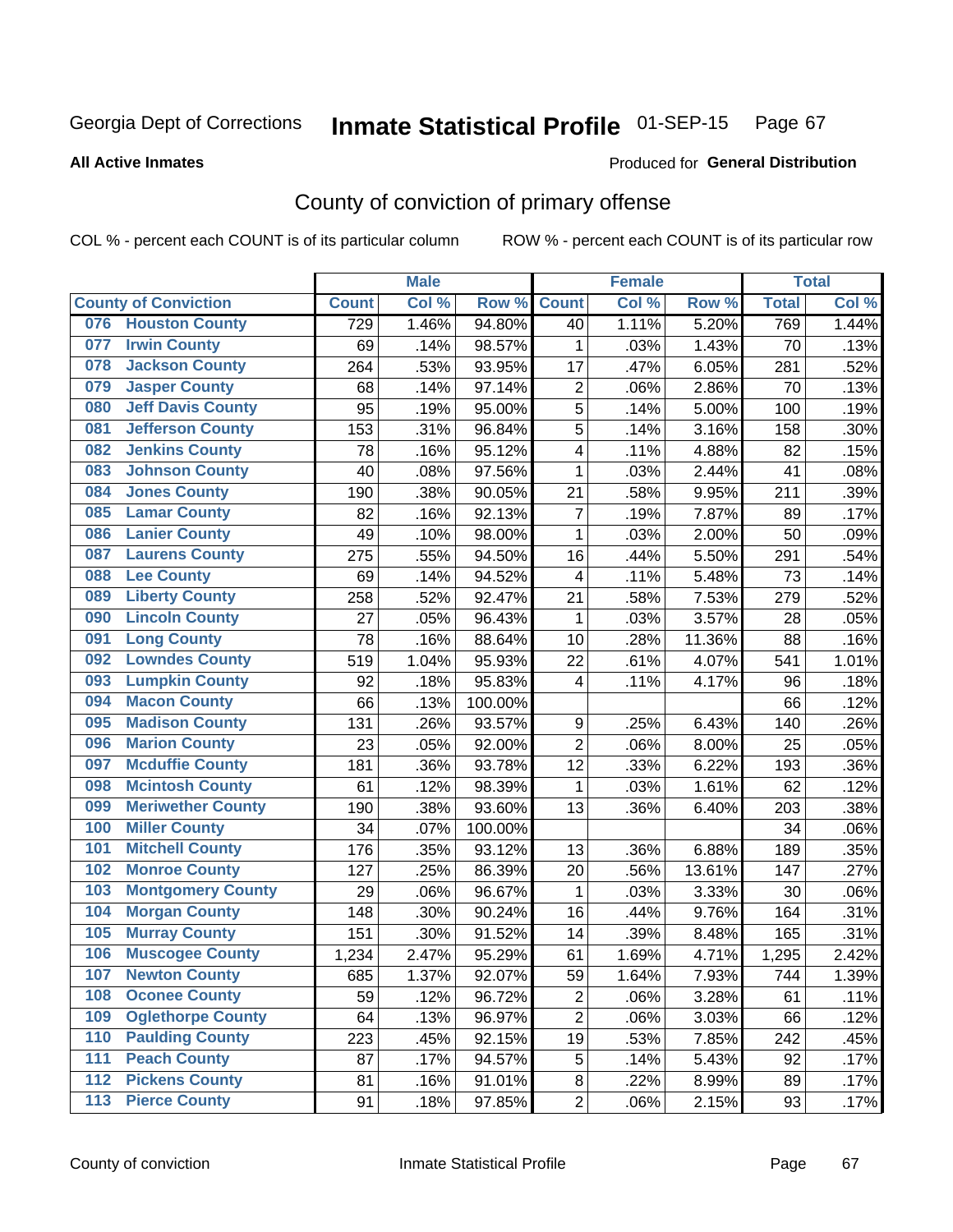Georgia Dept of Corrections **Inmate Statistical Profile** 01-SEP-15

**All Active Inmates**

Produced for **General Distribution**

## County of conviction of primary offense

COL % - percent each COUNT is of its particular column ROW % - percent each COUNT is of its particular row

| County of Conviction | Male | | | Female | | | Total | |
|---|---|---|---|---|---|---|---|---|
| | Count | Col % | Row % | Count | Col % | Row % | Total | Col % |
| 076 Houston County | 729 | 1.46% | 94.80% | 40 | 1.11% | 5.20% | 769 | 1.44% |
| 077 Irwin County | 69 | .14% | 98.57% | 1 | .03% | 1.43% | 70 | .13% |
| 078 Jackson County | 264 | .53% | 93.95% | 17 | .47% | 6.05% | 281 | .52% |
| 079 Jasper County | 68 | .14% | 97.14% | 2 | .06% | 2.86% | 70 | .13% |
| 080 Jeff Davis County | 95 | .19% | 95.00% | 5 | .14% | 5.00% | 100 | .19% |
| 081 Jefferson County | 153 | .31% | 96.84% | 5 | .14% | 3.16% | 158 | .30% |
| 082 Jenkins County | 78 | .16% | 95.12% | 4 | .11% | 4.88% | 82 | .15% |
| 083 Johnson County | 40 | .08% | 97.56% | 1 | .03% | 2.44% | 41 | .08% |
| 084 Jones County | 190 | .38% | 90.05% | 21 | .58% | 9.95% | 211 | .39% |
| 085 Lamar County | 82 | .16% | 92.13% | 7 | .19% | 7.87% | 89 | .17% |
| 086 Lanier County | 49 | .10% | 98.00% | 1 | .03% | 2.00% | 50 | .09% |
| 087 Laurens County | 275 | .55% | 94.50% | 16 | .44% | 5.50% | 291 | .54% |
| 088 Lee County | 69 | .14% | 94.52% | 4 | .11% | 5.48% | 73 | .14% |
| 089 Liberty County | 258 | .52% | 92.47% | 21 | .58% | 7.53% | 279 | .52% |
| 090 Lincoln County | 27 | .05% | 96.43% | 1 | .03% | 3.57% | 28 | .05% |
| 091 Long County | 78 | .16% | 88.64% | 10 | .28% | 11.36% | 88 | .16% |
| 092 Lowndes County | 519 | 1.04% | 95.93% | 22 | .61% | 4.07% | 541 | 1.01% |
| 093 Lumpkin County | 92 | .18% | 95.83% | 4 | .11% | 4.17% | 96 | .18% |
| 094 Macon County | 66 | .13% | 100.00% | | | | 66 | .12% |
| 095 Madison County | 131 | .26% | 93.57% | 9 | .25% | 6.43% | 140 | .26% |
| 096 Marion County | 23 | .05% | 92.00% | 2 | .06% | 8.00% | 25 | .05% |
| 097 Mcduffie County | 181 | .36% | 93.78% | 12 | .33% | 6.22% | 193 | .36% |
| 098 Mcintosh County | 61 | .12% | 98.39% | 1 | .03% | 1.61% | 62 | .12% |
| 099 Meriwether County | 190 | .38% | 93.60% | 13 | .36% | 6.40% | 203 | .38% |
| 100 Miller County | 34 | .07% | 100.00% | | | | 34 | .06% |
| 101 Mitchell County | 176 | .35% | 93.12% | 13 | .36% | 6.88% | 189 | .35% |
| 102 Monroe County | 127 | .25% | 86.39% | 20 | .56% | 13.61% | 147 | .27% |
| 103 Montgomery County | 29 | .06% | 96.67% | 1 | .03% | 3.33% | 30 | .06% |
| 104 Morgan County | 148 | .30% | 90.24% | 16 | .44% | 9.76% | 164 | .31% |
| 105 Murray County | 151 | .30% | 91.52% | 14 | .39% | 8.48% | 165 | .31% |
| 106 Muscogee County | 1,234 | 2.47% | 95.29% | 61 | 1.69% | 4.71% | 1,295 | 2.42% |
| 107 Newton County | 685 | 1.37% | 92.07% | 59 | 1.64% | 7.93% | 744 | 1.39% |
| 108 Oconee County | 59 | .12% | 96.72% | 2 | .06% | 3.28% | 61 | .11% |
| 109 Oglethorpe County | 64 | .13% | 96.97% | 2 | .06% | 3.03% | 66 | .12% |
| 110 Paulding County | 223 | .45% | 92.15% | 19 | .53% | 7.85% | 242 | .45% |
| 111 Peach County | 87 | .17% | 94.57% | 5 | .14% | 5.43% | 92 | .17% |
| 112 Pickens County | 81 | .16% | 91.01% | 8 | .22% | 8.99% | 89 | .17% |
| 113 Pierce County | 91 | .18% | 97.85% | 2 | .06% | 2.15% | 93 | .17% |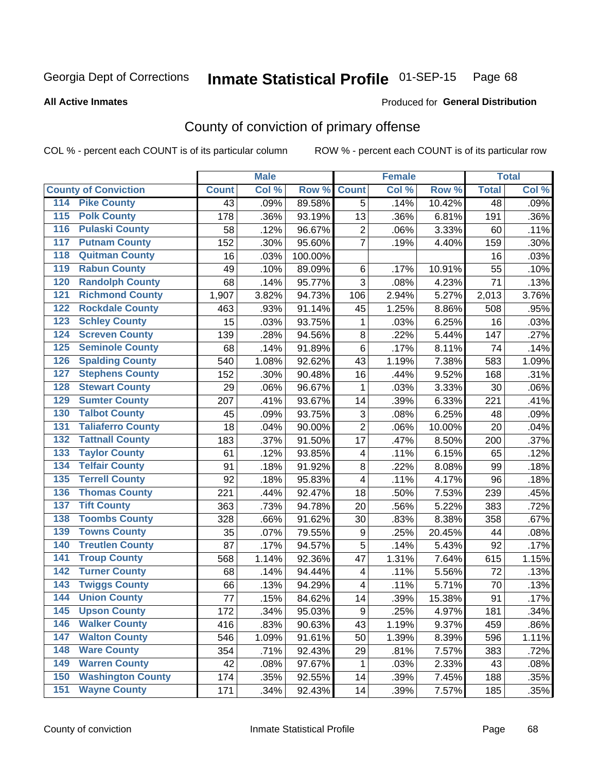Georgia Dept of Corrections **Inmate Statistical Profile** 01-SEP-15

**All Active Inmates**

Produced for **General Distribution**

## County of conviction of primary offense

COL % - percent each COUNT is of its particular column ROW % - percent each COUNT is of its particular row

| County of Conviction | Male | | | Female | | | Total | |
|---|---|---|---|---|---|---|---|---|
| | Count | Col % | Row % | Count | Col % | Row % | Total | Col % |
| 114 Pike County | 43 | .09% | 89.58% | 5 | .14% | 10.42% | 48 | .09% |
| 115 Polk County | 178 | .36% | 93.19% | 13 | .36% | 6.81% | 191 | .36% |
| 116 Pulaski County | 58 | .12% | 96.67% | 2 | .06% | 3.33% | 60 | .11% |
| 117 Putnam County | 152 | .30% | 95.60% | 7 | .19% | 4.40% | 159 | .30% |
| 118 Quitman County | 16 | .03% | 100.00% | | | | 16 | .03% |
| 119 Rabun County | 49 | .10% | 89.09% | 6 | .17% | 10.91% | 55 | .10% |
| 120 Randolph County | 68 | .14% | 95.77% | 3 | .08% | 4.23% | 71 | .13% |
| 121 Richmond County | 1,907 | 3.82% | 94.73% | 106 | 2.94% | 5.27% | 2,013 | 3.76% |
| 122 Rockdale County | 463 | .93% | 91.14% | 45 | 1.25% | 8.86% | 508 | .95% |
| 123 Schley County | 15 | .03% | 93.75% | 1 | .03% | 6.25% | 16 | .03% |
| 124 Screven County | 139 | .28% | 94.56% | 8 | .22% | 5.44% | 147 | .27% |
| 125 Seminole County | 68 | .14% | 91.89% | 6 | .17% | 8.11% | 74 | .14% |
| 126 Spalding County | 540 | 1.08% | 92.62% | 43 | 1.19% | 7.38% | 583 | 1.09% |
| 127 Stephens County | 152 | .30% | 90.48% | 16 | .44% | 9.52% | 168 | .31% |
| 128 Stewart County | 29 | .06% | 96.67% | 1 | .03% | 3.33% | 30 | .06% |
| 129 Sumter County | 207 | .41% | 93.67% | 14 | .39% | 6.33% | 221 | .41% |
| 130 Talbot County | 45 | .09% | 93.75% | 3 | .08% | 6.25% | 48 | .09% |
| 131 Taliaferro County | 18 | .04% | 90.00% | 2 | .06% | 10.00% | 20 | .04% |
| 132 Tattnall County | 183 | .37% | 91.50% | 17 | .47% | 8.50% | 200 | .37% |
| 133 Taylor County | 61 | .12% | 93.85% | 4 | .11% | 6.15% | 65 | .12% |
| 134 Telfair County | 91 | .18% | 91.92% | 8 | .22% | 8.08% | 99 | .18% |
| 135 Terrell County | 92 | .18% | 95.83% | 4 | .11% | 4.17% | 96 | .18% |
| 136 Thomas County | 221 | .44% | 92.47% | 18 | .50% | 7.53% | 239 | .45% |
| 137 Tift County | 363 | .73% | 94.78% | 20 | .56% | 5.22% | 383 | .72% |
| 138 Toombs County | 328 | .66% | 91.62% | 30 | .83% | 8.38% | 358 | .67% |
| 139 Towns County | 35 | .07% | 79.55% | 9 | .25% | 20.45% | 44 | .08% |
| 140 Treutlen County | 87 | .17% | 94.57% | 5 | .14% | 5.43% | 92 | .17% |
| 141 Troup County | 568 | 1.14% | 92.36% | 47 | 1.31% | 7.64% | 615 | 1.15% |
| 142 Turner County | 68 | .14% | 94.44% | 4 | .11% | 5.56% | 72 | .13% |
| 143 Twiggs County | 66 | .13% | 94.29% | 4 | .11% | 5.71% | 70 | .13% |
| 144 Union County | 77 | .15% | 84.62% | 14 | .39% | 15.38% | 91 | .17% |
| 145 Upson County | 172 | .34% | 95.03% | 9 | .25% | 4.97% | 181 | .34% |
| 146 Walker County | 416 | .83% | 90.63% | 43 | 1.19% | 9.37% | 459 | .86% |
| 147 Walton County | 546 | 1.09% | 91.61% | 50 | 1.39% | 8.39% | 596 | 1.11% |
| 148 Ware County | 354 | .71% | 92.43% | 29 | .81% | 7.57% | 383 | .72% |
| 149 Warren County | 42 | .08% | 97.67% | 1 | .03% | 2.33% | 43 | .08% |
| 150 Washington County | 174 | .35% | 92.55% | 14 | .39% | 7.45% | 188 | .35% |
| 151 Wayne County | 171 | .34% | 92.43% | 14 | .39% | 7.57% | 185 | .35% |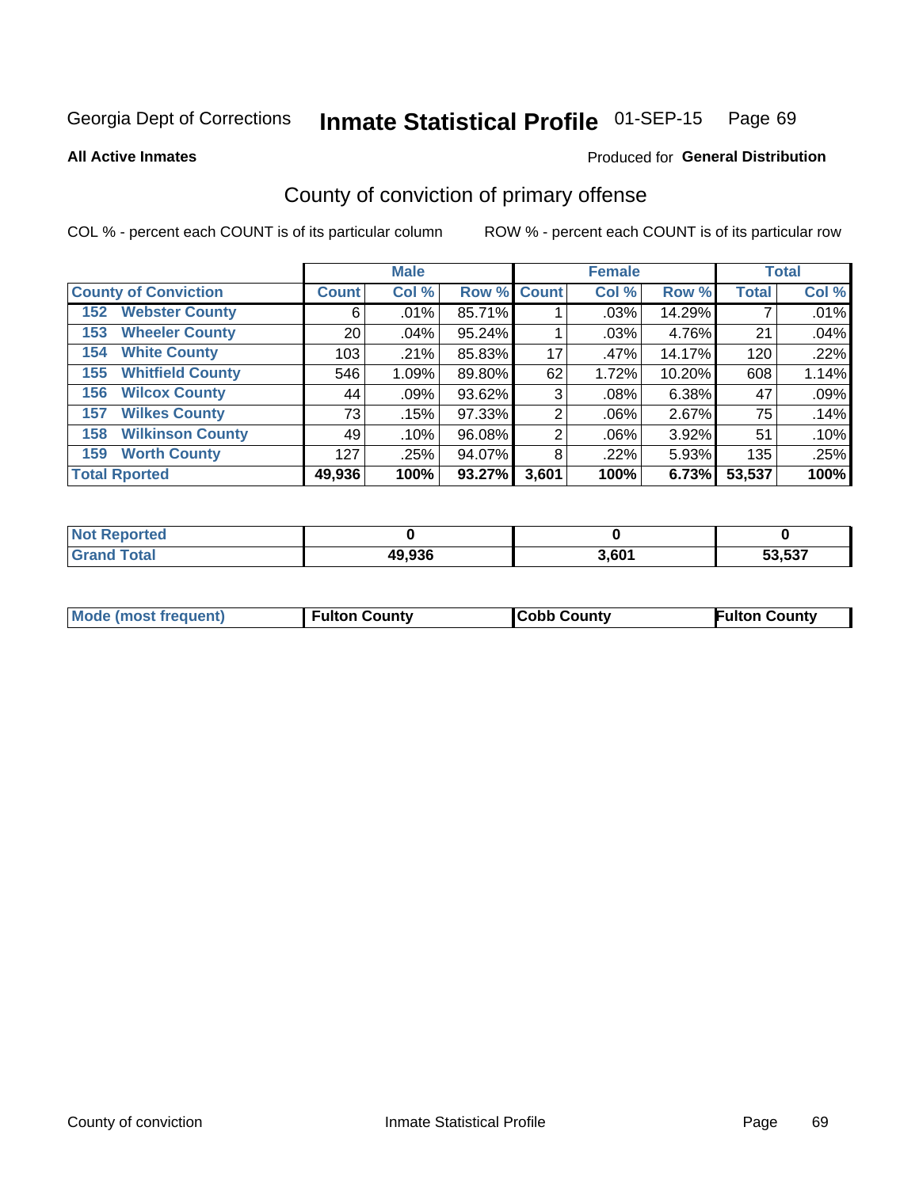Georgia Dept of Corrections **Inmate Statistical Profile** 01-SEP-15 Page 69

**All Active Inmates**

Produced for **General Distribution**

## County of conviction of primary offense

COL % - percent each COUNT is of its particular column ROW % - percent each COUNT is of its particular row

| County of Conviction | Male | | | Female | | | Total | |
|---|---|---|---|---|---|---|---|---|
| | Count | Col % | Row % | Count | Col % | Row % | Total | Col % |
| 152 Webster County | 6 | .01% | 85.71% | 1 | .03% | 14.29% | 7 | .01% |
| 153 Wheeler County | 20 | .04% | 95.24% | 1 | .03% | 4.76% | 21 | .04% |
| 154 White County | 103 | .21% | 85.83% | 17 | .47% | 14.17% | 120 | .22% |
| 155 Whitfield County | 546 | 1.09% | 89.80% | 62 | 1.72% | 10.20% | 608 | 1.14% |
| 156 Wilcox County | 44 | .09% | 93.62% | 3 | .08% | 6.38% | 47 | .09% |
| 157 Wilkes County | 73 | .15% | 97.33% | 2 | .06% | 2.67% | 75 | .14% |
| 158 Wilkinson County | 49 | .10% | 96.08% | 2 | .06% | 3.92% | 51 | .10% |
| 159 Worth County | 127 | .25% | 94.07% | 8 | .22% | 5.93% | 135 | .25% |
| **Total Rported** | **49,936** | **100%** | **93.27%** | **3,601** | **100%** | **6.73%** | **53,537** | **100%** |

| | Male | Female | Total |
|---|---|---|---|
| Not Reported | 0 | 0 | 0 |
| Grand Total | 49,936 | 3,601 | 53,537 |

| | Male | Female | Total |
|---|---|---|---|
| Mode (most frequent) | Fulton County | Cobb County | Fulton County |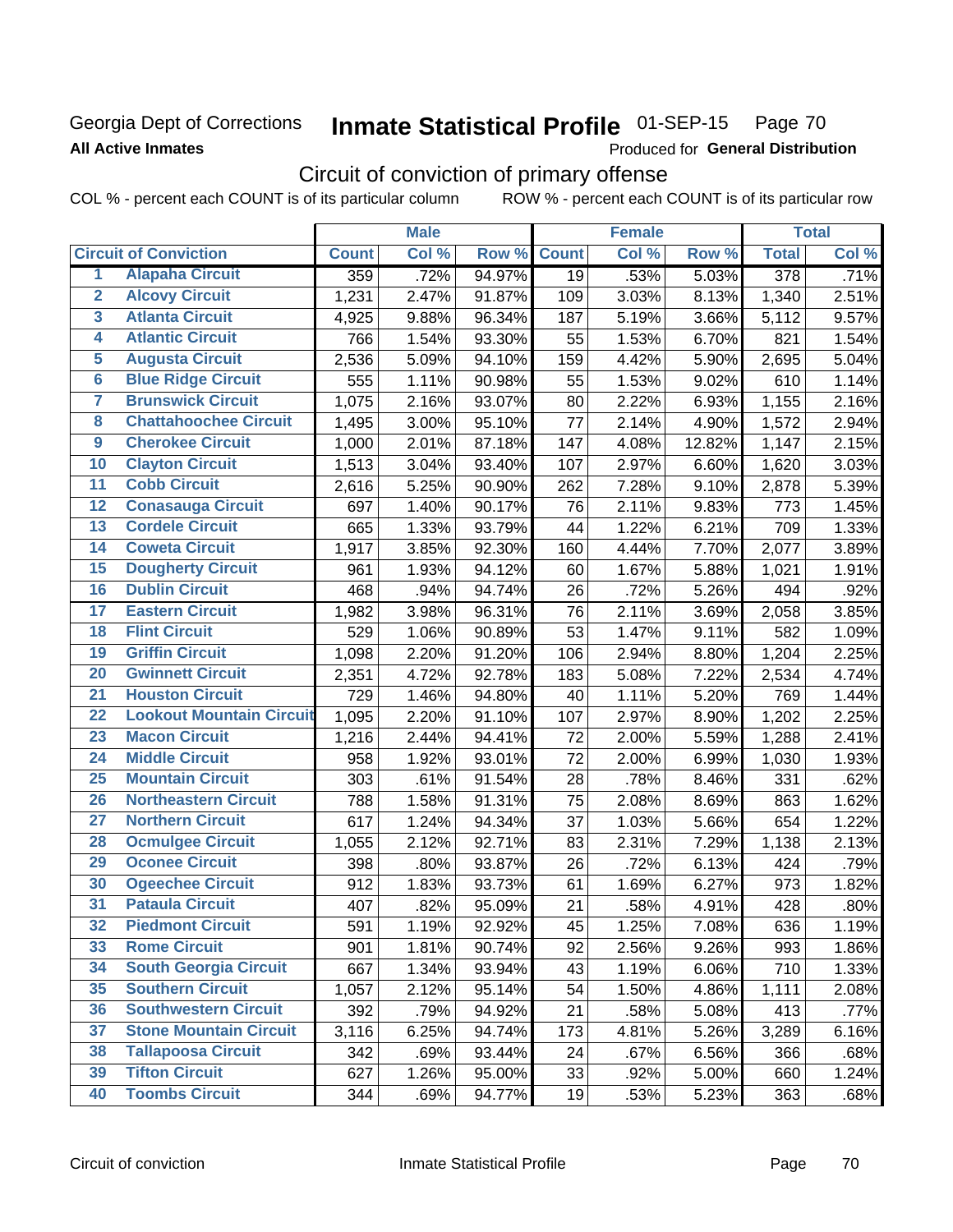Georgia Dept of Corrections
**All Active Inmates**

# Inmate Statistical Profile 01-SEP-15

Produced for **General Distribution**

## Circuit of conviction of primary offense

COL % - percent each COUNT is of its particular column     ROW % - percent each COUNT is of its particular row

| | Circuit of Conviction | Male | | | Female | | | Total | |
|---|---|---|---|---|---|---|---|---|---|
| | | Count | Col % | Row % | Count | Col % | Row % | Total | Col % |
| 1 | Alapaha Circuit | 359 | .72% | 94.97% | 19 | .53% | 5.03% | 378 | .71% |
| 2 | Alcovy Circuit | 1,231 | 2.47% | 91.87% | 109 | 3.03% | 8.13% | 1,340 | 2.51% |
| 3 | Atlanta Circuit | 4,925 | 9.88% | 96.34% | 187 | 5.19% | 3.66% | 5,112 | 9.57% |
| 4 | Atlantic Circuit | 766 | 1.54% | 93.30% | 55 | 1.53% | 6.70% | 821 | 1.54% |
| 5 | Augusta Circuit | 2,536 | 5.09% | 94.10% | 159 | 4.42% | 5.90% | 2,695 | 5.04% |
| 6 | Blue Ridge Circuit | 555 | 1.11% | 90.98% | 55 | 1.53% | 9.02% | 610 | 1.14% |
| 7 | Brunswick Circuit | 1,075 | 2.16% | 93.07% | 80 | 2.22% | 6.93% | 1,155 | 2.16% |
| 8 | Chattahoochee Circuit | 1,495 | 3.00% | 95.10% | 77 | 2.14% | 4.90% | 1,572 | 2.94% |
| 9 | Cherokee Circuit | 1,000 | 2.01% | 87.18% | 147 | 4.08% | 12.82% | 1,147 | 2.15% |
| 10 | Clayton Circuit | 1,513 | 3.04% | 93.40% | 107 | 2.97% | 6.60% | 1,620 | 3.03% |
| 11 | Cobb Circuit | 2,616 | 5.25% | 90.90% | 262 | 7.28% | 9.10% | 2,878 | 5.39% |
| 12 | Conasauga Circuit | 697 | 1.40% | 90.17% | 76 | 2.11% | 9.83% | 773 | 1.45% |
| 13 | Cordele Circuit | 665 | 1.33% | 93.79% | 44 | 1.22% | 6.21% | 709 | 1.33% |
| 14 | Coweta Circuit | 1,917 | 3.85% | 92.30% | 160 | 4.44% | 7.70% | 2,077 | 3.89% |
| 15 | Dougherty Circuit | 961 | 1.93% | 94.12% | 60 | 1.67% | 5.88% | 1,021 | 1.91% |
| 16 | Dublin Circuit | 468 | .94% | 94.74% | 26 | .72% | 5.26% | 494 | .92% |
| 17 | Eastern Circuit | 1,982 | 3.98% | 96.31% | 76 | 2.11% | 3.69% | 2,058 | 3.85% |
| 18 | Flint Circuit | 529 | 1.06% | 90.89% | 53 | 1.47% | 9.11% | 582 | 1.09% |
| 19 | Griffin Circuit | 1,098 | 2.20% | 91.20% | 106 | 2.94% | 8.80% | 1,204 | 2.25% |
| 20 | Gwinnett Circuit | 2,351 | 4.72% | 92.78% | 183 | 5.08% | 7.22% | 2,534 | 4.74% |
| 21 | Houston Circuit | 729 | 1.46% | 94.80% | 40 | 1.11% | 5.20% | 769 | 1.44% |
| 22 | Lookout Mountain Circuit | 1,095 | 2.20% | 91.10% | 107 | 2.97% | 8.90% | 1,202 | 2.25% |
| 23 | Macon Circuit | 1,216 | 2.44% | 94.41% | 72 | 2.00% | 5.59% | 1,288 | 2.41% |
| 24 | Middle Circuit | 958 | 1.92% | 93.01% | 72 | 2.00% | 6.99% | 1,030 | 1.93% |
| 25 | Mountain Circuit | 303 | .61% | 91.54% | 28 | .78% | 8.46% | 331 | .62% |
| 26 | Northeastern Circuit | 788 | 1.58% | 91.31% | 75 | 2.08% | 8.69% | 863 | 1.62% |
| 27 | Northern Circuit | 617 | 1.24% | 94.34% | 37 | 1.03% | 5.66% | 654 | 1.22% |
| 28 | Ocmulgee Circuit | 1,055 | 2.12% | 92.71% | 83 | 2.31% | 7.29% | 1,138 | 2.13% |
| 29 | Oconee Circuit | 398 | .80% | 93.87% | 26 | .72% | 6.13% | 424 | .79% |
| 30 | Ogeechee Circuit | 912 | 1.83% | 93.73% | 61 | 1.69% | 6.27% | 973 | 1.82% |
| 31 | Pataula Circuit | 407 | .82% | 95.09% | 21 | .58% | 4.91% | 428 | .80% |
| 32 | Piedmont Circuit | 591 | 1.19% | 92.92% | 45 | 1.25% | 7.08% | 636 | 1.19% |
| 33 | Rome Circuit | 901 | 1.81% | 90.74% | 92 | 2.56% | 9.26% | 993 | 1.86% |
| 34 | South Georgia Circuit | 667 | 1.34% | 93.94% | 43 | 1.19% | 6.06% | 710 | 1.33% |
| 35 | Southern Circuit | 1,057 | 2.12% | 95.14% | 54 | 1.50% | 4.86% | 1,111 | 2.08% |
| 36 | Southwestern Circuit | 392 | .79% | 94.92% | 21 | .58% | 5.08% | 413 | .77% |
| 37 | Stone Mountain Circuit | 3,116 | 6.25% | 94.74% | 173 | 4.81% | 5.26% | 3,289 | 6.16% |
| 38 | Tallapoosa Circuit | 342 | .69% | 93.44% | 24 | .67% | 6.56% | 366 | .68% |
| 39 | Tifton Circuit | 627 | 1.26% | 95.00% | 33 | .92% | 5.00% | 660 | 1.24% |
| 40 | Toombs Circuit | 344 | .69% | 94.77% | 19 | .53% | 5.23% | 363 | .68% |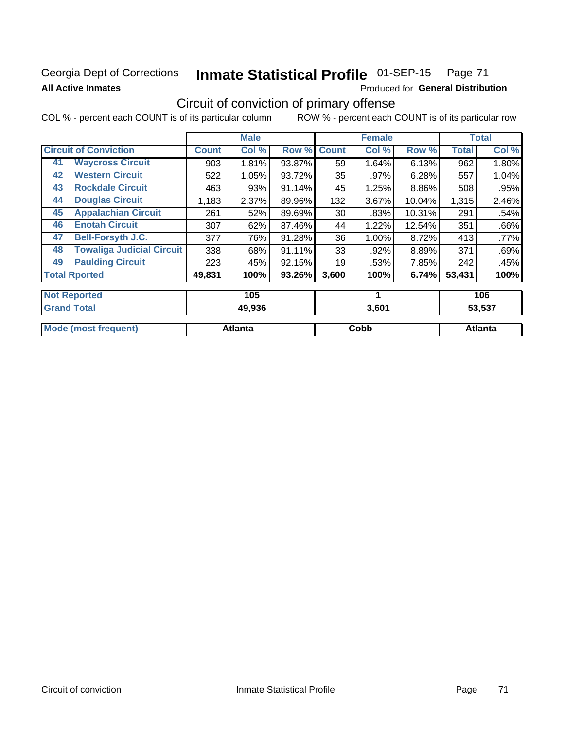Georgia Dept of Corrections **Inmate Statistical Profile** 01-SEP-15 Page 71

**All Active Inmates** Produced for **General Distribution**

## Circuit of conviction of primary offense

COL % - percent each COUNT is of its particular column ROW % - percent each COUNT is of its particular row

| Circuit of Conviction | | Male | | | Female | | | Total | |
|---|---|---|---|---|---|---|---|---|---|
| | | Count | Col % | Row % | Count | Col % | Row % | Total | Col % |
| 41 | Waycross Circuit | 903 | 1.81% | 93.87% | 59 | 1.64% | 6.13% | 962 | 1.80% |
| 42 | Western Circuit | 522 | 1.05% | 93.72% | 35 | .97% | 6.28% | 557 | 1.04% |
| 43 | Rockdale Circuit | 463 | .93% | 91.14% | 45 | 1.25% | 8.86% | 508 | .95% |
| 44 | Douglas Circuit | 1,183 | 2.37% | 89.96% | 132 | 3.67% | 10.04% | 1,315 | 2.46% |
| 45 | Appalachian Circuit | 261 | .52% | 89.69% | 30 | .83% | 10.31% | 291 | .54% |
| 46 | Enotah Circuit | 307 | .62% | 87.46% | 44 | 1.22% | 12.54% | 351 | .66% |
| 47 | Bell-Forsyth J.C. | 377 | .76% | 91.28% | 36 | 1.00% | 8.72% | 413 | .77% |
| 48 | Towaliga Judicial Circuit | 338 | .68% | 91.11% | 33 | .92% | 8.89% | 371 | .69% |
| 49 | Paulding Circuit | 223 | .45% | 92.15% | 19 | .53% | 7.85% | 242 | .45% |
| Total Rported | | 49,831 | 100% | 93.26% | 3,600 | 100% | 6.74% | 53,431 | 100% |
| Not Reported | | 105 | | | 1 | | | 106 | |
| Grand Total | | 49,936 | | | 3,601 | | | 53,537 | |
| Mode (most frequent) | | Atlanta | | | Cobb | | | Atlanta | |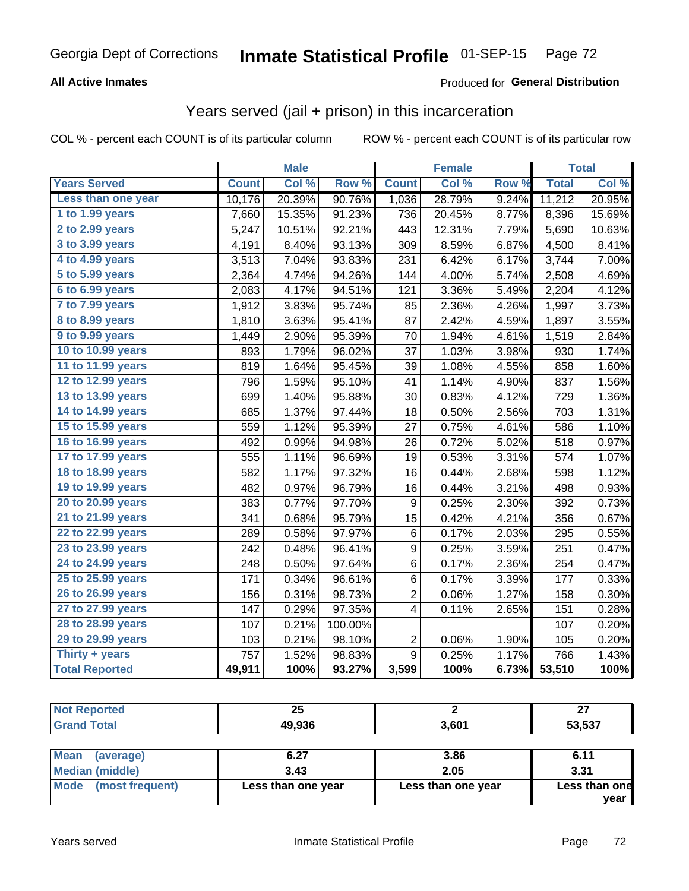Georgia Dept of Corrections **Inmate Statistical Profile** 01-SEP-15

**All Active Inmates**

Produced for **General Distribution**

## Years served (jail + prison) in this incarceration

COL % - percent each COUNT is of its particular column

ROW % - percent each COUNT is of its particular row

| | Male | | | Female | | | Total | |
|---|---|---|---|---|---|---|---|---|
| Years Served | Count | Col % | Row % | Count | Col % | Row % | Total | Col % |
| Less than one year | 10,176 | 20.39% | 90.76% | 1,036 | 28.79% | 9.24% | 11,212 | 20.95% |
| 1 to 1.99 years | 7,660 | 15.35% | 91.23% | 736 | 20.45% | 8.77% | 8,396 | 15.69% |
| 2 to 2.99 years | 5,247 | 10.51% | 92.21% | 443 | 12.31% | 7.79% | 5,690 | 10.63% |
| 3 to 3.99 years | 4,191 | 8.40% | 93.13% | 309 | 8.59% | 6.87% | 4,500 | 8.41% |
| 4 to 4.99 years | 3,513 | 7.04% | 93.83% | 231 | 6.42% | 6.17% | 3,744 | 7.00% |
| 5 to 5.99 years | 2,364 | 4.74% | 94.26% | 144 | 4.00% | 5.74% | 2,508 | 4.69% |
| 6 to 6.99 years | 2,083 | 4.17% | 94.51% | 121 | 3.36% | 5.49% | 2,204 | 4.12% |
| 7 to 7.99 years | 1,912 | 3.83% | 95.74% | 85 | 2.36% | 4.26% | 1,997 | 3.73% |
| 8 to 8.99 years | 1,810 | 3.63% | 95.41% | 87 | 2.42% | 4.59% | 1,897 | 3.55% |
| 9 to 9.99 years | 1,449 | 2.90% | 95.39% | 70 | 1.94% | 4.61% | 1,519 | 2.84% |
| 10 to 10.99 years | 893 | 1.79% | 96.02% | 37 | 1.03% | 3.98% | 930 | 1.74% |
| 11 to 11.99 years | 819 | 1.64% | 95.45% | 39 | 1.08% | 4.55% | 858 | 1.60% |
| 12 to 12.99 years | 796 | 1.59% | 95.10% | 41 | 1.14% | 4.90% | 837 | 1.56% |
| 13 to 13.99 years | 699 | 1.40% | 95.88% | 30 | 0.83% | 4.12% | 729 | 1.36% |
| 14 to 14.99 years | 685 | 1.37% | 97.44% | 18 | 0.50% | 2.56% | 703 | 1.31% |
| 15 to 15.99 years | 559 | 1.12% | 95.39% | 27 | 0.75% | 4.61% | 586 | 1.10% |
| 16 to 16.99 years | 492 | 0.99% | 94.98% | 26 | 0.72% | 5.02% | 518 | 0.97% |
| 17 to 17.99 years | 555 | 1.11% | 96.69% | 19 | 0.53% | 3.31% | 574 | 1.07% |
| 18 to 18.99 years | 582 | 1.17% | 97.32% | 16 | 0.44% | 2.68% | 598 | 1.12% |
| 19 to 19.99 years | 482 | 0.97% | 96.79% | 16 | 0.44% | 3.21% | 498 | 0.93% |
| 20 to 20.99 years | 383 | 0.77% | 97.70% | 9 | 0.25% | 2.30% | 392 | 0.73% |
| 21 to 21.99 years | 341 | 0.68% | 95.79% | 15 | 0.42% | 4.21% | 356 | 0.67% |
| 22 to 22.99 years | 289 | 0.58% | 97.97% | 6 | 0.17% | 2.03% | 295 | 0.55% |
| 23 to 23.99 years | 242 | 0.48% | 96.41% | 9 | 0.25% | 3.59% | 251 | 0.47% |
| 24 to 24.99 years | 248 | 0.50% | 97.64% | 6 | 0.17% | 2.36% | 254 | 0.47% |
| 25 to 25.99 years | 171 | 0.34% | 96.61% | 6 | 0.17% | 3.39% | 177 | 0.33% |
| 26 to 26.99 years | 156 | 0.31% | 98.73% | 2 | 0.06% | 1.27% | 158 | 0.30% |
| 27 to 27.99 years | 147 | 0.29% | 97.35% | 4 | 0.11% | 2.65% | 151 | 0.28% |
| 28 to 28.99 years | 107 | 0.21% | 100.00% | | | | 107 | 0.20% |
| 29 to 29.99 years | 103 | 0.21% | 98.10% | 2 | 0.06% | 1.90% | 105 | 0.20% |
| Thirty + years | 757 | 1.52% | 98.83% | 9 | 0.25% | 1.17% | 766 | 1.43% |
| **Total Reported** | **49,911** | **100%** | **93.27%** | **3,599** | **100%** | **6.73%** | **53,510** | **100%** |

| | Male | Female | Total |
|---|---|---|---|
| Not Reported | **25** | **2** | **27** |
| Grand Total | **49,936** | **3,601** | **53,537** |

| | Male | Female | Total |
|---|---|---|---|
| Mean (average) | **6.27** | **3.86** | **6.11** |
| Median (middle) | **3.43** | **2.05** | **3.31** |
| Mode (most frequent) | **Less than one year** | **Less than one year** | **Less than one year** |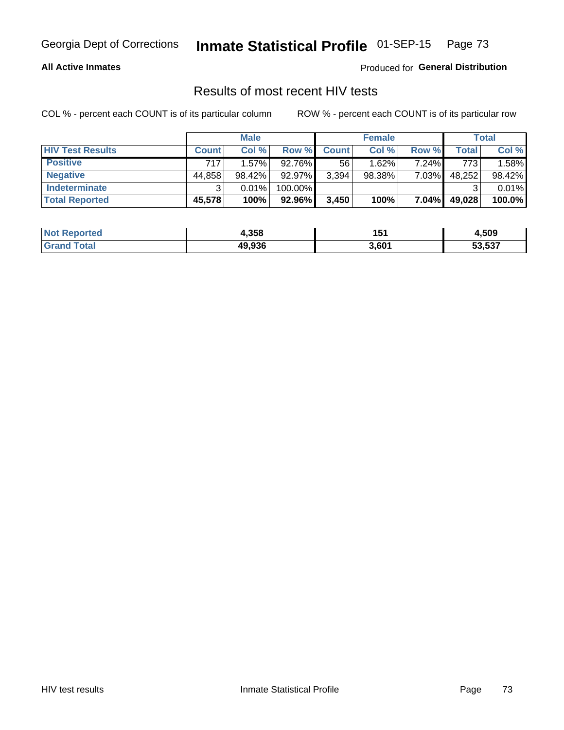**All Active Inmates** — Produced for **General Distribution**

## Results of most recent HIV tests

COL % - percent each COUNT is of its particular column

ROW % - percent each COUNT is of its particular row

| | Male | | | Female | | | Total | |
|---|---|---|---|---|---|---|---|---|
| **HIV Test Results** | **Count** | **Col %** | **Row %** | **Count** | **Col %** | **Row %** | **Total** | **Col %** |
| **Positive** | 717 | 1.57% | 92.76% | 56 | 1.62% | 7.24% | 773 | 1.58% |
| **Negative** | 44,858 | 98.42% | 92.97% | 3,394 | 98.38% | 7.03% | 48,252 | 98.42% |
| **Indeterminate** | 3 | 0.01% | 100.00% | | | | 3 | 0.01% |
| **Total Reported** | **45,578** | **100%** | **92.96%** | **3,450** | **100%** | **7.04%** | **49,028** | **100.0%** |

| | Male | Female | Total |
|---|---|---|---|
| **Not Reported** | **4,358** | **151** | **4,509** |
| **Grand Total** | **49,936** | **3,601** | **53,537** |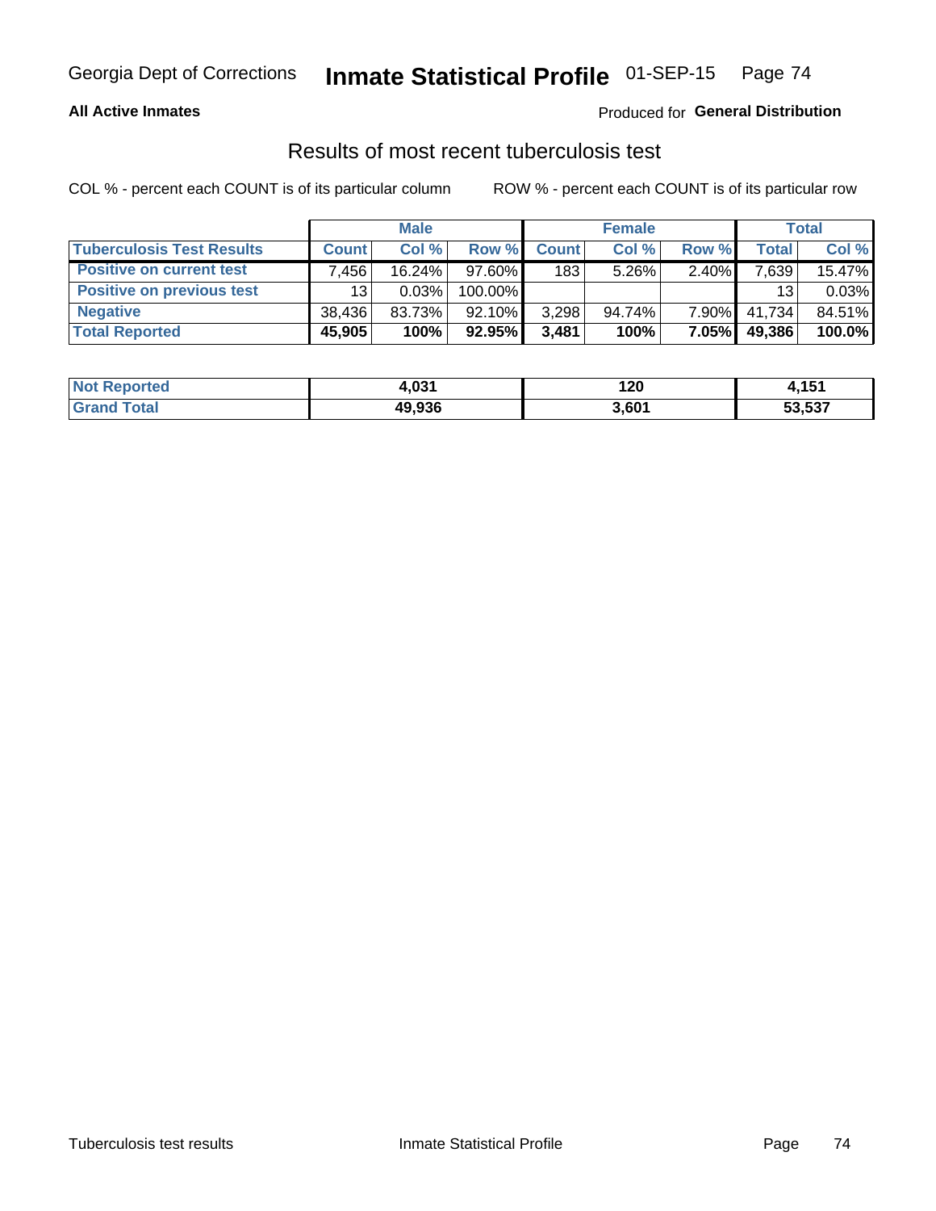# Inmate Statistical Profile

Georgia Dept of Corrections — 01-SEP-15

**All Active Inmates** — Produced for **General Distribution**

## Results of most recent tuberculosis test

COL % - percent each COUNT is of its particular column    ROW % - percent each COUNT is of its particular row

| | Male | | | Female | | | Total | |
|---|---|---|---|---|---|---|---|---|
| **Tuberculosis Test Results** | **Count** | **Col %** | **Row %** | **Count** | **Col %** | **Row %** | **Total** | **Col %** |
| **Positive on current test** | 7,456 | 16.24% | 97.60% | 183 | 5.26% | 2.40% | 7,639 | 15.47% |
| **Positive on previous test** | 13 | 0.03% | 100.00% | | | | 13 | 0.03% |
| **Negative** | 38,436 | 83.73% | 92.10% | 3,298 | 94.74% | 7.90% | 41,734 | 84.51% |
| **Total Reported** | **45,905** | **100%** | **92.95%** | **3,481** | **100%** | **7.05%** | **49,386** | **100.0%** |

| | Male | Female | Total |
|---|---|---|---|
| **Not Reported** | **4,031** | **120** | **4,151** |
| **Grand Total** | **49,936** | **3,601** | **53,537** |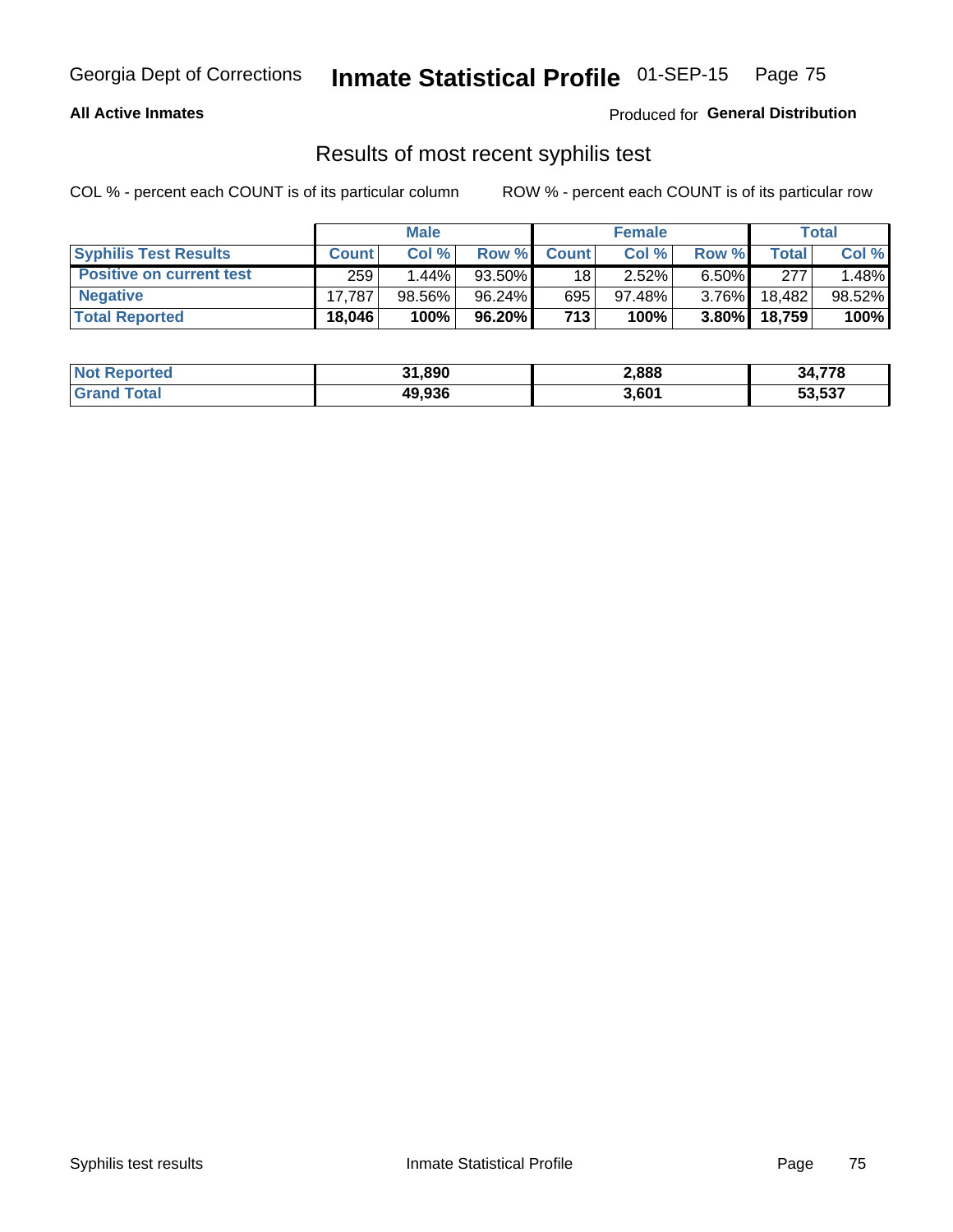Georgia Dept of Corrections **Inmate Statistical Profile** 01-SEP-15

**All Active Inmates**

Produced for **General Distribution**

## Results of most recent syphilis test

COL % - percent each COUNT is of its particular column        ROW % - percent each COUNT is of its particular row

| | Male | | | Female | | | Total | |
|---|---|---|---|---|---|---|---|---|
| **Syphilis Test Results** | **Count** | **Col %** | **Row %** | **Count** | **Col %** | **Row %** | **Total** | **Col %** |
| **Positive on current test** | 259 | 1.44% | 93.50% | 18 | 2.52% | 6.50% | 277 | 1.48% |
| **Negative** | 17,787 | 98.56% | 96.24% | 695 | 97.48% | 3.76% | 18,482 | 98.52% |
| **Total Reported** | **18,046** | **100%** | **96.20%** | **713** | **100%** | **3.80%** | **18,759** | **100%** |

| | Male | Female | Total |
|---|---|---|---|
| **Not Reported** | **31,890** | **2,888** | **34,778** |
| **Grand Total** | **49,936** | **3,601** | **53,537** |

Syphilis test results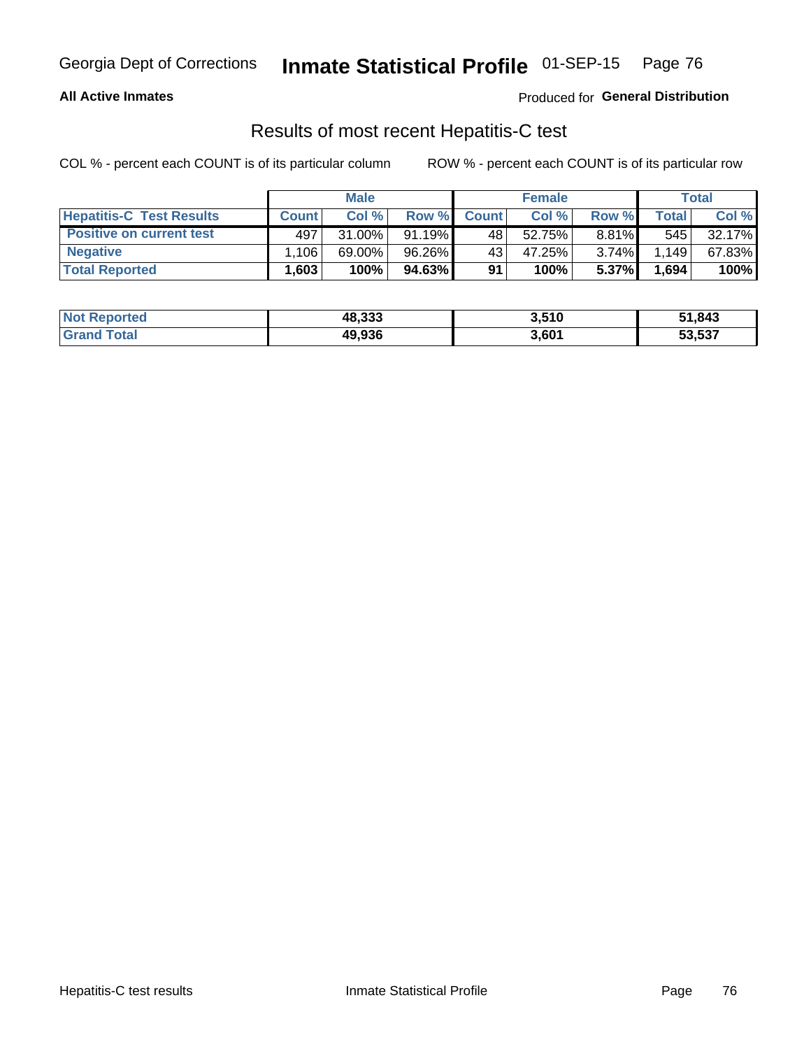Georgia Dept of Corrections **Inmate Statistical Profile** 01-SEP-15

**All Active Inmates**

Produced for **General Distribution**

## Results of most recent Hepatitis-C test

COL % - percent each COUNT is of its particular column

ROW % - percent each COUNT is of its particular row

| | Male | | | Female | | | Total | |
|---|---|---|---|---|---|---|---|---|
| **Hepatitis-C Test Results** | **Count** | **Col %** | **Row %** | **Count** | **Col %** | **Row %** | **Total** | **Col %** |
| **Positive on current test** | 497 | 31.00% | 91.19% | 48 | 52.75% | 8.81% | 545 | 32.17% |
| **Negative** | 1,106 | 69.00% | 96.26% | 43 | 47.25% | 3.74% | 1,149 | 67.83% |
| **Total Reported** | **1,603** | **100%** | **94.63%** | **91** | **100%** | **5.37%** | **1,694** | **100%** |

| | Male | Female | Total |
|---|---|---|---|
| **Not Reported** | **48,333** | **3,510** | **51,843** |
| **Grand Total** | **49,936** | **3,601** | **53,537** |